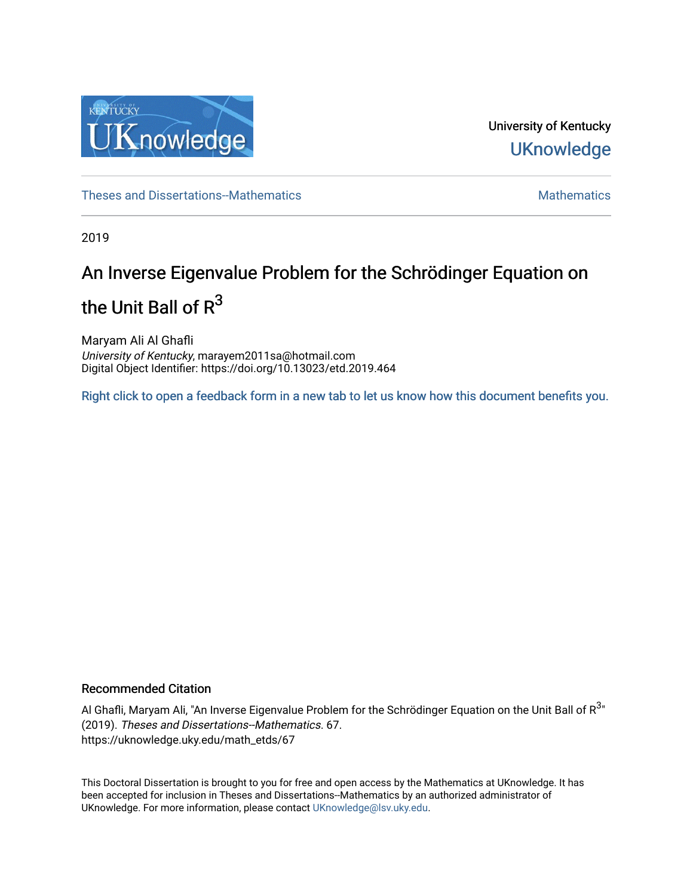University of Kentucky

UKnowledge

Theses and Dissertations--Mathematics

Mathematics

2019

# An Inverse Eigenvalue Problem for the Schrödinger Equation on the Unit Ball of $R^3$

Maryam Ali Al Ghafli
*University of Kentucky*, marayem2011sa@hotmail.com
Digital Object Identifier: https://doi.org/10.13023/etd.2019.464

Right click to open a feedback form in a new tab to let us know how this document benefits you.

## Recommended Citation

Al Ghafli, Maryam Ali, "An Inverse Eigenvalue Problem for the Schrödinger Equation on the Unit Ball of $R^3$" (2019). *Theses and Dissertations--Mathematics*. 67.
https://uknowledge.uky.edu/math_etds/67

This Doctoral Dissertation is brought to you for free and open access by the Mathematics at UKnowledge. It has been accepted for inclusion in Theses and Dissertations--Mathematics by an authorized administrator of UKnowledge. For more information, please contact UKnowledge@lsv.uky.edu.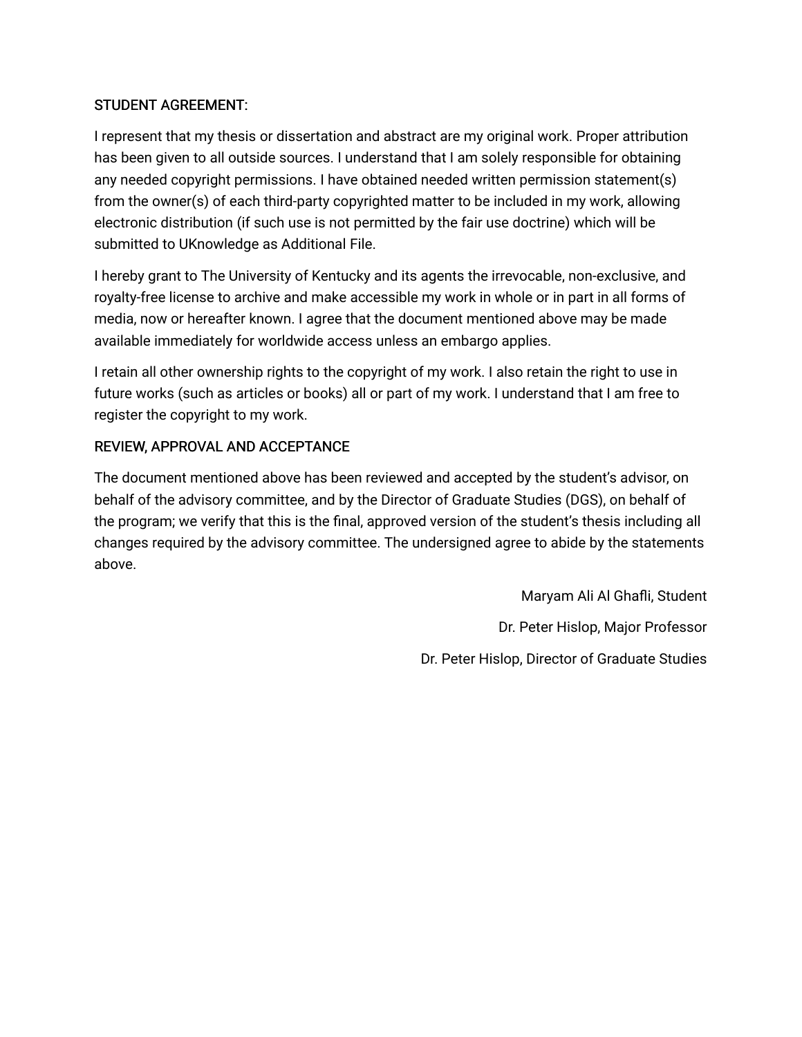STUDENT AGREEMENT:

I represent that my thesis or dissertation and abstract are my original work. Proper attribution has been given to all outside sources. I understand that I am solely responsible for obtaining any needed copyright permissions. I have obtained needed written permission statement(s) from the owner(s) of each third-party copyrighted matter to be included in my work, allowing electronic distribution (if such use is not permitted by the fair use doctrine) which will be submitted to UKnowledge as Additional File.

I hereby grant to The University of Kentucky and its agents the irrevocable, non-exclusive, and royalty-free license to archive and make accessible my work in whole or in part in all forms of media, now or hereafter known. I agree that the document mentioned above may be made available immediately for worldwide access unless an embargo applies.

I retain all other ownership rights to the copyright of my work. I also retain the right to use in future works (such as articles or books) all or part of my work. I understand that I am free to register the copyright to my work.

REVIEW, APPROVAL AND ACCEPTANCE

The document mentioned above has been reviewed and accepted by the student's advisor, on behalf of the advisory committee, and by the Director of Graduate Studies (DGS), on behalf of the program; we verify that this is the final, approved version of the student's thesis including all changes required by the advisory committee. The undersigned agree to abide by the statements above.

Maryam Ali Al Ghafli, Student

Dr. Peter Hislop, Major Professor

Dr. Peter Hislop, Director of Graduate Studies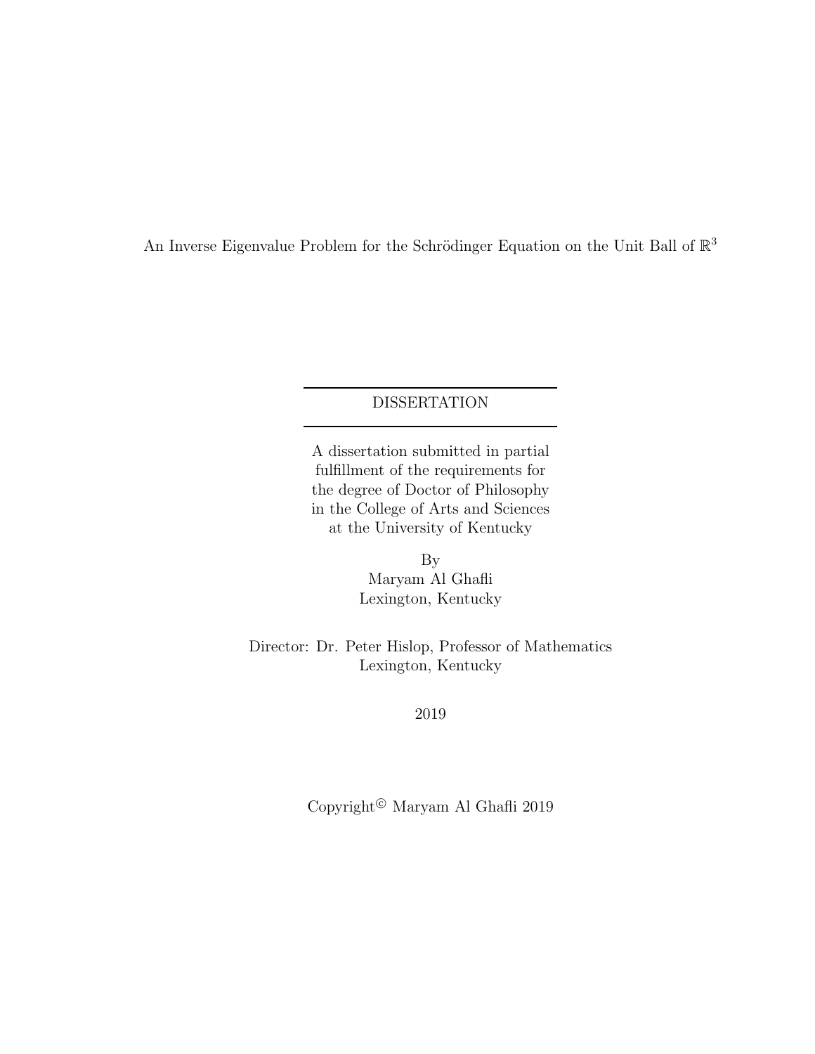An Inverse Eigenvalue Problem for the Schrödinger Equation on the Unit Ball of $\mathbb{R}^3$

---

DISSERTATION

---

A dissertation submitted in partial fulfillment of the requirements for the degree of Doctor of Philosophy in the College of Arts and Sciences at the University of Kentucky

By
Maryam Al Ghafli
Lexington, Kentucky

Director: Dr. Peter Hislop, Professor of Mathematics
Lexington, Kentucky

2019

Copyright© Maryam Al Ghafli 2019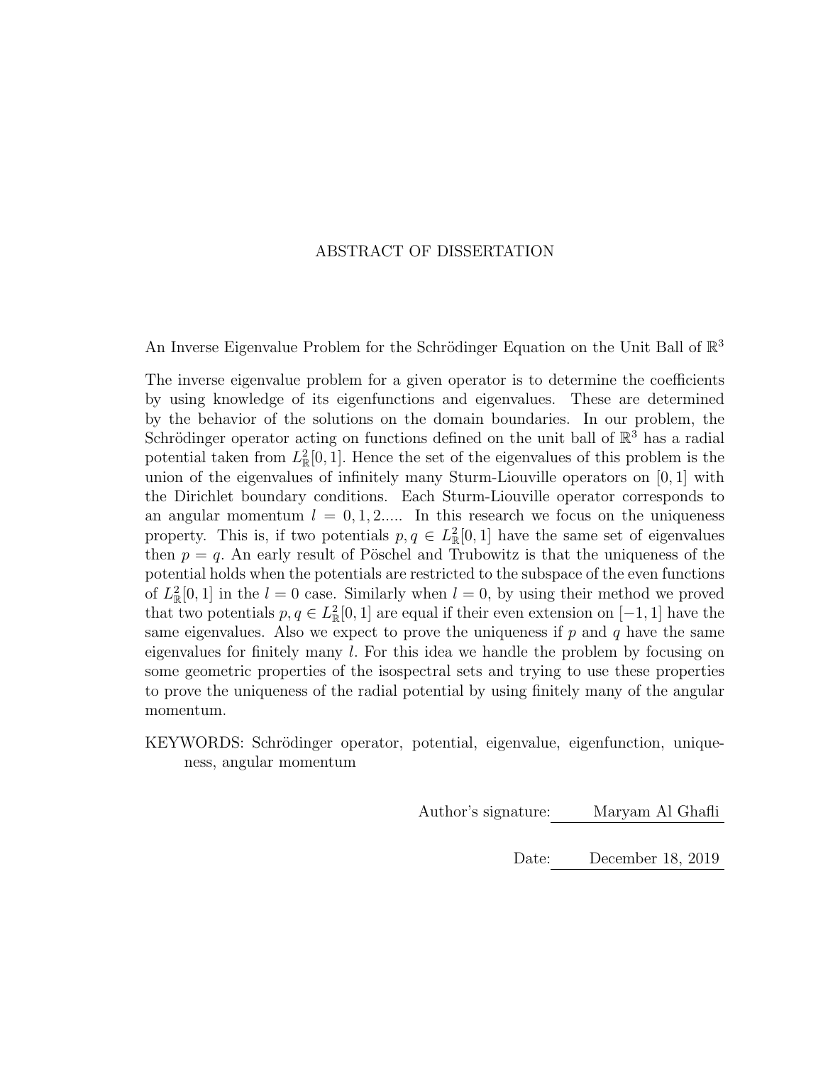# ABSTRACT OF DISSERTATION

An Inverse Eigenvalue Problem for the Schrödinger Equation on the Unit Ball of $\mathbb{R}^3$

The inverse eigenvalue problem for a given operator is to determine the coefficients by using knowledge of its eigenfunctions and eigenvalues. These are determined by the behavior of the solutions on the domain boundaries. In our problem, the Schrödinger operator acting on functions defined on the unit ball of $\mathbb{R}^3$ has a radial potential taken from $L^2_{\mathbb{R}}[0, 1]$. Hence the set of the eigenvalues of this problem is the union of the eigenvalues of infinitely many Sturm-Liouville operators on $[0, 1]$ with the Dirichlet boundary conditions. Each Sturm-Liouville operator corresponds to an angular momentum $l = 0, 1, 2.....$ In this research we focus on the uniqueness property. This is, if two potentials $p, q \in L^2_{\mathbb{R}}[0, 1]$ have the same set of eigenvalues then $p = q$. An early result of Pöschel and Trubowitz is that the uniqueness of the potential holds when the potentials are restricted to the subspace of the even functions of $L^2_{\mathbb{R}}[0, 1]$ in the $l = 0$ case. Similarly when $l = 0$, by using their method we proved that two potentials $p, q \in L^2_{\mathbb{R}}[0, 1]$ are equal if their even extension on $[-1, 1]$ have the same eigenvalues. Also we expect to prove the uniqueness if $p$ and $q$ have the same eigenvalues for finitely many $l$. For this idea we handle the problem by focusing on some geometric properties of the isospectral sets and trying to use these properties to prove the uniqueness of the radial potential by using finitely many of the angular momentum.

KEYWORDS: Schrödinger operator, potential, eigenvalue, eigenfunction, uniqueness, angular momentum

Author's signature: Maryam Al Ghafli

Date: December 18, 2019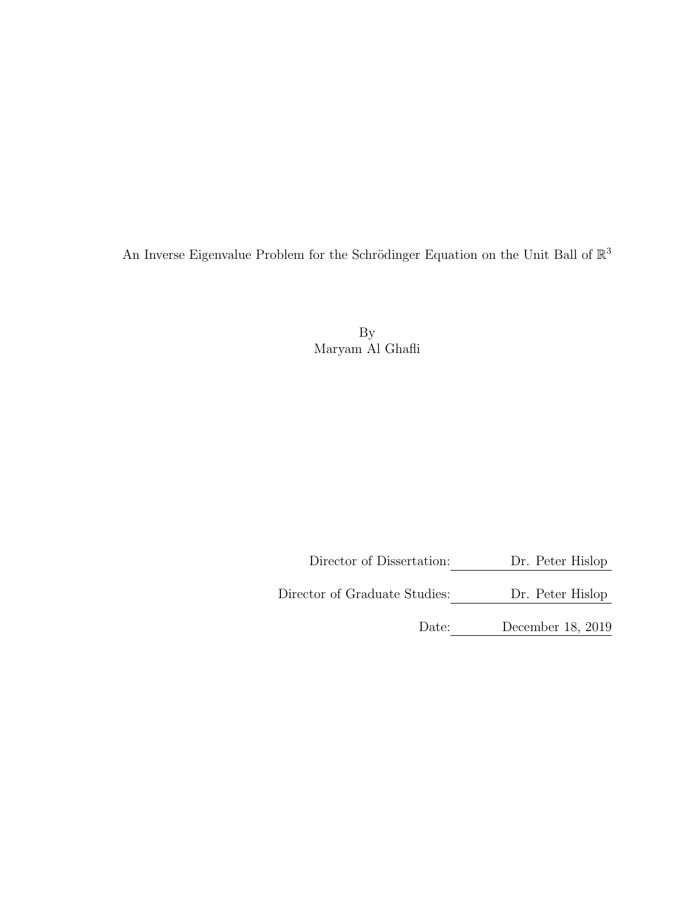An Inverse Eigenvalue Problem for the Schrödinger Equation on the Unit Ball of $\mathbb{R}^3$

By
Maryam Al Ghafli

Director of Dissertation: Dr. Peter Hislop

Director of Graduate Studies: Dr. Peter Hislop

Date: December 18, 2019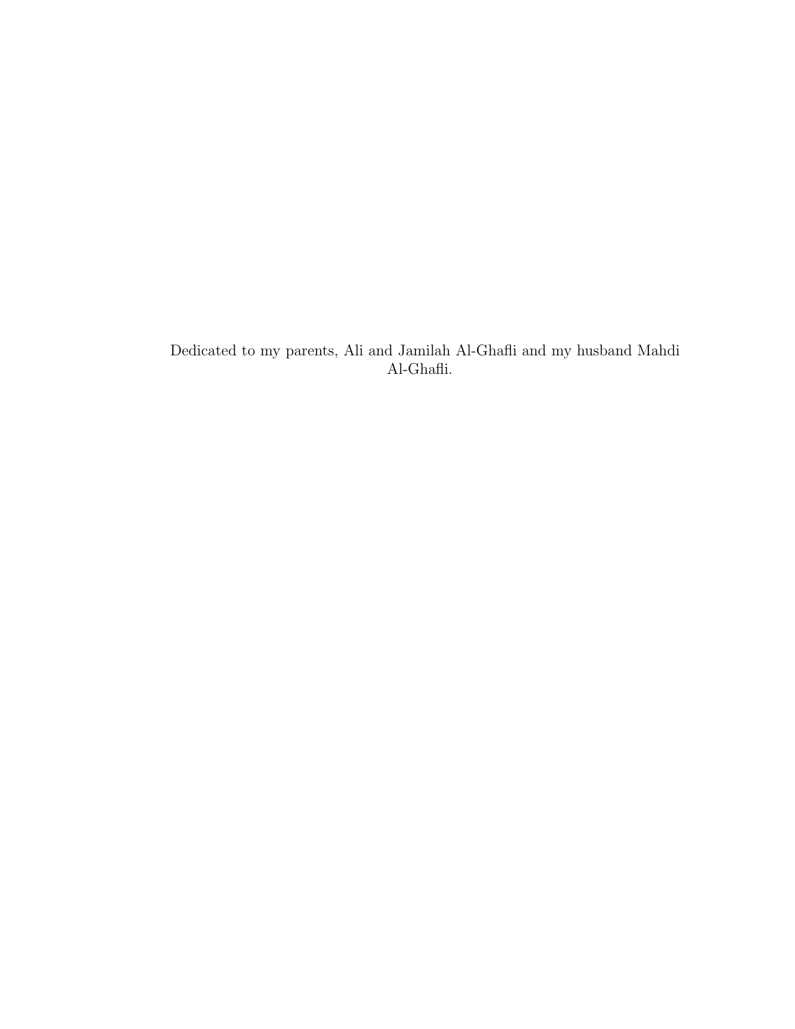Dedicated to my parents, Ali and Jamilah Al-Ghafli and my husband Mahdi Al-Ghafli.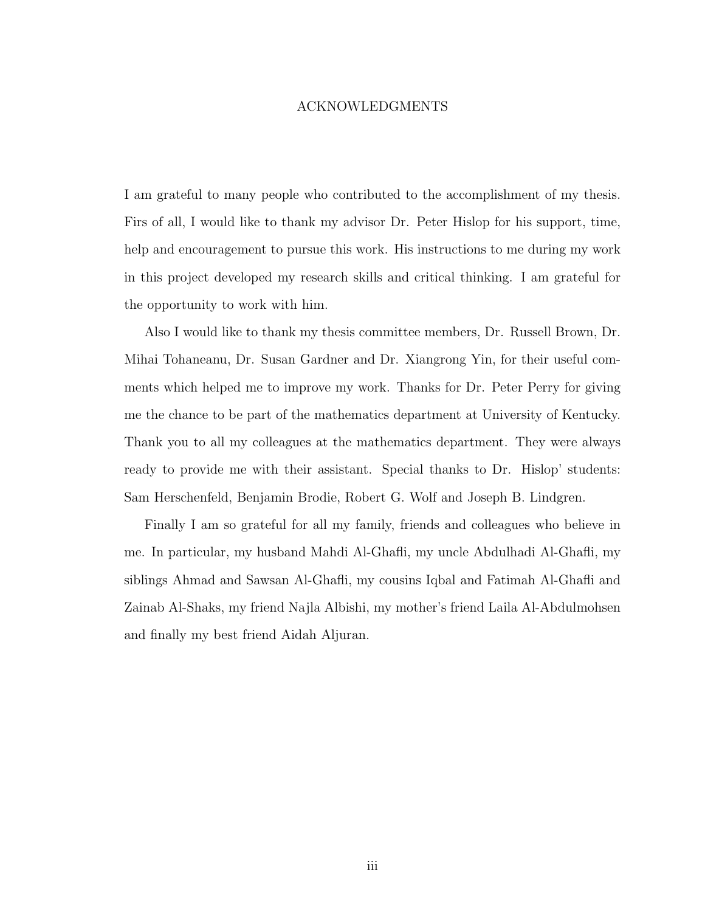# ACKNOWLEDGMENTS

I am grateful to many people who contributed to the accomplishment of my thesis. Firs of all, I would like to thank my advisor Dr. Peter Hislop for his support, time, help and encouragement to pursue this work. His instructions to me during my work in this project developed my research skills and critical thinking. I am grateful for the opportunity to work with him.

Also I would like to thank my thesis committee members, Dr. Russell Brown, Dr. Mihai Tohaneanu, Dr. Susan Gardner and Dr. Xiangrong Yin, for their useful comments which helped me to improve my work. Thanks for Dr. Peter Perry for giving me the chance to be part of the mathematics department at University of Kentucky. Thank you to all my colleagues at the mathematics department. They were always ready to provide me with their assistant. Special thanks to Dr. Hislop' students: Sam Herschenfeld, Benjamin Brodie, Robert G. Wolf and Joseph B. Lindgren.

Finally I am so grateful for all my family, friends and colleagues who believe in me. In particular, my husband Mahdi Al-Ghafli, my uncle Abdulhadi Al-Ghafli, my siblings Ahmad and Sawsan Al-Ghafli, my cousins Iqbal and Fatimah Al-Ghafli and Zainab Al-Shaks, my friend Najla Albishi, my mother's friend Laila Al-Abdulmohsen and finally my best friend Aidah Aljuran.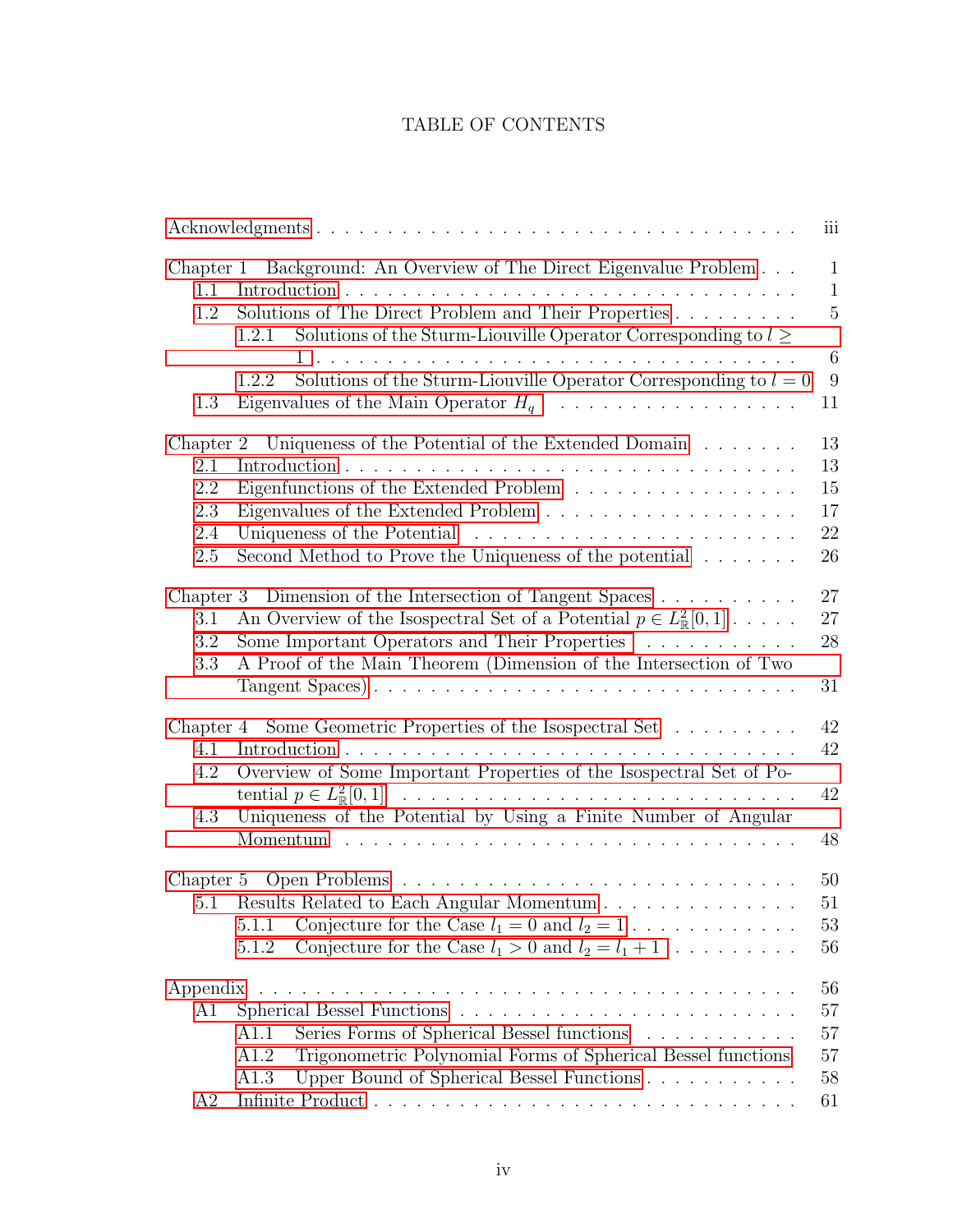# TABLE OF CONTENTS

Acknowledgments . . . . . . . . . . . . . . . . . . . . . . . . . . . . . . . . . iii

Chapter 1 Background: An Overview of The Direct Eigenvalue Problem . . . 1
- 1.1 Introduction . . . . . . . . . . . . . . . . . . . . . . . . . . . . . . . 1
- 1.2 Solutions of The Direct Problem and Their Properties . . . . . . . . . 5
  - 1.2.1 Solutions of the Sturm-Liouville Operator Corresponding to $l \geq 1$ . . . . . . . . . . . . . . . . . . . . . . . . . . . . . . . . 6
  - 1.2.2 Solutions of the Sturm-Liouville Operator Corresponding to $l = 0$ 9
- 1.3 Eigenvalues of the Main Operator $H_q$ . . . . . . . . . . . . . . . . . 11

Chapter 2 Uniqueness of the Potential of the Extended Domain . . . . . . . 13
- 2.1 Introduction . . . . . . . . . . . . . . . . . . . . . . . . . . . . . . . 13
- 2.2 Eigenfunctions of the Extended Problem . . . . . . . . . . . . . . . . 15
- 2.3 Eigenvalues of the Extended Problem . . . . . . . . . . . . . . . . . . 17
- 2.4 Uniqueness of the Potential . . . . . . . . . . . . . . . . . . . . . . . 22
- 2.5 Second Method to Prove the Uniqueness of the potential . . . . . . . 26

Chapter 3 Dimension of the Intersection of Tangent Spaces . . . . . . . . . . 27
- 3.1 An Overview of the Isospectral Set of a Potential $p \in L^2_{\mathbb{R}}[0,1]$ . . . . . 27
- 3.2 Some Important Operators and Their Properties . . . . . . . . . . . 28
- 3.3 A Proof of the Main Theorem (Dimension of the Intersection of Two Tangent Spaces) . . . . . . . . . . . . . . . . . . . . . . . . . . . . 31

Chapter 4 Some Geometric Properties of the Isospectral Set . . . . . . . . . 42
- 4.1 Introduction . . . . . . . . . . . . . . . . . . . . . . . . . . . . . . . 42
- 4.2 Overview of Some Important Properties of the Isospectral Set of Potential $p \in L^2_{\mathbb{R}}[0,1]$ . . . . . . . . . . . . . . . . . . . . . . . . . . 42
- 4.3 Uniqueness of the Potential by Using a Finite Number of Angular Momentum . . . . . . . . . . . . . . . . . . . . . . . . . . . . . . . 48

Chapter 5 Open Problems . . . . . . . . . . . . . . . . . . . . . . . . . . . 50
- 5.1 Results Related to Each Angular Momentum . . . . . . . . . . . . . . 51
  - 5.1.1 Conjecture for the Case $l_1 = 0$ and $l_2 = 1$ . . . . . . . . . . . . 53
  - 5.1.2 Conjecture for the Case $l_1 > 0$ and $l_2 = l_1 + 1$ . . . . . . . . . 56

Appendix . . . . . . . . . . . . . . . . . . . . . . . . . . . . . . . . . . . . 56
- A1 Spherical Bessel Functions . . . . . . . . . . . . . . . . . . . . . . . . 57
  - A1.1 Series Forms of Spherical Bessel functions . . . . . . . . . . . . 57
  - A1.2 Trigonometric Polynomial Forms of Spherical Bessel functions 57
  - A1.3 Upper Bound of Spherical Bessel Functions . . . . . . . . . . . . 58
- A2 Infinite Product . . . . . . . . . . . . . . . . . . . . . . . . . . . . . . 61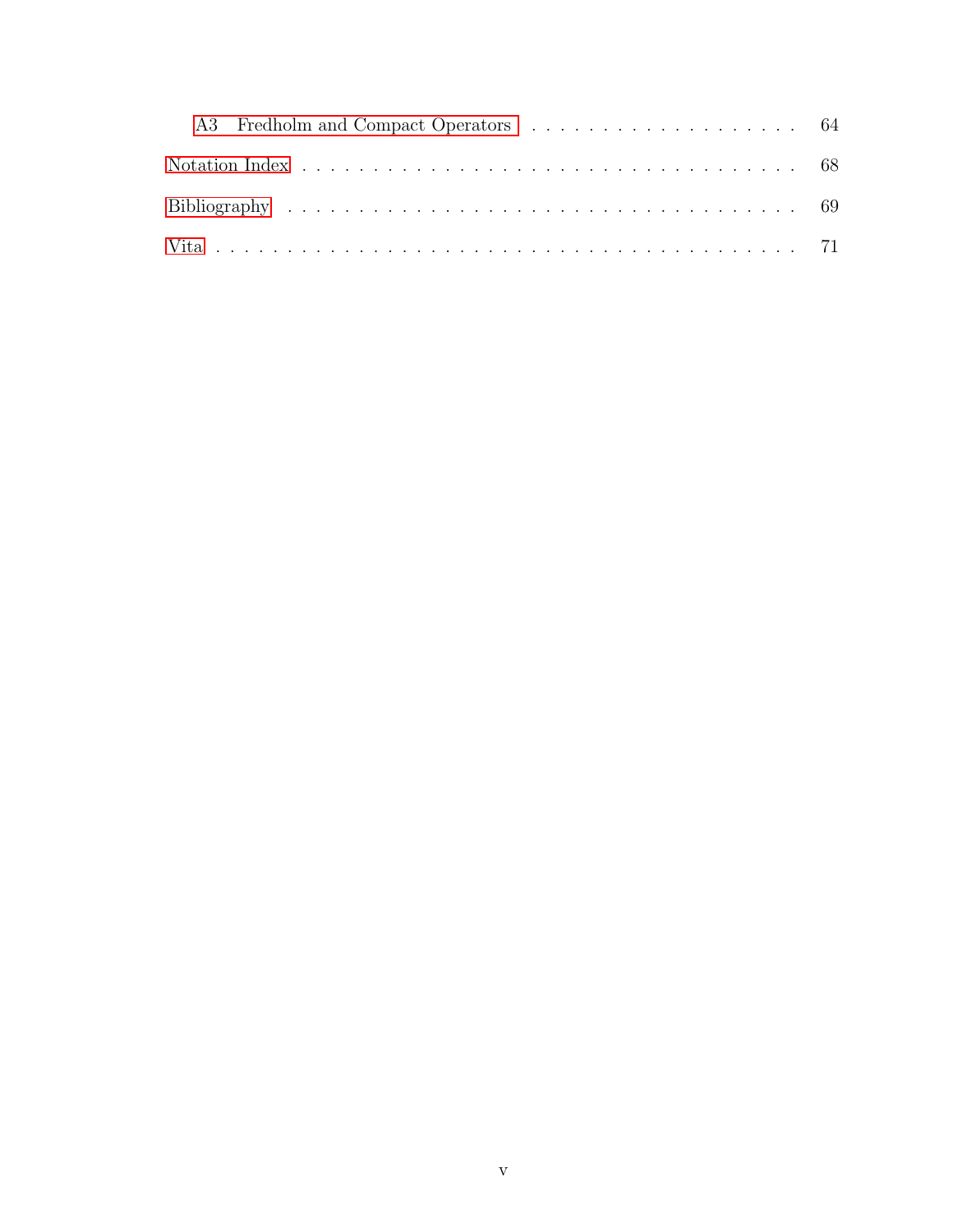A3 Fredholm and Compact Operators . . . . . . . . . . . . . . . . . . . . 64

Notation Index . . . . . . . . . . . . . . . . . . . . . . . . . . . . . . . . . . . 68

Bibliography . . . . . . . . . . . . . . . . . . . . . . . . . . . . . . . . . . . 69

Vita . . . . . . . . . . . . . . . . . . . . . . . . . . . . . . . . . . . . . . . . 71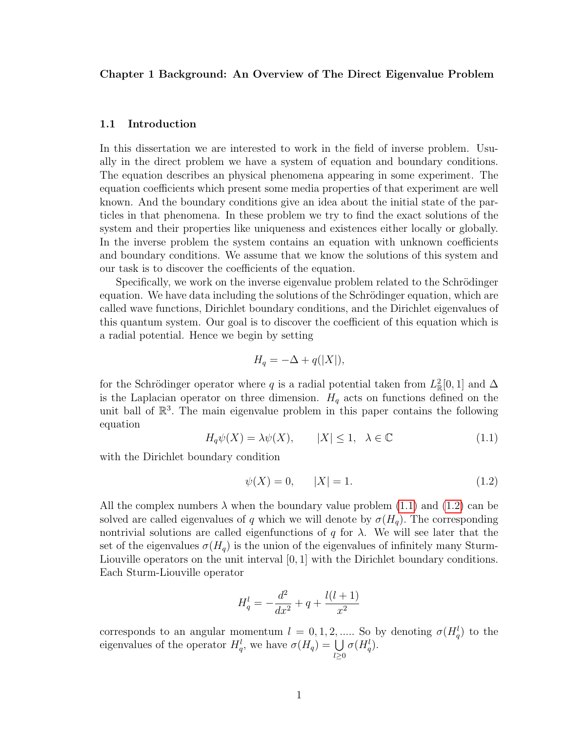# Chapter 1 Background: An Overview of The Direct Eigenvalue Problem

## 1.1 Introduction

In this dissertation we are interested to work in the field of inverse problem. Usually in the direct problem we have a system of equation and boundary conditions. The equation describes an physical phenomena appearing in some experiment. The equation coefficients which present some media properties of that experiment are well known. And the boundary conditions give an idea about the initial state of the particles in that phenomena. In these problem we try to find the exact solutions of the system and their properties like uniqueness and existences either locally or globally. In the inverse problem the system contains an equation with unknown coefficients and boundary conditions. We assume that we know the solutions of this system and our task is to discover the coefficients of the equation.

Specifically, we work on the inverse eigenvalue problem related to the Schrödinger equation. We have data including the solutions of the Schrödinger equation, which are called wave functions, Dirichlet boundary conditions, and the Dirichlet eigenvalues of this quantum system. Our goal is to discover the coefficient of this equation which is a radial potential. Hence we begin by setting

$$H_q = -\Delta + q(|X|),$$

for the Schrödinger operator where $q$ is a radial potential taken from $L^2_{\mathbb{R}}[0,1]$ and $\Delta$ is the Laplacian operator on three dimension. $H_q$ acts on functions defined on the unit ball of $\mathbb{R}^3$. The main eigenvalue problem in this paper contains the following equation

$$H_q\psi(X) = \lambda\psi(X), \qquad |X| \leq 1, \quad \lambda \in \mathbb{C} \tag{1.1}$$

with the Dirichlet boundary condition

$$\psi(X) = 0, \qquad |X| = 1. \tag{1.2}$$

All the complex numbers $\lambda$ when the boundary value problem (1.1) and (1.2) can be solved are called eigenvalues of $q$ which we will denote by $\sigma(H_q)$. The corresponding nontrivial solutions are called eigenfunctions of $q$ for $\lambda$. We will see later that the set of the eigenvalues $\sigma(H_q)$ is the union of the eigenvalues of infinitely many Sturm-Liouville operators on the unit interval $[0,1]$ with the Dirichlet boundary conditions. Each Sturm-Liouville operator

$$H_q^l = -\frac{d^2}{dx^2} + q + \frac{l(l+1)}{x^2}$$

corresponds to an angular momentum $l = 0, 1, 2, .....$ So by denoting $\sigma(H_q^l)$ to the eigenvalues of the operator $H_q^l$, we have $\sigma(H_q) = \bigcup\limits_{l\geq 0} \sigma(H_q^l)$.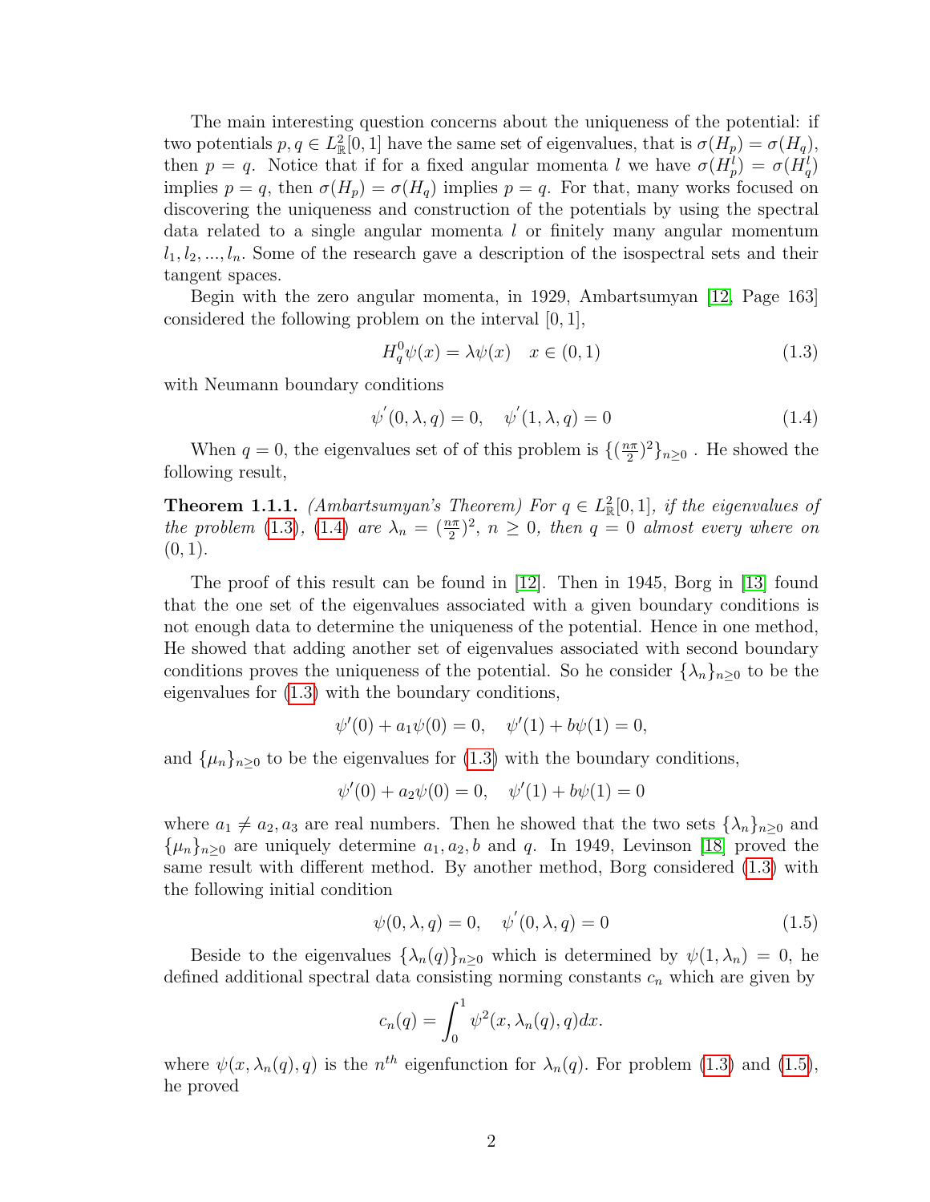The main interesting question concerns about the uniqueness of the potential: if two potentials $p, q \in L^2_{\mathbb{R}}[0,1]$ have the same set of eigenvalues, that is $\sigma(H_p) = \sigma(H_q)$, then $p = q$. Notice that if for a fixed angular momenta $l$ we have $\sigma(H^l_p) = \sigma(H^l_q)$ implies $p = q$, then $\sigma(H_p) = \sigma(H_q)$ implies $p = q$. For that, many works focused on discovering the uniqueness and construction of the potentials by using the spectral data related to a single angular momenta $l$ or finitely many angular momentum $l_1, l_2, ..., l_n$. Some of the research gave a description of the isospectral sets and their tangent spaces.

Begin with the zero angular momenta, in 1929, Ambartsumyan [12, Page 163] considered the following problem on the interval $[0,1]$,

$$H^0_q \psi(x) = \lambda \psi(x) \quad x \in (0,1) \tag{1.3}$$

with Neumann boundary conditions

$$\psi^{'}(0, \lambda, q) = 0, \quad \psi^{'}(1, \lambda, q) = 0 \tag{1.4}$$

When $q = 0$, the eigenvalues set of of this problem is $\{(\frac{n\pi}{2})^2\}_{n\geq 0}$ . He showed the following result,

**Theorem 1.1.1.** *(Ambartsumyan's Theorem) For $q \in L^2_{\mathbb{R}}[0,1]$, if the eigenvalues of the problem (1.3), (1.4) are $\lambda_n = (\frac{n\pi}{2})^2$, $n \geq 0$, then $q = 0$ almost every where on $(0,1)$.*

The proof of this result can be found in [12]. Then in 1945, Borg in [13] found that the one set of the eigenvalues associated with a given boundary conditions is not enough data to determine the uniqueness of the potential. Hence in one method, He showed that adding another set of eigenvalues associated with second boundary conditions proves the uniqueness of the potential. So he consider $\{\lambda_n\}_{n\geq 0}$ to be the eigenvalues for (1.3) with the boundary conditions,

$$\psi'(0) + a_1\psi(0) = 0, \quad \psi'(1) + b\psi(1) = 0,$$

and $\{\mu_n\}_{n\geq 0}$ to be the eigenvalues for (1.3) with the boundary conditions,

$$\psi'(0) + a_2\psi(0) = 0, \quad \psi'(1) + b\psi(1) = 0$$

where $a_1 \neq a_2, a_3$ are real numbers. Then he showed that the two sets $\{\lambda_n\}_{n\geq 0}$ and $\{\mu_n\}_{n\geq 0}$ are uniquely determine $a_1, a_2, b$ and $q$. In 1949, Levinson [18] proved the same result with different method. By another method, Borg considered (1.3) with the following initial condition

$$\psi(0, \lambda, q) = 0, \quad \psi^{'}(0, \lambda, q) = 0 \tag{1.5}$$

Beside to the eigenvalues $\{\lambda_n(q)\}_{n\geq 0}$ which is determined by $\psi(1, \lambda_n) = 0$, he defined additional spectral data consisting norming constants $c_n$ which are given by

$$c_n(q) = \int_0^1 \psi^2(x, \lambda_n(q), q)dx.$$

where $\psi(x, \lambda_n(q), q)$ is the $n^{th}$ eigenfunction for $\lambda_n(q)$. For problem (1.3) and (1.5), he proved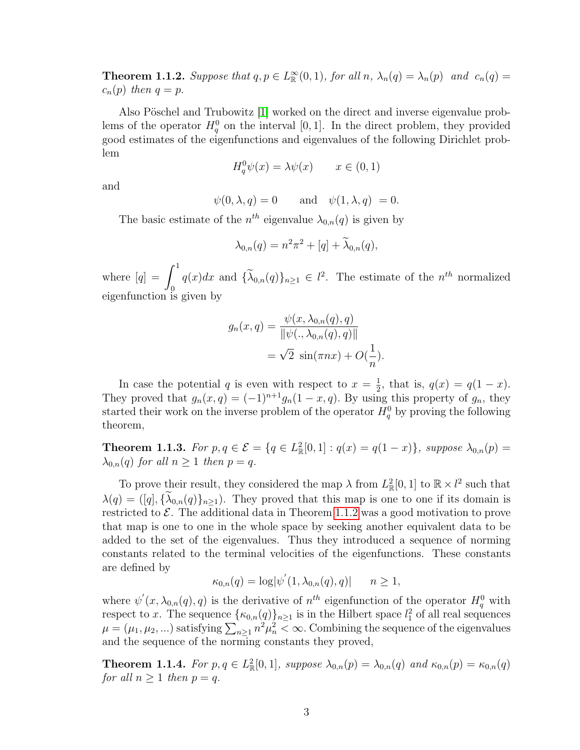**Theorem 1.1.2.** *Suppose that $q, p \in L^\infty_{\mathbb{R}}(0,1)$, for all $n$, $\lambda_n(q) = \lambda_n(p)$ and $c_n(q) = c_n(p)$ then $q = p$.*

Also Pöschel and Trubowitz [1] worked on the direct and inverse eigenvalue problems of the operator $H^0_q$ on the interval $[0,1]$. In the direct problem, they provided good estimates of the eigenfunctions and eigenvalues of the following Dirichlet problem

$$H^0_q \psi(x) = \lambda \psi(x) \qquad x \in (0,1)$$

and

$$\psi(0, \lambda, q) = 0 \qquad \text{and} \quad \psi(1, \lambda, q) = 0.$$

The basic estimate of the $n^{th}$ eigenvalue $\lambda_{0,n}(q)$ is given by

$$\lambda_{0,n}(q) = n^2\pi^2 + [q] + \widetilde{\lambda}_{0,n}(q),$$

where $[q] = \displaystyle\int_0^1 q(x)dx$ and $\{\widetilde{\lambda}_{0,n}(q)\}_{n\geq 1} \in l^2$. The estimate of the $n^{th}$ normalized eigenfunction is given by

$$\begin{aligned} g_n(x,q) &= \frac{\psi(x, \lambda_{0,n}(q), q)}{\|\psi(., \lambda_{0,n}(q), q)\|} \\ &= \sqrt{2}\ \sin(\pi n x) + O(\frac{1}{n}). \end{aligned}$$

In case the potential $q$ is even with respect to $x = \frac{1}{2}$, that is, $q(x) = q(1-x)$. They proved that $g_n(x,q) = (-1)^{n+1} g_n(1-x,q)$. By using this property of $g_n$, they started their work on the inverse problem of the operator $H^0_q$ by proving the following theorem,

**Theorem 1.1.3.** *For $p, q \in \mathcal{E} = \{q \in L^2_{\mathbb{R}}[0,1] : q(x) = q(1-x)\}$, suppose $\lambda_{0,n}(p) = \lambda_{0,n}(q)$ for all $n \geq 1$ then $p = q$.*

To prove their result, they considered the map $\lambda$ from $L^2_{\mathbb{R}}[0,1]$ to $\mathbb{R} \times l^2$ such that $\lambda(q) = ([q], \{\widetilde{\lambda}_{0,n}(q)\}_{n\geq 1})$. They proved that this map is one to one if its domain is restricted to $\mathcal{E}$. The additional data in Theorem 1.1.2 was a good motivation to prove that map is one to one in the whole space by seeking another equivalent data to be added to the set of the eigenvalues. Thus they introduced a sequence of norming constants related to the terminal velocities of the eigenfunctions. These constants are defined by

$$\kappa_{0,n}(q) = \log|\psi^{'}(1, \lambda_{0,n}(q), q)| \qquad n \geq 1,$$

where $\psi^{'}(x, \lambda_{0,n}(q), q)$ is the derivative of $n^{th}$ eigenfunction of the operator $H^0_q$ with respect to $x$. The sequence $\{\kappa_{0,n}(q)\}_{n\geq 1}$ is in the Hilbert space $l^2_1$ of all real sequences $\mu = (\mu_1, \mu_2, ...)$ satisfying $\sum_{n\geq 1} n^2\mu_n^2 < \infty$. Combining the sequence of the eigenvalues and the sequence of the norming constants they proved,

**Theorem 1.1.4.** *For $p, q \in L^2_{\mathbb{R}}[0,1]$, suppose $\lambda_{0,n}(p) = \lambda_{0,n}(q)$ and $\kappa_{0,n}(p) = \kappa_{0,n}(q)$ for all $n \geq 1$ then $p = q$.*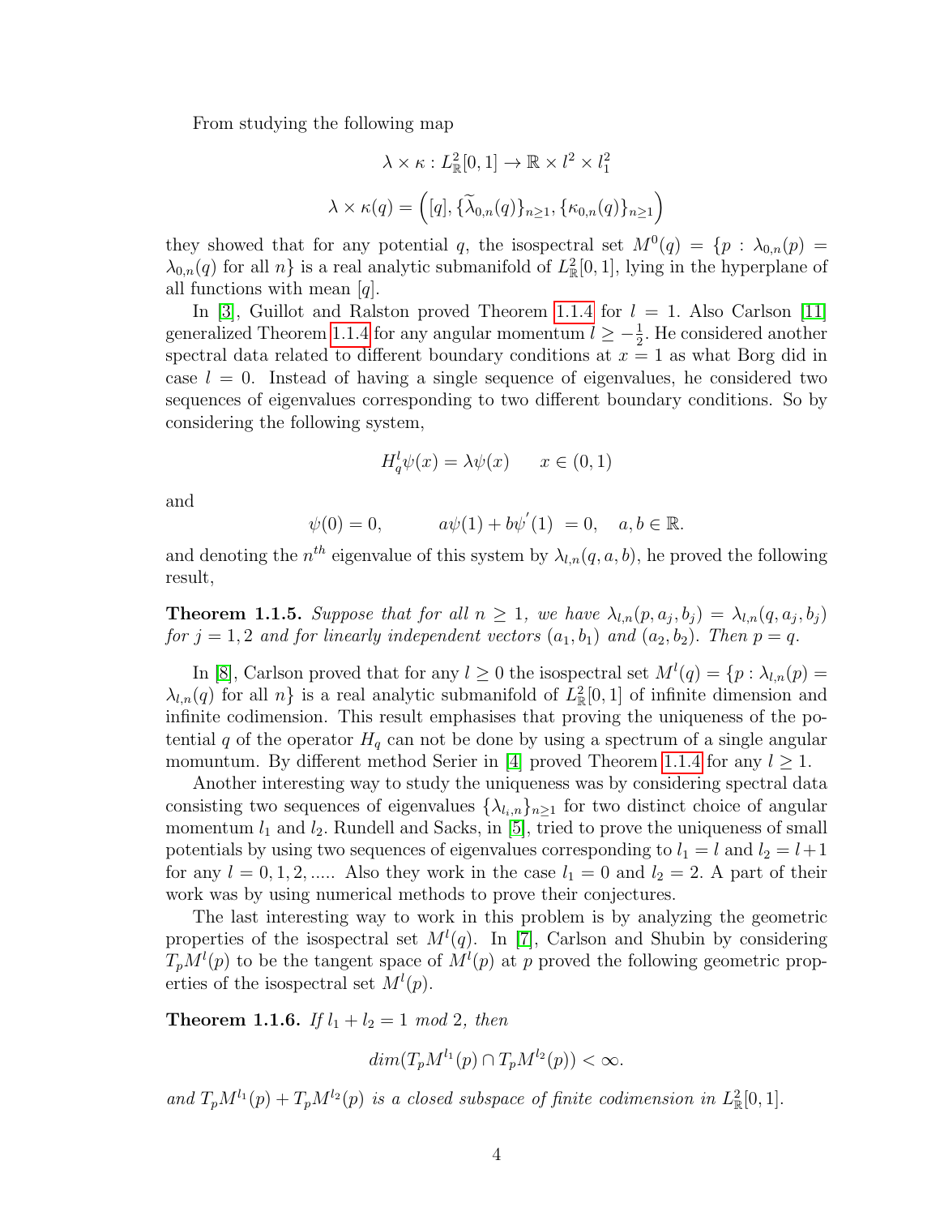From studying the following map

$$\lambda \times \kappa : L^2_{\mathbb{R}}[0,1] \to \mathbb{R} \times l^2 \times l^2_1$$

$$\lambda \times \kappa(q) = \Big( [q], \{\widetilde{\lambda}_{0,n}(q)\}_{n\geq 1}, \{\kappa_{0,n}(q)\}_{n\geq 1} \Big)$$

they showed that for any potential $q$, the isospectral set $M^0(q) = \{p : \lambda_{0,n}(p) = \lambda_{0,n}(q)$ for all $n\}$ is a real analytic submanifold of $L^2_{\mathbb{R}}[0,1]$, lying in the hyperplane of all functions with mean $[q]$.

In [3], Guillot and Ralston proved Theorem 1.1.4 for $l = 1$. Also Carlson [11] generalized Theorem 1.1.4 for any angular momentum $l \geq -\frac{1}{2}$. He considered another spectral data related to different boundary conditions at $x = 1$ as what Borg did in case $l = 0$. Instead of having a single sequence of eigenvalues, he considered two sequences of eigenvalues corresponding to two different boundary conditions. So by considering the following system,

$$H^l_q \psi(x) = \lambda \psi(x) \qquad x \in (0,1)$$

and

$$\psi(0) = 0, \qquad a\psi(1) + b\psi^{'}(1) \ = 0, \quad a, b \in \mathbb{R}.$$

and denoting the $n^{th}$ eigenvalue of this system by $\lambda_{l,n}(q, a, b)$, he proved the following result,

**Theorem 1.1.5.** *Suppose that for all $n \geq 1$, we have $\lambda_{l,n}(p, a_j, b_j) = \lambda_{l,n}(q, a_j, b_j)$ for $j = 1, 2$ and for linearly independent vectors $(a_1, b_1)$ and $(a_2, b_2)$. Then $p = q$.*

In [8], Carlson proved that for any $l \geq 0$ the isospectral set $M^l(q) = \{p : \lambda_{l,n}(p) = \lambda_{l,n}(q)$ for all $n\}$ is a real analytic submanifold of $L^2_{\mathbb{R}}[0,1]$ of infinite dimension and infinite codimension. This result emphasises that proving the uniqueness of the potential $q$ of the operator $H_q$ can not be done by using a spectrum of a single angular momumtum. By different method Serier in [4] proved Theorem 1.1.4 for any $l \geq 1$.

Another interesting way to study the uniqueness was by considering spectral data consisting two sequences of eigenvalues $\{\lambda_{l_i,n}\}_{n\geq 1}$ for two distinct choice of angular momentum $l_1$ and $l_2$. Rundell and Sacks, in [5], tried to prove the uniqueness of small potentials by using two sequences of eigenvalues corresponding to $l_1 = l$ and $l_2 = l+1$ for any $l = 0, 1, 2, .....$ Also they work in the case $l_1 = 0$ and $l_2 = 2$. A part of their work was by using numerical methods to prove their conjectures.

The last interesting way to work in this problem is by analyzing the geometric properties of the isospectral set $M^l(q)$. In [7], Carlson and Shubin by considering $T_pM^l(p)$ to be the tangent space of $M^l(p)$ at $p$ proved the following geometric properties of the isospectral set $M^l(p)$.

**Theorem 1.1.6.** *If $l_1 + l_2 = 1$ mod 2, then*

$$dim(T_pM^{l_1}(p) \cap T_pM^{l_2}(p)) < \infty.$$

*and $T_pM^{l_1}(p) + T_pM^{l_2}(p)$ is a closed subspace of finite codimension in $L^2_{\mathbb{R}}[0,1]$.*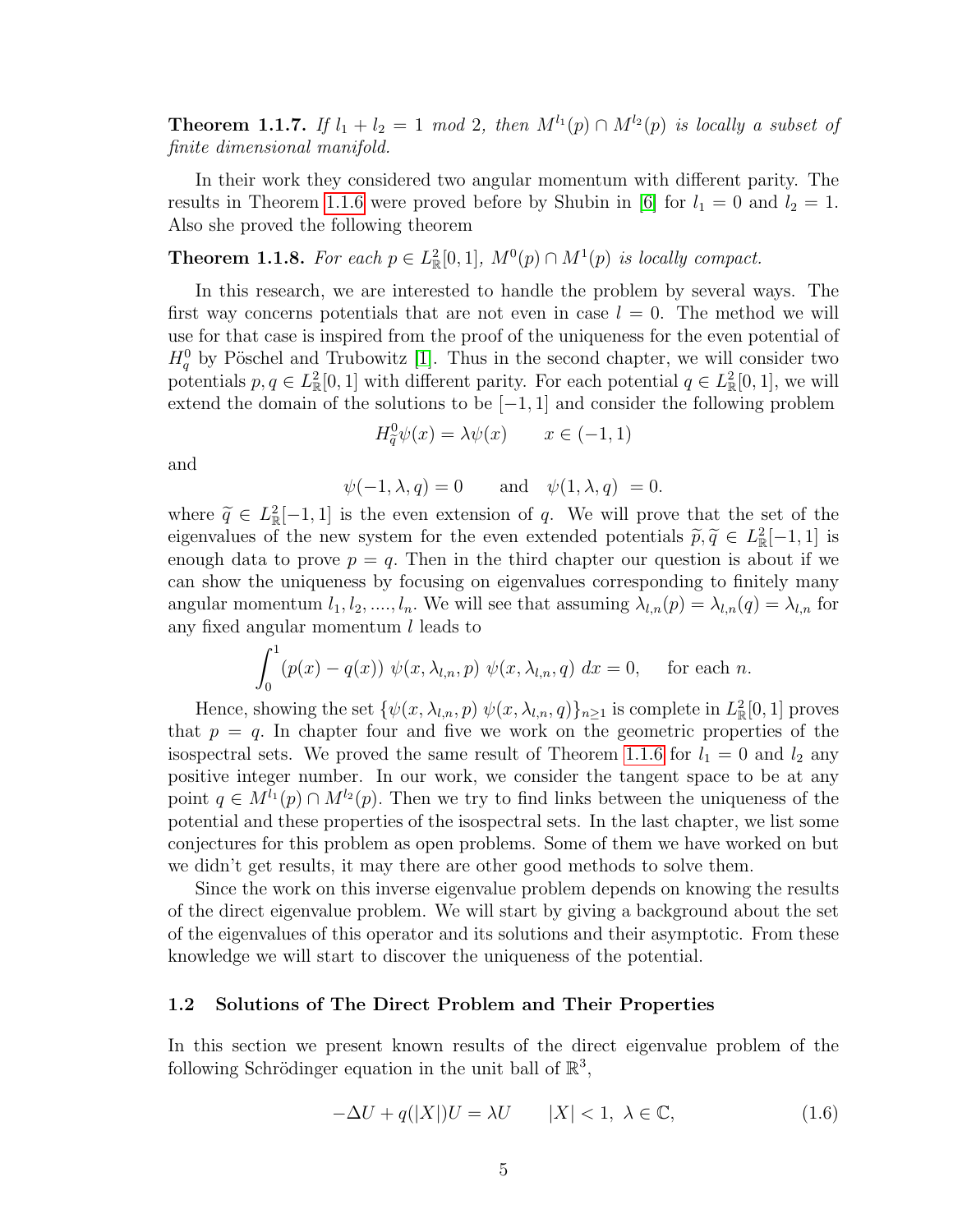**Theorem 1.1.7.** *If $l_1 + l_2 = 1$ mod 2, then $M^{l_1}(p) \cap M^{l_2}(p)$ is locally a subset of finite dimensional manifold.*

In their work they considered two angular momentum with different parity. The results in Theorem 1.1.6 were proved before by Shubin in [6] for $l_1 = 0$ and $l_2 = 1$. Also she proved the following theorem

**Theorem 1.1.8.** *For each $p \in L^2_{\mathbb{R}}[0, 1]$, $M^0(p) \cap M^1(p)$ is locally compact.*

In this research, we are interested to handle the problem by several ways. The first way concerns potentials that are not even in case $l = 0$. The method we will use for that case is inspired from the proof of the uniqueness for the even potential of $H^0_q$ by Pöschel and Trubowitz [1]. Thus in the second chapter, we will consider two potentials $p, q \in L^2_{\mathbb{R}}[0, 1]$ with different parity. For each potential $q \in L^2_{\mathbb{R}}[0, 1]$, we will extend the domain of the solutions to be $[-1, 1]$ and consider the following problem

$$H^0_{\widetilde{q}}\psi(x) = \lambda\psi(x) \qquad x \in (-1, 1)$$

and

$$\psi(-1, \lambda, q) = 0 \qquad \text{and} \quad \psi(1, \lambda, q) = 0.$$

where $\widetilde{q} \in L^2_{\mathbb{R}}[-1, 1]$ is the even extension of $q$. We will prove that the set of the eigenvalues of the new system for the even extended potentials $\widetilde{p}, \widetilde{q} \in L^2_{\mathbb{R}}[-1, 1]$ is enough data to prove $p = q$. Then in the third chapter our question is about if we can show the uniqueness by focusing on eigenvalues corresponding to finitely many angular momentum $l_1, l_2, ...., l_n$. We will see that assuming $\lambda_{l,n}(p) = \lambda_{l,n}(q) = \lambda_{l,n}$ for any fixed angular momentum $l$ leads to

$$\int_0^1 (p(x) - q(x))\ \psi(x, \lambda_{l,n}, p)\ \psi(x, \lambda_{l,n}, q)\ dx = 0, \quad \text{ for each } n.$$

Hence, showing the set $\{\psi(x, \lambda_{l,n}, p)\ \psi(x, \lambda_{l,n}, q)\}_{n \geq 1}$ is complete in $L^2_{\mathbb{R}}[0, 1]$ proves that $p = q$. In chapter four and five we work on the geometric properties of the isospectral sets. We proved the same result of Theorem 1.1.6 for $l_1 = 0$ and $l_2$ any positive integer number. In our work, we consider the tangent space to be at any point $q \in M^{l_1}(p) \cap M^{l_2}(p)$. Then we try to find links between the uniqueness of the potential and these properties of the isospectral sets. In the last chapter, we list some conjectures for this problem as open problems. Some of them we have worked on but we didn't get results, it may there are other good methods to solve them.

Since the work on this inverse eigenvalue problem depends on knowing the results of the direct eigenvalue problem. We will start by giving a background about the set of the eigenvalues of this operator and its solutions and their asymptotic. From these knowledge we will start to discover the uniqueness of the potential.

### 1.2 Solutions of The Direct Problem and Their Properties

In this section we present known results of the direct eigenvalue problem of the following Schrödinger equation in the unit ball of $\mathbb{R}^3$,

$$-\Delta U + q(|X|)U = \lambda U \qquad |X| < 1,\ \lambda \in \mathbb{C}, \tag{1.6}$$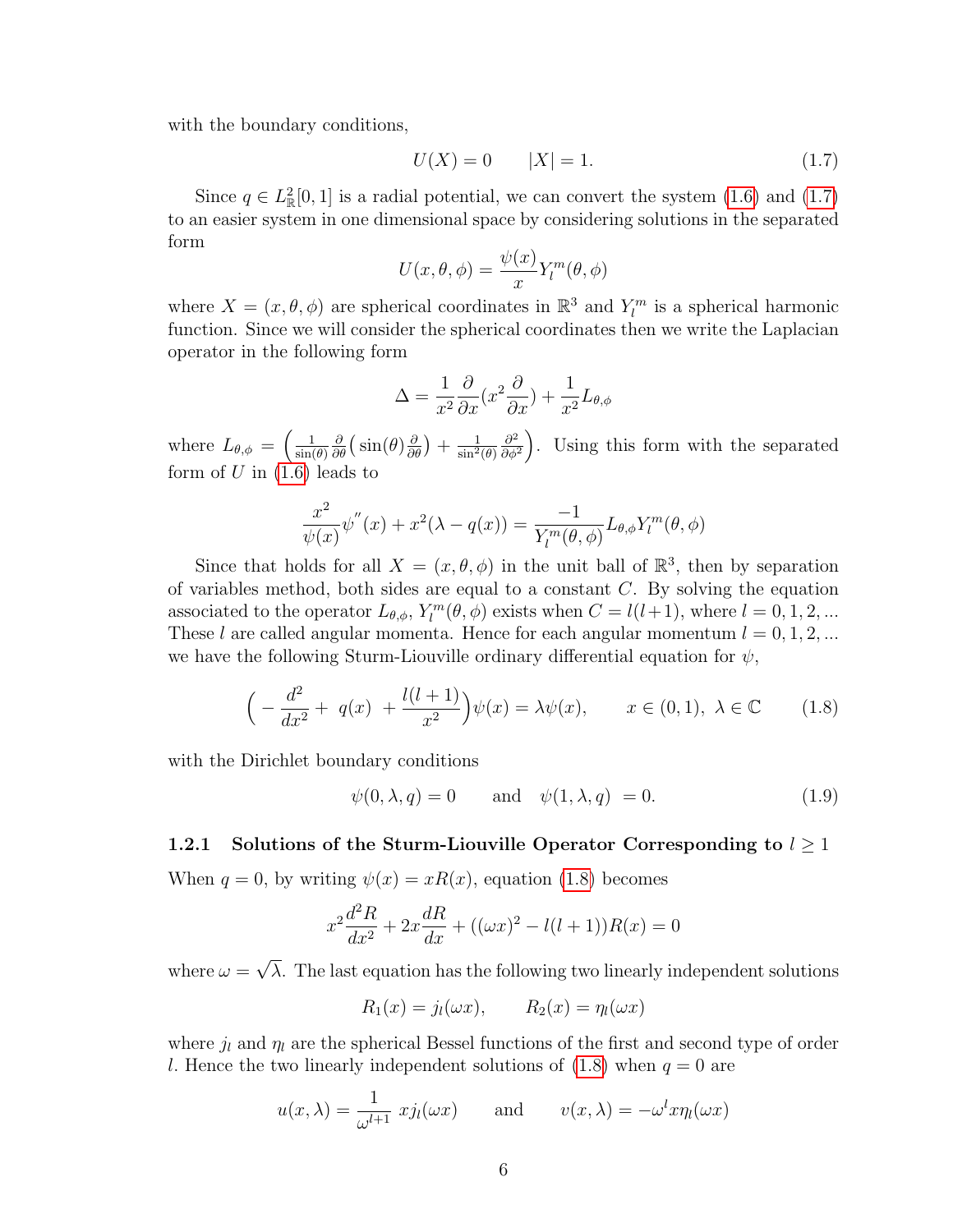with the boundary conditions,

$$U(X) = 0 \qquad |X| = 1. \tag{1.7}$$

Since $q \in L^2_{\mathbb{R}}[0,1]$ is a radial potential, we can convert the system (1.6) and (1.7) to an easier system in one dimensional space by considering solutions in the separated form

$$U(x,\theta,\phi) = \frac{\psi(x)}{x} Y_l^m(\theta,\phi)$$

where $X = (x,\theta,\phi)$ are spherical coordinates in $\mathbb{R}^3$ and $Y_l^m$ is a spherical harmonic function. Since we will consider the spherical coordinates then we write the Laplacian operator in the following form

$$\Delta = \frac{1}{x^2}\frac{\partial}{\partial x}(x^2 \frac{\partial}{\partial x}) + \frac{1}{x^2} L_{\theta,\phi}$$

where $L_{\theta,\phi} = \Big(\frac{1}{\sin(\theta)}\frac{\partial}{\partial \theta}\big(\sin(\theta)\frac{\partial}{\partial\theta}\big) + \frac{1}{\sin^2(\theta)}\frac{\partial^2}{\partial\phi^2}\Big)$. Using this form with the separated form of $U$ in (1.6) leads to

$$\frac{x^2}{\psi(x)}\psi^{''}(x) + x^2(\lambda - q(x)) = \frac{-1}{Y_l^m(\theta,\phi)} L_{\theta,\phi} Y_l^m(\theta,\phi)$$

Since that holds for all $X = (x,\theta,\phi)$ in the unit ball of $\mathbb{R}^3$, then by separation of variables method, both sides are equal to a constant $C$. By solving the equation associated to the operator $L_{\theta,\phi}$, $Y_l^m(\theta,\phi)$ exists when $C = l(l+1)$, where $l = 0,1,2,...$ These $l$ are called angular momenta. Hence for each angular momentum $l = 0,1,2,...$ we have the following Sturm-Liouville ordinary differential equation for $\psi$,

$$\Big(-\frac{d^2}{dx^2} + \ q(x) \ + \frac{l(l+1)}{x^2}\Big)\psi(x) = \lambda\psi(x), \qquad x \in (0,1),\ \lambda \in \mathbb{C} \tag{1.8}$$

with the Dirichlet boundary conditions

$$\psi(0,\lambda,q) = 0 \qquad \text{and} \quad \psi(1,\lambda,q) \ = 0. \tag{1.9}$$

### 1.2.1 Solutions of the Sturm-Liouville Operator Corresponding to $l \geq 1$

When $q = 0$, by writing $\psi(x) = xR(x)$, equation (1.8) becomes

$$x^2\frac{d^2R}{dx^2} + 2x\frac{dR}{dx} + ((\omega x)^2 - l(l+1))R(x) = 0$$

where $\omega = \sqrt{\lambda}$. The last equation has the following two linearly independent solutions

$$R_1(x) = j_l(\omega x), \qquad R_2(x) = \eta_l(\omega x)$$

where $j_l$ and $\eta_l$ are the spherical Bessel functions of the first and second type of order $l$. Hence the two linearly independent solutions of (1.8) when $q = 0$ are

$$u(x,\lambda) = \frac{1}{\omega^{l+1}}\ xj_l(\omega x) \qquad \text{and} \qquad v(x,\lambda) = -\omega^l x\eta_l(\omega x)$$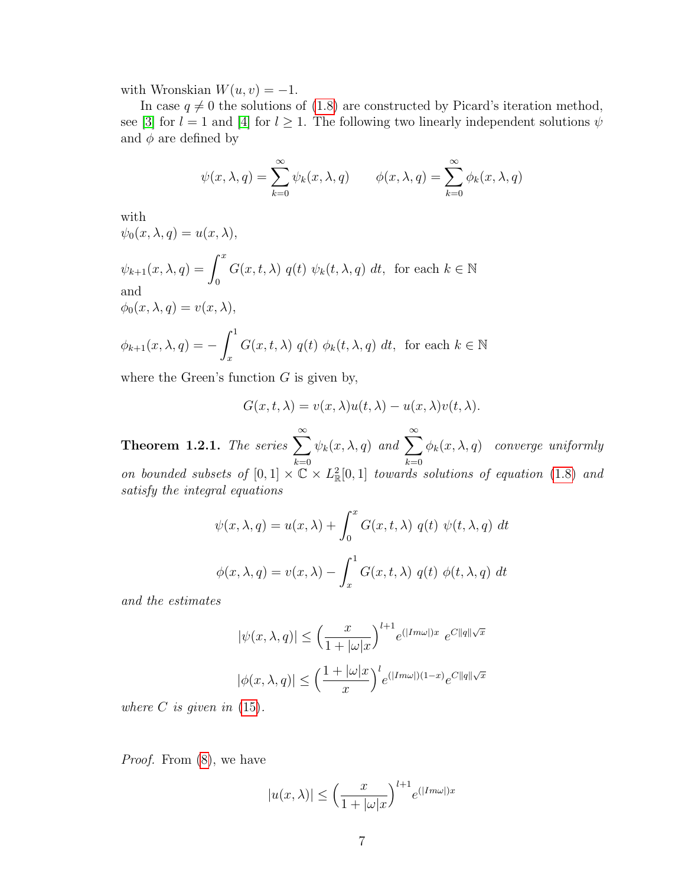with Wronskian $W(u, v) = -1$.

In case $q \neq 0$ the solutions of (1.8) are constructed by Picard's iteration method, see [3] for $l = 1$ and [4] for $l \geq 1$. The following two linearly independent solutions $\psi$ and $\phi$ are defined by

$$\psi(x, \lambda, q) = \sum_{k=0}^{\infty} \psi_k(x, \lambda, q) \qquad \phi(x, \lambda, q) = \sum_{k=0}^{\infty} \phi_k(x, \lambda, q)$$

with

$\psi_0(x, \lambda, q) = u(x, \lambda)$,

$\psi_{k+1}(x, \lambda, q) = \displaystyle\int_0^x G(x, t, \lambda)\ q(t)\ \psi_k(t, \lambda, q)\ dt$, for each $k \in \mathbb{N}$

and

$\phi_0(x, \lambda, q) = v(x, \lambda)$,

$\phi_{k+1}(x, \lambda, q) = -\displaystyle\int_x^1 G(x, t, \lambda)\ q(t)\ \phi_k(t, \lambda, q)\ dt$, for each $k \in \mathbb{N}$

where the Green's function $G$ is given by,

$$G(x, t, \lambda) = v(x, \lambda)u(t, \lambda) - u(x, \lambda)v(t, \lambda).$$

**Theorem 1.2.1.** *The series* $\sum_{k=0}^{\infty} \psi_k(x, \lambda, q)$ *and* $\sum_{k=0}^{\infty} \phi_k(x, \lambda, q)$ *converge uniformly on bounded subsets of* $[0, 1] \times \mathbb{C} \times L^2_{\mathbb{R}}[0, 1]$ *towards solutions of equation* (1.8) *and satisfy the integral equations*

$$\psi(x, \lambda, q) = u(x, \lambda) + \int_0^x G(x, t, \lambda)\ q(t)\ \psi(t, \lambda, q)\ dt$$

$$\phi(x, \lambda, q) = v(x, \lambda) - \int_x^1 G(x, t, \lambda)\ q(t)\ \phi(t, \lambda, q)\ dt$$

*and the estimates*

$$|\psi(x, \lambda, q)| \leq \left(\frac{x}{1 + |\omega|x}\right)^{l+1} e^{(|Im\omega|)x}\ e^{C\|q\|\sqrt{x}}$$

$$|\phi(x, \lambda, q)| \leq \left(\frac{1 + |\omega|x}{x}\right)^{l} e^{(|Im\omega|)(1-x)} e^{C\|q\|\sqrt{x}}$$

*where* $C$ *is given in* (15).

*Proof.* From (8), we have

$$|u(x, \lambda)| \leq \left(\frac{x}{1 + |\omega|x}\right)^{l+1} e^{(|Im\omega|)x}$$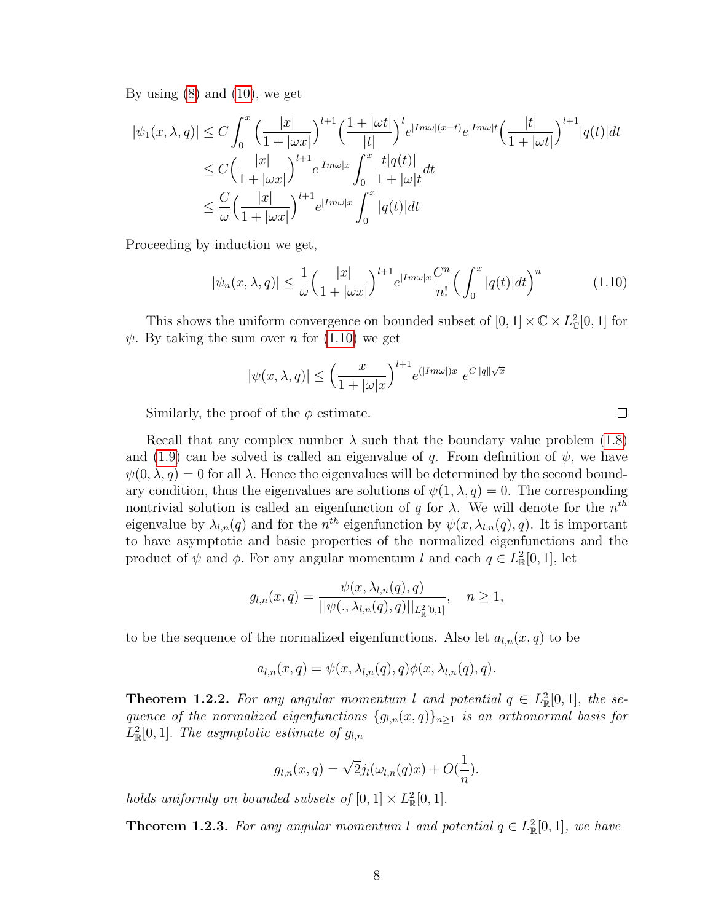By using (8) and (10), we get

$$
\begin{aligned}
|\psi_1(x,\lambda,q)| &\leq C\int_0^x \Big(\frac{|x|}{1+|\omega x|}\Big)^{l+1}\Big(\frac{1+|\omega t|}{|t|}\Big)^{l} e^{|Im\omega|(x-t)}e^{|Im\omega|t}\Big(\frac{|t|}{1+|\omega t|}\Big)^{l+1}|q(t)|dt \\
&\leq C\Big(\frac{|x|}{1+|\omega x|}\Big)^{l+1} e^{|Im\omega|x}\int_0^x \frac{t|q(t)|}{1+|\omega|t}dt \\
&\leq \frac{C}{\omega}\Big(\frac{|x|}{1+|\omega x|}\Big)^{l+1} e^{|Im\omega|x}\int_0^x |q(t)|dt
\end{aligned}
$$

Proceeding by induction we get,

$$
|\psi_n(x,\lambda,q)| \leq \frac{1}{\omega}\Big(\frac{|x|}{1+|\omega x|}\Big)^{l+1} e^{|Im\omega|x}\frac{C^n}{n!}\Big(\int_0^x |q(t)|dt\Big)^n \tag{1.10}
$$

This shows the uniform convergence on bounded subset of $[0,1]\times\mathbb{C}\times L^2_{\mathbb{C}}[0,1]$ for $\psi$. By taking the sum over $n$ for (1.10) we get

$$
|\psi(x,\lambda,q)| \leq \Big(\frac{x}{1+|\omega|x}\Big)^{l+1} e^{(|Im\omega|)x}\ e^{C\|q\|\sqrt{x}}
$$

Similarly, the proof of the $\phi$ estimate. □

Recall that any complex number $\lambda$ such that the boundary value problem (1.8) and (1.9) can be solved is called an eigenvalue of $q$. From definition of $\psi$, we have $\psi(0,\lambda,q)=0$ for all $\lambda$. Hence the eigenvalues will be determined by the second boundary condition, thus the eigenvalues are solutions of $\psi(1,\lambda,q)=0$. The corresponding nontrivial solution is called an eigenfunction of $q$ for $\lambda$. We will denote for the $n^{th}$ eigenvalue by $\lambda_{l,n}(q)$ and for the $n^{th}$ eigenfunction by $\psi(x,\lambda_{l,n}(q),q)$. It is important to have asymptotic and basic properties of the normalized eigenfunctions and the product of $\psi$ and $\phi$. For any angular momentum $l$ and each $q\in L^2_{\mathbb{R}}[0,1]$, let

$$
g_{l,n}(x,q) = \frac{\psi(x,\lambda_{l,n}(q),q)}{||\psi(.,\lambda_{l,n}(q),q)||_{L^2_{\mathbb{R}}[0,1]}}, \quad n\geq 1,
$$

to be the sequence of the normalized eigenfunctions. Also let $a_{l,n}(x,q)$ to be

$$
a_{l,n}(x,q) = \psi(x,\lambda_{l,n}(q),q)\phi(x,\lambda_{l,n}(q),q).
$$

**Theorem 1.2.2.** *For any angular momentum $l$ and potential $q\in L^2_{\mathbb{R}}[0,1]$, the sequence of the normalized eigenfunctions $\{g_{l,n}(x,q)\}_{n\geq 1}$ is an orthonormal basis for $L^2_{\mathbb{R}}[0,1]$. The asymptotic estimate of $g_{l,n}$*

$$
g_{l,n}(x,q) = \sqrt{2}j_l(\omega_{l,n}(q)x) + O(\frac{1}{n}).
$$

*holds uniformly on bounded subsets of $[0,1]\times L^2_{\mathbb{R}}[0,1]$.*

**Theorem 1.2.3.** *For any angular momentum $l$ and potential $q\in L^2_{\mathbb{R}}[0,1]$, we have*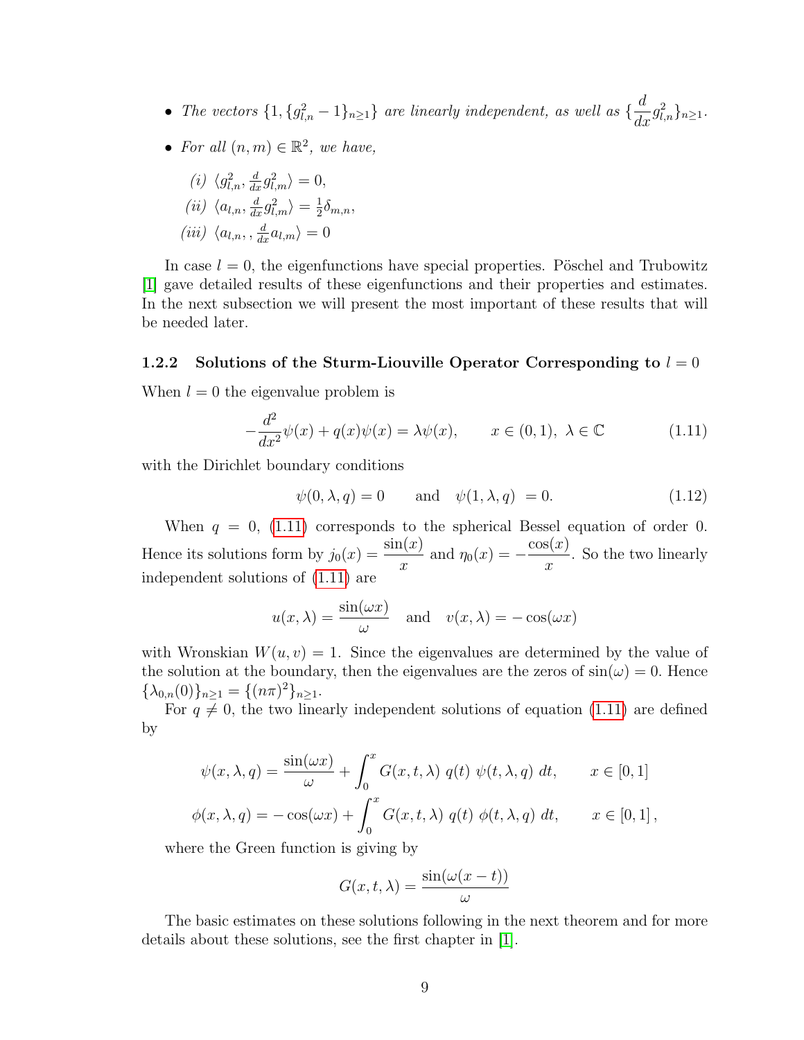- *The vectors* $\{1, \{g_{l,n}^2 - 1\}_{n\geq 1}\}$ *are linearly independent, as well as* $\{\dfrac{d}{dx} g_{l,n}^2\}_{n\geq 1}$.

- *For all* $(n,m) \in \mathbb{R}^2$*, we have,*

  *(i)* $\langle g_{l,n}^2, \frac{d}{dx} g_{l,m}^2 \rangle = 0$,

  *(ii)* $\langle a_{l,n}, \frac{d}{dx} g_{l,m}^2 \rangle = \frac{1}{2}\delta_{m,n}$,

  *(iii)* $\langle a_{l,n},, \frac{d}{dx} a_{l,m} \rangle = 0$

In case $l = 0$, the eigenfunctions have special properties. Pöschel and Trubowitz [1] gave detailed results of these eigenfunctions and their properties and estimates. In the next subsection we will present the most important of these results that will be needed later.

### 1.2.2 Solutions of the Sturm-Liouville Operator Corresponding to $l = 0$

When $l = 0$ the eigenvalue problem is

$$-\frac{d^2}{dx^2}\psi(x) + q(x)\psi(x) = \lambda\psi(x), \qquad x \in (0,1),\ \lambda \in \mathbb{C} \tag{1.11}$$

with the Dirichlet boundary conditions

$$\psi(0, \lambda, q) = 0 \qquad \text{and} \quad \psi(1, \lambda, q)\ = 0. \tag{1.12}$$

When $q = 0$, (1.11) corresponds to the spherical Bessel equation of order 0. Hence its solutions form by $j_0(x) = \dfrac{\sin(x)}{x}$ and $\eta_0(x) = -\dfrac{\cos(x)}{x}$. So the two linearly independent solutions of (1.11) are

$$u(x, \lambda) = \frac{\sin(\omega x)}{\omega} \quad \text{and} \quad v(x, \lambda) = -\cos(\omega x)$$

with Wronskian $W(u, v) = 1$. Since the eigenvalues are determined by the value of the solution at the boundary, then the eigenvalues are the zeros of $\sin(\omega) = 0$. Hence $\{\lambda_{0,n}(0)\}_{n\geq 1} = \{(n\pi)^2\}_{n\geq 1}$.

For $q \neq 0$, the two linearly independent solutions of equation (1.11) are defined by

$$\psi(x, \lambda, q) = \frac{\sin(\omega x)}{\omega} + \int_0^x G(x, t, \lambda)\ q(t)\ \psi(t, \lambda, q)\ dt, \qquad x \in [0, 1]$$

$$\phi(x, \lambda, q) = -\cos(\omega x) + \int_0^x G(x, t, \lambda)\ q(t)\ \phi(t, \lambda, q)\ dt, \qquad x \in [0, 1]\,,$$

where the Green function is giving by

$$G(x, t, \lambda) = \frac{\sin(\omega(x - t))}{\omega}$$

The basic estimates on these solutions following in the next theorem and for more details about these solutions, see the first chapter in [1].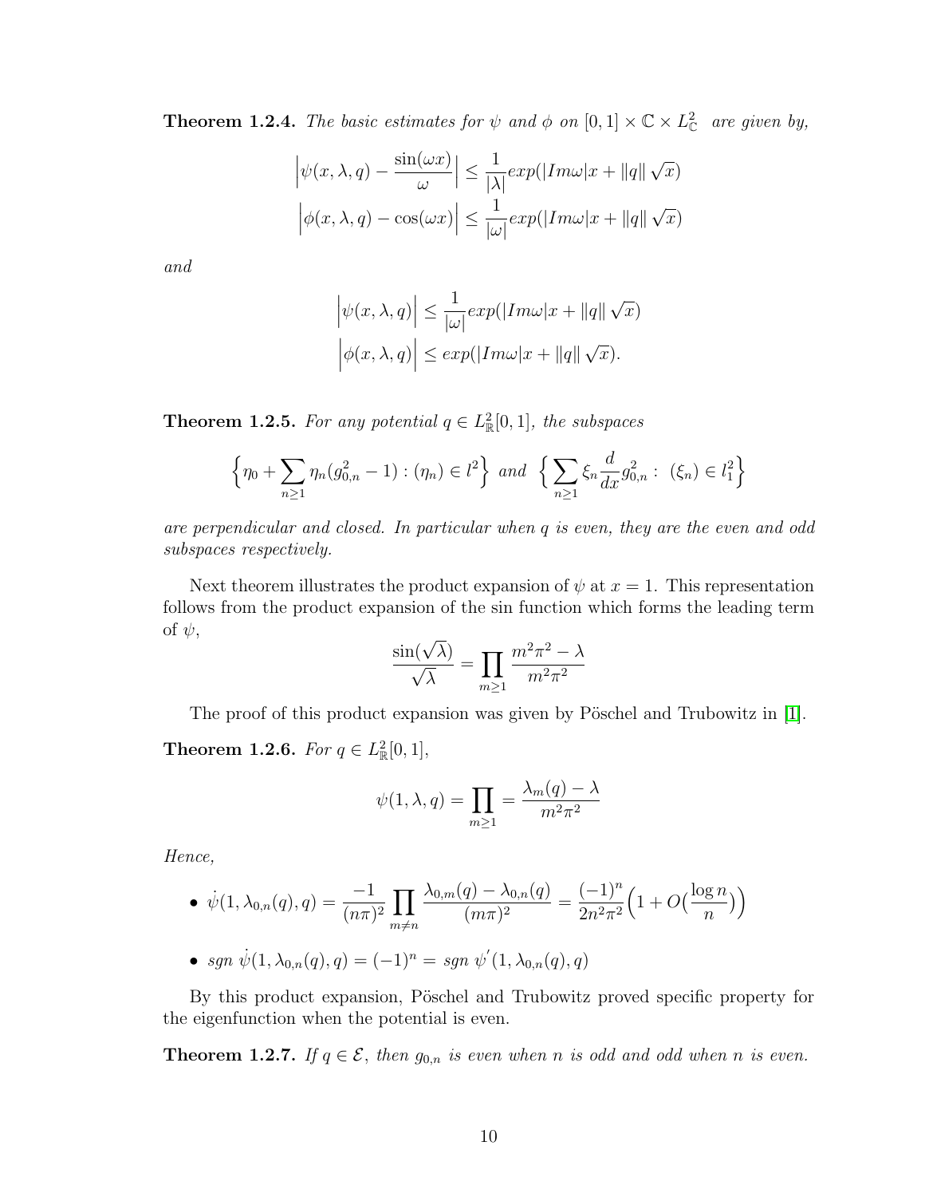**Theorem 1.2.4.** *The basic estimates for $\psi$ and $\phi$ on $[0,1] \times \mathbb{C} \times L^2_{\mathbb{C}}$ are given by,*

$$\Big|\psi(x,\lambda,q) - \frac{\sin(\omega x)}{\omega}\Big| \leq \frac{1}{|\lambda|} exp(|Im\omega|x + \|q\|\sqrt{x})$$

$$\Big|\phi(x,\lambda,q) - \cos(\omega x)\Big| \leq \frac{1}{|\omega|} exp(|Im\omega|x + \|q\|\sqrt{x})$$

*and*

$$\Big|\psi(x,\lambda,q)\Big| \leq \frac{1}{|\omega|} exp(|Im\omega|x + \|q\|\sqrt{x})$$

$$\Big|\phi(x,\lambda,q)\Big| \leq exp(|Im\omega|x + \|q\|\sqrt{x}).$$

**Theorem 1.2.5.** *For any potential $q \in L^2_{\mathbb{R}}[0,1]$, the subspaces*

$$\Big\{\eta_0 + \sum_{n\geq 1} \eta_n(g^2_{0,n} - 1) : (\eta_n) \in l^2\Big\} \text{ and } \Big\{\sum_{n\geq 1} \xi_n \frac{d}{dx} g^2_{0,n} : (\xi_n) \in l^2_1\Big\}$$

*are perpendicular and closed. In particular when $q$ is even, they are the even and odd subspaces respectively.*

Next theorem illustrates the product expansion of $\psi$ at $x = 1$. This representation follows from the product expansion of the sin function which forms the leading term of $\psi$,

$$\frac{\sin(\sqrt{\lambda})}{\sqrt{\lambda}} = \prod_{m\geq 1} \frac{m^2\pi^2 - \lambda}{m^2\pi^2}$$

The proof of this product expansion was given by Pöschel and Trubowitz in [1].

**Theorem 1.2.6.** *For $q \in L^2_{\mathbb{R}}[0,1]$,*

$$\psi(1,\lambda,q) = \prod_{m\geq 1} = \frac{\lambda_m(q) - \lambda}{m^2\pi^2}$$

*Hence,*

- $\dot{\psi}(1,\lambda_{0,n}(q),q) = \dfrac{-1}{(n\pi)^2} \displaystyle\prod_{m\neq n} \frac{\lambda_{0,m}(q) - \lambda_{0,n}(q)}{(m\pi)^2} = \frac{(-1)^n}{2n^2\pi^2}\Big(1 + O\big(\frac{\log n}{n}\big)\Big)$
- *sgn* $\dot{\psi}(1,\lambda_{0,n}(q),q) = (-1)^n =$ *sgn* $\psi'(1,\lambda_{0,n}(q),q)$

By this product expansion, Pöschel and Trubowitz proved specific property for the eigenfunction when the potential is even.

**Theorem 1.2.7.** *If $q \in \mathcal{E}$, then $g_{0,n}$ is even when $n$ is odd and odd when $n$ is even.*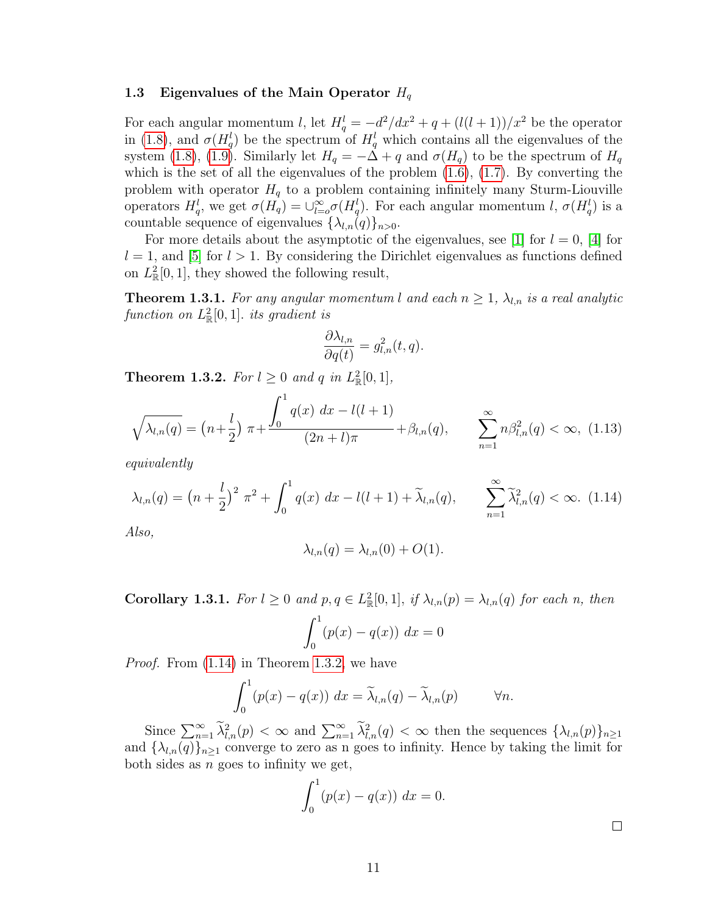### 1.3 Eigenvalues of the Main Operator $H_q$

For each angular momentum $l$, let $H_q^l = -d^2/dx^2 + q + (l(l+1))/x^2$ be the operator in (1.8), and $\sigma(H_q^l)$ be the spectrum of $H_q^l$ which contains all the eigenvalues of the system (1.8), (1.9). Similarly let $H_q = -\Delta + q$ and $\sigma(H_q)$ to be the spectrum of $H_q$ which is the set of all the eigenvalues of the problem (1.6), (1.7). By converting the problem with operator $H_q$ to a problem containing infinitely many Sturm-Liouville operators $H_q^l$, we get $\sigma(H_q) = \cup_{l=o}^{\infty} \sigma(H_q^l)$. For each angular momentum $l$, $\sigma(H_q^l)$ is a countable sequence of eigenvalues $\{\lambda_{l,n}(q)\}_{n>0}$.

For more details about the asymptotic of the eigenvalues, see [1] for $l = 0$, [4] for $l = 1$, and [5] for $l > 1$. By considering the Dirichlet eigenvalues as functions defined on $L^2_{\mathbb{R}}[0,1]$, they showed the following result,

**Theorem 1.3.1.** *For any angular momentum $l$ and each $n \geq 1$, $\lambda_{l,n}$ is a real analytic function on $L^2_{\mathbb{R}}[0,1]$. its gradient is*

$$\frac{\partial \lambda_{l,n}}{\partial q(t)} = g^2_{l,n}(t,q).$$

**Theorem 1.3.2.** *For $l \geq 0$ and $q$ in $L^2_{\mathbb{R}}[0,1]$,*

$$\sqrt{\lambda_{l,n}(q)} = \left(n + \frac{l}{2}\right)\pi + \frac{\int_0^1 q(x)\ dx - l(l+1)}{(2n+l)\pi} + \beta_{l,n}(q), \qquad \sum_{n=1}^{\infty} n\beta^2_{l,n}(q) < \infty, \quad (1.13)$$

*equivalently*

$$\lambda_{l,n}(q) = \left(n + \frac{l}{2}\right)^2 \pi^2 + \int_0^1 q(x)\ dx - l(l+1) + \widetilde{\lambda}_{l,n}(q), \qquad \sum_{n=1}^{\infty} \widetilde{\lambda}^2_{l,n}(q) < \infty. \quad (1.14)$$

*Also,*

$$\lambda_{l,n}(q) = \lambda_{l,n}(0) + O(1).$$

**Corollary 1.3.1.** *For $l \geq 0$ and $p, q \in L^2_{\mathbb{R}}[0,1]$, if $\lambda_{l,n}(p) = \lambda_{l,n}(q)$ for each $n$, then*

$$\int_0^1 (p(x) - q(x))\ dx = 0$$

*Proof.* From (1.14) in Theorem 1.3.2, we have

$$\int_0^1 (p(x) - q(x))\ dx = \widetilde{\lambda}_{l,n}(q) - \widetilde{\lambda}_{l,n}(p) \qquad \forall n.$$

Since $\sum_{n=1}^{\infty} \widetilde{\lambda}^2_{l,n}(p) < \infty$ and $\sum_{n=1}^{\infty} \widetilde{\lambda}^2_{l,n}(q) < \infty$ then the sequences $\{\lambda_{l,n}(p)\}_{n\geq 1}$ and $\{\lambda_{l,n}(q)\}_{n\geq 1}$ converge to zero as n goes to infinity. Hence by taking the limit for both sides as $n$ goes to infinity we get,

$$\int_0^1 (p(x) - q(x))\ dx = 0.$$

□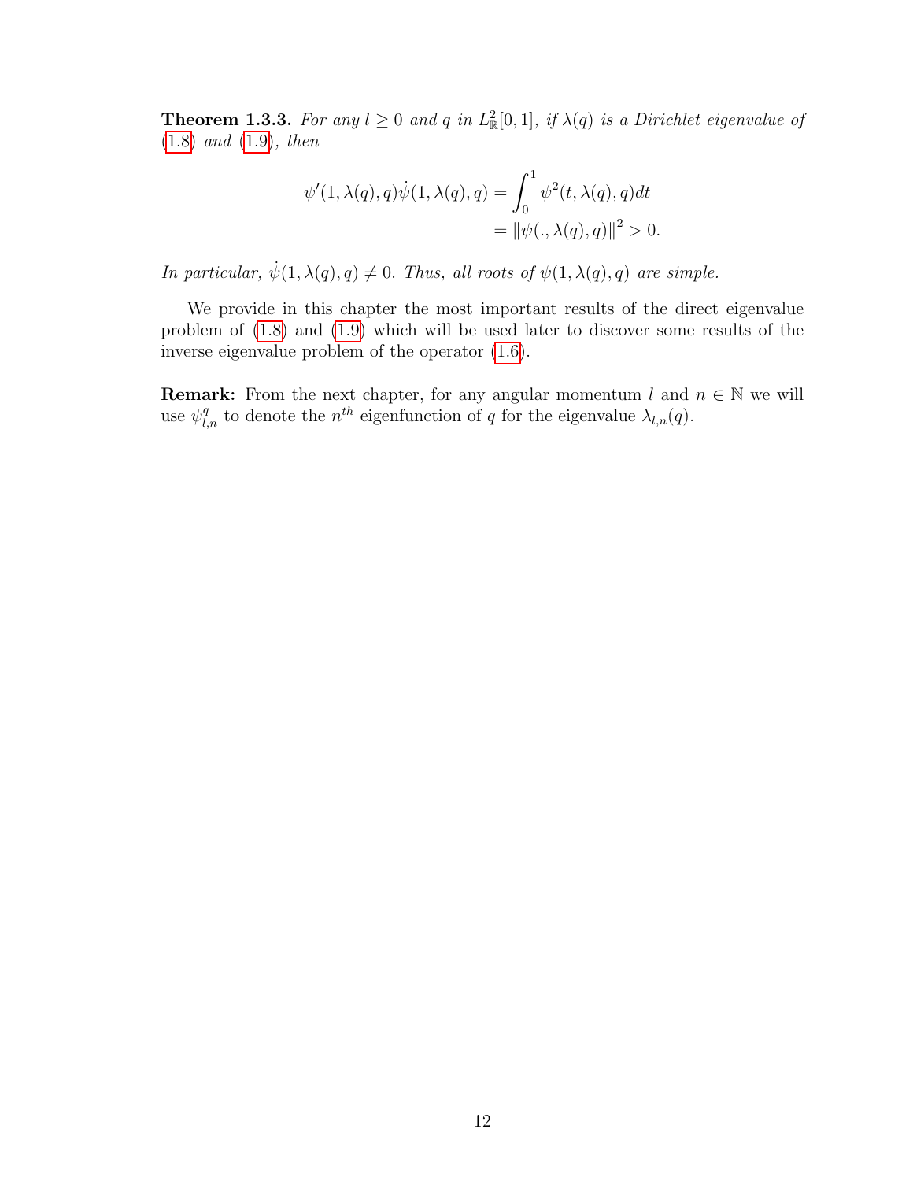**Theorem 1.3.3.** *For any $l \geq 0$ and $q$ in $L^2_{\mathbb{R}}[0,1]$, if $\lambda(q)$ is a Dirichlet eigenvalue of* (1.8) *and* (1.9)*, then*

$$\psi'(1, \lambda(q), q)\dot{\psi}(1, \lambda(q), q) = \int_0^1 \psi^2(t, \lambda(q), q)dt$$
$$= \|\psi(., \lambda(q), q)\|^2 > 0.$$

*In particular, $\dot{\psi}(1, \lambda(q), q) \neq 0$. Thus, all roots of $\psi(1, \lambda(q), q)$ are simple.*

We provide in this chapter the most important results of the direct eigenvalue problem of (1.8) and (1.9) which will be used later to discover some results of the inverse eigenvalue problem of the operator (1.6).

**Remark:** From the next chapter, for any angular momentum $l$ and $n \in \mathbb{N}$ we will use $\psi^q_{l,n}$ to denote the $n^{th}$ eigenfunction of $q$ for the eigenvalue $\lambda_{l,n}(q)$.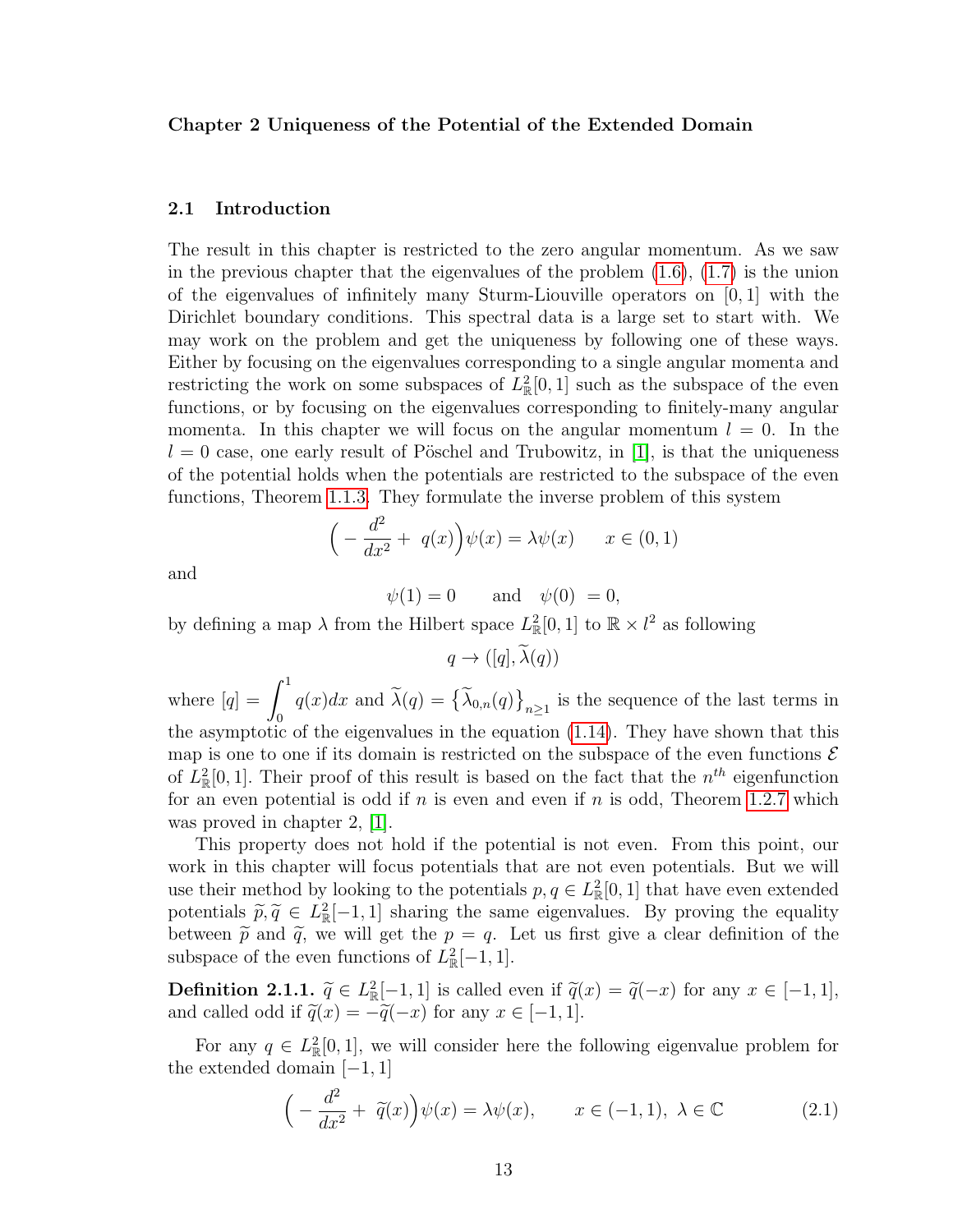# Chapter 2 Uniqueness of the Potential of the Extended Domain

## 2.1 Introduction

The result in this chapter is restricted to the zero angular momentum. As we saw in the previous chapter that the eigenvalues of the problem (1.6), (1.7) is the union of the eigenvalues of infinitely many Sturm-Liouville operators on $[0,1]$ with the Dirichlet boundary conditions. This spectral data is a large set to start with. We may work on the problem and get the uniqueness by following one of these ways. Either by focusing on the eigenvalues corresponding to a single angular momenta and restricting the work on some subspaces of $L^2_{\mathbb{R}}[0,1]$ such as the subspace of the even functions, or by focusing on the eigenvalues corresponding to finitely-many angular momenta. In this chapter we will focus on the angular momentum $l = 0$. In the $l = 0$ case, one early result of Pöschel and Trubowitz, in [1], is that the uniqueness of the potential holds when the potentials are restricted to the subspace of the even functions, Theorem 1.1.3. They formulate the inverse problem of this system

$$\Big( -\frac{d^2}{dx^2} + \ q(x)\Big)\psi(x) = \lambda\psi(x) \qquad x \in (0,1)$$

and

$$\psi(1) = 0 \qquad \text{and} \quad \psi(0) \ = 0,$$

by defining a map $\lambda$ from the Hilbert space $L^2_{\mathbb{R}}[0,1]$ to $\mathbb{R} \times l^2$ as following

$$q \to ([q], \widetilde{\lambda}(q))$$

where $[q] = \displaystyle\int_0^1 q(x)dx$ and $\widetilde{\lambda}(q) = \big\{\widetilde{\lambda}_{0,n}(q)\big\}_{n\geq 1}$ is the sequence of the last terms in the asymptotic of the eigenvalues in the equation (1.14). They have shown that this map is one to one if its domain is restricted on the subspace of the even functions $\mathcal{E}$ of $L^2_{\mathbb{R}}[0,1]$. Their proof of this result is based on the fact that the $n^{th}$ eigenfunction for an even potential is odd if $n$ is even and even if $n$ is odd, Theorem 1.2.7 which was proved in chapter 2, [1].

This property does not hold if the potential is not even. From this point, our work in this chapter will focus potentials that are not even potentials. But we will use their method by looking to the potentials $p, q \in L^2_{\mathbb{R}}[0,1]$ that have even extended potentials $\widetilde{p}, \widetilde{q} \in L^2_{\mathbb{R}}[-1,1]$ sharing the same eigenvalues. By proving the equality between $\widetilde{p}$ and $\widetilde{q}$, we will get the $p = q$. Let us first give a clear definition of the subspace of the even functions of $L^2_{\mathbb{R}}[-1,1]$.

**Definition 2.1.1.** $\widetilde{q} \in L^2_{\mathbb{R}}[-1,1]$ is called even if $\widetilde{q}(x) = \widetilde{q}(-x)$ for any $x \in [-1,1]$, and called odd if $\widetilde{q}(x) = -\widetilde{q}(-x)$ for any $x \in [-1,1]$.

For any $q \in L^2_{\mathbb{R}}[0,1]$, we will consider here the following eigenvalue problem for the extended domain $[-1,1]$

$$\Big( -\frac{d^2}{dx^2} + \ \widetilde{q}(x)\Big)\psi(x) = \lambda\psi(x), \qquad x \in (-1,1), \ \lambda \in \mathbb{C} \tag{2.1}$$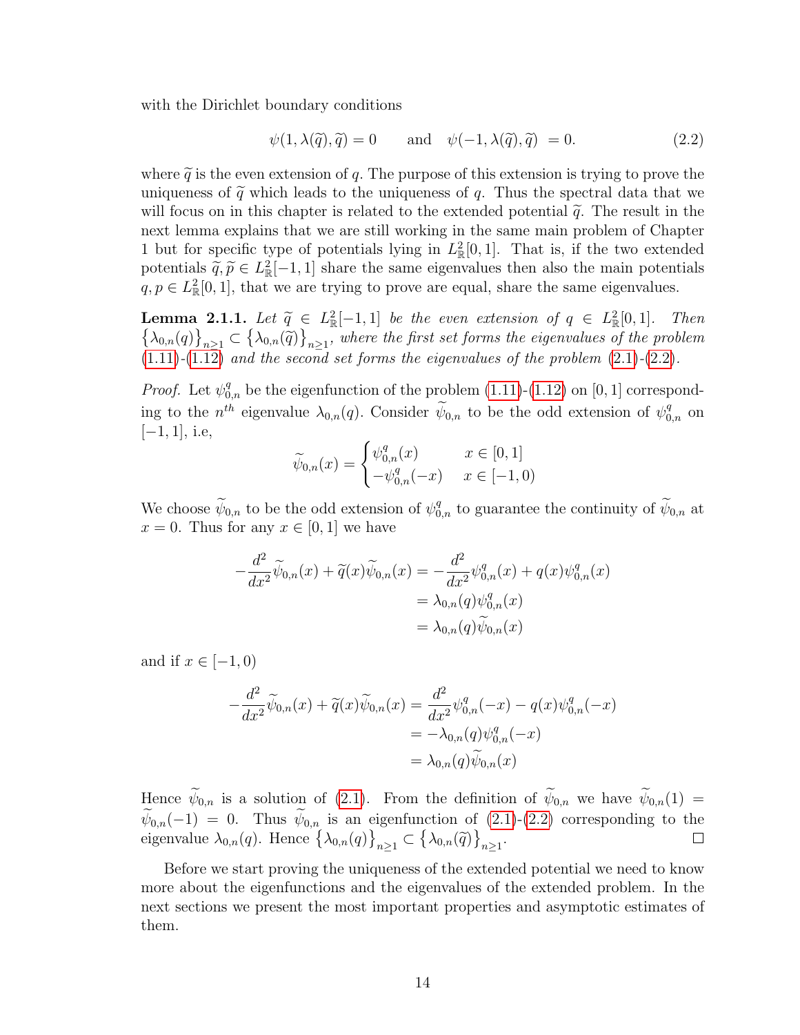with the Dirichlet boundary conditions

$$\psi(1, \lambda(\widetilde{q}), \widetilde{q}) = 0 \qquad \text{and} \quad \psi(-1, \lambda(\widetilde{q}), \widetilde{q}) \ = 0. \tag{2.2}$$

where $\widetilde{q}$ is the even extension of $q$. The purpose of this extension is trying to prove the uniqueness of $\widetilde{q}$ which leads to the uniqueness of $q$. Thus the spectral data that we will focus on in this chapter is related to the extended potential $\widetilde{q}$. The result in the next lemma explains that we are still working in the same main problem of Chapter 1 but for specific type of potentials lying in $L^2_{\mathbb{R}}[0,1]$. That is, if the two extended potentials $\widetilde{q}, \widetilde{p} \in L^2_{\mathbb{R}}[-1,1]$ share the same eigenvalues then also the main potentials $q, p \in L^2_{\mathbb{R}}[0,1]$, that we are trying to prove are equal, share the same eigenvalues.

**Lemma 2.1.1.** *Let $\widetilde{q} \in L^2_{\mathbb{R}}[-1,1]$ be the even extension of $q \in L^2_{\mathbb{R}}[0,1]$. Then $\left\{\lambda_{0,n}(q)\right\}_{n\geq 1} \subset \left\{\lambda_{0,n}(\widetilde{q})\right\}_{n\geq 1}$, where the first set forms the eigenvalues of the problem (1.11)-(1.12) and the second set forms the eigenvalues of the problem (2.1)-(2.2).*

*Proof.* Let $\psi^q_{0,n}$ be the eigenfunction of the problem (1.11)-(1.12) on $[0,1]$ corresponding to the $n^{th}$ eigenvalue $\lambda_{0,n}(q)$. Consider $\widetilde{\psi}_{0,n}$ to be the odd extension of $\psi^q_{0,n}$ on $[-1,1]$, i.e,

$$\widetilde{\psi}_{0,n}(x) = \begin{cases} \psi^q_{0,n}(x) & x \in [0,1] \\ -\psi^q_{0,n}(-x) & x \in [-1,0) \end{cases}$$

We choose $\widetilde{\psi}_{0,n}$ to be the odd extension of $\psi^q_{0,n}$ to guarantee the continuity of $\widetilde{\psi}_{0,n}$ at $x = 0$. Thus for any $x \in [0,1]$ we have

$$\begin{aligned}
-\frac{d^2}{dx^2}\widetilde{\psi}_{0,n}(x) + \widetilde{q}(x)\widetilde{\psi}_{0,n}(x) &= -\frac{d^2}{dx^2}\psi^q_{0,n}(x) + q(x)\psi^q_{0,n}(x) \\
&= \lambda_{0,n}(q)\psi^q_{0,n}(x) \\
&= \lambda_{0,n}(q)\widetilde{\psi}_{0,n}(x)
\end{aligned}$$

and if $x \in [-1,0)$

$$\begin{aligned}
-\frac{d^2}{dx^2}\widetilde{\psi}_{0,n}(x) + \widetilde{q}(x)\widetilde{\psi}_{0,n}(x) &= \frac{d^2}{dx^2}\psi^q_{0,n}(-x) - q(x)\psi^q_{0,n}(-x) \\
&= -\lambda_{0,n}(q)\psi^q_{0,n}(-x) \\
&= \lambda_{0,n}(q)\widetilde{\psi}_{0,n}(x)
\end{aligned}$$

Hence $\widetilde{\psi}_{0,n}$ is a solution of (2.1). From the definition of $\widetilde{\psi}_{0,n}$ we have $\widetilde{\psi}_{0,n}(1) = \widetilde{\psi}_{0,n}(-1) = 0$. Thus $\widetilde{\psi}_{0,n}$ is an eigenfunction of (2.1)-(2.2) corresponding to the eigenvalue $\lambda_{0,n}(q)$. Hence $\left\{\lambda_{0,n}(q)\right\}_{n\geq 1} \subset \left\{\lambda_{0,n}(\widetilde{q})\right\}_{n\geq 1}$. $\square$

Before we start proving the uniqueness of the extended potential we need to know more about the eigenfunctions and the eigenvalues of the extended problem. In the next sections we present the most important properties and asymptotic estimates of them.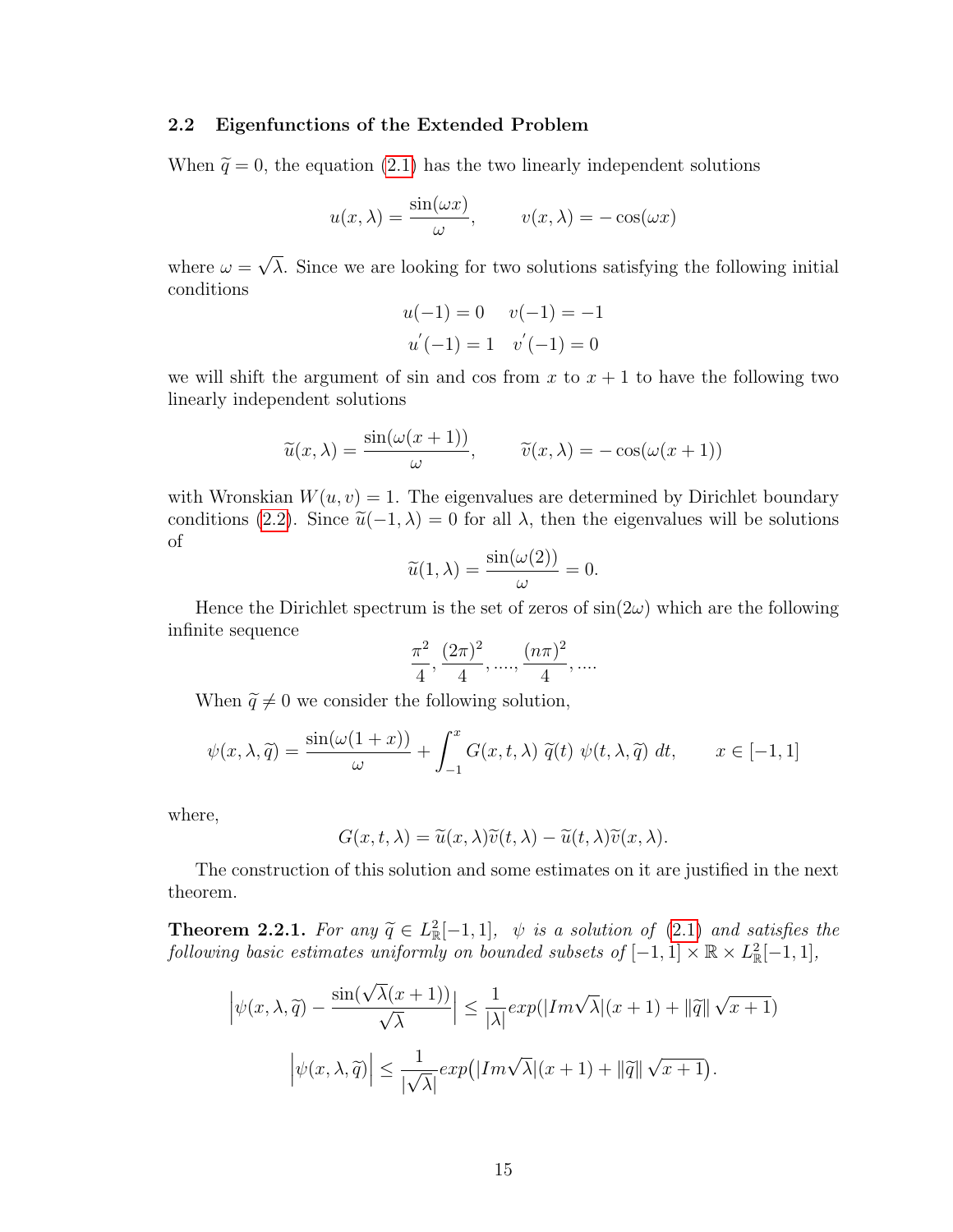### 2.2 Eigenfunctions of the Extended Problem

When $\widetilde{q} = 0$, the equation (2.1) has the two linearly independent solutions

$$u(x, \lambda) = \frac{\sin(\omega x)}{\omega}, \qquad v(x, \lambda) = -\cos(\omega x)$$

where $\omega = \sqrt{\lambda}$. Since we are looking for two solutions satisfying the following initial conditions

$$u(-1) = 0 \quad v(-1) = -1$$
$$u^{'}(-1) = 1 \quad v^{'}(-1) = 0$$

we will shift the argument of sin and cos from $x$ to $x+1$ to have the following two linearly independent solutions

$$\widetilde{u}(x, \lambda) = \frac{\sin(\omega(x+1))}{\omega}, \qquad \widetilde{v}(x, \lambda) = -\cos(\omega(x+1))$$

with Wronskian $W(u, v) = 1$. The eigenvalues are determined by Dirichlet boundary conditions (2.2). Since $\widetilde{u}(-1, \lambda) = 0$ for all $\lambda$, then the eigenvalues will be solutions of

$$\widetilde{u}(1, \lambda) = \frac{\sin(\omega(2))}{\omega} = 0.$$

Hence the Dirichlet spectrum is the set of zeros of $\sin(2\omega)$ which are the following infinite sequence

$$\frac{\pi^2}{4}, \frac{(2\pi)^2}{4}, ...., \frac{(n\pi)^2}{4}, ....$$

When $\widetilde{q} \neq 0$ we consider the following solution,

$$\psi(x, \lambda, \widetilde{q}) = \frac{\sin(\omega(1+x))}{\omega} + \int_{-1}^{x} G(x, t, \lambda)\ \widetilde{q}(t)\ \psi(t, \lambda, \widetilde{q})\ dt, \qquad x \in [-1, 1]$$

where,

$$G(x, t, \lambda) = \widetilde{u}(x, \lambda)\widetilde{v}(t, \lambda) - \widetilde{u}(t, \lambda)\widetilde{v}(x, \lambda).$$

The construction of this solution and some estimates on it are justified in the next theorem.

**Theorem 2.2.1.** *For any $\widetilde{q} \in L^2_{\mathbb{R}}[-1, 1]$, $\psi$ is a solution of (2.1) and satisfies the following basic estimates uniformly on bounded subsets of $[-1, 1] \times \mathbb{R} \times L^2_{\mathbb{R}}[-1, 1]$,*

$$\Big|\psi(x, \lambda, \widetilde{q}) - \frac{\sin(\sqrt{\lambda}(x+1))}{\sqrt{\lambda}}\Big| \leq \frac{1}{|\lambda|} exp(|Im\sqrt{\lambda}|(x+1) + \|\widetilde{q}\|\sqrt{x+1})$$

$$\Big|\psi(x, \lambda, \widetilde{q})\Big| \leq \frac{1}{|\sqrt{\lambda}|} exp\big(|Im\sqrt{\lambda}|(x+1) + \|\widetilde{q}\|\sqrt{x+1}\big).$$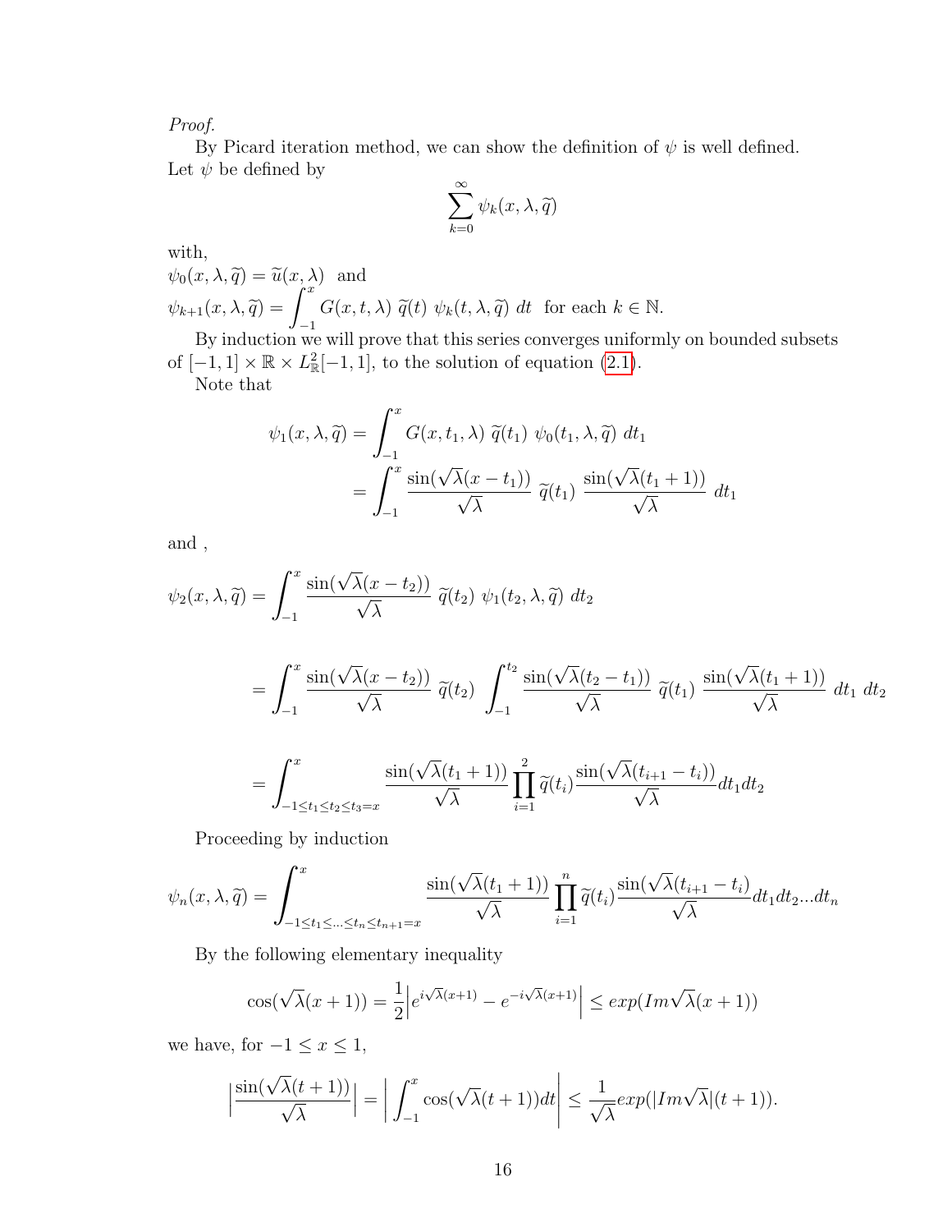*Proof.*

By Picard iteration method, we can show the definition of $\psi$ is well defined. Let $\psi$ be defined by

$$\sum_{k=0}^{\infty} \psi_k(x, \lambda, \widetilde{q})$$

with,
$\psi_0(x, \lambda, \widetilde{q}) = \widetilde{u}(x, \lambda)$ and
$\psi_{k+1}(x, \lambda, \widetilde{q}) = \displaystyle\int_{-1}^{x} G(x, t, \lambda)\ \widetilde{q}(t)\ \psi_k(t, \lambda, \widetilde{q})\ dt$ for each $k \in \mathbb{N}$.

By induction we will prove that this series converges uniformly on bounded subsets of $[-1, 1] \times \mathbb{R} \times L^2_{\mathbb{R}}[-1, 1]$, to the solution of equation (2.1).

Note that

$$\begin{aligned}
\psi_1(x, \lambda, \widetilde{q}) &= \int_{-1}^{x} G(x, t_1, \lambda)\ \widetilde{q}(t_1)\ \psi_0(t_1, \lambda, \widetilde{q})\ dt_1 \\
&= \int_{-1}^{x} \frac{\sin(\sqrt{\lambda}(x - t_1))}{\sqrt{\lambda}}\ \widetilde{q}(t_1)\ \frac{\sin(\sqrt{\lambda}(t_1 + 1))}{\sqrt{\lambda}}\ dt_1
\end{aligned}$$

and ,

$$\psi_2(x, \lambda, \widetilde{q}) = \int_{-1}^{x} \frac{\sin(\sqrt{\lambda}(x - t_2))}{\sqrt{\lambda}}\ \widetilde{q}(t_2)\ \psi_1(t_2, \lambda, \widetilde{q})\ dt_2$$

$$= \int_{-1}^{x} \frac{\sin(\sqrt{\lambda}(x - t_2))}{\sqrt{\lambda}}\ \widetilde{q}(t_2)\ \int_{-1}^{t_2} \frac{\sin(\sqrt{\lambda}(t_2 - t_1))}{\sqrt{\lambda}}\ \widetilde{q}(t_1)\ \frac{\sin(\sqrt{\lambda}(t_1 + 1))}{\sqrt{\lambda}}\ dt_1\ dt_2$$

$$= \int_{-1 \le t_1 \le t_2 \le t_3 = x}^{x} \frac{\sin(\sqrt{\lambda}(t_1 + 1))}{\sqrt{\lambda}} \prod_{i=1}^{2} \widetilde{q}(t_i) \frac{\sin(\sqrt{\lambda}(t_{i+1} - t_i))}{\sqrt{\lambda}} dt_1 dt_2$$

Proceeding by induction

$$\psi_n(x, \lambda, \widetilde{q}) = \int_{-1 \le t_1 \le \ldots \le t_n \le t_{n+1} = x}^{x} \frac{\sin(\sqrt{\lambda}(t_1 + 1))}{\sqrt{\lambda}} \prod_{i=1}^{n} \widetilde{q}(t_i) \frac{\sin(\sqrt{\lambda}(t_{i+1} - t_i))}{\sqrt{\lambda}} dt_1 dt_2 \ldots dt_n$$

By the following elementary inequality

$$\cos(\sqrt{\lambda}(x + 1)) = \frac{1}{2}\Big| e^{i\sqrt{\lambda}(x+1)} - e^{-i\sqrt{\lambda}(x+1)} \Big| \le exp(Im\sqrt{\lambda}(x + 1))$$

we have, for $-1 \le x \le 1$,

$$\Big| \frac{\sin(\sqrt{\lambda}(t + 1))}{\sqrt{\lambda}} \Big| = \Big| \int_{-1}^{x} \cos(\sqrt{\lambda}(t + 1)) dt \Big| \le \frac{1}{\sqrt{\lambda}} exp(|Im\sqrt{\lambda}|(t + 1)).$$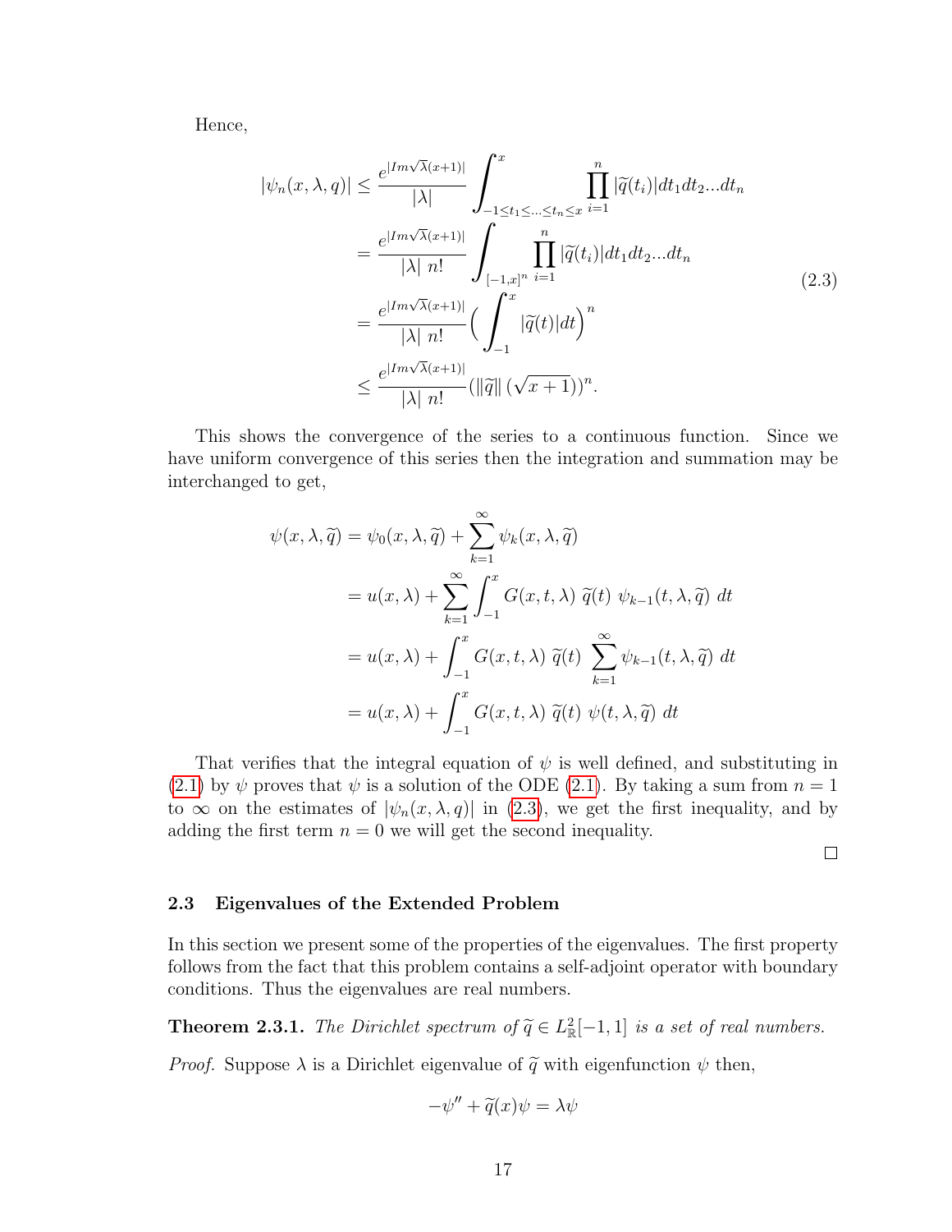Hence,

$$
\begin{aligned}
|\psi_n(x,\lambda,q)| &\leq \frac{e^{|Im\sqrt{\lambda}(x+1)|}}{|\lambda|} \int_{-1\leq t_1\leq \ldots \leq t_n \leq x}^{x} \prod_{i=1}^{n} |\widetilde{q}(t_i)| dt_1 dt_2 \ldots dt_n \\
&= \frac{e^{|Im\sqrt{\lambda}(x+1)|}}{|\lambda|\ n!} \int_{[-1,x]^n} \prod_{i=1}^{n} |\widetilde{q}(t_i)| dt_1 dt_2 \ldots dt_n \\
&= \frac{e^{|Im\sqrt{\lambda}(x+1)|}}{|\lambda|\ n!} \Big( \int_{-1}^{x} |\widetilde{q}(t)| dt \Big)^n \\
&\leq \frac{e^{|Im\sqrt{\lambda}(x+1)|}}{|\lambda|\ n!} (\|\widetilde{q}\| \, (\sqrt{x+1}))^n.
\end{aligned}
\tag{2.3}
$$

This shows the convergence of the series to a continuous function. Since we have uniform convergence of this series then the integration and summation may be interchanged to get,

$$
\begin{aligned}
\psi(x,\lambda,\widetilde{q}) &= \psi_0(x,\lambda,\widetilde{q}) + \sum_{k=1}^{\infty} \psi_k(x,\lambda,\widetilde{q}) \\
&= u(x,\lambda) + \sum_{k=1}^{\infty} \int_{-1}^{x} G(x,t,\lambda)\ \widetilde{q}(t)\ \psi_{k-1}(t,\lambda,\widetilde{q})\ dt \\
&= u(x,\lambda) + \int_{-1}^{x} G(x,t,\lambda)\ \widetilde{q}(t)\ \sum_{k=1}^{\infty} \psi_{k-1}(t,\lambda,\widetilde{q})\ dt \\
&= u(x,\lambda) + \int_{-1}^{x} G(x,t,\lambda)\ \widetilde{q}(t)\ \psi(t,\lambda,\widetilde{q})\ dt
\end{aligned}
$$

That verifies that the integral equation of $\psi$ is well defined, and substituting in (2.1) by $\psi$ proves that $\psi$ is a solution of the ODE (2.1). By taking a sum from $n = 1$ to $\infty$ on the estimates of $|\psi_n(x,\lambda,q)|$ in (2.3), we get the first inequality, and by adding the first term $n = 0$ we will get the second inequality.

□

### 2.3 Eigenvalues of the Extended Problem

In this section we present some of the properties of the eigenvalues. The first property follows from the fact that this problem contains a self-adjoint operator with boundary conditions. Thus the eigenvalues are real numbers.

**Theorem 2.3.1.** *The Dirichlet spectrum of $\widetilde{q} \in L^2_{\mathbb{R}}[-1,1]$ is a set of real numbers.*

*Proof.* Suppose $\lambda$ is a Dirichlet eigenvalue of $\widetilde{q}$ with eigenfunction $\psi$ then,

$$
-\psi'' + \widetilde{q}(x)\psi = \lambda\psi
$$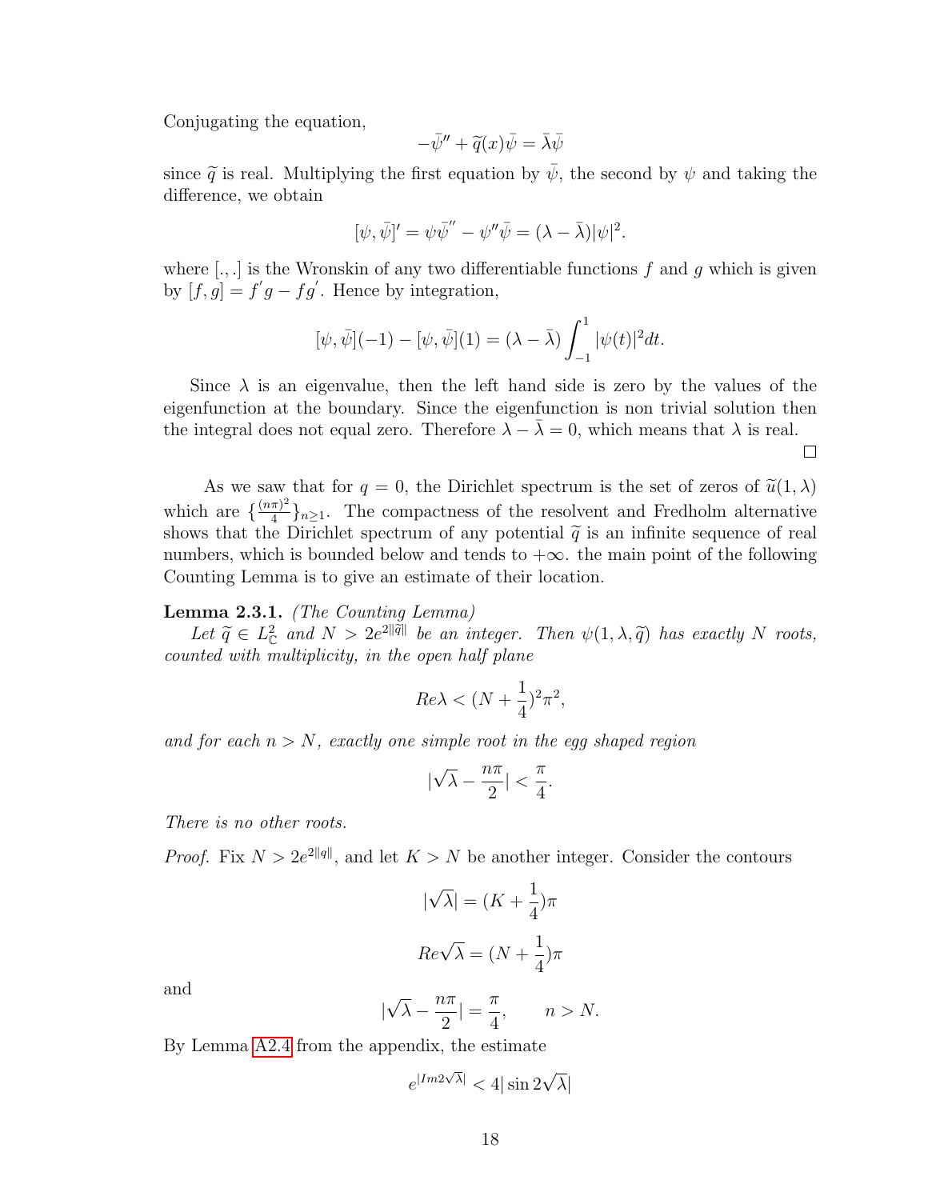Conjugating the equation,

$$-\bar{\psi}'' + \widetilde{q}(x)\bar{\psi} = \bar{\lambda}\bar{\psi}$$

since $\widetilde{q}$ is real. Multiplying the first equation by $\bar{\psi}$, the second by $\psi$ and taking the difference, we obtain

$$[\psi, \bar{\psi}]' = \psi\bar{\psi}^{''} - \psi''\bar{\psi} = (\lambda - \bar{\lambda})|\psi|^2.$$

where $[.,.]$ is the Wronskin of any two differentiable functions $f$ and $g$ which is given by $[f, g] = f^{'}g - fg^{'}$. Hence by integration,

$$[\psi, \bar{\psi}](-1) - [\psi, \bar{\psi}](1) = (\lambda - \bar{\lambda})\int_{-1}^{1} |\psi(t)|^2 dt.$$

Since $\lambda$ is an eigenvalue, then the left hand side is zero by the values of the eigenfunction at the boundary. Since the eigenfunction is non trivial solution then the integral does not equal zero. Therefore $\lambda - \bar{\lambda} = 0$, which means that $\lambda$ is real.

□

As we saw that for $q = 0$, the Dirichlet spectrum is the set of zeros of $\widetilde{u}(1, \lambda)$ which are $\{\frac{(n\pi)^2}{4}\}_{n\geq 1}$. The compactness of the resolvent and Fredholm alternative shows that the Dirichlet spectrum of any potential $\widetilde{q}$ is an infinite sequence of real numbers, which is bounded below and tends to $+\infty$. the main point of the following Counting Lemma is to give an estimate of their location.

**Lemma 2.3.1.** *(The Counting Lemma)*
*Let $\widetilde{q} \in L^2_{\mathbb{C}}$ and $N > 2e^{2\|\widetilde{q}\|}$ be an integer. Then $\psi(1, \lambda, \widetilde{q})$ has exactly $N$ roots, counted with multiplicity, in the open half plane*

$$Re\lambda < (N + \frac{1}{4})^2\pi^2,$$

*and for each $n > N$, exactly one simple root in the egg shaped region*

$$|\sqrt{\lambda} - \frac{n\pi}{2}| < \frac{\pi}{4}.$$

*There is no other roots.*

*Proof.* Fix $N > 2e^{2\|q\|}$, and let $K > N$ be another integer. Consider the contours

$$|\sqrt{\lambda}| = (K + \frac{1}{4})\pi$$

$$Re\sqrt{\lambda} = (N + \frac{1}{4})\pi$$

and

$$|\sqrt{\lambda} - \frac{n\pi}{2}| = \frac{\pi}{4}, \qquad n > N.$$

By Lemma A2.4 from the appendix, the estimate

$$e^{|Im 2\sqrt{\lambda}|} < 4|\sin 2\sqrt{\lambda}|$$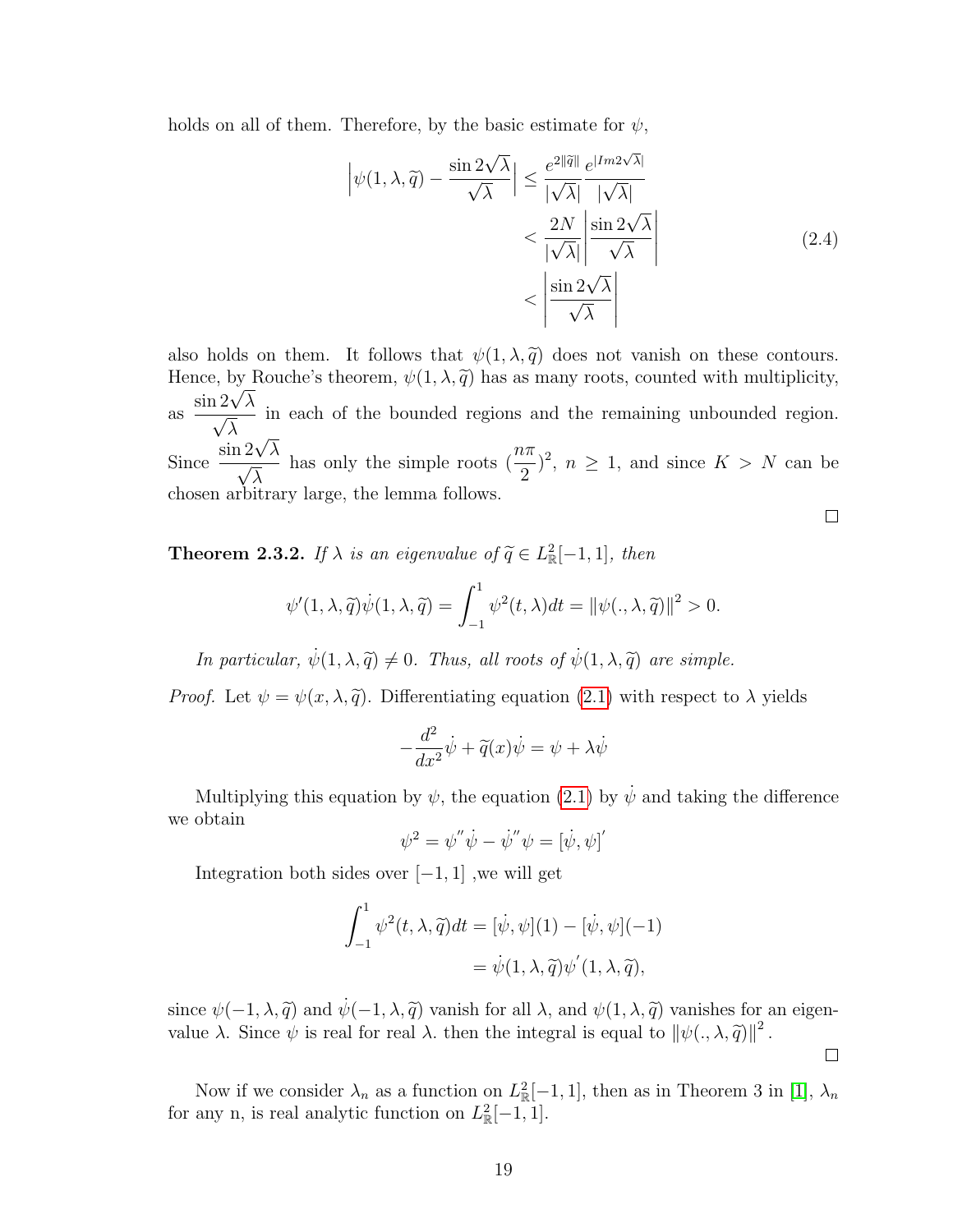holds on all of them. Therefore, by the basic estimate for $\psi$,

$$
\begin{aligned}
\left|\psi(1,\lambda,\widetilde{q}) - \frac{\sin 2\sqrt{\lambda}}{\sqrt{\lambda}}\right| &\leq \frac{e^{2\|\widetilde{q}\|}}{|\sqrt{\lambda}|}\frac{e^{|Im 2\sqrt{\lambda}|}}{|\sqrt{\lambda}|} \\
&< \frac{2N}{|\sqrt{\lambda}|}\left|\frac{\sin 2\sqrt{\lambda}}{\sqrt{\lambda}}\right| \\
&< \left|\frac{\sin 2\sqrt{\lambda}}{\sqrt{\lambda}}\right|
\end{aligned}
\tag{2.4}
$$

also holds on them. It follows that $\psi(1,\lambda,\widetilde{q})$ does not vanish on these contours. Hence, by Rouche's theorem, $\psi(1,\lambda,\widetilde{q})$ has as many roots, counted with multiplicity, as $\dfrac{\sin 2\sqrt{\lambda}}{\sqrt{\lambda}}$ in each of the bounded regions and the remaining unbounded region. Since $\dfrac{\sin 2\sqrt{\lambda}}{\sqrt{\lambda}}$ has only the simple roots $(\dfrac{n\pi}{2})^2$, $n \geq 1$, and since $K > N$ can be chosen arbitrary large, the lemma follows. □

**Theorem 2.3.2.** *If $\lambda$ is an eigenvalue of $\widetilde{q} \in L^2_{\mathbb{R}}[-1,1]$, then*

$$
\psi'(1,\lambda,\widetilde{q})\dot{\psi}(1,\lambda,\widetilde{q}) = \int_{-1}^{1} \psi^2(t,\lambda)dt = \|\psi(.,\lambda,\widetilde{q})\|^2 > 0.
$$

*In particular, $\dot{\psi}(1,\lambda,\widetilde{q}) \neq 0$. Thus, all roots of $\dot{\psi}(1,\lambda,\widetilde{q})$ are simple.*

*Proof.* Let $\psi = \psi(x,\lambda,\widetilde{q})$. Differentiating equation (2.1) with respect to $\lambda$ yields

$$
-\frac{d^2}{dx^2}\dot{\psi} + \widetilde{q}(x)\dot{\psi} = \psi + \lambda\dot{\psi}
$$

Multiplying this equation by $\psi$, the equation (2.1) by $\dot{\psi}$ and taking the difference we obtain

$$
\psi^2 = \psi''\dot{\psi} - \dot{\psi}''\psi = [\dot{\psi},\psi]'
$$

Integration both sides over $[-1,1]$ ,we will get

$$
\begin{aligned}
\int_{-1}^{1} \psi^2(t,\lambda,\widetilde{q})dt &= [\dot{\psi},\psi](1) - [\dot{\psi},\psi](-1) \\
&= \dot{\psi}(1,\lambda,\widetilde{q})\psi'(1,\lambda,\widetilde{q}),
\end{aligned}
$$

since $\psi(-1,\lambda,\widetilde{q})$ and $\dot{\psi}(-1,\lambda,\widetilde{q})$ vanish for all $\lambda$, and $\psi(1,\lambda,\widetilde{q})$ vanishes for an eigenvalue $\lambda$. Since $\psi$ is real for real $\lambda$. then the integral is equal to $\|\psi(.,\lambda,\widetilde{q})\|^2$. □

Now if we consider $\lambda_n$ as a function on $L^2_{\mathbb{R}}[-1,1]$, then as in Theorem 3 in [1], $\lambda_n$ for any n, is real analytic function on $L^2_{\mathbb{R}}[-1,1]$.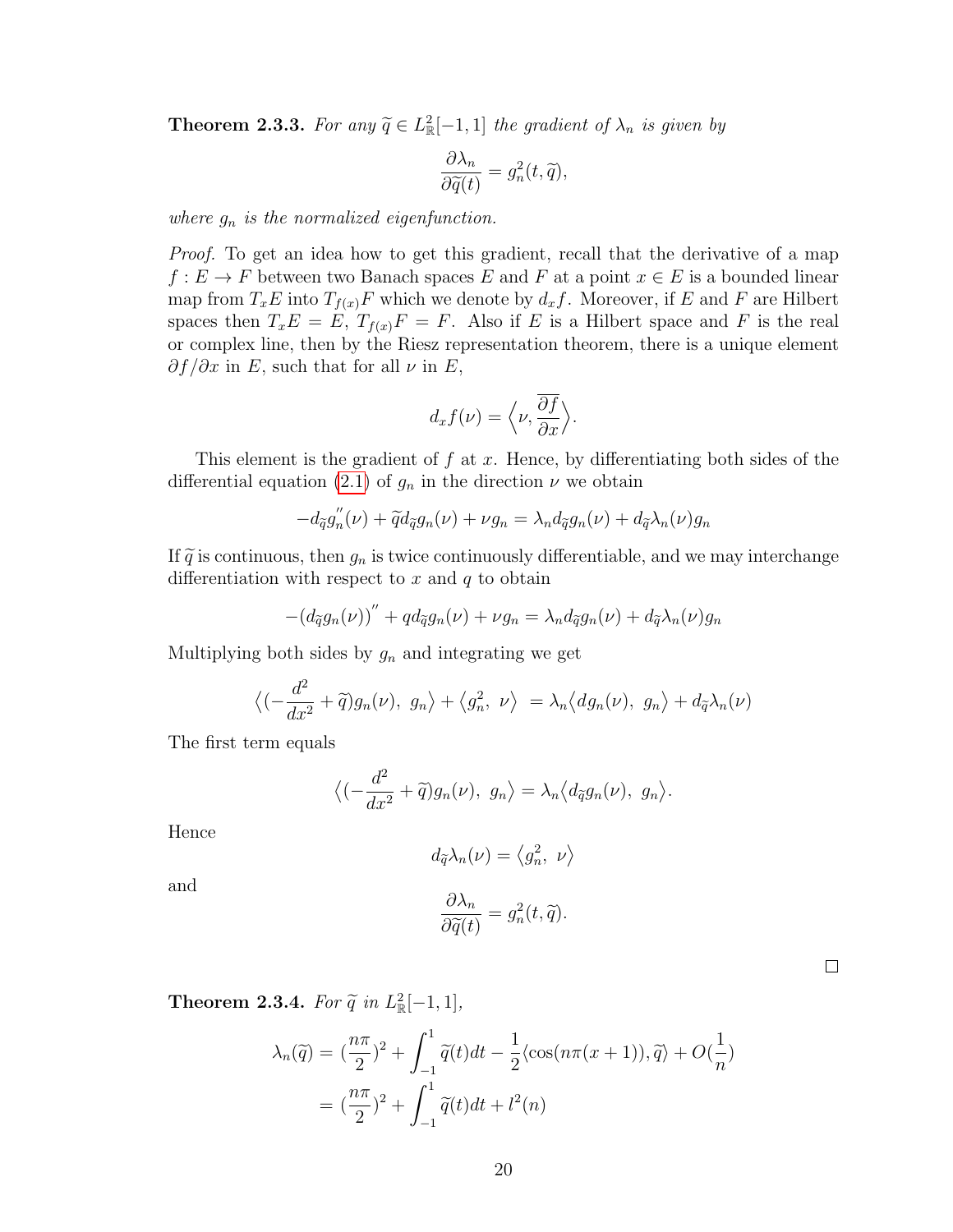**Theorem 2.3.3.** *For any $\widetilde{q} \in L^2_{\mathbb{R}}[-1,1]$ the gradient of $\lambda_n$ is given by*

$$\frac{\partial \lambda_n}{\partial \widetilde{q}(t)} = g_n^2(t, \widetilde{q}),$$

*where $g_n$ is the normalized eigenfunction.*

*Proof.* To get an idea how to get this gradient, recall that the derivative of a map $f : E \to F$ between two Banach spaces $E$ and $F$ at a point $x \in E$ is a bounded linear map from $T_x E$ into $T_{f(x)} F$ which we denote by $d_x f$. Moreover, if $E$ and $F$ are Hilbert spaces then $T_x E = E$, $T_{f(x)} F = F$. Also if $E$ is a Hilbert space and $F$ is the real or complex line, then by the Riesz representation theorem, there is a unique element $\partial f / \partial x$ in $E$, such that for all $\nu$ in $E$,

$$d_x f(\nu) = \Big\langle \nu, \overline{\frac{\partial f}{\partial x}} \Big\rangle.$$

This element is the gradient of $f$ at $x$. Hence, by differentiating both sides of the differential equation (2.1) of $g_n$ in the direction $\nu$ we obtain

$$-d_{\widetilde{q}} g_n^{''}(\nu) + \widetilde{q} d_{\widetilde{q}} g_n(\nu) + \nu g_n = \lambda_n d_{\widetilde{q}} g_n(\nu) + d_{\widetilde{q}} \lambda_n(\nu) g_n$$

If $\widetilde{q}$ is continuous, then $g_n$ is twice continuously differentiable, and we may interchange differentiation with respect to $x$ and $q$ to obtain

$$-(d_{\widetilde{q}} g_n(\nu))^{''} + q d_{\widetilde{q}} g_n(\nu) + \nu g_n = \lambda_n d_{\widetilde{q}} g_n(\nu) + d_{\widetilde{q}} \lambda_n(\nu) g_n$$

Multiplying both sides by $g_n$ and integrating we get

$$\Big\langle (-\frac{d^2}{dx^2} + \widetilde{q}) g_n(\nu),\ g_n \Big\rangle + \big\langle g_n^2,\ \nu \big\rangle\ = \lambda_n \big\langle d g_n(\nu),\ g_n \big\rangle + d_{\widetilde{q}} \lambda_n(\nu)$$

The first term equals

$$\Big\langle (-\frac{d^2}{dx^2} + \widetilde{q}) g_n(\nu),\ g_n \Big\rangle = \lambda_n \big\langle d_{\widetilde{q}} g_n(\nu),\ g_n \big\rangle.$$

Hence

$$d_{\widetilde{q}} \lambda_n(\nu) = \big\langle g_n^2,\ \nu \big\rangle$$

and

$$\frac{\partial \lambda_n}{\partial \widetilde{q}(t)} = g_n^2(t, \widetilde{q}).$$

□

**Theorem 2.3.4.** *For $\widetilde{q}$ in $L^2_{\mathbb{R}}[-1,1]$,*

$$\begin{aligned}
\lambda_n(\widetilde{q}) &= (\frac{n\pi}{2})^2 + \int_{-1}^{1} \widetilde{q}(t) dt - \frac{1}{2} \langle \cos(n\pi(x+1)), \widetilde{q} \rangle + O(\frac{1}{n}) \\
&= (\frac{n\pi}{2})^2 + \int_{-1}^{1} \widetilde{q}(t) dt + l^2(n)
\end{aligned}$$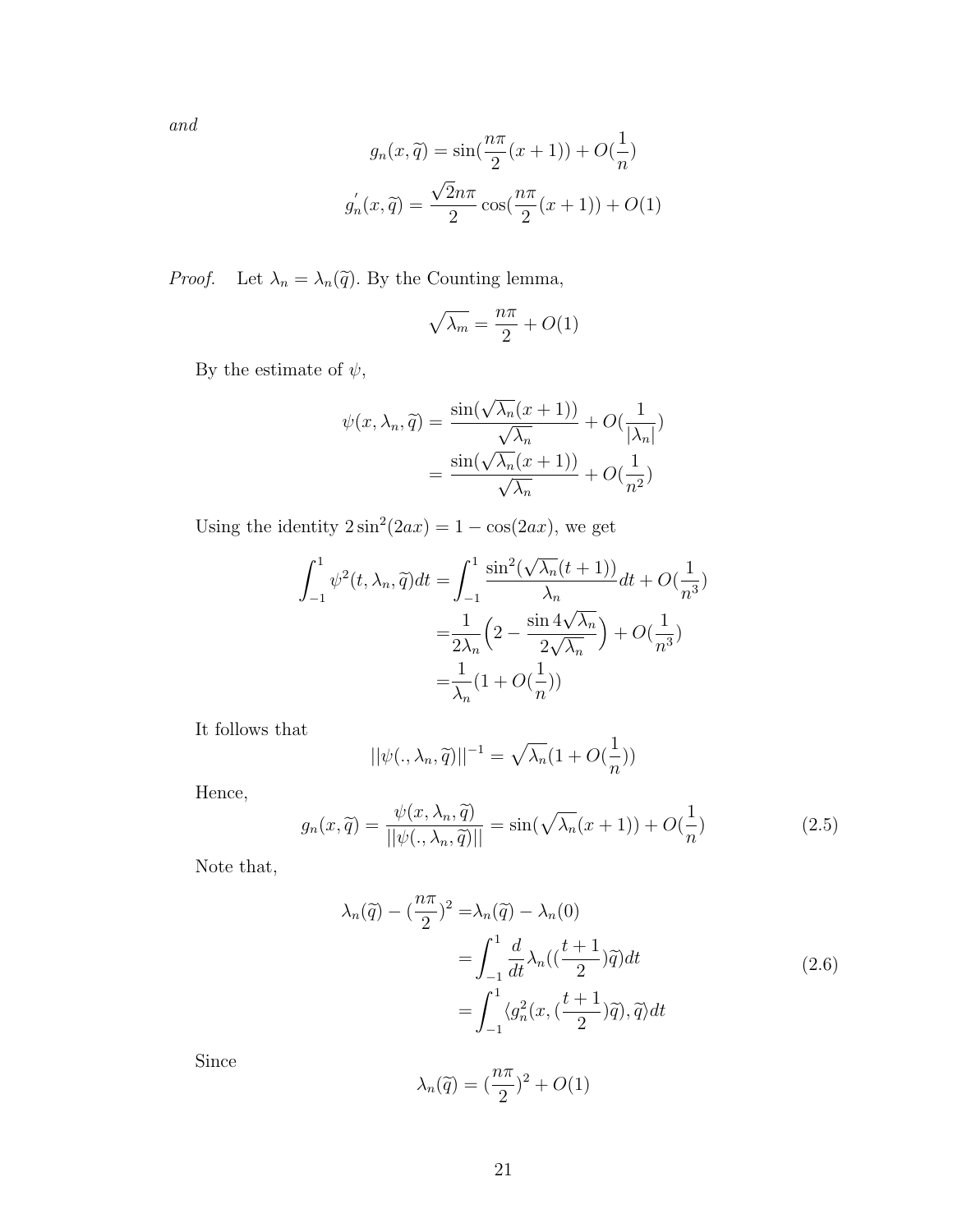*and*

$$g_n(x,\widetilde{q}) = \sin(\frac{n\pi}{2}(x+1)) + O(\frac{1}{n})$$

$$g_n^{'}(x,\widetilde{q}) = \frac{\sqrt{2}n\pi}{2}\cos(\frac{n\pi}{2}(x+1)) + O(1)$$

*Proof.* Let $\lambda_n = \lambda_n(\widetilde{q})$. By the Counting lemma,

$$\sqrt{\lambda_m} = \frac{n\pi}{2} + O(1)$$

By the estimate of $\psi$,

$$\begin{aligned}
\psi(x,\lambda_n,\widetilde{q}) &= \frac{\sin(\sqrt{\lambda_n}(x+1))}{\sqrt{\lambda_n}} + O(\frac{1}{|\lambda_n|}) \\
&= \frac{\sin(\sqrt{\lambda_n}(x+1))}{\sqrt{\lambda_n}} + O(\frac{1}{n^2})
\end{aligned}$$

Using the identity $2\sin^2(2ax) = 1 - \cos(2ax)$, we get

$$\begin{aligned}
\int_{-1}^{1}\psi^2(t,\lambda_n,\widetilde{q})dt =& \int_{-1}^{1}\frac{\sin^2(\sqrt{\lambda_n}(t+1))}{\lambda_n}dt + O(\frac{1}{n^3}) \\
=& \frac{1}{2\lambda_n}\Big(2 - \frac{\sin 4\sqrt{\lambda_n}}{2\sqrt{\lambda_n}}\Big) + O(\frac{1}{n^3}) \\
=& \frac{1}{\lambda_n}(1 + O(\frac{1}{n}))
\end{aligned}$$

It follows that

$$||\psi(.,\lambda_n,\widetilde{q})||^{-1} = \sqrt{\lambda_n}(1 + O(\frac{1}{n}))$$

Hence,

$$g_n(x,\widetilde{q}) = \frac{\psi(x,\lambda_n,\widetilde{q})}{||\psi(.,\lambda_n,\widetilde{q})||} = \sin(\sqrt{\lambda_n}(x+1)) + O(\frac{1}{n}) \tag{2.5}$$

Note that,

$$\begin{aligned}
\lambda_n(\widetilde{q}) - (\frac{n\pi}{2})^2 =& \lambda_n(\widetilde{q}) - \lambda_n(0) \\
=& \int_{-1}^{1}\frac{d}{dt}\lambda_n((\frac{t+1}{2})\widetilde{q})dt \\
=& \int_{-1}^{1}\langle g_n^2(x,(\frac{t+1}{2})\widetilde{q}),\widetilde{q}\rangle dt
\end{aligned} \tag{2.6}$$

Since

$$\lambda_n(\widetilde{q}) = (\frac{n\pi}{2})^2 + O(1)$$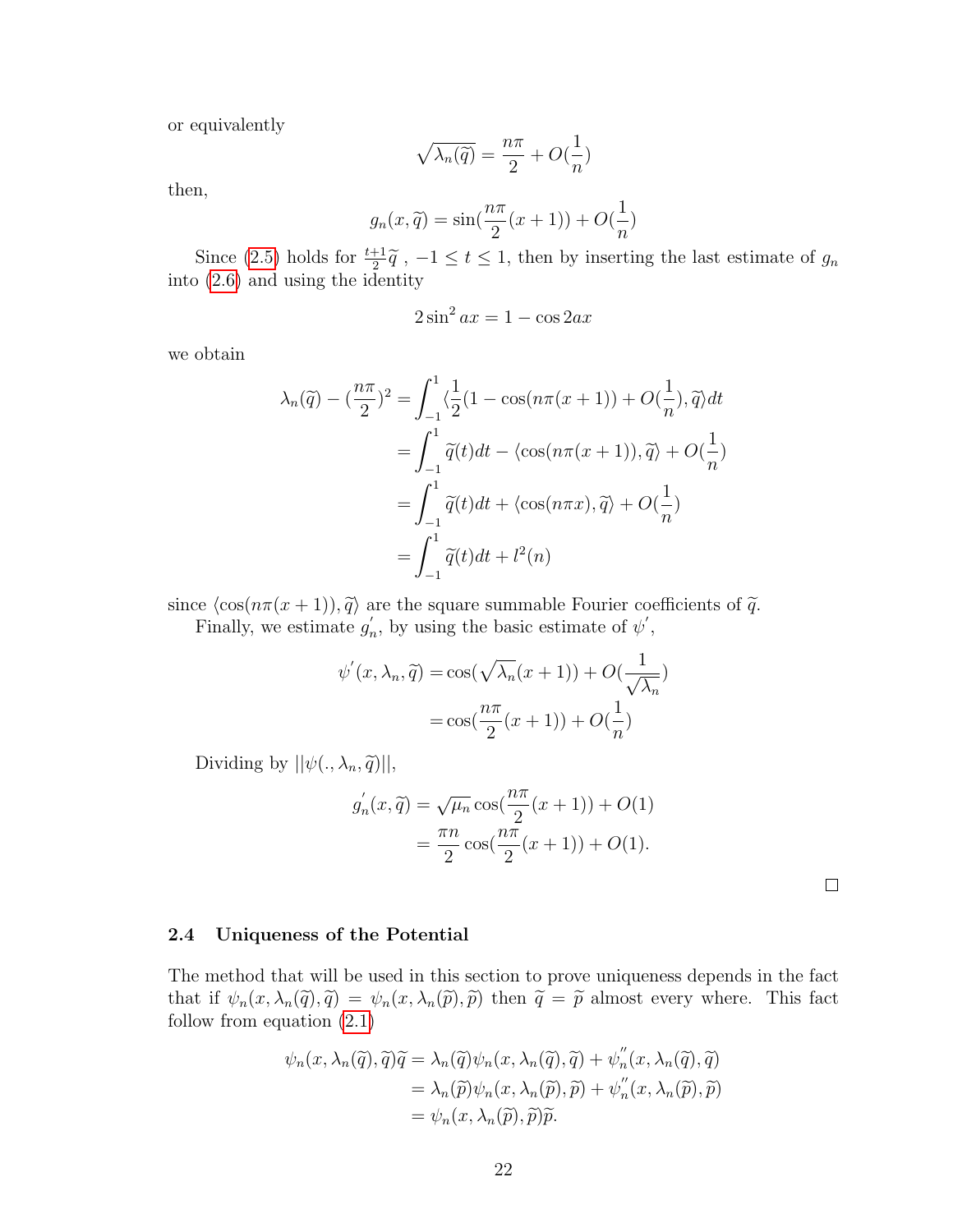or equivalently

$$\sqrt{\lambda_n(\widetilde{q})} = \frac{n\pi}{2} + O(\frac{1}{n})$$

then,

$$g_n(x, \widetilde{q}) = \sin(\frac{n\pi}{2}(x+1)) + O(\frac{1}{n})$$

Since (2.5) holds for $\frac{t+1}{2}\widetilde{q}$ , $-1 \leq t \leq 1$, then by inserting the last estimate of $g_n$ into (2.6) and using the identity

$$2\sin^2 ax = 1 - \cos 2ax$$

we obtain

$$\begin{aligned}
\lambda_n(\widetilde{q}) - (\frac{n\pi}{2})^2 &= \int_{-1}^{1} \langle \frac{1}{2}(1 - \cos(n\pi(x+1)) + O(\frac{1}{n}), \widetilde{q} \rangle dt \\
&= \int_{-1}^{1} \widetilde{q}(t)dt - \langle \cos(n\pi(x+1)), \widetilde{q} \rangle + O(\frac{1}{n}) \\
&= \int_{-1}^{1} \widetilde{q}(t)dt + \langle \cos(n\pi x), \widetilde{q} \rangle + O(\frac{1}{n}) \\
&= \int_{-1}^{1} \widetilde{q}(t)dt + l^2(n)
\end{aligned}$$

since $\langle \cos(n\pi(x+1)), \widetilde{q} \rangle$ are the square summable Fourier coefficients of $\widetilde{q}$.

Finally, we estimate $g_n^{'}$, by using the basic estimate of $\psi^{'}$,

$$\begin{aligned}
\psi^{'}(x, \lambda_n, \widetilde{q}) &= \cos(\sqrt{\lambda_n}(x+1)) + O(\frac{1}{\sqrt{\lambda_n}}) \\
&= \cos(\frac{n\pi}{2}(x+1)) + O(\frac{1}{n})
\end{aligned}$$

Dividing by $||\psi(., \lambda_n, \widetilde{q})||$,

$$\begin{aligned}
g_n^{'}(x, \widetilde{q}) &= \sqrt{\mu_n}\cos(\frac{n\pi}{2}(x+1)) + O(1) \\
&= \frac{\pi n}{2}\cos(\frac{n\pi}{2}(x+1)) + O(1).
\end{aligned}$$

□

### 2.4 Uniqueness of the Potential

The method that will be used in this section to prove uniqueness depends in the fact that if $\psi_n(x, \lambda_n(\widetilde{q}), \widetilde{q}) = \psi_n(x, \lambda_n(\widetilde{p}), \widetilde{p})$ then $\widetilde{q} = \widetilde{p}$ almost every where. This fact follow from equation (2.1)

$$\begin{aligned}
\psi_n(x, \lambda_n(\widetilde{q}), \widetilde{q})\widetilde{q} &= \lambda_n(\widetilde{q})\psi_n(x, \lambda_n(\widetilde{q}), \widetilde{q}) + \psi_n^{''}(x, \lambda_n(\widetilde{q}), \widetilde{q}) \\
&= \lambda_n(\widetilde{p})\psi_n(x, \lambda_n(\widetilde{p}), \widetilde{p}) + \psi_n^{''}(x, \lambda_n(\widetilde{p}), \widetilde{p}) \\
&= \psi_n(x, \lambda_n(\widetilde{p}), \widetilde{p})\widetilde{p}.
\end{aligned}$$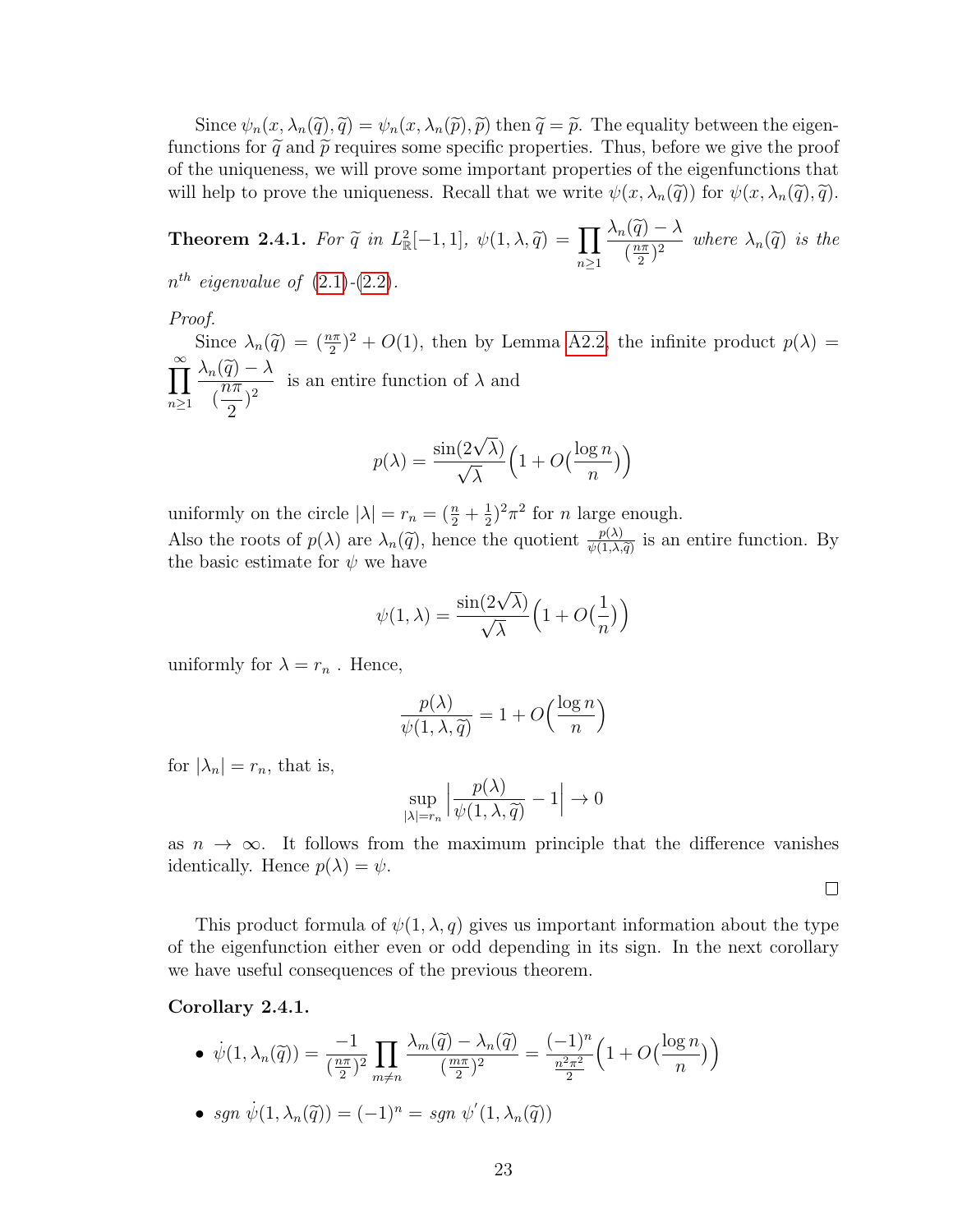Since $\psi_n(x, \lambda_n(\widetilde{q}), \widetilde{q}) = \psi_n(x, \lambda_n(\widetilde{p}), \widetilde{p})$ then $\widetilde{q} = \widetilde{p}$. The equality between the eigenfunctions for $\widetilde{q}$ and $\widetilde{p}$ requires some specific properties. Thus, before we give the proof of the uniqueness, we will prove some important properties of the eigenfunctions that will help to prove the uniqueness. Recall that we write $\psi(x, \lambda_n(\widetilde{q}))$ for $\psi(x, \lambda_n(\widetilde{q}), \widetilde{q})$.

**Theorem 2.4.1.** *For $\widetilde{q}$ in $L^2_{\mathbb{R}}[-1,1]$, $\psi(1, \lambda, \widetilde{q}) = \prod_{n\geq 1} \frac{\lambda_n(\widetilde{q}) - \lambda}{(\frac{n\pi}{2})^2}$ where $\lambda_n(\widetilde{q})$ is the $n^{th}$ eigenvalue of (2.1)-(2.2).*

*Proof.*

Since $\lambda_n(\widetilde{q}) = (\frac{n\pi}{2})^2 + O(1)$, then by Lemma A2.2, the infinite product $p(\lambda) = \prod_{n\geq 1}^{\infty} \frac{\lambda_n(\widetilde{q}) - \lambda}{(\frac{n\pi}{2})^2}$ is an entire function of $\lambda$ and

$$p(\lambda) = \frac{\sin(2\sqrt{\lambda})}{\sqrt{\lambda}}\Big(1 + O(\frac{\log n}{n})\Big)$$

uniformly on the circle $|\lambda| = r_n = (\frac{n}{2} + \frac{1}{2})^2\pi^2$ for $n$ large enough.
Also the roots of $p(\lambda)$ are $\lambda_n(\widetilde{q})$, hence the quotient $\frac{p(\lambda)}{\psi(1,\lambda,\widetilde{q})}$ is an entire function. By the basic estimate for $\psi$ we have

$$\psi(1, \lambda) = \frac{\sin(2\sqrt{\lambda})}{\sqrt{\lambda}}\Big(1 + O(\frac{1}{n})\Big)$$

uniformly for $\lambda = r_n$ . Hence,

$$\frac{p(\lambda)}{\psi(1, \lambda, \widetilde{q})} = 1 + O\Big(\frac{\log n}{n}\Big)$$

for $|\lambda_n| = r_n$, that is,

$$\sup_{|\lambda|=r_n} \Big|\frac{p(\lambda)}{\psi(1, \lambda, \widetilde{q})} - 1\Big| \to 0$$

as $n \to \infty$. It follows from the maximum principle that the difference vanishes identically. Hence $p(\lambda) = \psi$.

□

This product formula of $\psi(1, \lambda, q)$ gives us important information about the type of the eigenfunction either even or odd depending in its sign. In the next corollary we have useful consequences of the previous theorem.

**Corollary 2.4.1.**

- $\dot{\psi}(1, \lambda_n(\widetilde{q})) = \frac{-1}{(\frac{n\pi}{2})^2} \prod_{m\neq n} \frac{\lambda_m(\widetilde{q}) - \lambda_n(\widetilde{q})}{(\frac{m\pi}{2})^2} = \frac{(-1)^n}{\frac{n^2\pi^2}{2}}\Big(1 + O(\frac{\log n}{n})\Big)$
- *sgn* $\dot{\psi}(1, \lambda_n(\widetilde{q})) = (-1)^n =$ *sgn* $\psi'(1, \lambda_n(\widetilde{q}))$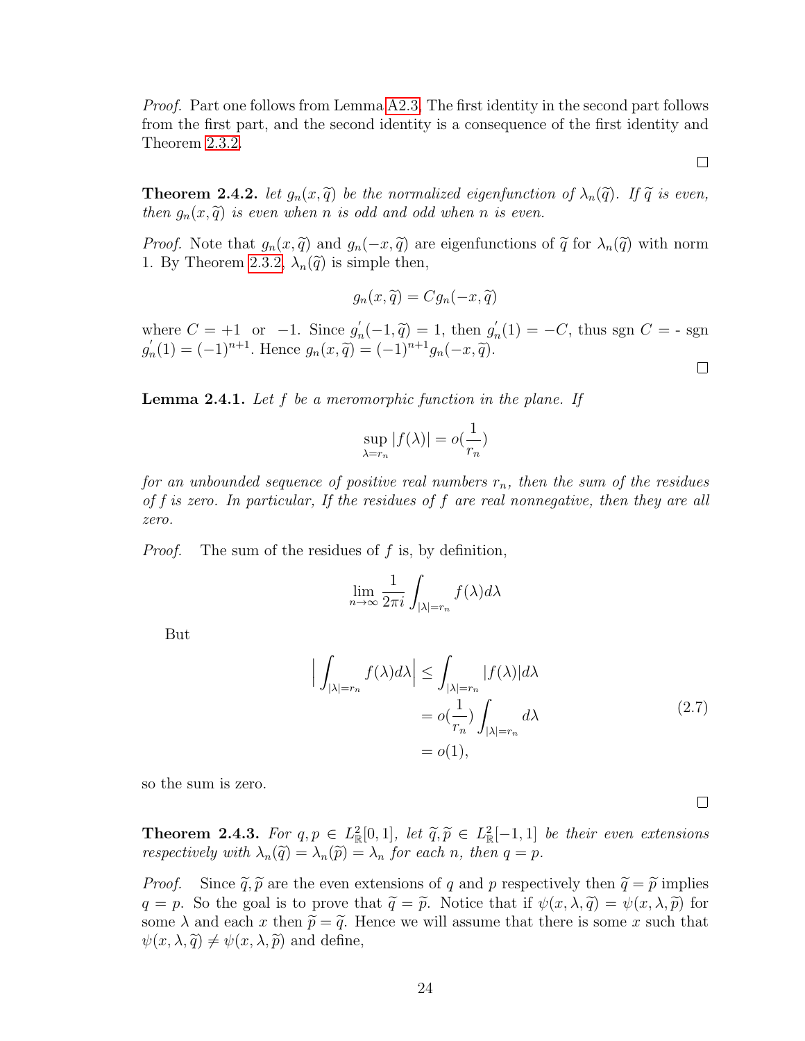*Proof.* Part one follows from Lemma A2.3. The first identity in the second part follows from the first part, and the second identity is a consequence of the first identity and Theorem 2.3.2.

□

**Theorem 2.4.2.** *let $g_n(x, \widetilde{q})$ be the normalized eigenfunction of $\lambda_n(\widetilde{q})$. If $\widetilde{q}$ is even, then $g_n(x, \widetilde{q})$ is even when $n$ is odd and odd when $n$ is even.*

*Proof.* Note that $g_n(x, \widetilde{q})$ and $g_n(-x, \widetilde{q})$ are eigenfunctions of $\widetilde{q}$ for $\lambda_n(\widetilde{q})$ with norm 1. By Theorem 2.3.2, $\lambda_n(\widetilde{q})$ is simple then,

$$g_n(x, \widetilde{q}) = C g_n(-x, \widetilde{q})$$

where $C = +1$ or $-1$. Since $g_n^{'}(-1, \widetilde{q}) = 1$, then $g_n^{'}(1) = -C$, thus sgn $C$ = - sgn $g_n^{'}(1) = (-1)^{n+1}$. Hence $g_n(x, \widetilde{q}) = (-1)^{n+1} g_n(-x, \widetilde{q})$.

□

**Lemma 2.4.1.** *Let $f$ be a meromorphic function in the plane. If*

$$\sup_{\lambda = r_n} |f(\lambda)| = o(\frac{1}{r_n})$$

*for an unbounded sequence of positive real numbers $r_n$, then the sum of the residues of $f$ is zero. In particular, If the residues of $f$ are real nonnegative, then they are all zero.*

*Proof.* The sum of the residues of $f$ is, by definition,

$$\lim_{n \to \infty} \frac{1}{2\pi i} \int_{|\lambda| = r_n} f(\lambda) d\lambda$$

But

$$\begin{aligned} \Big| \int_{|\lambda| = r_n} f(\lambda) d\lambda \Big| &\leq \int_{|\lambda| = r_n} |f(\lambda)| d\lambda \\ &= o(\frac{1}{r_n}) \int_{|\lambda| = r_n} d\lambda \\ &= o(1), \end{aligned} \tag{2.7}$$

so the sum is zero.

□

**Theorem 2.4.3.** *For $q, p \in L^2_{\mathbb{R}}[0, 1]$, let $\widetilde{q}, \widetilde{p} \in L^2_{\mathbb{R}}[-1, 1]$ be their even extensions respectively with $\lambda_n(\widetilde{q}) = \lambda_n(\widetilde{p}) = \lambda_n$ for each $n$, then $q = p$.*

*Proof.* Since $\widetilde{q}, \widetilde{p}$ are the even extensions of $q$ and $p$ respectively then $\widetilde{q} = \widetilde{p}$ implies $q = p$. So the goal is to prove that $\widetilde{q} = \widetilde{p}$. Notice that if $\psi(x, \lambda, \widetilde{q}) = \psi(x, \lambda, \widetilde{p})$ for some $\lambda$ and each $x$ then $\widetilde{p} = \widetilde{q}$. Hence we will assume that there is some $x$ such that $\psi(x, \lambda, \widetilde{q}) \neq \psi(x, \lambda, \widetilde{p})$ and define,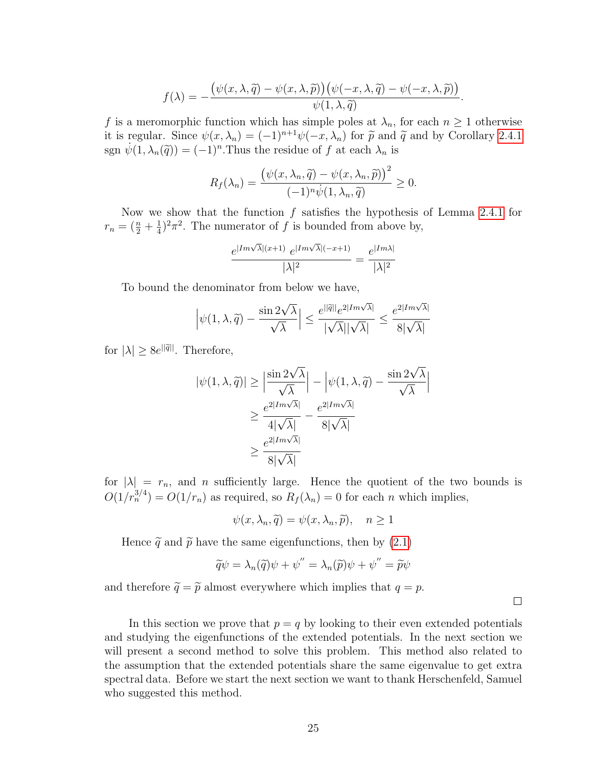$$f(\lambda) = -\frac{\big(\psi(x,\lambda,\widetilde{q}) - \psi(x,\lambda,\widetilde{p})\big)\big(\psi(-x,\lambda,\widetilde{q}) - \psi(-x,\lambda,\widetilde{p})\big)}{\psi(1,\lambda,\widetilde{q})}.$$

$f$ is a meromorphic function which has simple poles at $\lambda_n$, for each $n \geq 1$ otherwise it is regular. Since $\psi(x,\lambda_n) = (-1)^{n+1}\psi(-x,\lambda_n)$ for $\widetilde{p}$ and $\widetilde{q}$ and by Corollary 2.4.1 sgn $\dot{\psi}(1,\lambda_n(\widetilde{q})) = (-1)^n$.Thus the residue of $f$ at each $\lambda_n$ is

$$R_f(\lambda_n) = \frac{\big(\psi(x,\lambda_n,\widetilde{q}) - \psi(x,\lambda_n,\widetilde{p})\big)^2}{(-1)^n\dot{\psi}(1,\lambda_n,\widetilde{q})} \geq 0.$$

Now we show that the function $f$ satisfies the hypothesis of Lemma 2.4.1 for $r_n = (\frac{n}{2}+\frac{1}{4})^2\pi^2$. The numerator of $f$ is bounded from above by,

$$\frac{e^{|Im\sqrt{\lambda}|(x+1)}\ e^{|Im\sqrt{\lambda}|(-x+1)}}{|\lambda|^2} = \frac{e^{|Im\lambda|}}{|\lambda|^2}$$

To bound the denominator from below we have,

$$\Big|\psi(1,\lambda,\widetilde{q}) - \frac{\sin 2\sqrt{\lambda}}{\sqrt{\lambda}}\Big| \leq \frac{e^{||\widetilde{q}||}e^{2|Im\sqrt{\lambda}|}}{|\sqrt{\lambda}||\sqrt{\lambda}|} \leq \frac{e^{2|Im\sqrt{\lambda}|}}{8|\sqrt{\lambda}|}$$

for $|\lambda| \geq 8e^{||\widetilde{q}||}$. Therefore,

$$\begin{aligned}
|\psi(1,\lambda,\widetilde{q})| &\geq \Big|\frac{\sin 2\sqrt{\lambda}}{\sqrt{\lambda}}\Big| - \Big|\psi(1,\lambda,\widetilde{q}) - \frac{\sin 2\sqrt{\lambda}}{\sqrt{\lambda}}\Big| \\
&\geq \frac{e^{2|Im\sqrt{\lambda}|}}{4|\sqrt{\lambda}|} - \frac{e^{2|Im\sqrt{\lambda}|}}{8|\sqrt{\lambda}|} \\
&\geq \frac{e^{2|Im\sqrt{\lambda}|}}{8|\sqrt{\lambda}|}
\end{aligned}$$

for $|\lambda| = r_n$, and $n$ sufficiently large. Hence the quotient of the two bounds is $O(1/r_n^{3/4}) = O(1/r_n)$ as required, so $R_f(\lambda_n) = 0$ for each $n$ which implies,

$$\psi(x,\lambda_n,\widetilde{q}) = \psi(x,\lambda_n,\widetilde{p}), \quad n \geq 1$$

Hence $\widetilde{q}$ and $\widetilde{p}$ have the same eigenfunctions, then by (2.1)

$$\widetilde{q}\psi = \lambda_n(\widetilde{q})\psi + \psi^{''} = \lambda_n(\widetilde{p})\psi + \psi^{''} = \widetilde{p}\psi$$

and therefore $\widetilde{q} = \widetilde{p}$ almost everywhere which implies that $q = p$.

□

In this section we prove that $p = q$ by looking to their even extended potentials and studying the eigenfunctions of the extended potentials. In the next section we will present a second method to solve this problem. This method also related to the assumption that the extended potentials share the same eigenvalue to get extra spectral data. Before we start the next section we want to thank Herschenfeld, Samuel who suggested this method.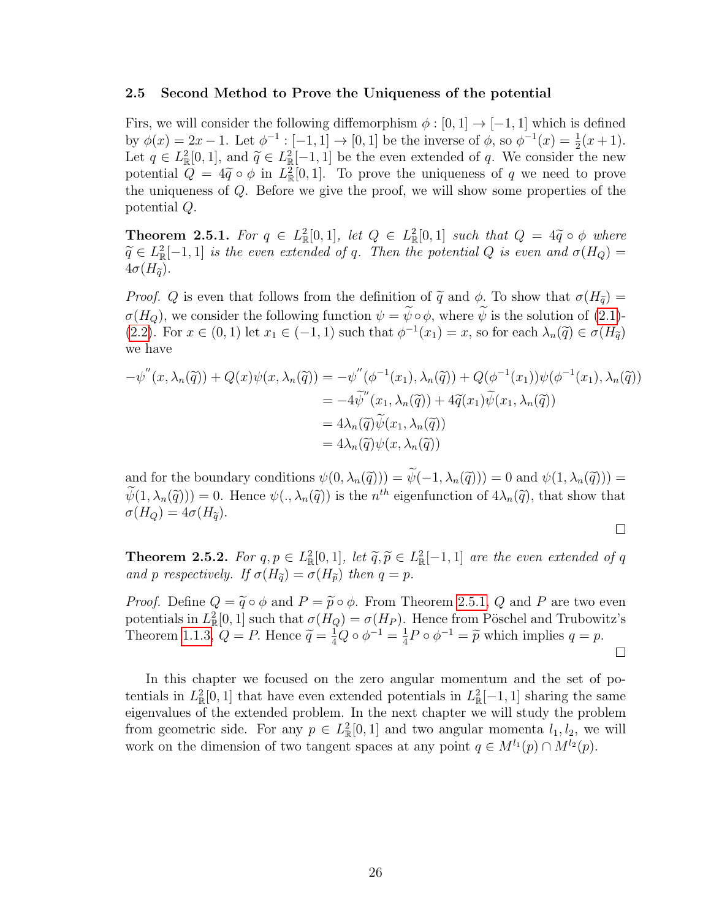### 2.5 Second Method to Prove the Uniqueness of the potential

Firs, we will consider the following diffemorphism $\phi : [0, 1] \to [-1, 1]$ which is defined by $\phi(x) = 2x - 1$. Let $\phi^{-1} : [-1, 1] \to [0, 1]$ be the inverse of $\phi$, so $\phi^{-1}(x) = \frac{1}{2}(x+1)$. Let $q \in L^2_{\mathbb{R}}[0, 1]$, and $\widetilde{q} \in L^2_{\mathbb{R}}[-1, 1]$ be the even extended of $q$. We consider the new potential $Q = 4\widetilde{q} \circ \phi$ in $L^2_{\mathbb{R}}[0, 1]$. To prove the uniqueness of $q$ we need to prove the uniqueness of $Q$. Before we give the proof, we will show some properties of the potential $Q$.

**Theorem 2.5.1.** *For $q \in L^2_{\mathbb{R}}[0, 1]$, let $Q \in L^2_{\mathbb{R}}[0, 1]$ such that $Q = 4\widetilde{q} \circ \phi$ where $\widetilde{q} \in L^2_{\mathbb{R}}[-1, 1]$ is the even extended of $q$. Then the potential $Q$ is even and $\sigma(H_Q) = 4\sigma(H_{\widetilde{q}})$.*

*Proof.* $Q$ is even that follows from the definition of $\widetilde{q}$ and $\phi$. To show that $\sigma(H_{\widetilde{q}}) = \sigma(H_Q)$, we consider the following function $\psi = \widetilde{\psi} \circ \phi$, where $\widetilde{\psi}$ is the solution of (2.1)-(2.2). For $x \in (0, 1)$ let $x_1 \in (-1, 1)$ such that $\phi^{-1}(x_1) = x$, so for each $\lambda_n(\widetilde{q}) \in \sigma(H_{\widetilde{q}})$ we have

$$
\begin{aligned}
-\psi''(x, \lambda_n(\widetilde{q})) + Q(x)\psi(x, \lambda_n(\widetilde{q})) &= -\psi''(\phi^{-1}(x_1), \lambda_n(\widetilde{q})) + Q(\phi^{-1}(x_1))\psi(\phi^{-1}(x_1), \lambda_n(\widetilde{q})) \\
&= -4\widetilde{\psi}''(x_1, \lambda_n(\widetilde{q})) + 4\widetilde{q}(x_1)\widetilde{\psi}(x_1, \lambda_n(\widetilde{q})) \\
&= 4\lambda_n(\widetilde{q})\widetilde{\psi}(x_1, \lambda_n(\widetilde{q})) \\
&= 4\lambda_n(\widetilde{q})\psi(x, \lambda_n(\widetilde{q}))
\end{aligned}
$$

and for the boundary conditions $\psi(0, \lambda_n(\widetilde{q}))) = \widetilde{\psi}(-1, \lambda_n(\widetilde{q}))) = 0$ and $\psi(1, \lambda_n(\widetilde{q}))) = \widetilde{\psi}(1, \lambda_n(\widetilde{q}))) = 0$. Hence $\psi(., \lambda_n(\widetilde{q}))$ is the $n^{th}$ eigenfunction of $4\lambda_n(\widetilde{q})$, that show that $\sigma(H_Q) = 4\sigma(H_{\widetilde{q}})$.

□

**Theorem 2.5.2.** *For $q, p \in L^2_{\mathbb{R}}[0, 1]$, let $\widetilde{q}, \widetilde{p} \in L^2_{\mathbb{R}}[-1, 1]$ are the even extended of $q$ and $p$ respectively. If $\sigma(H_{\widetilde{q}}) = \sigma(H_{\widetilde{p}})$ then $q = p$.*

*Proof.* Define $Q = \widetilde{q} \circ \phi$ and $P = \widetilde{p} \circ \phi$. From Theorem 2.5.1, $Q$ and $P$ are two even potentials in $L^2_{\mathbb{R}}[0, 1]$ such that $\sigma(H_Q) = \sigma(H_P)$. Hence from Pöschel and Trubowitz's Theorem 1.1.3, $Q = P$. Hence $\widetilde{q} = \frac{1}{4}Q \circ \phi^{-1} = \frac{1}{4}P \circ \phi^{-1} = \widetilde{p}$ which implies $q = p$.

□

In this chapter we focused on the zero angular momentum and the set of potentials in $L^2_{\mathbb{R}}[0, 1]$ that have even extended potentials in $L^2_{\mathbb{R}}[-1, 1]$ sharing the same eigenvalues of the extended problem. In the next chapter we will study the problem from geometric side. For any $p \in L^2_{\mathbb{R}}[0, 1]$ and two angular momenta $l_1, l_2$, we will work on the dimension of two tangent spaces at any point $q \in M^{l_1}(p) \cap M^{l_2}(p)$.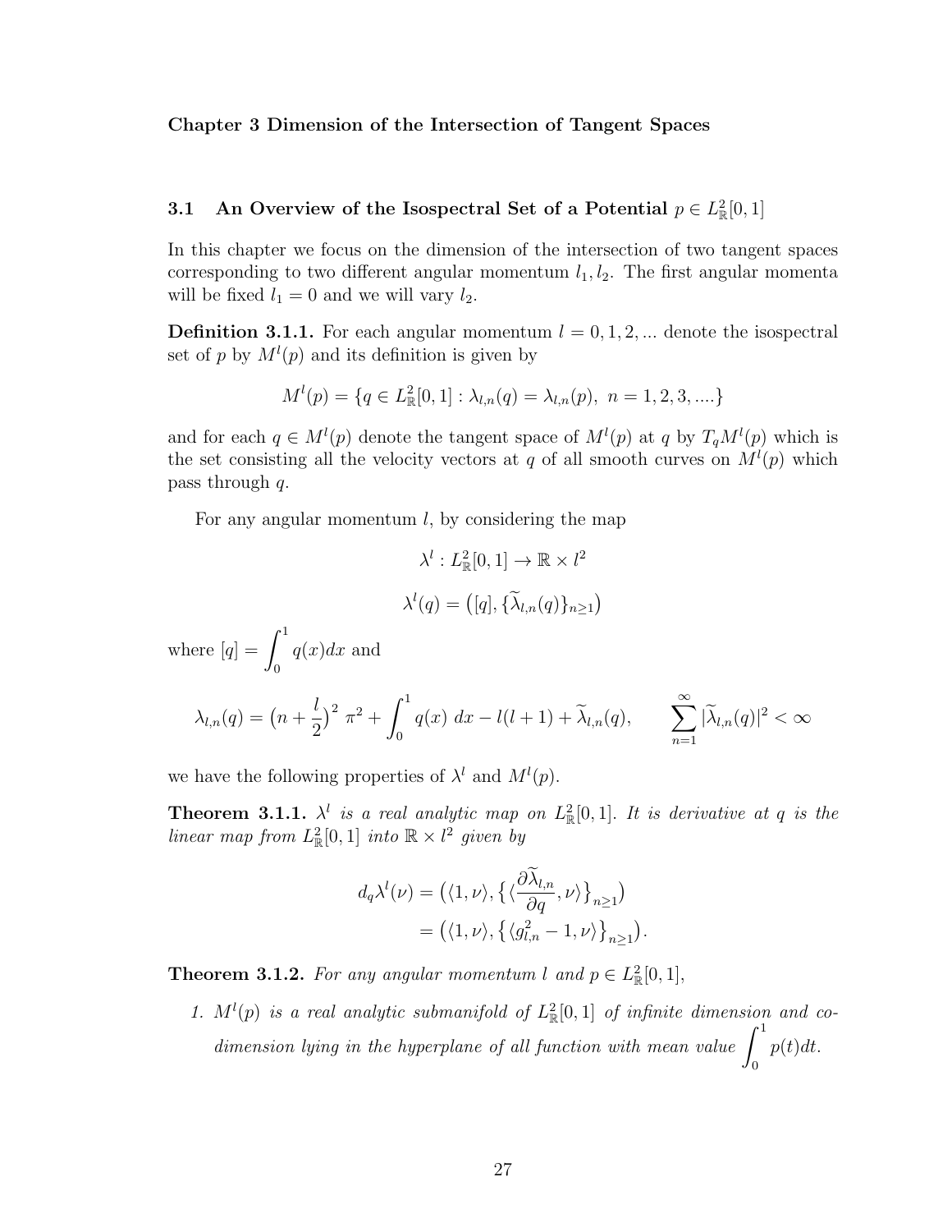**Chapter 3 Dimension of the Intersection of Tangent Spaces**

## 3.1 An Overview of the Isospectral Set of a Potential $p \in L^2_{\mathbb{R}}[0,1]$

In this chapter we focus on the dimension of the intersection of two tangent spaces corresponding to two different angular momentum $l_1, l_2$. The first angular momenta will be fixed $l_1 = 0$ and we will vary $l_2$.

**Definition 3.1.1.** For each angular momentum $l = 0, 1, 2, ...$ denote the isospectral set of $p$ by $M^l(p)$ and its definition is given by

$$M^l(p) = \{q \in L^2_{\mathbb{R}}[0,1] : \lambda_{l,n}(q) = \lambda_{l,n}(p), \ n = 1, 2, 3, ....\}$$

and for each $q \in M^l(p)$ denote the tangent space of $M^l(p)$ at $q$ by $T_q M^l(p)$ which is the set consisting all the velocity vectors at $q$ of all smooth curves on $M^l(p)$ which pass through $q$.

For any angular momentum $l$, by considering the map

$$\lambda^l : L^2_{\mathbb{R}}[0,1] \to \mathbb{R} \times l^2$$

$$\lambda^l(q) = \big([q], \{\widetilde{\lambda}_{l,n}(q)\}_{n \geq 1}\big)$$

where $[q] = \displaystyle\int_0^1 q(x)dx$ and

$$\lambda_{l,n}(q) = \big(n + \frac{l}{2}\big)^2 \ \pi^2 + \int_0^1 q(x) \ dx - l(l+1) + \widetilde{\lambda}_{l,n}(q), \qquad \sum_{n=1}^{\infty} |\widetilde{\lambda}_{l,n}(q)|^2 < \infty$$

we have the following properties of $\lambda^l$ and $M^l(p)$.

**Theorem 3.1.1.** *$\lambda^l$ is a real analytic map on $L^2_{\mathbb{R}}[0,1]$. It is derivative at $q$ is the linear map from $L^2_{\mathbb{R}}[0,1]$ into $\mathbb{R} \times l^2$ given by*

$$\begin{aligned} d_q\lambda^l(\nu) &= \big(\langle 1, \nu\rangle, \big\{\langle \frac{\partial \widetilde{\lambda}_{l,n}}{\partial q}, \nu\rangle\big\}_{n \geq 1}\big) \\ &= \big(\langle 1, \nu\rangle, \big\{\langle g^2_{l,n} - 1, \nu\rangle\big\}_{n \geq 1}\big). \end{aligned}$$

**Theorem 3.1.2.** *For any angular momentum $l$ and $p \in L^2_{\mathbb{R}}[0,1]$,*

1. *$M^l(p)$ is a real analytic submanifold of $L^2_{\mathbb{R}}[0,1]$ of infinite dimension and co-dimension lying in the hyperplane of all function with mean value $\displaystyle\int_0^1 p(t)dt$.*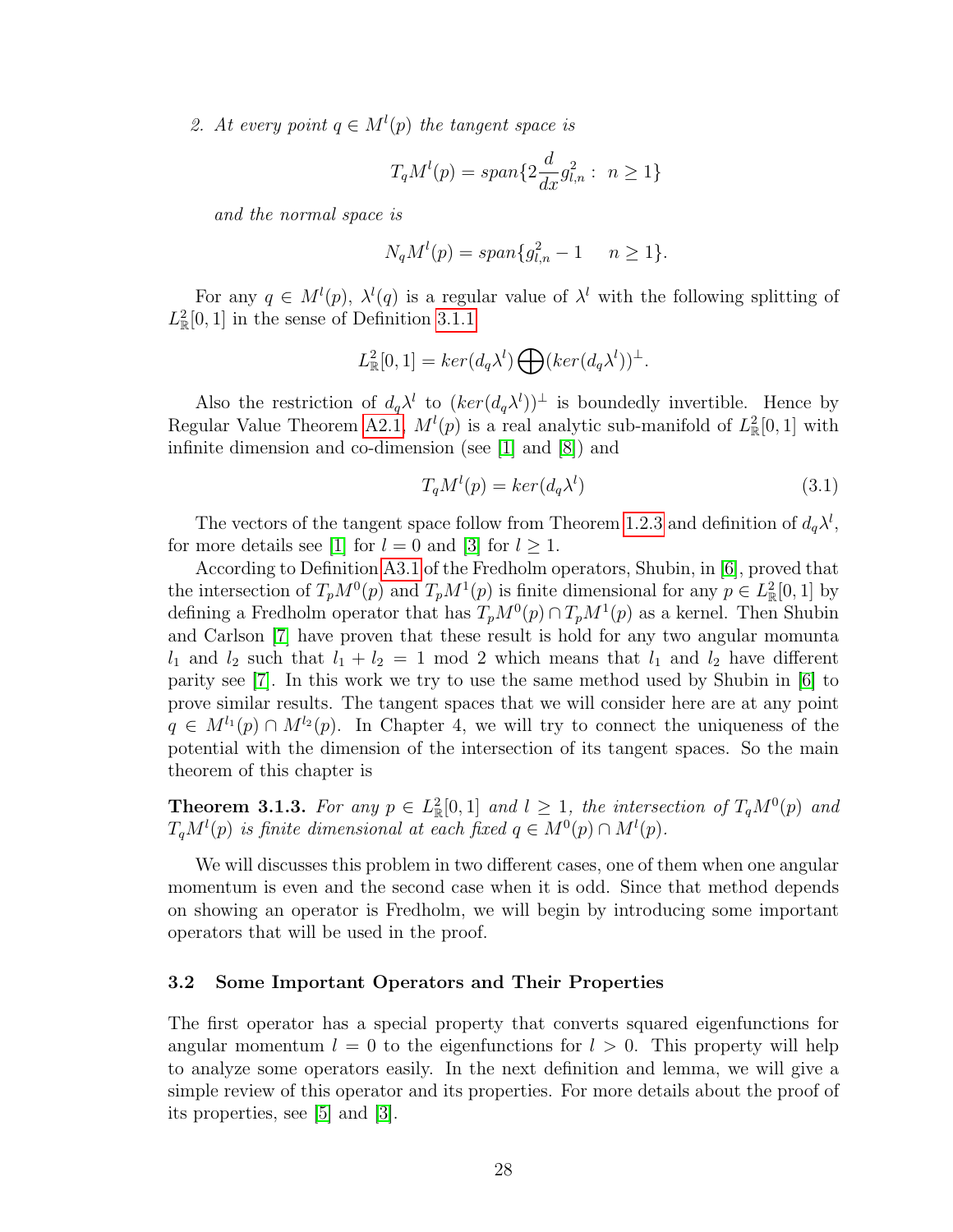2. *At every point $q \in M^l(p)$ the tangent space is*

$$T_q M^l(p) = span\{2\frac{d}{dx}g_{l,n}^2 : \ n \geq 1\}$$

*and the normal space is*

$$N_q M^l(p) = span\{g_{l,n}^2 - 1 \quad n \geq 1\}.$$

For any $q \in M^l(p)$, $\lambda^l(q)$ is a regular value of $\lambda^l$ with the following splitting of $L^2_{\mathbb{R}}[0,1]$ in the sense of Definition 3.1.1

$$L^2_{\mathbb{R}}[0,1] = ker(d_q\lambda^l)\bigoplus(ker(d_q\lambda^l))^{\perp}.$$

Also the restriction of $d_q\lambda^l$ to $(ker(d_q\lambda^l))^{\perp}$ is boundedly invertible. Hence by Regular Value Theorem A2.1, $M^l(p)$ is a real analytic sub-manifold of $L^2_{\mathbb{R}}[0,1]$ with infinite dimension and co-dimension (see [1] and [8]) and

$$T_q M^l(p) = ker(d_q\lambda^l) \tag{3.1}$$

The vectors of the tangent space follow from Theorem 1.2.3 and definition of $d_q\lambda^l$, for more details see [1] for $l = 0$ and [3] for $l \geq 1$.

According to Definition A3.1 of the Fredholm operators, Shubin, in [6], proved that the intersection of $T_pM^0(p)$ and $T_pM^1(p)$ is finite dimensional for any $p \in L^2_{\mathbb{R}}[0,1]$ by defining a Fredholm operator that has $T_pM^0(p) \cap T_pM^1(p)$ as a kernel. Then Shubin and Carlson [7] have proven that these result is hold for any two angular momunta $l_1$ and $l_2$ such that $l_1 + l_2 = 1 \mod 2$ which means that $l_1$ and $l_2$ have different parity see [7]. In this work we try to use the same method used by Shubin in [6] to prove similar results. The tangent spaces that we will consider here are at any point $q \in M^{l_1}(p) \cap M^{l_2}(p)$. In Chapter 4, we will try to connect the uniqueness of the potential with the dimension of the intersection of its tangent spaces. So the main theorem of this chapter is

**Theorem 3.1.3.** *For any $p \in L^2_{\mathbb{R}}[0,1]$ and $l \geq 1$, the intersection of $T_qM^0(p)$ and $T_qM^l(p)$ is finite dimensional at each fixed $q \in M^0(p) \cap M^l(p)$.*

We will discusses this problem in two different cases, one of them when one angular momentum is even and the second case when it is odd. Since that method depends on showing an operator is Fredholm, we will begin by introducing some important operators that will be used in the proof.

### 3.2 Some Important Operators and Their Properties

The first operator has a special property that converts squared eigenfunctions for angular momentum $l = 0$ to the eigenfunctions for $l > 0$. This property will help to analyze some operators easily. In the next definition and lemma, we will give a simple review of this operator and its properties. For more details about the proof of its properties, see [5] and [3].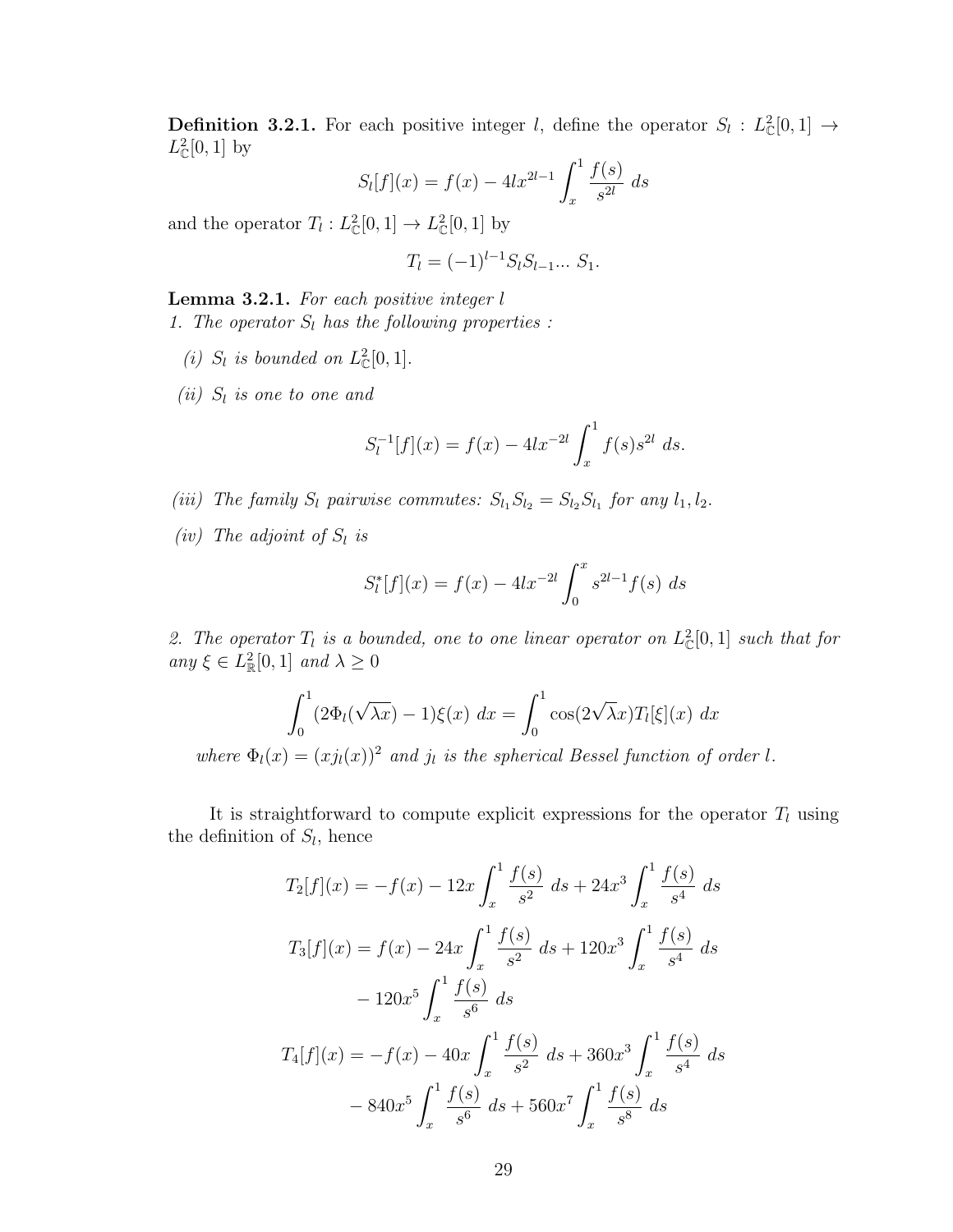**Definition 3.2.1.** For each positive integer $l$, define the operator $S_l : L^2_{\mathbb{C}}[0,1] \to L^2_{\mathbb{C}}[0,1]$ by

$$S_l[f](x) = f(x) - 4lx^{2l-1} \int_x^1 \frac{f(s)}{s^{2l}}\, ds$$

and the operator $T_l : L^2_{\mathbb{C}}[0,1] \to L^2_{\mathbb{C}}[0,1]$ by

$$T_l = (-1)^{l-1} S_l S_{l-1} \ldots S_1.$$

**Lemma 3.2.1.** *For each positive integer $l$*

*1. The operator $S_l$ has the following properties :*

*(i) $S_l$ is bounded on $L^2_{\mathbb{C}}[0,1]$.*

*(ii) $S_l$ is one to one and*

$$S_l^{-1}[f](x) = f(x) - 4lx^{-2l} \int_x^1 f(s) s^{2l}\, ds.$$

*(iii) The family $S_l$ pairwise commutes: $S_{l_1} S_{l_2} = S_{l_2} S_{l_1}$ for any $l_1, l_2$.*

*(iv) The adjoint of $S_l$ is*

$$S_l^*[f](x) = f(x) - 4lx^{-2l} \int_0^x s^{2l-1} f(s)\, ds$$

*2. The operator $T_l$ is a bounded, one to one linear operator on $L^2_{\mathbb{C}}[0,1]$ such that for any $\xi \in L^2_{\mathbb{R}}[0,1]$ and $\lambda \geq 0$*

$$\int_0^1 (2\Phi_l(\sqrt{\lambda} x) - 1)\xi(x)\, dx = \int_0^1 \cos(2\sqrt{\lambda} x) T_l[\xi](x)\, dx$$

*where $\Phi_l(x) = (x j_l(x))^2$ and $j_l$ is the spherical Bessel function of order $l$.*

It is straightforward to compute explicit expressions for the operator $T_l$ using the definition of $S_l$, hence

$$T_2[f](x) = -f(x) - 12x \int_x^1 \frac{f(s)}{s^2}\, ds + 24x^3 \int_x^1 \frac{f(s)}{s^4}\, ds$$

$$\begin{aligned} T_3[f](x) = {} & f(x) - 24x \int_x^1 \frac{f(s)}{s^2}\, ds + 120x^3 \int_x^1 \frac{f(s)}{s^4}\, ds \\ & - 120x^5 \int_x^1 \frac{f(s)}{s^6}\, ds \end{aligned}$$

$$\begin{aligned} T_4[f](x) = {} & -f(x) - 40x \int_x^1 \frac{f(s)}{s^2}\, ds + 360x^3 \int_x^1 \frac{f(s)}{s^4}\, ds \\ & - 840x^5 \int_x^1 \frac{f(s)}{s^6}\, ds + 560x^7 \int_x^1 \frac{f(s)}{s^8}\, ds \end{aligned}$$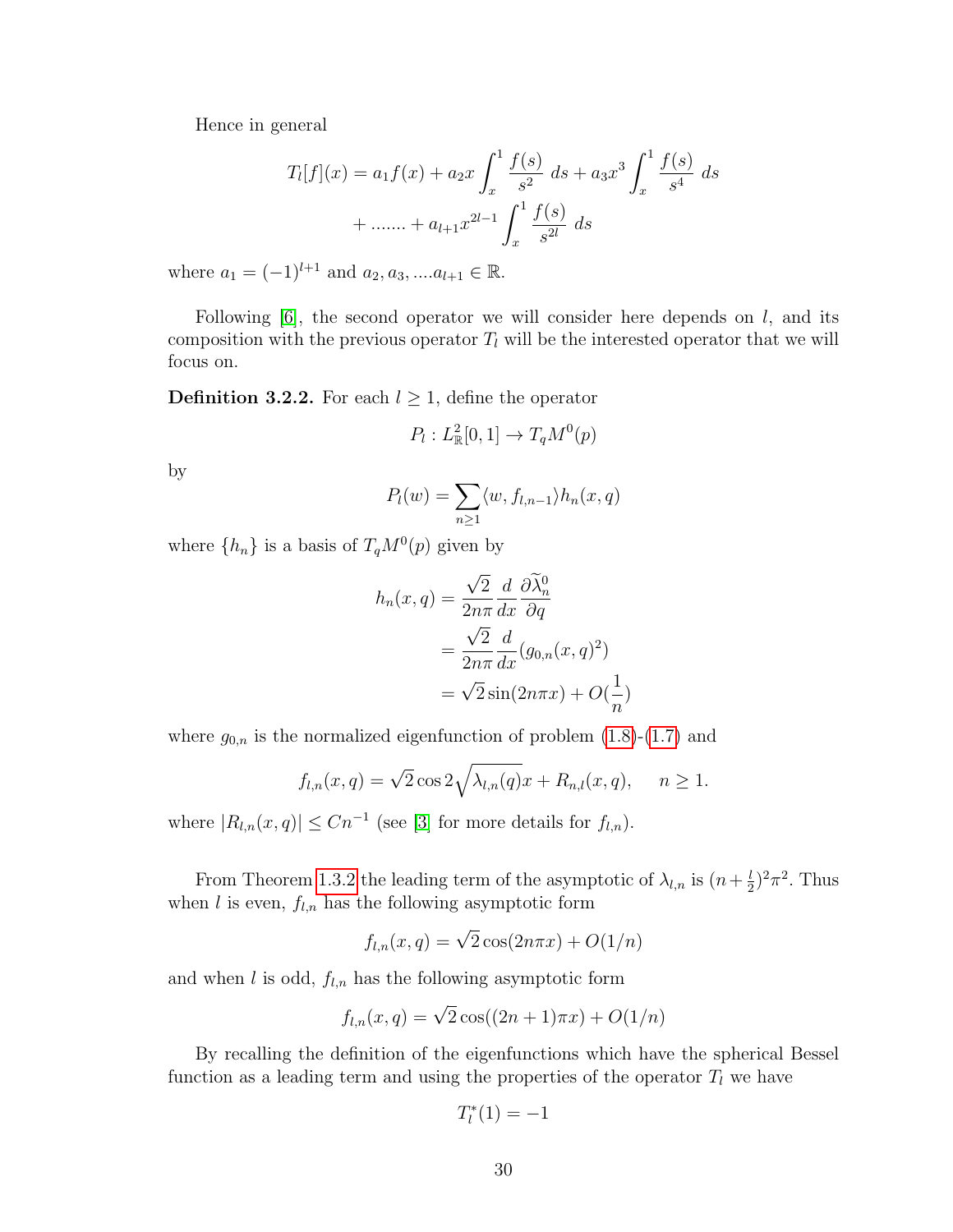Hence in general

$$T_l[f](x) = a_1 f(x) + a_2 x \int_x^1 \frac{f(s)}{s^2}\, ds + a_3 x^3 \int_x^1 \frac{f(s)}{s^4}\, ds$$
$$+ ....... + a_{l+1} x^{2l-1} \int_x^1 \frac{f(s)}{s^{2l}}\, ds$$

where $a_1 = (-1)^{l+1}$ and $a_2, a_3, ....a_{l+1} \in \mathbb{R}$.

Following [6], the second operator we will consider here depends on $l$, and its composition with the previous operator $T_l$ will be the interested operator that we will focus on.

**Definition 3.2.2.** For each $l \geq 1$, define the operator

$$P_l : L^2_{\mathbb{R}}[0,1] \to T_q M^0(p)$$

by

$$P_l(w) = \sum_{n \geq 1} \langle w, f_{l,n-1} \rangle h_n(x,q)$$

where $\{h_n\}$ is a basis of $T_q M^0(p)$ given by

$$\begin{aligned} h_n(x,q) &= \frac{\sqrt{2}}{2n\pi} \frac{d}{dx} \frac{\partial \widetilde{\lambda}_n^0}{\partial q} \\ &= \frac{\sqrt{2}}{2n\pi} \frac{d}{dx} (g_{0,n}(x,q)^2) \\ &= \sqrt{2} \sin(2n\pi x) + O(\frac{1}{n}) \end{aligned}$$

where $g_{0,n}$ is the normalized eigenfunction of problem (1.8)-(1.7) and

$$f_{l,n}(x,q) = \sqrt{2} \cos 2\sqrt{\lambda_{l,n}(q)}x + R_{n,l}(x,q), \quad n \geq 1.$$

where $|R_{l,n}(x,q)| \leq Cn^{-1}$ (see [3] for more details for $f_{l,n}$).

From Theorem 1.3.2 the leading term of the asymptotic of $\lambda_{l,n}$ is $(n + \frac{l}{2})^2 \pi^2$. Thus when $l$ is even, $f_{l,n}$ has the following asymptotic form

$$f_{l,n}(x,q) = \sqrt{2} \cos(2n\pi x) + O(1/n)$$

and when $l$ is odd, $f_{l,n}$ has the following asymptotic form

$$f_{l,n}(x,q) = \sqrt{2} \cos((2n+1)\pi x) + O(1/n)$$

By recalling the definition of the eigenfunctions which have the spherical Bessel function as a leading term and using the properties of the operator $T_l$ we have

$$T_l^*(1) = -1$$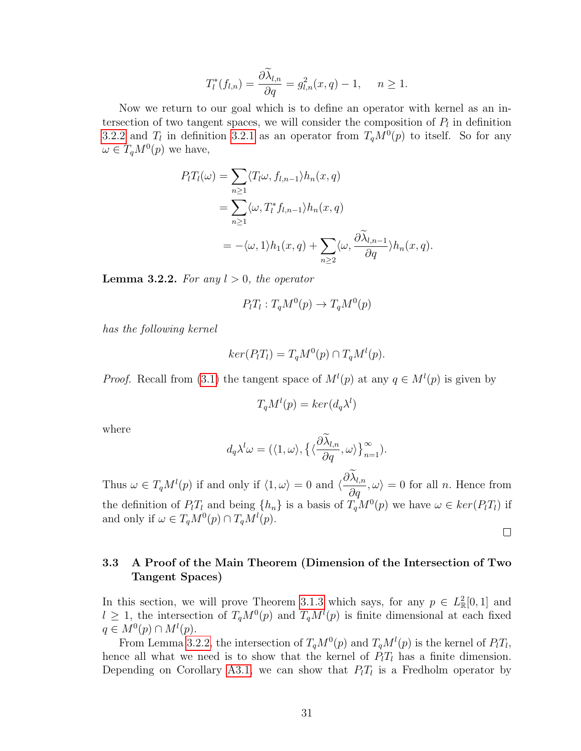$$T_l^*(f_{l,n}) = \frac{\partial \widetilde{\lambda}_{l,n}}{\partial q} = g_{l,n}^2(x,q) - 1, \quad n \geq 1.$$

Now we return to our goal which is to define an operator with kernel as an intersection of two tangent spaces, we will consider the composition of $P_l$ in definition 3.2.2 and $T_l$ in definition 3.2.1 as an operator from $T_q M^0(p)$ to itself. So for any $\omega \in T_q M^0(p)$ we have,

$$\begin{aligned}
P_l T_l(\omega) &= \sum_{n \geq 1} \langle T_l \omega, f_{l,n-1} \rangle h_n(x,q) \\
&= \sum_{n \geq 1} \langle \omega, T_l^* f_{l,n-1} \rangle h_n(x,q) \\
&= -\langle \omega, 1 \rangle h_1(x,q) + \sum_{n \geq 2} \langle \omega, \frac{\partial \widetilde{\lambda}_{l,n-1}}{\partial q} \rangle h_n(x,q).
\end{aligned}$$

**Lemma 3.2.2.** *For any $l > 0$, the operator*

$$P_l T_l : T_q M^0(p) \to T_q M^0(p)$$

*has the following kernel*

$$ker(P_l T_l) = T_q M^0(p) \cap T_q M^l(p).$$

*Proof.* Recall from (3.1) the tangent space of $M^l(p)$ at any $q \in M^l(p)$ is given by

$$T_q M^l(p) = ker(d_q \lambda^l)$$

where

$$d_q \lambda^l \omega = (\langle 1, \omega \rangle, \{ \langle \frac{\partial \widetilde{\lambda}_{l,n}}{\partial q}, \omega \rangle \}_{n=1}^{\infty}).$$

Thus $\omega \in T_q M^l(p)$ if and only if $\langle 1, \omega \rangle = 0$ and $\langle \frac{\partial \widetilde{\lambda}_{l,n}}{\partial q}, \omega \rangle = 0$ for all $n$. Hence from the definition of $P_l T_l$ and being $\{h_n\}$ is a basis of $T_q M^0(p)$ we have $\omega \in ker(P_l T_l)$ if and only if $\omega \in T_q M^0(p) \cap T_q M^l(p)$. $\square$

## 3.3 A Proof of the Main Theorem (Dimension of the Intersection of Two Tangent Spaces)

In this section, we will prove Theorem 3.1.3 which says, for any $p \in L^2_{\mathbb{R}}[0,1]$ and $l \geq 1$, the intersection of $T_q M^0(p)$ and $T_q M^l(p)$ is finite dimensional at each fixed $q \in M^0(p) \cap M^l(p)$.

From Lemma 3.2.2, the intersection of $T_q M^0(p)$ and $T_q M^l(p)$ is the kernel of $P_l T_l$, hence all what we need is to show that the kernel of $P_l T_l$ has a finite dimension. Depending on Corollary A3.1, we can show that $P_l T_l$ is a Fredholm operator by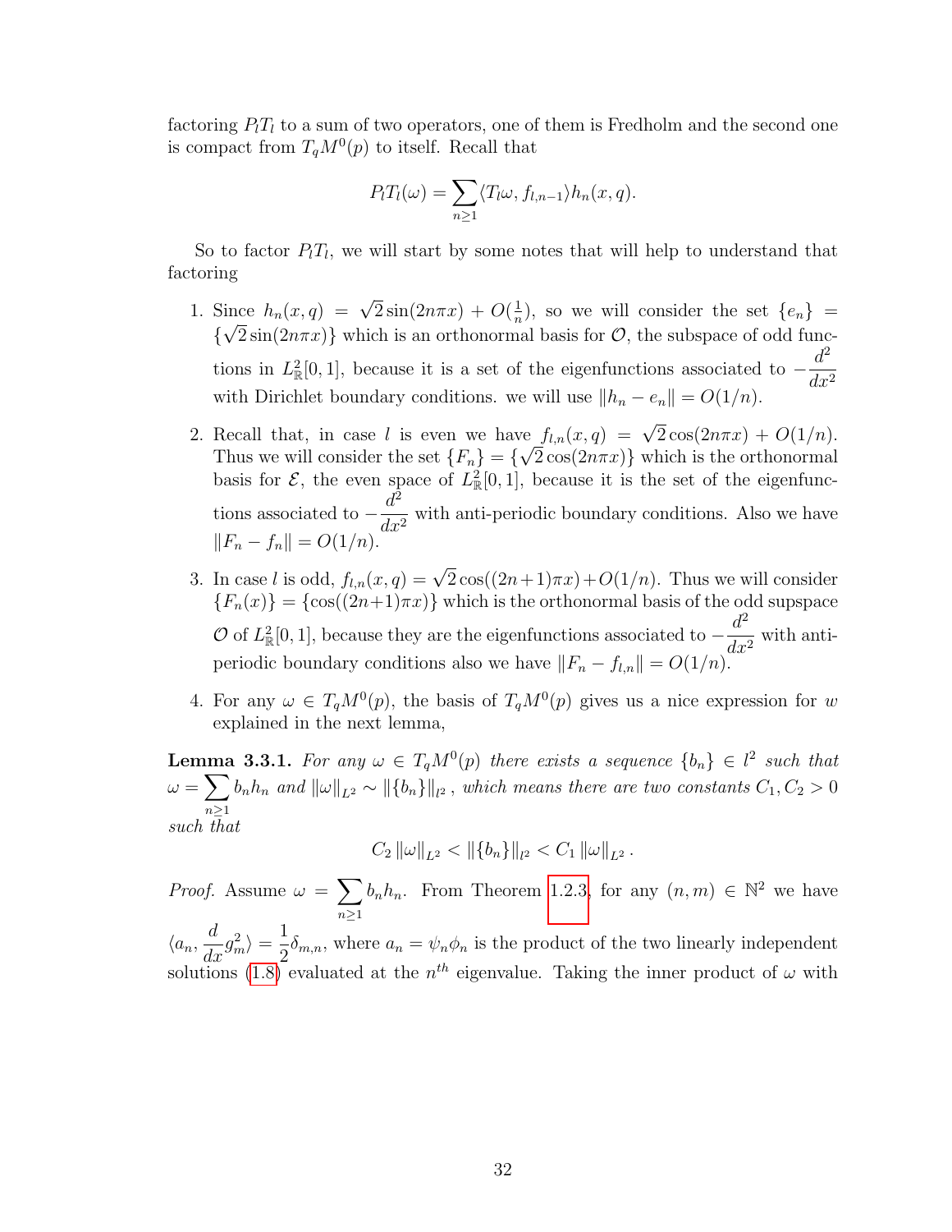factoring $P_l T_l$ to a sum of two operators, one of them is Fredholm and the second one is compact from $T_q M^0(p)$ to itself. Recall that

$$P_l T_l(\omega) = \sum_{n\geq 1} \langle T_l \omega, f_{l,n-1}\rangle h_n(x,q).$$

So to factor $P_l T_l$, we will start by some notes that will help to understand that factoring

1. Since $h_n(x,q) = \sqrt{2}\sin(2n\pi x) + O(\frac{1}{n})$, so we will consider the set $\{e_n\} = \{\sqrt{2}\sin(2n\pi x)\}$ which is an orthonormal basis for $\mathcal{O}$, the subspace of odd functions in $L^2_{\mathbb{R}}[0,1]$, because it is a set of the eigenfunctions associated to $-\dfrac{d^2}{dx^2}$ with Dirichlet boundary conditions. we will use $\|h_n - e_n\| = O(1/n)$.

2. Recall that, in case $l$ is even we have $f_{l,n}(x,q) = \sqrt{2}\cos(2n\pi x) + O(1/n)$. Thus we will consider the set $\{F_n\} = \{\sqrt{2}\cos(2n\pi x)\}$ which is the orthonormal basis for $\mathcal{E}$, the even space of $L^2_{\mathbb{R}}[0,1]$, because it is the set of the eigenfunctions associated to $-\dfrac{d^2}{dx^2}$ with anti-periodic boundary conditions. Also we have $\|F_n - f_n\| = O(1/n)$.

3. In case $l$ is odd, $f_{l,n}(x,q) = \sqrt{2}\cos((2n+1)\pi x) + O(1/n)$. Thus we will consider $\{F_n(x)\} = \{\cos((2n+1)\pi x)\}$ which is the orthonormal basis of the odd supspace $\mathcal{O}$ of $L^2_{\mathbb{R}}[0,1]$, because they are the eigenfunctions associated to $-\dfrac{d^2}{dx^2}$ with anti-periodic boundary conditions also we have $\|F_n - f_{l,n}\| = O(1/n)$.

4. For any $\omega \in T_q M^0(p)$, the basis of $T_q M^0(p)$ gives us a nice expression for $w$ explained in the next lemma,

**Lemma 3.3.1.** *For any $\omega \in T_q M^0(p)$ there exists a sequence $\{b_n\} \in l^2$ such that $\omega = \sum_{n\geq 1} b_n h_n$ and $\|\omega\|_{L^2} \sim \|\{b_n\}\|_{l^2}$, which means there are two constants $C_1, C_2 > 0$ such that*

$$C_2 \|\omega\|_{L^2} < \|\{b_n\}\|_{l^2} < C_1 \|\omega\|_{L^2}.$$

*Proof.* Assume $\omega = \sum_{n\geq 1} b_n h_n$. From Theorem 1.2.3, for any $(n,m) \in \mathbb{N}^2$ we have $\langle a_n, \dfrac{d}{dx} g_m^2 \rangle = \dfrac{1}{2}\delta_{m,n}$, where $a_n = \psi_n \phi_n$ is the product of the two linearly independent solutions (1.8) evaluated at the $n^{th}$ eigenvalue. Taking the inner product of $\omega$ with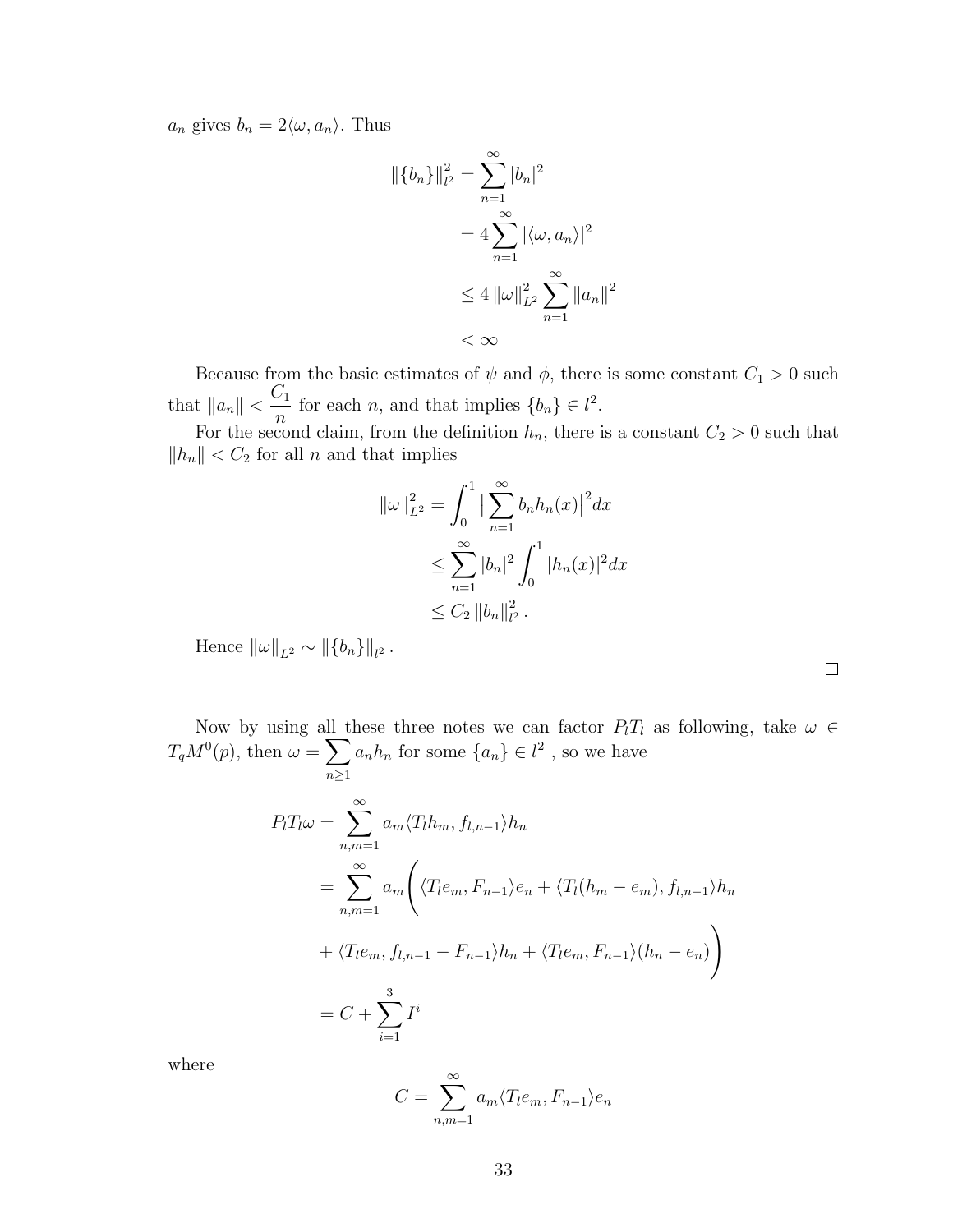$a_n$ gives $b_n = 2\langle \omega, a_n \rangle$. Thus

$$
\begin{aligned}
\|\{b_n\}\|_{l^2}^2 &= \sum_{n=1}^{\infty} |b_n|^2 \\
&= 4 \sum_{n=1}^{\infty} |\langle \omega, a_n \rangle|^2 \\
&\leq 4 \|\omega\|_{L^2}^2 \sum_{n=1}^{\infty} \|a_n\|^2 \\
&< \infty
\end{aligned}
$$

Because from the basic estimates of $\psi$ and $\phi$, there is some constant $C_1 > 0$ such that $\|a_n\| < \dfrac{C_1}{n}$ for each $n$, and that implies $\{b_n\} \in l^2$.

For the second claim, from the definition $h_n$, there is a constant $C_2 > 0$ such that $\|h_n\| < C_2$ for all $n$ and that implies

$$
\begin{aligned}
\|\omega\|_{L^2}^2 &= \int_0^1 \Big| \sum_{n=1}^{\infty} b_n h_n(x) \Big|^2 dx \\
&\leq \sum_{n=1}^{\infty} |b_n|^2 \int_0^1 |h_n(x)|^2 dx \\
&\leq C_2 \|b_n\|_{l^2}^2 .
\end{aligned}
$$

Hence $\|\omega\|_{L^2} \sim \|\{b_n\}\|_{l^2}$.

$\square$

Now by using all these three notes we can factor $P_l T_l$ as following, take $\omega \in T_q M^0(p)$, then $\omega = \sum_{n \geq 1} a_n h_n$ for some $\{a_n\} \in l^2$ , so we have

$$
\begin{aligned}
P_l T_l \omega &= \sum_{n,m=1}^{\infty} a_m \langle T_l h_m, f_{l,n-1} \rangle h_n \\
&= \sum_{n,m=1}^{\infty} a_m \bigg( \langle T_l e_m, F_{n-1} \rangle e_n + \langle T_l (h_m - e_m), f_{l,n-1} \rangle h_n \\
&\quad + \langle T_l e_m, f_{l,n-1} - F_{n-1} \rangle h_n + \langle T_l e_m, F_{n-1} \rangle (h_n - e_n) \bigg) \\
&= C + \sum_{i=1}^{3} I^i
\end{aligned}
$$

where

$$
C = \sum_{n,m=1}^{\infty} a_m \langle T_l e_m, F_{n-1} \rangle e_n
$$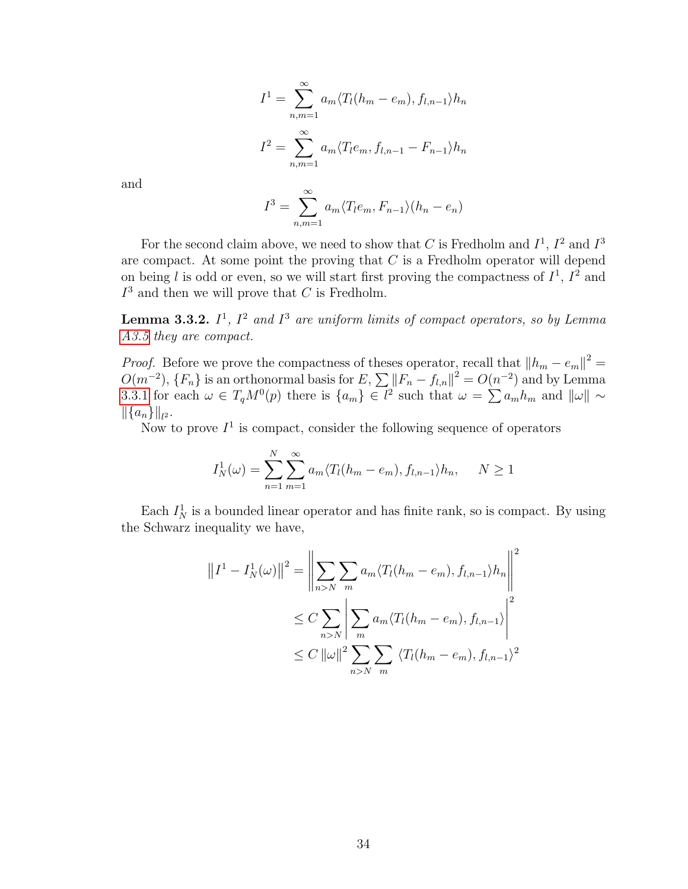$$I^1 = \sum_{n,m=1}^{\infty} a_m \langle T_l(h_m - e_m), f_{l,n-1} \rangle h_n$$

$$I^2 = \sum_{n,m=1}^{\infty} a_m \langle T_l e_m, f_{l,n-1} - F_{n-1} \rangle h_n$$

and

$$I^3 = \sum_{n,m=1}^{\infty} a_m \langle T_l e_m, F_{n-1} \rangle (h_n - e_n)$$

For the second claim above, we need to show that $C$ is Fredholm and $I^1$, $I^2$ and $I^3$ are compact. At some point the proving that $C$ is a Fredholm operator will depend on being $l$ is odd or even, so we will start first proving the compactness of $I^1$, $I^2$ and $I^3$ and then we will prove that $C$ is Fredholm.

**Lemma 3.3.2.** *$I^1$, $I^2$ and $I^3$ are uniform limits of compact operators, so by Lemma A3.5 they are compact.*

*Proof.* Before we prove the compactness of theses operator, recall that $\|h_m - e_m\|^2 = O(m^{-2})$, $\{F_n\}$ is an orthonormal basis for $E$, $\sum \|F_n - f_{l,n}\|^2 = O(n^{-2})$ and by Lemma 3.3.1 for each $\omega \in T_q M^0(p)$ there is $\{a_m\} \in l^2$ such that $\omega = \sum a_m h_m$ and $\|\omega\| \sim \|\{a_n\}\|_{l^2}$.

Now to prove $I^1$ is compact, consider the following sequence of operators

$$I^1_N(\omega) = \sum_{n=1}^{N} \sum_{m=1}^{\infty} a_m \langle T_l(h_m - e_m), f_{l,n-1} \rangle h_n, \qquad N \geq 1$$

Each $I^1_N$ is a bounded linear operator and has finite rank, so is compact. By using the Schwarz inequality we have,

$$\begin{aligned}
\left\| I^1 - I^1_N(\omega) \right\|^2 &= \left\| \sum_{n>N} \sum_{m} a_m \langle T_l(h_m - e_m), f_{l,n-1} \rangle h_n \right\|^2 \\
&\leq C \sum_{n>N} \left| \sum_{m} a_m \langle T_l(h_m - e_m), f_{l,n-1} \rangle \right|^2 \\
&\leq C \|\omega\|^2 \sum_{n>N} \sum_{m} \langle T_l(h_m - e_m), f_{l,n-1} \rangle^2
\end{aligned}$$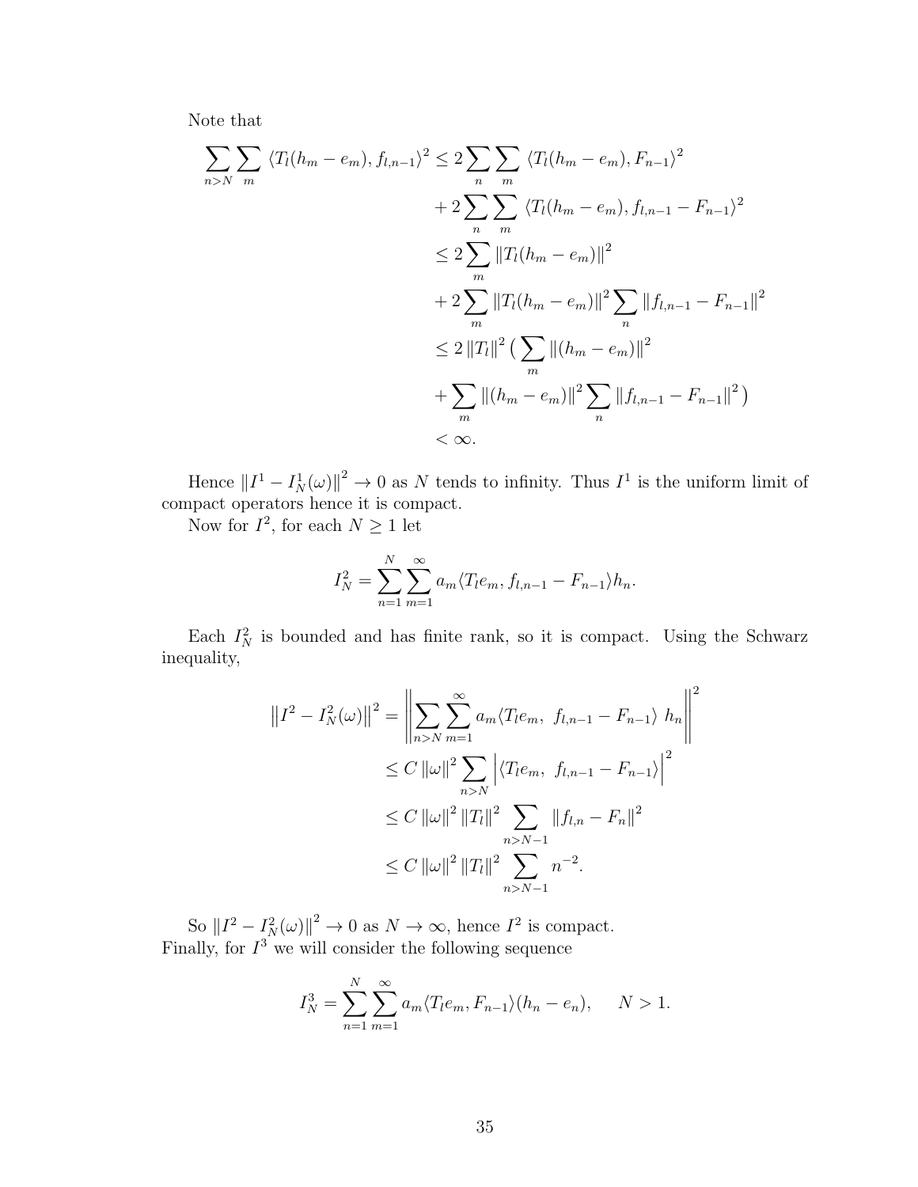Note that

$$
\begin{aligned}
\sum_{n>N} \sum_{m} \langle T_l(h_m - e_m), f_{l,n-1}\rangle^2 &\leq 2 \sum_{n} \sum_{m} \langle T_l(h_m - e_m), F_{n-1}\rangle^2 \\
&\quad + 2 \sum_{n} \sum_{m} \langle T_l(h_m - e_m), f_{l,n-1} - F_{n-1}\rangle^2 \\
&\leq 2 \sum_{m} \|T_l(h_m - e_m)\|^2 \\
&\quad + 2 \sum_{m} \|T_l(h_m - e_m)\|^2 \sum_{n} \|f_{l,n-1} - F_{n-1}\|^2 \\
&\leq 2 \|T_l\|^2 \big( \sum_{m} \|(h_m - e_m)\|^2 \\
&\quad + \sum_{m} \|(h_m - e_m)\|^2 \sum_{n} \|f_{l,n-1} - F_{n-1}\|^2 \big) \\
&< \infty.
\end{aligned}
$$

Hence $\|I^1 - I^1_N(\omega)\|^2 \to 0$ as $N$ tends to infinity. Thus $I^1$ is the uniform limit of compact operators hence it is compact.

Now for $I^2$, for each $N \geq 1$ let

$$
I^2_N = \sum_{n=1}^{N} \sum_{m=1}^{\infty} a_m \langle T_l e_m, f_{l,n-1} - F_{n-1}\rangle h_n.
$$

Each $I^2_N$ is bounded and has finite rank, so it is compact. Using the Schwarz inequality,

$$
\begin{aligned}
\|I^2 - I^2_N(\omega)\|^2 &= \left\| \sum_{n>N} \sum_{m=1}^{\infty} a_m \langle T_l e_m,\ f_{l,n-1} - F_{n-1}\rangle\ h_n \right\|^2 \\
&\leq C \|\omega\|^2 \sum_{n>N} \left| \langle T_l e_m,\ f_{l,n-1} - F_{n-1}\rangle \right|^2 \\
&\leq C \|\omega\|^2 \|T_l\|^2 \sum_{n>N-1} \|f_{l,n} - F_n\|^2 \\
&\leq C \|\omega\|^2 \|T_l\|^2 \sum_{n>N-1} n^{-2}.
\end{aligned}
$$

So $\|I^2 - I^2_N(\omega)\|^2 \to 0$ as $N \to \infty$, hence $I^2$ is compact.

Finally, for $I^3$ we will consider the following sequence

$$
I^3_N = \sum_{n=1}^{N} \sum_{m=1}^{\infty} a_m \langle T_l e_m, F_{n-1}\rangle (h_n - e_n), \qquad N > 1.
$$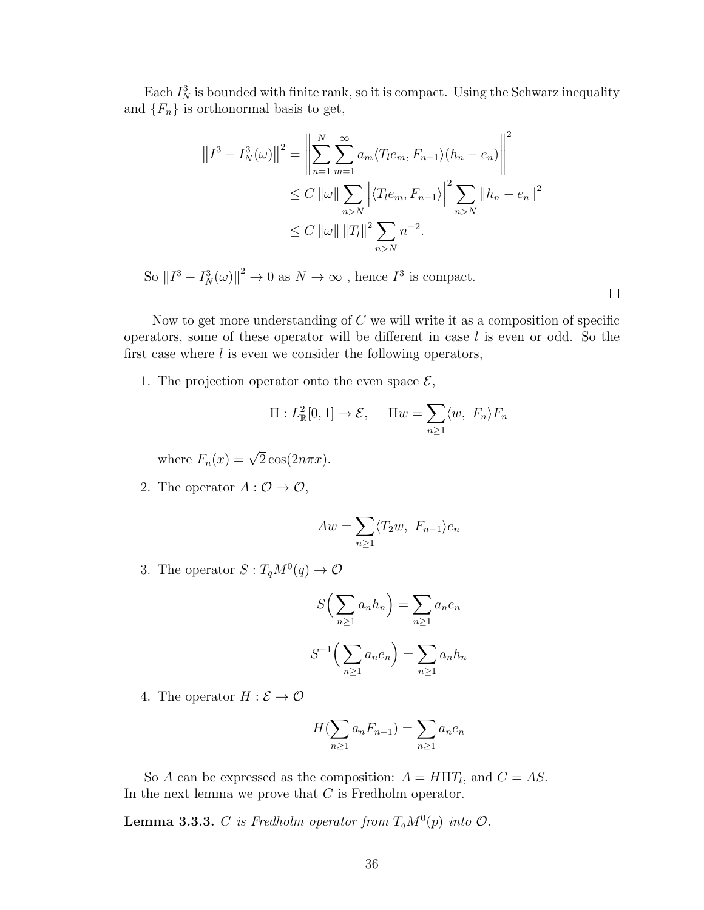Each $I_N^3$ is bounded with finite rank, so it is compact. Using the Schwarz inequality and $\{F_n\}$ is orthonormal basis to get,

$$
\begin{aligned}
\left\|I^3 - I_N^3(\omega)\right\|^2 &= \left\|\sum_{n=1}^{N}\sum_{m=1}^{\infty} a_m \langle T_l e_m, F_{n-1}\rangle (h_n - e_n)\right\|^2 \\
&\leq C\,\|\omega\| \sum_{n>N} \left|\langle T_l e_m, F_{n-1}\rangle\right|^2 \sum_{n>N} \|h_n - e_n\|^2 \\
&\leq C\,\|\omega\|\,\|T_l\|^2 \sum_{n>N} n^{-2}.
\end{aligned}
$$

So $\left\|I^3 - I_N^3(\omega)\right\|^2 \to 0$ as $N \to \infty$ , hence $I^3$ is compact.

□

Now to get more understanding of $C$ we will write it as a composition of specific operators, some of these operator will be different in case $l$ is even or odd. So the first case where $l$ is even we consider the following operators,

1. The projection operator onto the even space $\mathcal{E}$,

$$
\Pi : L^2_{\mathbb{R}}[0,1] \to \mathcal{E}, \qquad \Pi w = \sum_{n\geq 1} \langle w,\ F_n\rangle F_n
$$

   where $F_n(x) = \sqrt{2}\cos(2n\pi x)$.

2. The operator $A : \mathcal{O} \to \mathcal{O}$,

$$
Aw = \sum_{n\geq 1} \langle T_2 w,\ F_{n-1}\rangle e_n
$$

3. The operator $S : T_q M^0(q) \to \mathcal{O}$

$$
S\Big(\sum_{n\geq 1} a_n h_n\Big) = \sum_{n\geq 1} a_n e_n
$$

$$
S^{-1}\Big(\sum_{n\geq 1} a_n e_n\Big) = \sum_{n\geq 1} a_n h_n
$$

4. The operator $H : \mathcal{E} \to \mathcal{O}$

$$
H(\sum_{n\geq 1} a_n F_{n-1}) = \sum_{n\geq 1} a_n e_n
$$

So $A$ can be expressed as the composition: $A = H\Pi T_l$, and $C = AS$. In the next lemma we prove that $C$ is Fredholm operator.

**Lemma 3.3.3.** *$C$ is Fredholm operator from $T_q M^0(p)$ into $\mathcal{O}$.*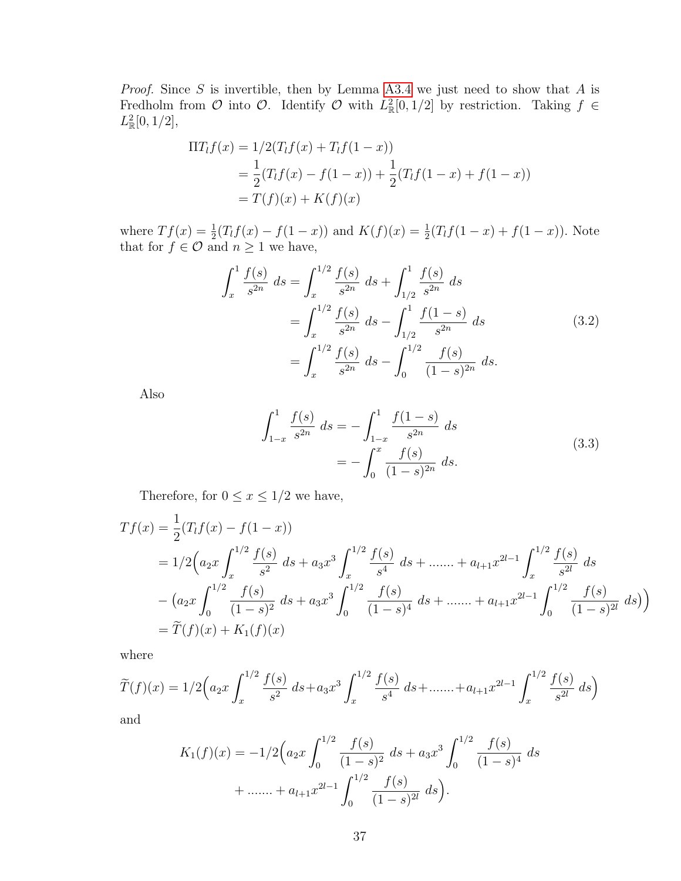*Proof.* Since $S$ is invertible, then by Lemma A3.4 we just need to show that $A$ is Fredholm from $\mathcal{O}$ into $\mathcal{O}$. Identify $\mathcal{O}$ with $L^2_{\mathbb{R}}[0, 1/2]$ by restriction. Taking $f \in L^2_{\mathbb{R}}[0, 1/2]$,

$$
\begin{aligned}
\Pi T_l f(x) &= 1/2(T_l f(x) + T_l f(1-x)) \\
&= \frac{1}{2}(T_l f(x) - f(1-x)) + \frac{1}{2}(T_l f(1-x) + f(1-x)) \\
&= T(f)(x) + K(f)(x)
\end{aligned}
$$

where $Tf(x) = \frac{1}{2}(T_l f(x) - f(1-x))$ and $K(f)(x) = \frac{1}{2}(T_l f(1-x) + f(1-x))$. Note that for $f \in \mathcal{O}$ and $n \geq 1$ we have,

$$
\begin{aligned}
\int_x^1 \frac{f(s)}{s^{2n}}\, ds &= \int_x^{1/2} \frac{f(s)}{s^{2n}}\, ds + \int_{1/2}^1 \frac{f(s)}{s^{2n}}\, ds \\
&= \int_x^{1/2} \frac{f(s)}{s^{2n}}\, ds - \int_{1/2}^1 \frac{f(1-s)}{s^{2n}}\, ds \\
&= \int_x^{1/2} \frac{f(s)}{s^{2n}}\, ds - \int_0^{1/2} \frac{f(s)}{(1-s)^{2n}}\, ds.
\end{aligned} \tag{3.2}
$$

Also

$$
\begin{aligned}
\int_{1-x}^1 \frac{f(s)}{s^{2n}}\, ds &= -\int_{1-x}^1 \frac{f(1-s)}{s^{2n}}\, ds \\
&= -\int_0^x \frac{f(s)}{(1-s)^{2n}}\, ds.
\end{aligned} \tag{3.3}
$$

Therefore, for $0 \leq x \leq 1/2$ we have,

$$
\begin{aligned}
Tf(x) &= \frac{1}{2}(T_l f(x) - f(1-x)) \\
&= 1/2\Big(a_2 x \int_x^{1/2} \frac{f(s)}{s^2}\, ds + a_3 x^3 \int_x^{1/2} \frac{f(s)}{s^4}\, ds + \dots\dots + a_{l+1} x^{2l-1} \int_x^{1/2} \frac{f(s)}{s^{2l}}\, ds \\
&\quad - \big(a_2 x \int_0^{1/2} \frac{f(s)}{(1-s)^2}\, ds + a_3 x^3 \int_0^{1/2} \frac{f(s)}{(1-s)^4}\, ds + \dots\dots + a_{l+1} x^{2l-1} \int_0^{1/2} \frac{f(s)}{(1-s)^{2l}}\, ds\big)\Big) \\
&= \widetilde{T}(f)(x) + K_1(f)(x)
\end{aligned}
$$

where

$$
\widetilde{T}(f)(x) = 1/2\Big(a_2 x \int_x^{1/2} \frac{f(s)}{s^2}\, ds + a_3 x^3 \int_x^{1/2} \frac{f(s)}{s^4}\, ds + \dots\dots + a_{l+1} x^{2l-1} \int_x^{1/2} \frac{f(s)}{s^{2l}}\, ds\Big)
$$

and

$$
\begin{aligned}
K_1(f)(x) = -1/2\Big(&a_2 x \int_0^{1/2} \frac{f(s)}{(1-s)^2}\, ds + a_3 x^3 \int_0^{1/2} \frac{f(s)}{(1-s)^4}\, ds \\
&+ \dots\dots + a_{l+1} x^{2l-1} \int_0^{1/2} \frac{f(s)}{(1-s)^{2l}}\, ds\Big).
\end{aligned}
$$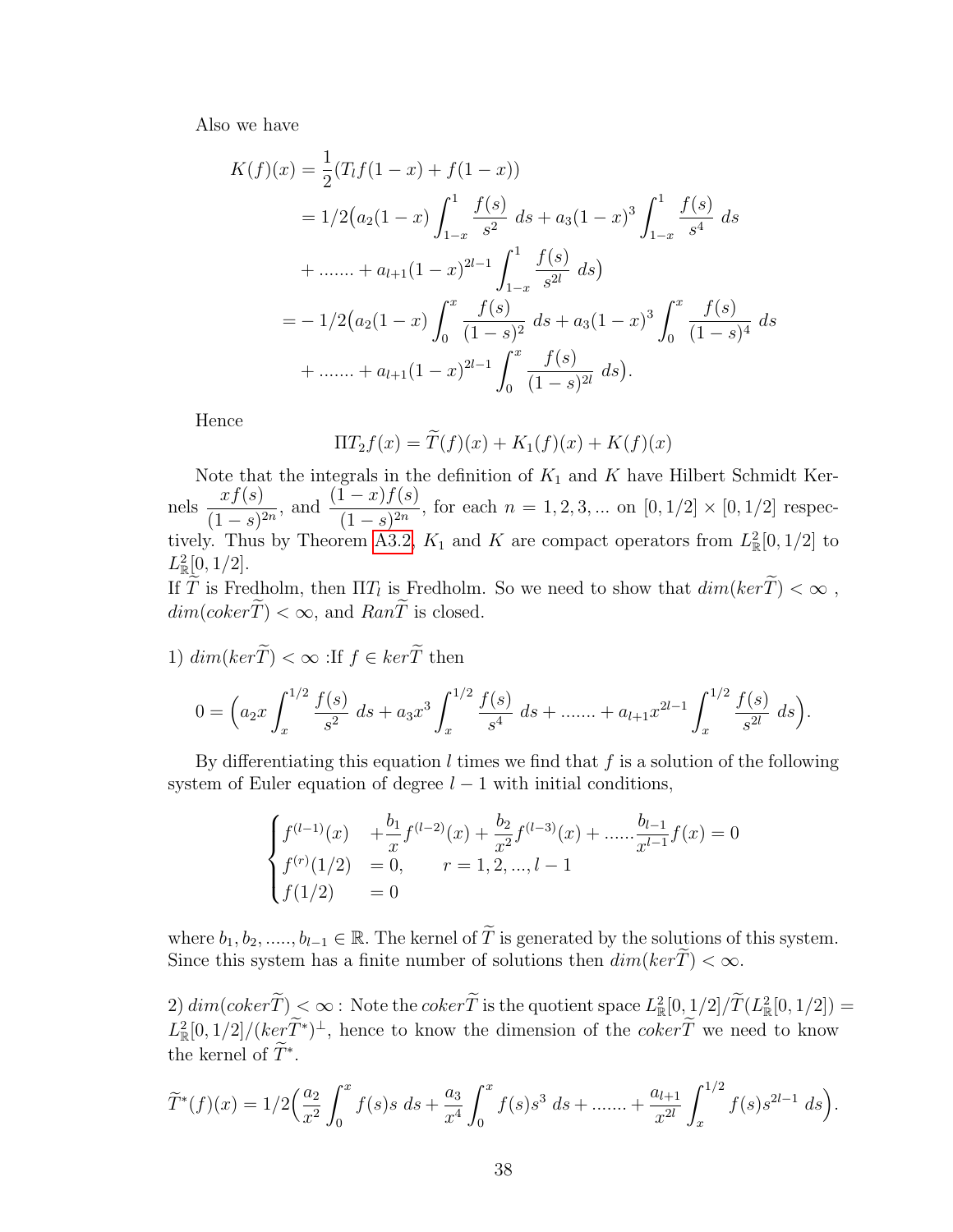Also we have

$$
\begin{aligned}
K(f)(x) &= \frac{1}{2}(T_l f(1-x) + f(1-x)) \\
&= 1/2\big(a_2(1-x)\int_{1-x}^{1} \frac{f(s)}{s^2}\ ds + a_3(1-x)^3\int_{1-x}^{1} \frac{f(s)}{s^4}\ ds \\
&\quad + \dots\dots + a_{l+1}(1-x)^{2l-1}\int_{1-x}^{1} \frac{f(s)}{s^{2l}}\ ds\big) \\
&= -1/2\big(a_2(1-x)\int_{0}^{x} \frac{f(s)}{(1-s)^2}\ ds + a_3(1-x)^3\int_{0}^{x} \frac{f(s)}{(1-s)^4}\ ds \\
&\quad + \dots\dots + a_{l+1}(1-x)^{2l-1}\int_{0}^{x} \frac{f(s)}{(1-s)^{2l}}\ ds\big).
\end{aligned}
$$

Hence

$$
\Pi T_2 f(x) = \widetilde{T}(f)(x) + K_1(f)(x) + K(f)(x)
$$

Note that the integrals in the definition of $K_1$ and $K$ have Hilbert Schmidt Kernels $\frac{xf(s)}{(1-s)^{2n}}$, and $\frac{(1-x)f(s)}{(1-s)^{2n}}$, for each $n = 1, 2, 3, \dots$ on $[0, 1/2] \times [0, 1/2]$ respectively. Thus by Theorem A3.2, $K_1$ and $K$ are compact operators from $L^2_{\mathbb{R}}[0, 1/2]$ to $L^2_{\mathbb{R}}[0, 1/2]$.

If $\widetilde{T}$ is Fredholm, then $\Pi T_l$ is Fredholm. So we need to show that $dim(ker\widetilde{T}) < \infty$ , $dim(coker\widetilde{T}) < \infty$, and $Ran\widetilde{T}$ is closed.

1) $dim(ker\widetilde{T}) < \infty$ :If $f \in ker\widetilde{T}$ then

$$
0 = \Big(a_2 x\int_{x}^{1/2} \frac{f(s)}{s^2}\ ds + a_3 x^3\int_{x}^{1/2} \frac{f(s)}{s^4}\ ds + \dots\dots + a_{l+1}x^{2l-1}\int_{x}^{1/2} \frac{f(s)}{s^{2l}}\ ds\Big).
$$

By differentiating this equation $l$ times we find that $f$ is a solution of the following system of Euler equation of degree $l-1$ with initial conditions,

$$
\begin{cases}
f^{(l-1)}(x) & + \frac{b_1}{x} f^{(l-2)}(x) + \frac{b_2}{x^2} f^{(l-3)}(x) + \dots\dots \frac{b_{l-1}}{x^{l-1}} f(x) = 0 \\
f^{(r)}(1/2) & = 0, \qquad r = 1, 2, \dots, l-1 \\
f(1/2) & = 0
\end{cases}
$$

where $b_1, b_2, \dots.., b_{l-1} \in \mathbb{R}$. The kernel of $\widetilde{T}$ is generated by the solutions of this system. Since this system has a finite number of solutions then $dim(ker\widetilde{T}) < \infty$.

2) $dim(coker\widetilde{T}) < \infty$ : Note the $coker\widetilde{T}$ is the quotient space $L^2_{\mathbb{R}}[0, 1/2]/\widetilde{T}(L^2_{\mathbb{R}}[0, 1/2]) = L^2_{\mathbb{R}}[0, 1/2]/(ker\widetilde{T}^*)^{\perp}$, hence to know the dimension of the $coker\widetilde{T}$ we need to know the kernel of $\widetilde{T}^*$.

$$
\widetilde{T}^*(f)(x) = 1/2\Big(\frac{a_2}{x^2}\int_{0}^{x} f(s)s\ ds + \frac{a_3}{x^4}\int_{0}^{x} f(s)s^3\ ds + \dots\dots + \frac{a_{l+1}}{x^{2l}}\int_{x}^{1/2} f(s)s^{2l-1}\ ds\Big).
$$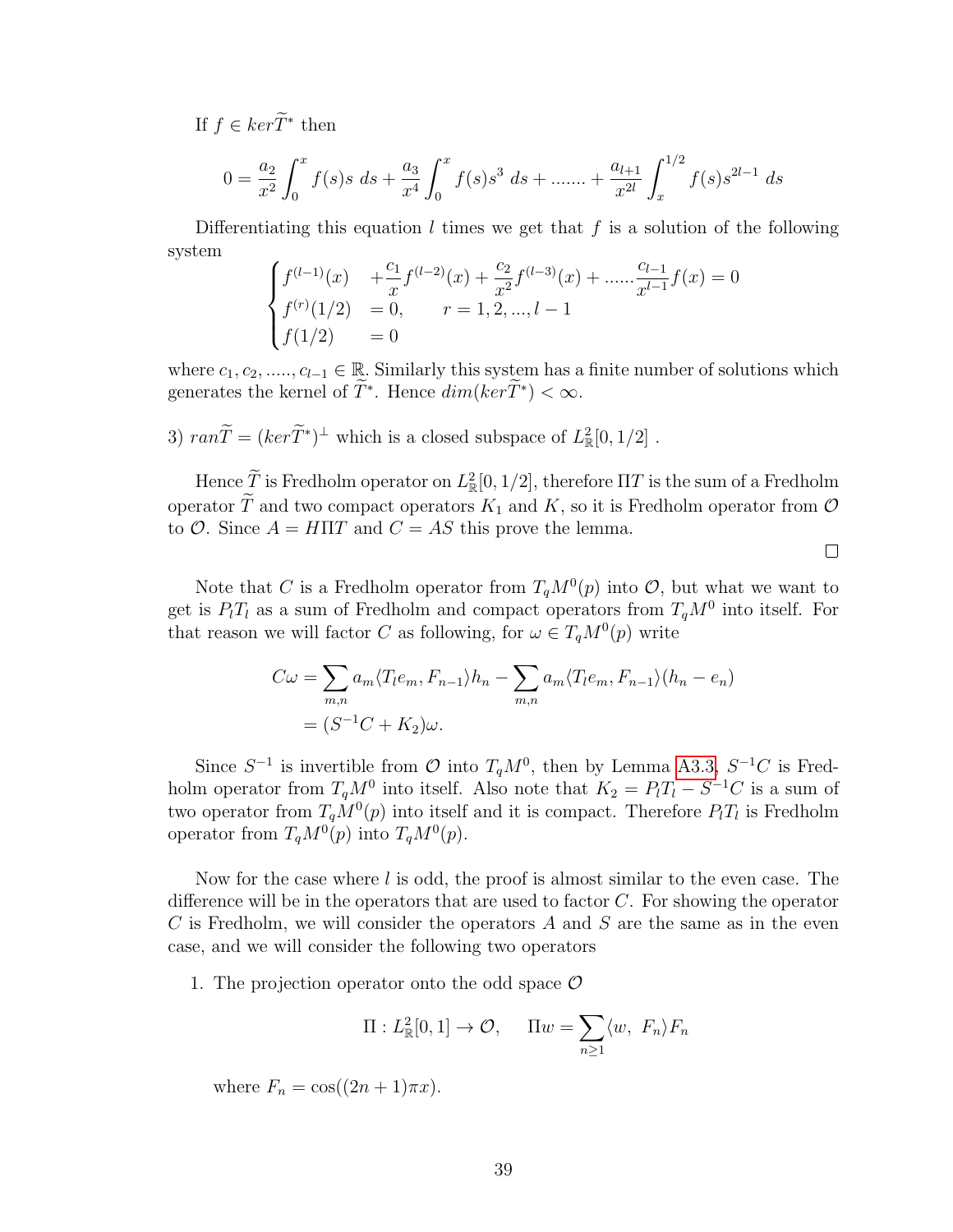If $f \in ker\widetilde{T}^*$ then

$$0 = \frac{a_2}{x^2}\int_0^x f(s)s\ ds + \frac{a_3}{x^4}\int_0^x f(s)s^3\ ds + ....... + \frac{a_{l+1}}{x^{2l}}\int_x^{1/2} f(s)s^{2l-1}\ ds$$

Differentiating this equation $l$ times we get that $f$ is a solution of the following system

$$\begin{cases} f^{(l-1)}(x) & + \frac{c_1}{x}f^{(l-2)}(x) + \frac{c_2}{x^2}f^{(l-3)}(x) + ......\frac{c_{l-1}}{x^{l-1}}f(x) = 0 \\ f^{(r)}(1/2) & = 0, \qquad r = 1, 2, ..., l-1 \\ f(1/2) & = 0 \end{cases}$$

where $c_1, c_2, ....., c_{l-1} \in \mathbb{R}$. Similarly this system has a finite number of solutions which generates the kernel of $\widetilde{T}^*$. Hence $dim(ker\widetilde{T}^*) < \infty$.

3) $ran\widetilde{T} = (ker\widetilde{T}^*)^{\perp}$ which is a closed subspace of $L^2_{\mathbb{R}}[0, 1/2]$ .

Hence $\widetilde{T}$ is Fredholm operator on $L^2_{\mathbb{R}}[0, 1/2]$, therefore $\Pi T$ is the sum of a Fredholm operator $\widetilde{T}$ and two compact operators $K_1$ and $K$, so it is Fredholm operator from $\mathcal{O}$ to $\mathcal{O}$. Since $A = H\Pi T$ and $C = AS$ this prove the lemma.

□

Note that $C$ is a Fredholm operator from $T_qM^0(p)$ into $\mathcal{O}$, but what we want to get is $P_lT_l$ as a sum of Fredholm and compact operators from $T_qM^0$ into itself. For that reason we will factor $C$ as following, for $\omega \in T_qM^0(p)$ write

$$\begin{aligned} C\omega &= \sum_{m,n} a_m\langle T_l e_m, F_{n-1}\rangle h_n - \sum_{m,n} a_m\langle T_l e_m, F_{n-1}\rangle(h_n - e_n) \\ &= (S^{-1}C + K_2)\omega. \end{aligned}$$

Since $S^{-1}$ is invertible from $\mathcal{O}$ into $T_qM^0$, then by Lemma A3.3, $S^{-1}C$ is Fredholm operator from $T_qM^0$ into itself. Also note that $K_2 = P_lT_l - S^{-1}C$ is a sum of two operator from $T_qM^0(p)$ into itself and it is compact. Therefore $P_lT_l$ is Fredholm operator from $T_qM^0(p)$ into $T_qM^0(p)$.

Now for the case where $l$ is odd, the proof is almost similar to the even case. The difference will be in the operators that are used to factor $C$. For showing the operator $C$ is Fredholm, we will consider the operators $A$ and $S$ are the same as in the even case, and we will consider the following two operators

1. The projection operator onto the odd space $\mathcal{O}$

$$\Pi : L^2_{\mathbb{R}}[0, 1] \to \mathcal{O}, \qquad \Pi w = \sum_{n \geq 1}\langle w,\ F_n\rangle F_n$$

where $F_n = \cos((2n+1)\pi x)$.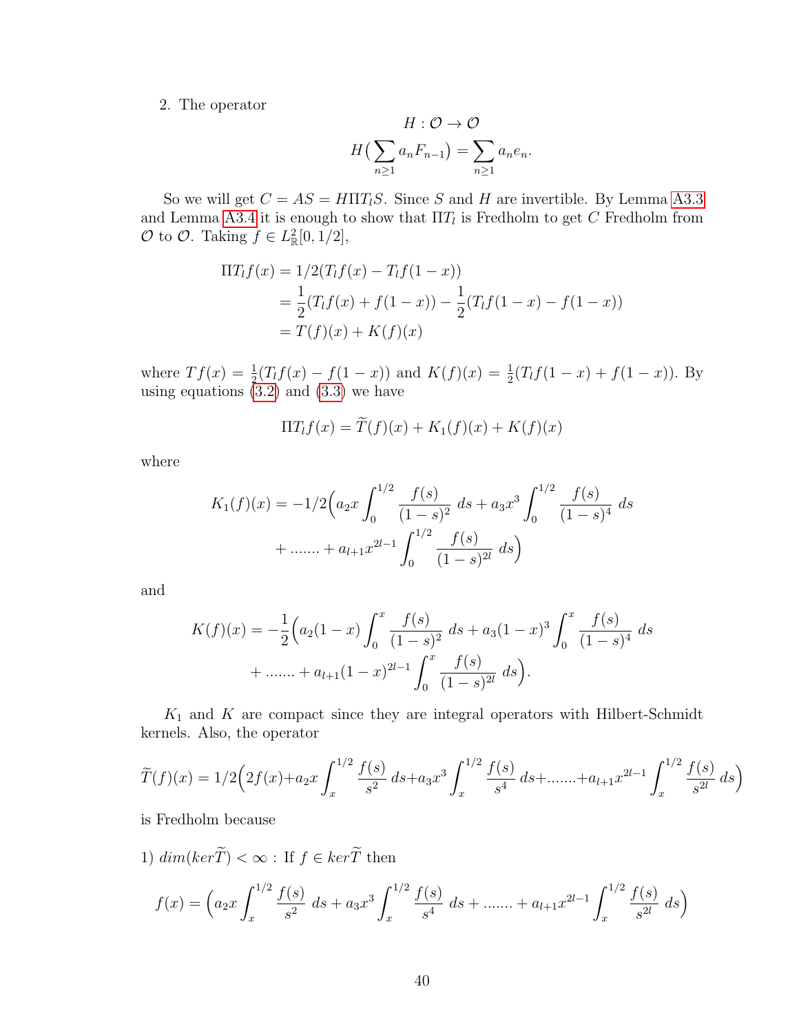2. The operator

$$H : \mathcal{O} \to \mathcal{O}$$
$$H\big(\sum_{n\geq 1} a_n F_{n-1}\big) = \sum_{n\geq 1} a_n e_n.$$

So we will get $C = AS = H\Pi T_l S$. Since $S$ and $H$ are invertible. By Lemma A3.3 and Lemma A3.4 it is enough to show that $\Pi T_l$ is Fredholm to get $C$ Fredholm from $\mathcal{O}$ to $\mathcal{O}$. Taking $f \in L^2_{\mathbb{R}}[0, 1/2]$,

$$\begin{aligned}
\Pi T_l f(x) &= 1/2(T_l f(x) - T_l f(1-x)) \\
&= \frac{1}{2}(T_l f(x) + f(1-x)) - \frac{1}{2}(T_l f(1-x) - f(1-x)) \\
&= T(f)(x) + K(f)(x)
\end{aligned}$$

where $Tf(x) = \frac{1}{2}(T_l f(x) - f(1-x))$ and $K(f)(x) = \frac{1}{2}(T_l f(1-x) + f(1-x))$. By using equations (3.2) and (3.3) we have

$$\Pi T_l f(x) = \widetilde{T}(f)(x) + K_1(f)(x) + K(f)(x)$$

where

$$\begin{aligned}
K_1(f)(x) = -1/2\Big(&a_2 x \int_0^{1/2} \frac{f(s)}{(1-s)^2}\ ds + a_3 x^3 \int_0^{1/2} \frac{f(s)}{(1-s)^4}\ ds \\
&+ \dots\dots + a_{l+1} x^{2l-1} \int_0^{1/2} \frac{f(s)}{(1-s)^{2l}}\ ds\Big)
\end{aligned}$$

and

$$\begin{aligned}
K(f)(x) = -\frac{1}{2}\Big(&a_2(1-x) \int_0^{x} \frac{f(s)}{(1-s)^2}\ ds + a_3 (1-x)^3 \int_0^{x} \frac{f(s)}{(1-s)^4}\ ds \\
&+ \dots\dots + a_{l+1} (1-x)^{2l-1} \int_0^{x} \frac{f(s)}{(1-s)^{2l}}\ ds\Big).
\end{aligned}$$

$K_1$ and $K$ are compact since they are integral operators with Hilbert-Schmidt kernels. Also, the operator

$$\widetilde{T}(f)(x) = 1/2\Big(2f(x) + a_2 x \int_x^{1/2} \frac{f(s)}{s^2}\ ds + a_3 x^3 \int_x^{1/2} \frac{f(s)}{s^4}\ ds + \dots\dots + a_{l+1} x^{2l-1} \int_x^{1/2} \frac{f(s)}{s^{2l}}\ ds\Big)$$

is Fredholm because

1) $dim(ker\widetilde{T}) < \infty$ : If $f \in ker\widetilde{T}$ then

$$f(x) = \Big(a_2 x \int_x^{1/2} \frac{f(s)}{s^2}\ ds + a_3 x^3 \int_x^{1/2} \frac{f(s)}{s^4}\ ds + \dots\dots + a_{l+1} x^{2l-1} \int_x^{1/2} \frac{f(s)}{s^{2l}}\ ds\Big)$$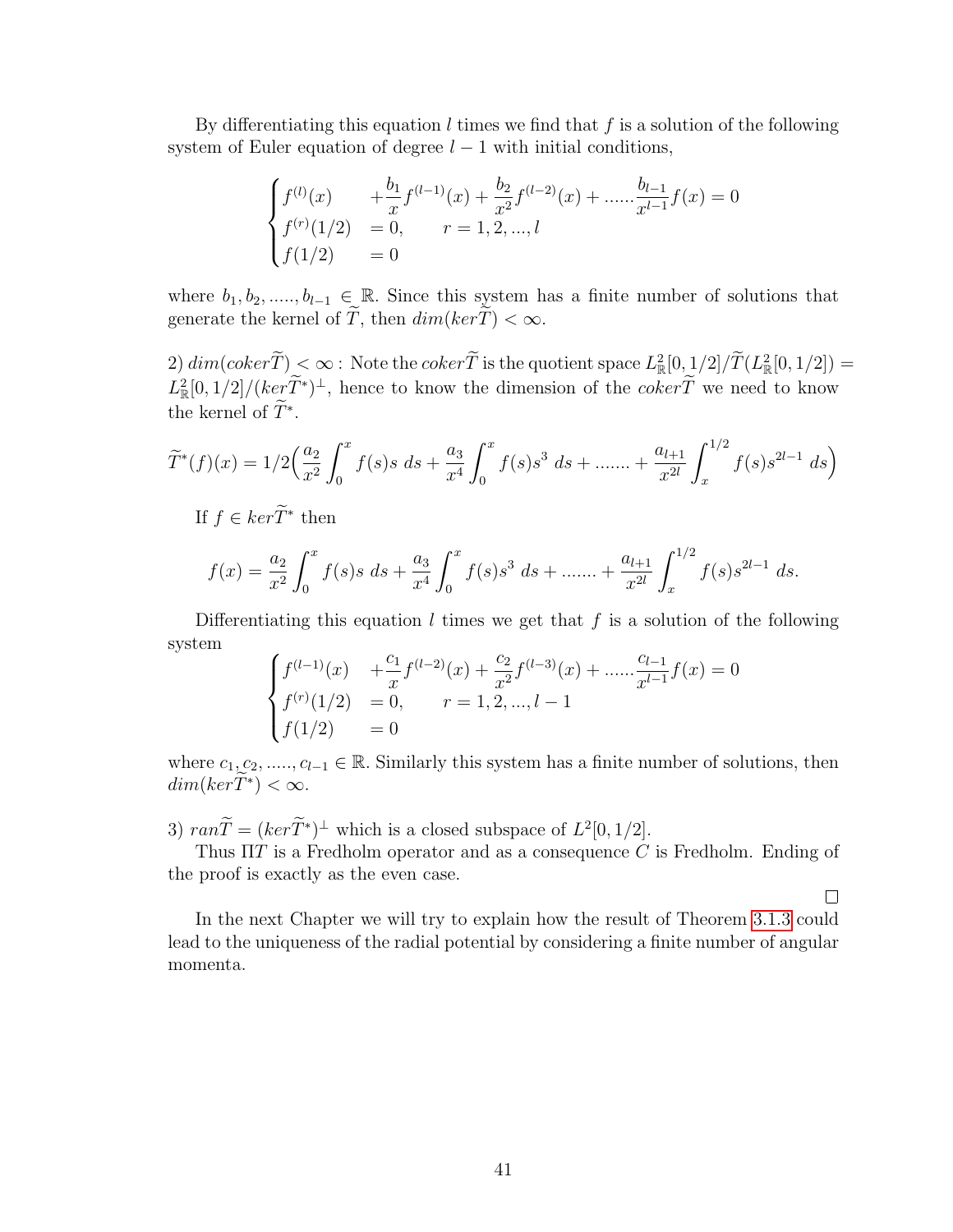By differentiating this equation $l$ times we find that $f$ is a solution of the following system of Euler equation of degree $l-1$ with initial conditions,

$$\begin{cases} f^{(l)}(x) & +\dfrac{b_1}{x}f^{(l-1)}(x) + \dfrac{b_2}{x^2}f^{(l-2)}(x) + ......\dfrac{b_{l-1}}{x^{l-1}}f(x) = 0 \\ f^{(r)}(1/2) & = 0, \qquad r = 1, 2, ..., l \\ f(1/2) & = 0 \end{cases}$$

where $b_1, b_2, ....., b_{l-1} \in \mathbb{R}$. Since this system has a finite number of solutions that generate the kernel of $\widetilde{T}$, then $dim(ker\widetilde{T}) < \infty$.

2) $dim(coker\widetilde{T}) < \infty$ : Note the $coker\widetilde{T}$ is the quotient space $L^2_{\mathbb{R}}[0, 1/2]/\widetilde{T}(L^2_{\mathbb{R}}[0, 1/2]) = L^2_{\mathbb{R}}[0, 1/2]/(ker\widetilde{T}^*)^{\perp}$, hence to know the dimension of the $coker\widetilde{T}$ we need to know the kernel of $\widetilde{T}^*$.

$$\widetilde{T}^*(f)(x) = 1/2\Big(\frac{a_2}{x^2}\int_0^x f(s)s\ ds + \frac{a_3}{x^4}\int_0^x f(s)s^3\ ds + ....... + \frac{a_{l+1}}{x^{2l}}\int_x^{1/2} f(s)s^{2l-1}\ ds\Big)$$

If $f \in ker\widetilde{T}^*$ then

$$f(x) = \frac{a_2}{x^2}\int_0^x f(s)s\ ds + \frac{a_3}{x^4}\int_0^x f(s)s^3\ ds + ....... + \frac{a_{l+1}}{x^{2l}}\int_x^{1/2} f(s)s^{2l-1}\ ds.$$

Differentiating this equation $l$ times we get that $f$ is a solution of the following system

$$\begin{cases} f^{(l-1)}(x) & +\dfrac{c_1}{x}f^{(l-2)}(x) + \dfrac{c_2}{x^2}f^{(l-3)}(x) + ......\dfrac{c_{l-1}}{x^{l-1}}f(x) = 0 \\ f^{(r)}(1/2) & = 0, \qquad r = 1, 2, ..., l-1 \\ f(1/2) & = 0 \end{cases}$$

where $c_1, c_2, ....., c_{l-1} \in \mathbb{R}$. Similarly this system has a finite number of solutions, then $dim(ker\widetilde{T}^*) < \infty$.

3) $ran\widetilde{T} = (ker\widetilde{T}^*)^{\perp}$ which is a closed subspace of $L^2[0, 1/2]$.

Thus $\Pi T$ is a Fredholm operator and as a consequence $C$ is Fredholm. Ending of the proof is exactly as the even case.

□

In the next Chapter we will try to explain how the result of Theorem 3.1.3 could lead to the uniqueness of the radial potential by considering a finite number of angular momenta.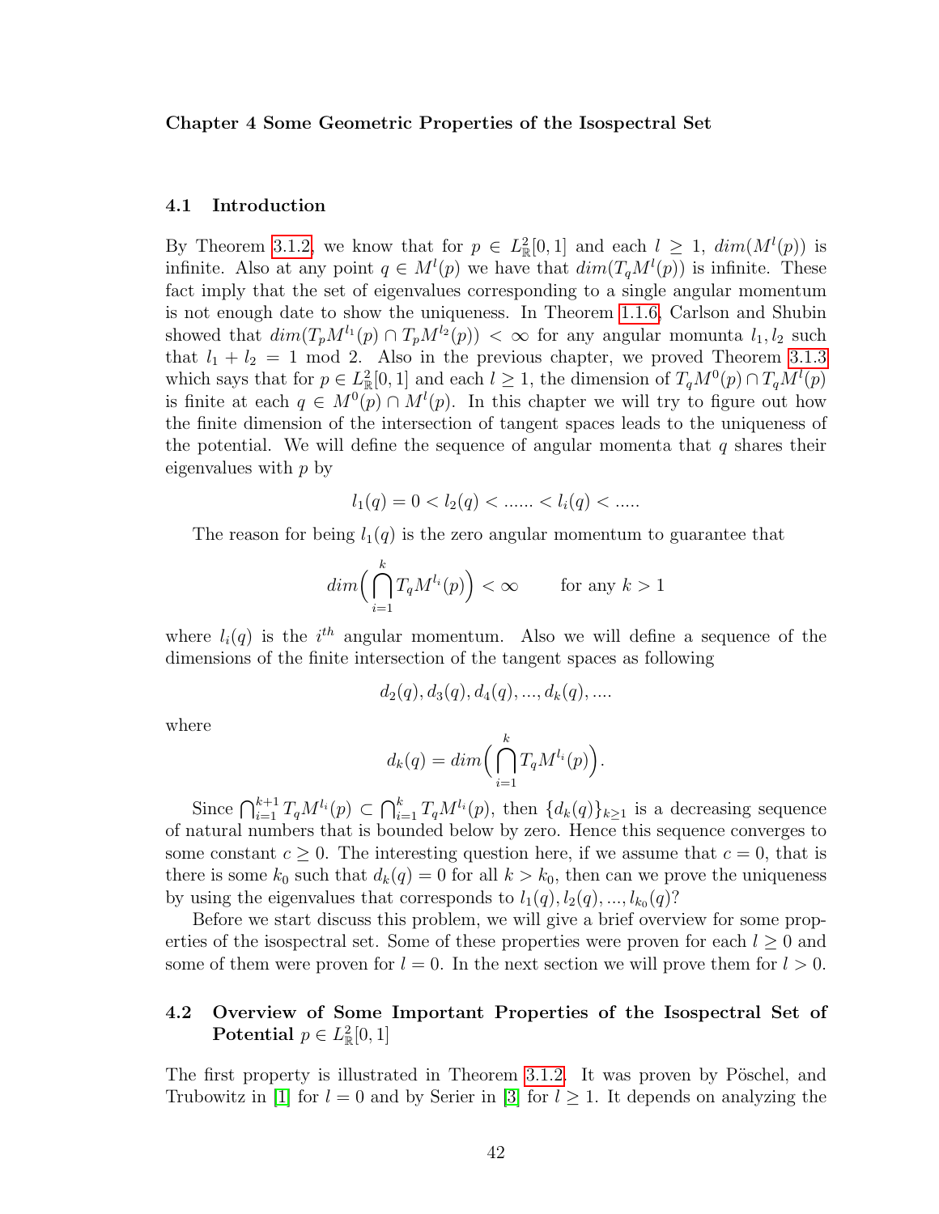**Chapter 4 Some Geometric Properties of the Isospectral Set**

## 4.1 Introduction

By Theorem 3.1.2, we know that for $p \in L^2_{\mathbb{R}}[0,1]$ and each $l \geq 1$, $dim(M^l(p))$ is infinite. Also at any point $q \in M^l(p)$ we have that $dim(T_q M^l(p))$ is infinite. These fact imply that the set of eigenvalues corresponding to a single angular momentum is not enough date to show the uniqueness. In Theorem 1.1.6, Carlson and Shubin showed that $dim(T_p M^{l_1}(p) \cap T_p M^{l_2}(p)) < \infty$ for any angular momunta $l_1, l_2$ such that $l_1 + l_2 = 1 \mod 2$. Also in the previous chapter, we proved Theorem 3.1.3 which says that for $p \in L^2_{\mathbb{R}}[0,1]$ and each $l \geq 1$, the dimension of $T_q M^0(p) \cap T_q M^l(p)$ is finite at each $q \in M^0(p) \cap M^l(p)$. In this chapter we will try to figure out how the finite dimension of the intersection of tangent spaces leads to the uniqueness of the potential. We will define the sequence of angular momenta that $q$ shares their eigenvalues with $p$ by

$$l_1(q) = 0 < l_2(q) < ...... < l_i(q) < .....$$

The reason for being $l_1(q)$ is the zero angular momentum to guarantee that

$$dim\Big(\bigcap_{i=1}^{k} T_q M^{l_i}(p)\Big) < \infty \qquad \text{for any } k > 1$$

where $l_i(q)$ is the $i^{th}$ angular momentum. Also we will define a sequence of the dimensions of the finite intersection of the tangent spaces as following

$$d_2(q), d_3(q), d_4(q), ..., d_k(q), ....$$

where

$$d_k(q) = dim\Big(\bigcap_{i=1}^{k} T_q M^{l_i}(p)\Big).$$

Since $\bigcap_{i=1}^{k+1} T_q M^{l_i}(p) \subset \bigcap_{i=1}^{k} T_q M^{l_i}(p)$, then $\{d_k(q)\}_{k\geq 1}$ is a decreasing sequence of natural numbers that is bounded below by zero. Hence this sequence converges to some constant $c \geq 0$. The interesting question here, if we assume that $c = 0$, that is there is some $k_0$ such that $d_k(q) = 0$ for all $k > k_0$, then can we prove the uniqueness by using the eigenvalues that corresponds to $l_1(q), l_2(q), ..., l_{k_0}(q)$?

Before we start discuss this problem, we will give a brief overview for some properties of the isospectral set. Some of these properties were proven for each $l \geq 0$ and some of them were proven for $l = 0$. In the next section we will prove them for $l > 0$.

## 4.2 Overview of Some Important Properties of the Isospectral Set of Potential $p \in L^2_{\mathbb{R}}[0,1]$

The first property is illustrated in Theorem 3.1.2. It was proven by Pöschel, and Trubowitz in [1] for $l = 0$ and by Serier in [3] for $l \geq 1$. It depends on analyzing the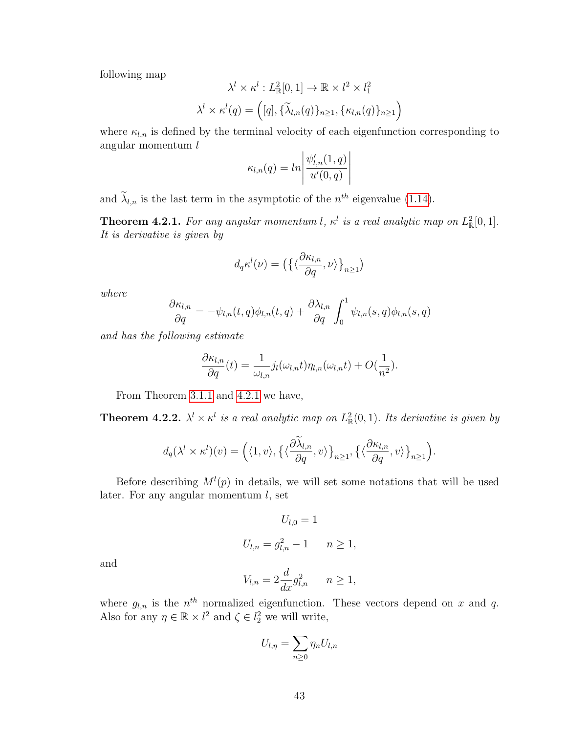following map

$$\lambda^l \times \kappa^l : L^2_{\mathbb{R}}[0,1] \to \mathbb{R} \times l^2 \times l^2_1$$

$$\lambda^l \times \kappa^l(q) = \Big([q], \{\widetilde{\lambda}_{l,n}(q)\}_{n\geq 1}, \{\kappa_{l,n}(q)\}_{n\geq 1}\Big)$$

where $\kappa_{l,n}$ is defined by the terminal velocity of each eigenfunction corresponding to angular momentum $l$

$$\kappa_{l,n}(q) = ln\left|\frac{\psi'_{l,n}(1,q)}{u'(0,q)}\right|$$

and $\widetilde{\lambda}_{l,n}$ is the last term in the asymptotic of the $n^{th}$ eigenvalue (1.14).

**Theorem 4.2.1.** *For any angular momentum $l$, $\kappa^l$ is a real analytic map on $L^2_{\mathbb{R}}[0,1]$. It is derivative is given by*

$$d_q\kappa^l(\nu) = \big(\{\langle\frac{\partial\kappa_{l,n}}{\partial q}, \nu\rangle\}_{n\geq 1}\big)$$

*where*

$$\frac{\partial\kappa_{l,n}}{\partial q} = -\psi_{l,n}(t,q)\phi_{l,n}(t,q) + \frac{\partial\lambda_{l,n}}{\partial q}\int_0^1 \psi_{l,n}(s,q)\phi_{l,n}(s,q)$$

*and has the following estimate*

$$\frac{\partial\kappa_{l,n}}{\partial q}(t) = \frac{1}{\omega_{l,n}} j_l(\omega_{l,n}t)\eta_{l,n}(\omega_{l,n}t) + O(\frac{1}{n^2}).$$

From Theorem 3.1.1 and 4.2.1 we have,

**Theorem 4.2.2.** *$\lambda^l \times \kappa^l$ is a real analytic map on $L^2_{\mathbb{R}}(0,1)$. Its derivative is given by*

$$d_q(\lambda^l \times \kappa^l)(v) = \Big(\langle 1, v\rangle, \{\langle\frac{\partial\widetilde{\lambda}_{l,n}}{\partial q}, v\rangle\}_{n\geq 1}, \{\langle\frac{\partial\kappa_{l,n}}{\partial q}, v\rangle\}_{n\geq 1}\Big).$$

Before describing $M^l(p)$ in details, we will set some notations that will be used later. For any angular momentum $l$, set

$$U_{l,0} = 1$$

$$U_{l,n} = g^2_{l,n} - 1 \qquad n \geq 1,$$

and

$$V_{l,n} = 2\frac{d}{dx}g^2_{l,n} \qquad n \geq 1,$$

where $g_{l,n}$ is the $n^{th}$ normalized eigenfunction. These vectors depend on $x$ and $q$. Also for any $\eta \in \mathbb{R}\times l^2$ and $\zeta \in l^2_2$ we will write,

$$U_{l,\eta} = \sum_{n\geq 0}\eta_n U_{l,n}$$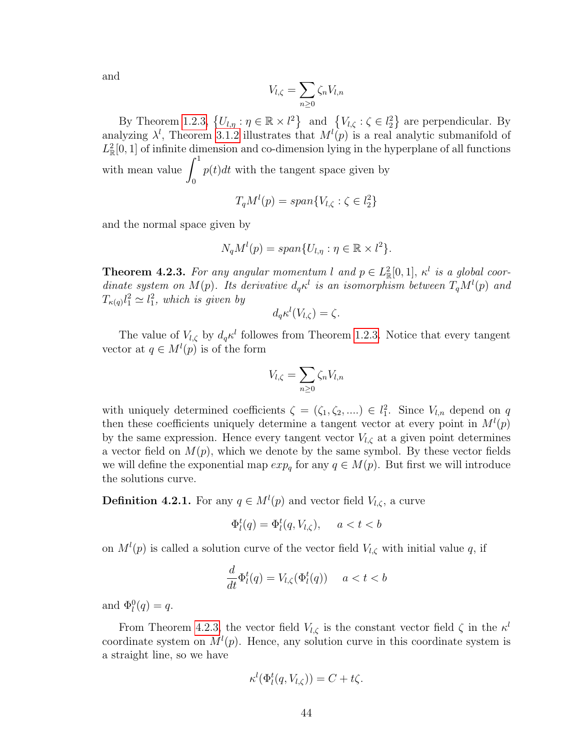and

$$V_{l,\zeta} = \sum_{n\geq 0} \zeta_n V_{l,n}$$

By Theorem 1.2.3, $\left\{U_{l,\eta} : \eta \in \mathbb{R} \times l^2\right\}$ and $\left\{V_{l,\zeta} : \zeta \in l_2^2\right\}$ are perpendicular. By analyzing $\lambda^l$, Theorem 3.1.2 illustrates that $M^l(p)$ is a real analytic submanifold of $L^2_{\mathbb{R}}[0,1]$ of infinite dimension and co-dimension lying in the hyperplane of all functions with mean value $\displaystyle\int_0^1 p(t)dt$ with the tangent space given by

$$T_q M^l(p) = span\{V_{l,\zeta} : \zeta \in l_2^2\}$$

and the normal space given by

$$N_q M^l(p) = span\{U_{l,\eta} : \eta \in \mathbb{R} \times l^2\}.$$

**Theorem 4.2.3.** *For any angular momentum $l$ and $p \in L^2_{\mathbb{R}}[0,1]$, $\kappa^l$ is a global coordinate system on $M(p)$. Its derivative $d_q\kappa^l$ is an isomorphism between $T_q M^l(p)$ and $T_{\kappa(q)} l_1^2 \simeq l_1^2$, which is given by*

$$d_q\kappa^l(V_{l,\zeta}) = \zeta.$$

The value of $V_{l,\zeta}$ by $d_q\kappa^l$ followes from Theorem 1.2.3. Notice that every tangent vector at $q \in M^l(p)$ is of the form

$$V_{l,\zeta} = \sum_{n\geq 0} \zeta_n V_{l,n}$$

with uniquely determined coefficients $\zeta = (\zeta_1, \zeta_2, ....) \in l_1^2$. Since $V_{l,n}$ depend on $q$ then these coefficients uniquely determine a tangent vector at every point in $M^l(p)$ by the same expression. Hence every tangent vector $V_{l,\zeta}$ at a given point determines a vector field on $M(p)$, which we denote by the same symbol. By these vector fields we will define the exponential map $exp_q$ for any $q \in M(p)$. But first we will introduce the solutions curve.

**Definition 4.2.1.** For any $q \in M^l(p)$ and vector field $V_{l,\zeta}$, a curve

$$\Phi_l^t(q) = \Phi_l^t(q, V_{l,\zeta}), \quad a < t < b$$

on $M^l(p)$ is called a solution curve of the vector field $V_{l,\zeta}$ with initial value $q$, if

$$\frac{d}{dt}\Phi_l^t(q) = V_{l,\zeta}(\Phi_l^t(q)) \quad a < t < b$$

and $\Phi_l^0(q) = q$.

From Theorem 4.2.3, the vector field $V_{l,\zeta}$ is the constant vector field $\zeta$ in the $\kappa^l$ coordinate system on $M^l(p)$. Hence, any solution curve in this coordinate system is a straight line, so we have

$$\kappa^l(\Phi_l^t(q, V_{l,\zeta})) = C + t\zeta.$$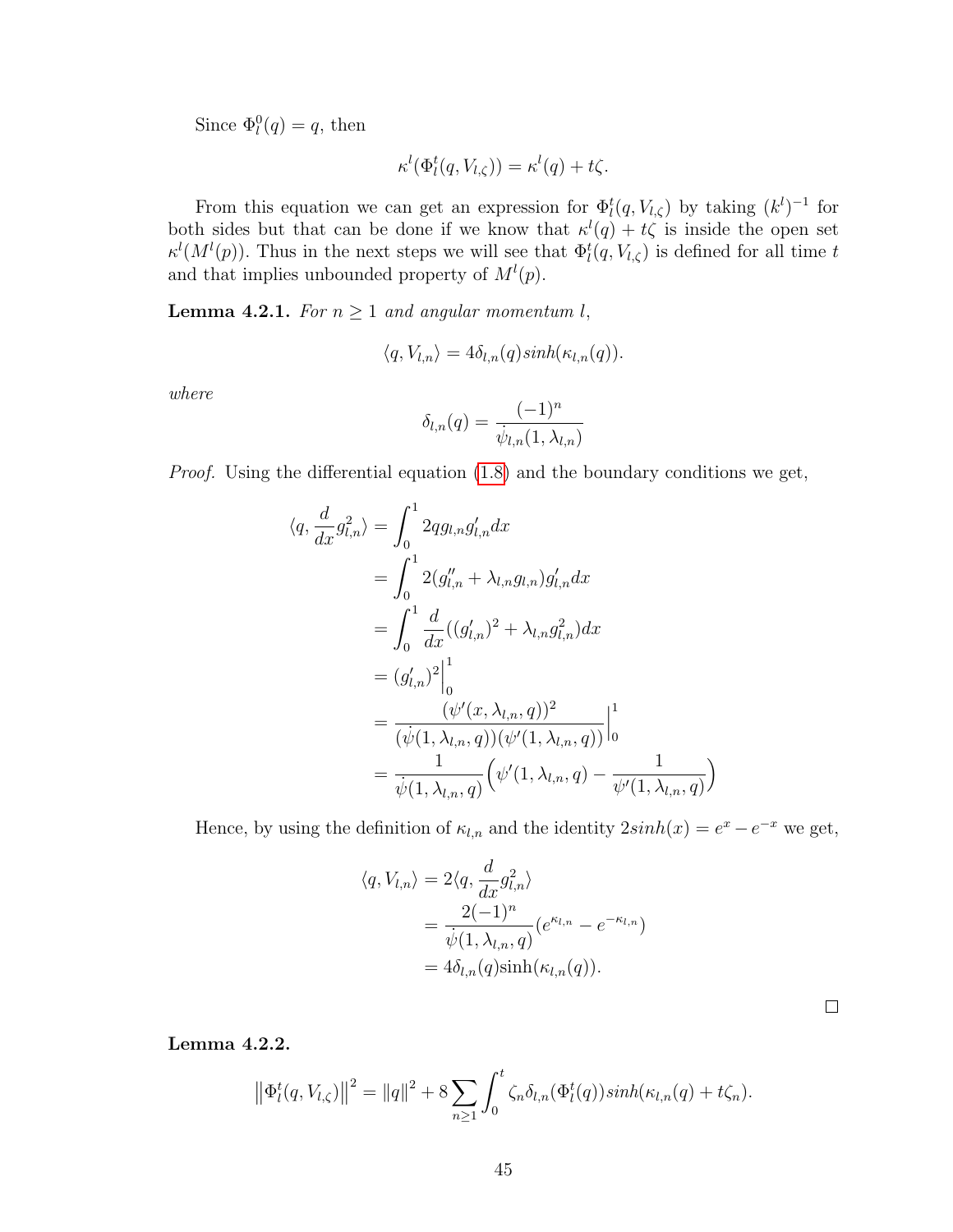Since $\Phi_l^0(q) = q$, then

$$\kappa^l(\Phi_l^t(q, V_{l,\zeta})) = \kappa^l(q) + t\zeta.$$

From this equation we can get an expression for $\Phi_l^t(q, V_{l,\zeta})$ by taking $(k^l)^{-1}$ for both sides but that can be done if we know that $\kappa^l(q) + t\zeta$ is inside the open set $\kappa^l(M^l(p))$. Thus in the next steps we will see that $\Phi_l^t(q, V_{l,\zeta})$ is defined for all time $t$ and that implies unbounded property of $M^l(p)$.

**Lemma 4.2.1.** *For $n \geq 1$ and angular momentum $l$,*

$$\langle q, V_{l,n} \rangle = 4\delta_{l,n}(q) sinh(\kappa_{l,n}(q)).$$

*where*

$$\delta_{l,n}(q) = \frac{(-1)^n}{\dot{\psi}_{l,n}(1, \lambda_{l,n})}$$

*Proof.* Using the differential equation (1.8) and the boundary conditions we get,

$$\begin{aligned}
\langle q, \frac{d}{dx} g_{l,n}^2 \rangle &= \int_0^1 2q g_{l,n} g_{l,n}' dx \\
&= \int_0^1 2(g_{l,n}'' + \lambda_{l,n} g_{l,n}) g_{l,n}' dx \\
&= \int_0^1 \frac{d}{dx}((g_{l,n}')^2 + \lambda_{l,n} g_{l,n}^2) dx \\
&= (g_{l,n}')^2 \Big|_0^1 \\
&= \frac{(\psi'(x, \lambda_{l,n}, q))^2}{(\dot{\psi}(1, \lambda_{l,n}, q))(\psi'(1, \lambda_{l,n}, q))} \Big|_0^1 \\
&= \frac{1}{\dot{\psi}(1, \lambda_{l,n}, q)} \Big( \psi'(1, \lambda_{l,n}, q) - \frac{1}{\psi'(1, \lambda_{l,n}, q)} \Big)
\end{aligned}$$

Hence, by using the definition of $\kappa_{l,n}$ and the identity $2sinh(x) = e^x - e^{-x}$ we get,

$$\begin{aligned}
\langle q, V_{l,n} \rangle &= 2\langle q, \frac{d}{dx} g_{l,n}^2 \rangle \\
&= \frac{2(-1)^n}{\dot{\psi}(1, \lambda_{l,n}, q)} (e^{\kappa_{l,n}} - e^{-\kappa_{l,n}}) \\
&= 4\delta_{l,n}(q) \sinh(\kappa_{l,n}(q)).
\end{aligned}$$

$\square$

**Lemma 4.2.2.**

$$\left\| \Phi_l^t(q, V_{l,\zeta}) \right\|^2 = \|q\|^2 + 8 \sum_{n \geq 1} \int_0^t \zeta_n \delta_{l,n}(\Phi_l^t(q)) sinh(\kappa_{l,n}(q) + t\zeta_n).$$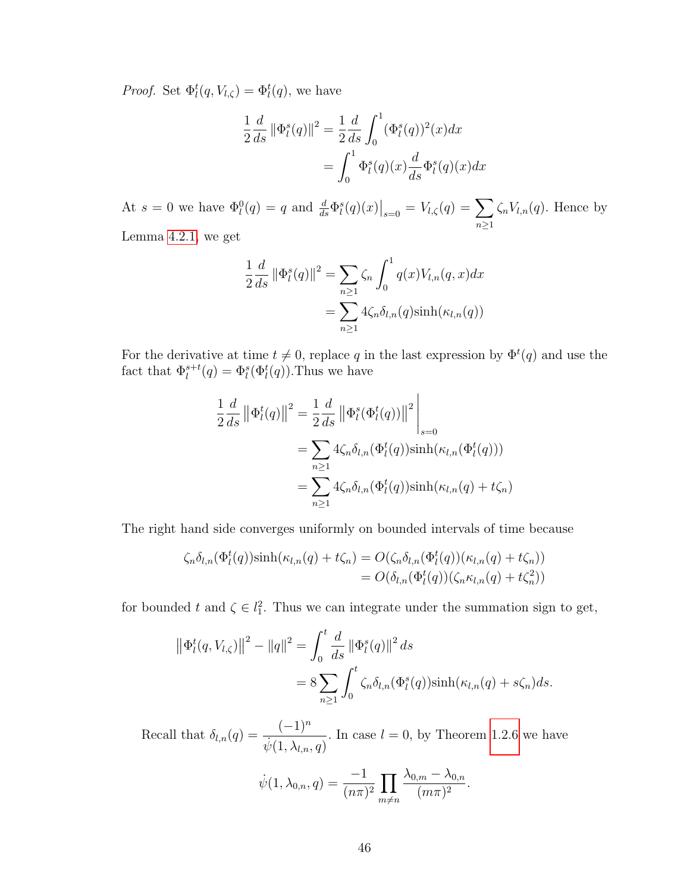*Proof.* Set $\Phi_l^t(q, V_{l,\zeta}) = \Phi_l^t(q)$, we have

$$\begin{aligned}\frac{1}{2}\frac{d}{ds}\left\|\Phi_l^s(q)\right\|^2 &= \frac{1}{2}\frac{d}{ds}\int_0^1 (\Phi_l^s(q))^2(x)dx \\ &= \int_0^1 \Phi_l^s(q)(x)\frac{d}{ds}\Phi_l^s(q)(x)dx\end{aligned}$$

At $s = 0$ we have $\Phi_l^0(q) = q$ and $\frac{d}{ds}\Phi_l^s(q)(x)\big|_{s=0} = V_{l,\zeta}(q) = \sum_{n\geq 1}\zeta_n V_{l,n}(q)$. Hence by Lemma 4.2.1, we get

$$\begin{aligned}\frac{1}{2}\frac{d}{ds}\left\|\Phi_l^s(q)\right\|^2 &= \sum_{n\geq 1}\zeta_n\int_0^1 q(x)V_{l,n}(q,x)dx \\ &= \sum_{n\geq 1}4\zeta_n\delta_{l,n}(q)\sinh(\kappa_{l,n}(q))\end{aligned}$$

For the derivative at time $t \neq 0$, replace $q$ in the last expression by $\Phi^t(q)$ and use the fact that $\Phi_l^{s+t}(q) = \Phi_l^s(\Phi_l^t(q))$.Thus we have

$$\begin{aligned}\frac{1}{2}\frac{d}{ds}\left\|\Phi_l^t(q)\right\|^2 &= \frac{1}{2}\frac{d}{ds}\left\|\Phi_l^s(\Phi_l^t(q))\right\|^2\Bigg|_{s=0} \\ &= \sum_{n\geq 1}4\zeta_n\delta_{l,n}(\Phi_l^t(q))\sinh(\kappa_{l,n}(\Phi_l^t(q))) \\ &= \sum_{n\geq 1}4\zeta_n\delta_{l,n}(\Phi_l^t(q))\sinh(\kappa_{l,n}(q)+t\zeta_n)\end{aligned}$$

The right hand side converges uniformly on bounded intervals of time because

$$\begin{aligned}\zeta_n\delta_{l,n}(\Phi_l^t(q))\sinh(\kappa_{l,n}(q)+t\zeta_n) &= O(\zeta_n\delta_{l,n}(\Phi_l^t(q))(\kappa_{l,n}(q)+t\zeta_n)) \\ &= O(\delta_{l,n}(\Phi_l^t(q))(\zeta_n\kappa_{l,n}(q)+t\zeta_n^2))\end{aligned}$$

for bounded $t$ and $\zeta \in l_1^2$. Thus we can integrate under the summation sign to get,

$$\begin{aligned}\left\|\Phi_l^t(q, V_{l,\zeta})\right\|^2 - \|q\|^2 &= \int_0^t \frac{d}{ds}\left\|\Phi_l^s(q)\right\|^2 ds \\ &= 8\sum_{n\geq 1}\int_0^t \zeta_n\delta_{l,n}(\Phi_l^s(q))\sinh(\kappa_{l,n}(q)+s\zeta_n)ds.\end{aligned}$$

Recall that $\delta_{l,n}(q) = \dfrac{(-1)^n}{\dot{\psi}(1,\lambda_{l,n},q)}$. In case $l = 0$, by Theorem 1.2.6 we have

$$\dot{\psi}(1,\lambda_{0,n},q) = \frac{-1}{(n\pi)^2}\prod_{m\neq n}\frac{\lambda_{0,m}-\lambda_{0,n}}{(m\pi)^2}.$$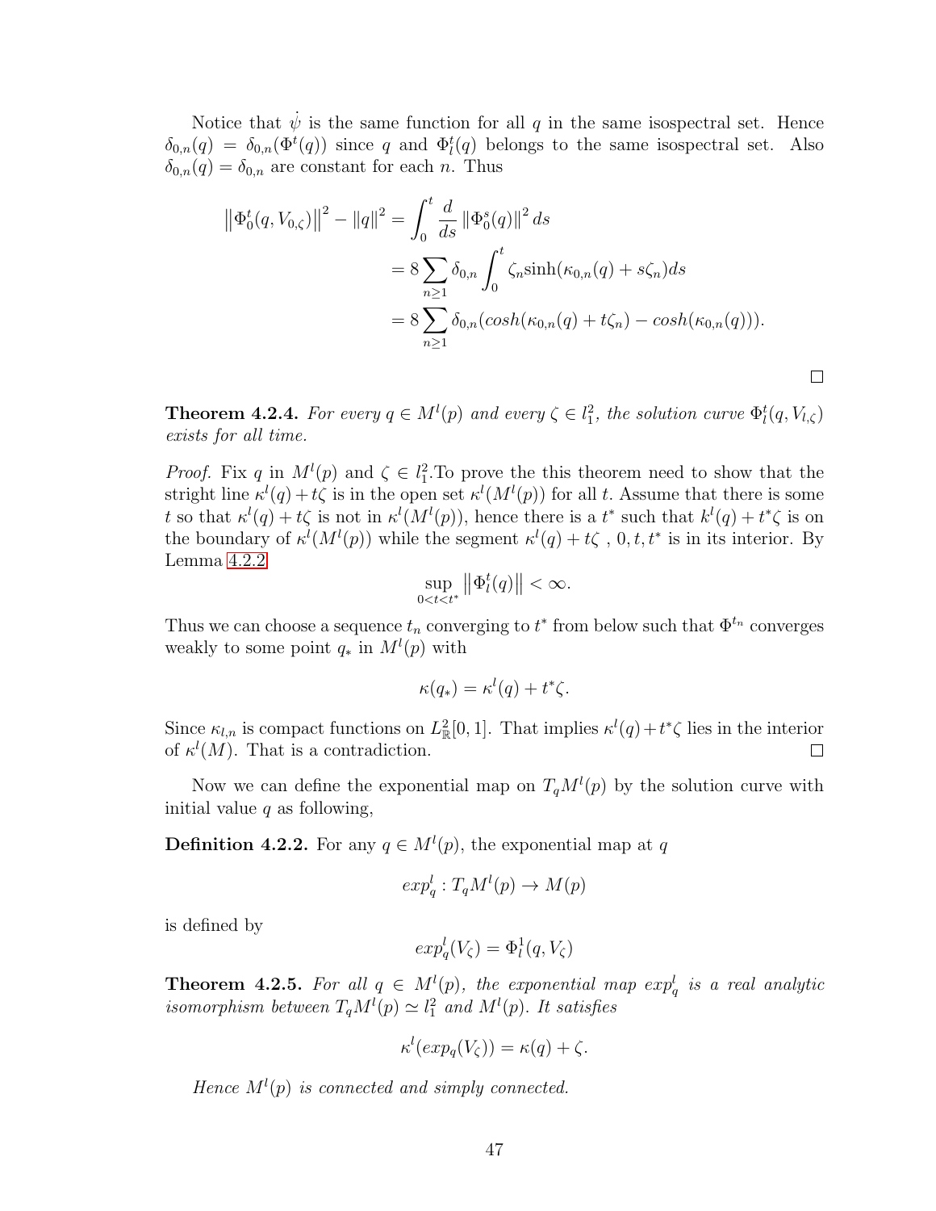Notice that $\dot{\psi}$ is the same function for all $q$ in the same isospectral set. Hence $\delta_{0,n}(q) = \delta_{0,n}(\Phi^t(q))$ since $q$ and $\Phi^t_l(q)$ belongs to the same isospectral set. Also $\delta_{0,n}(q) = \delta_{0,n}$ are constant for each $n$. Thus

$$
\begin{aligned}
\left\|\Phi^t_0(q, V_{0,\zeta})\right\|^2 - \|q\|^2 &= \int_0^t \frac{d}{ds}\left\|\Phi^s_0(q)\right\|^2 ds \\
&= 8\sum_{n\geq 1}\delta_{0,n}\int_0^t \zeta_n \sinh(\kappa_{0,n}(q) + s\zeta_n)ds \\
&= 8\sum_{n\geq 1}\delta_{0,n}(cosh(\kappa_{0,n}(q) + t\zeta_n) - cosh(\kappa_{0,n}(q))).
\end{aligned}
$$

□

**Theorem 4.2.4.** *For every $q \in M^l(p)$ and every $\zeta \in l^2_1$, the solution curve $\Phi^t_l(q, V_{l,\zeta})$ exists for all time.*

*Proof.* Fix $q$ in $M^l(p)$ and $\zeta \in l^2_1$.To prove the this theorem need to show that the stright line $\kappa^l(q) + t\zeta$ is in the open set $\kappa^l(M^l(p))$ for all $t$. Assume that there is some $t$ so that $\kappa^l(q) + t\zeta$ is not in $\kappa^l(M^l(p))$, hence there is a $t^*$ such that $k^l(q) + t^*\zeta$ is on the boundary of $\kappa^l(M^l(p))$ while the segment $\kappa^l(q) + t\zeta$ , $0, t, t^*$ is in its interior. By Lemma 4.2.2

$$\sup_{0<t<t^*}\left\|\Phi^t_l(q)\right\| < \infty.$$

Thus we can choose a sequence $t_n$ converging to $t^*$ from below such that $\Phi^{t_n}$ converges weakly to some point $q_*$ in $M^l(p)$ with

$$\kappa(q_*) = \kappa^l(q) + t^*\zeta.$$

Since $\kappa_{l,n}$ is compact functions on $L^2_{\mathbb{R}}[0, 1]$. That implies $\kappa^l(q) + t^*\zeta$ lies in the interior of $\kappa^l(M)$. That is a contradiction. □

Now we can define the exponential map on $T_qM^l(p)$ by the solution curve with initial value $q$ as following,

**Definition 4.2.2.** For any $q \in M^l(p)$, the exponential map at $q$

$$exp^l_q : T_qM^l(p) \to M(p)$$

is defined by

$$exp^l_q(V_\zeta) = \Phi^1_l(q, V_\zeta)$$

**Theorem 4.2.5.** *For all $q \in M^l(p)$, the exponential map $exp^l_q$ is a real analytic isomorphism between $T_qM^l(p) \simeq l^2_1$ and $M^l(p)$. It satisfies*

$$\kappa^l(exp_q(V_\zeta)) = \kappa(q) + \zeta.$$

*Hence $M^l(p)$ is connected and simply connected.*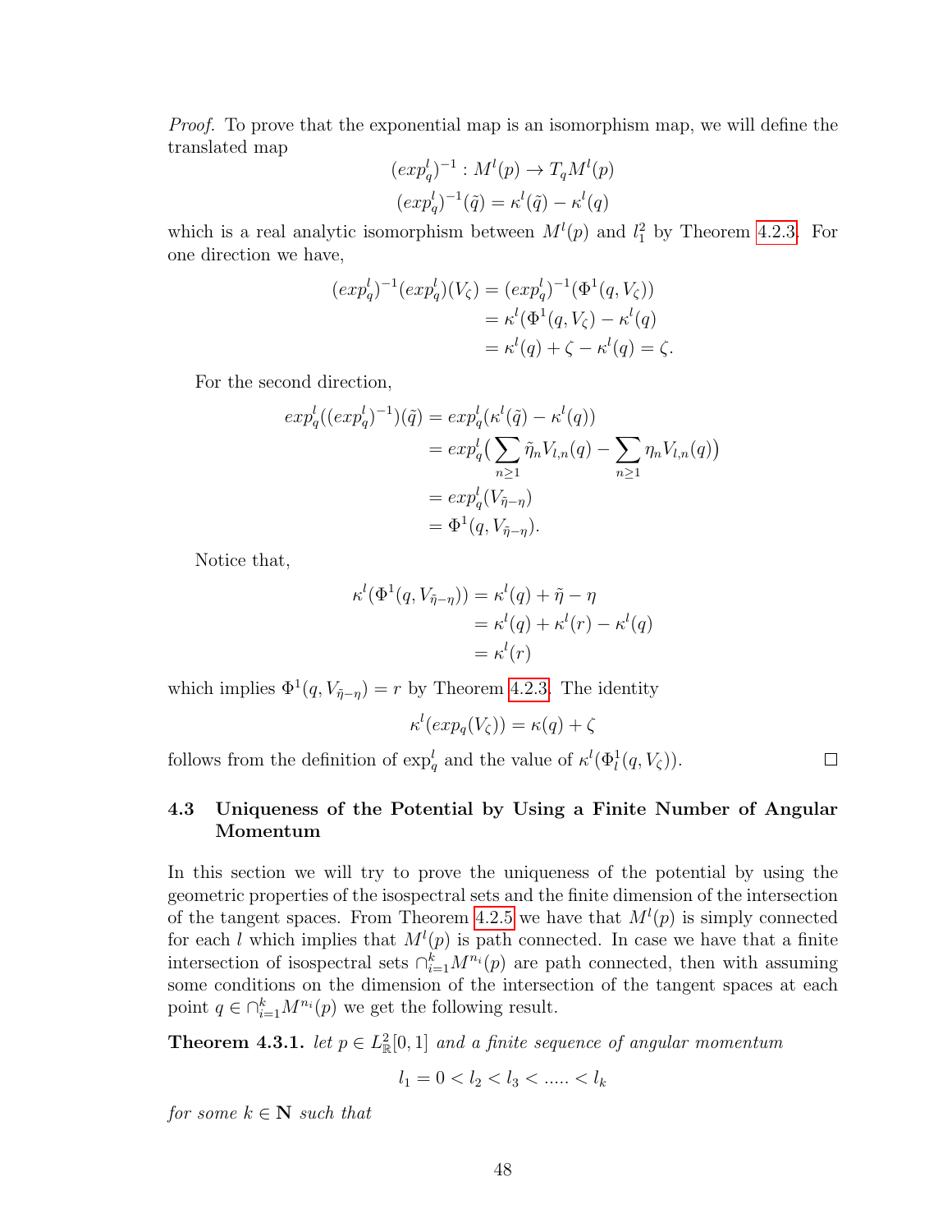*Proof.* To prove that the exponential map is an isomorphism map, we will define the translated map

$$(exp_q^l)^{-1} : M^l(p) \to T_q M^l(p)$$
$$(exp_q^l)^{-1}(\tilde{q}) = \kappa^l(\tilde{q}) - \kappa^l(q)$$

which is a real analytic isomorphism between $M^l(p)$ and $l_1^2$ by Theorem 4.2.3. For one direction we have,

$$\begin{aligned}
(exp_q^l)^{-1}(exp_q^l)(V_\zeta) &= (exp_q^l)^{-1}(\Phi^1(q, V_\zeta)) \\
&= \kappa^l(\Phi^1(q, V_\zeta) - \kappa^l(q) \\
&= \kappa^l(q) + \zeta - \kappa^l(q) = \zeta.
\end{aligned}$$

For the second direction,

$$\begin{aligned}
exp_q^l((exp_q^l)^{-1})(\tilde{q}) &= exp_q^l(\kappa^l(\tilde{q}) - \kappa^l(q)) \\
&= exp_q^l\big(\sum_{n\geq 1} \tilde{\eta}_n V_{l,n}(q) - \sum_{n \geq 1} \eta_n V_{l,n}(q)\big) \\
&= exp_q^l(V_{\tilde{\eta}-\eta}) \\
&= \Phi^1(q, V_{\tilde{\eta}-\eta}).
\end{aligned}$$

Notice that,

$$\begin{aligned}
\kappa^l(\Phi^1(q, V_{\tilde{\eta}-\eta})) &= \kappa^l(q) + \tilde{\eta} - \eta \\
&= \kappa^l(q) + \kappa^l(r) - \kappa^l(q) \\
&= \kappa^l(r)
\end{aligned}$$

which implies $\Phi^1(q, V_{\tilde{\eta}-\eta}) = r$ by Theorem 4.2.3. The identity

$$\kappa^l(exp_q(V_\zeta)) = \kappa(q) + \zeta$$

follows from the definition of $\exp_q^l$ and the value of $\kappa^l(\Phi_l^1(q, V_\zeta))$. $\square$

## 4.3 Uniqueness of the Potential by Using a Finite Number of Angular Momentum

In this section we will try to prove the uniqueness of the potential by using the geometric properties of the isospectral sets and the finite dimension of the intersection of the tangent spaces. From Theorem 4.2.5 we have that $M^l(p)$ is simply connected for each $l$ which implies that $M^l(p)$ is path connected. In case we have that a finite intersection of isospectral sets $\cap_{i=1}^k M^{n_i}(p)$ are path connected, then with assuming some conditions on the dimension of the intersection of the tangent spaces at each point $q \in \cap_{i=1}^k M^{n_i}(p)$ we get the following result.

**Theorem 4.3.1.** *let $p \in L^2_{\mathbb{R}}[0, 1]$ and a finite sequence of angular momentum*

$$l_1 = 0 < l_2 < l_3 < ..... < l_k$$

*for some $k \in \mathbf{N}$ such that*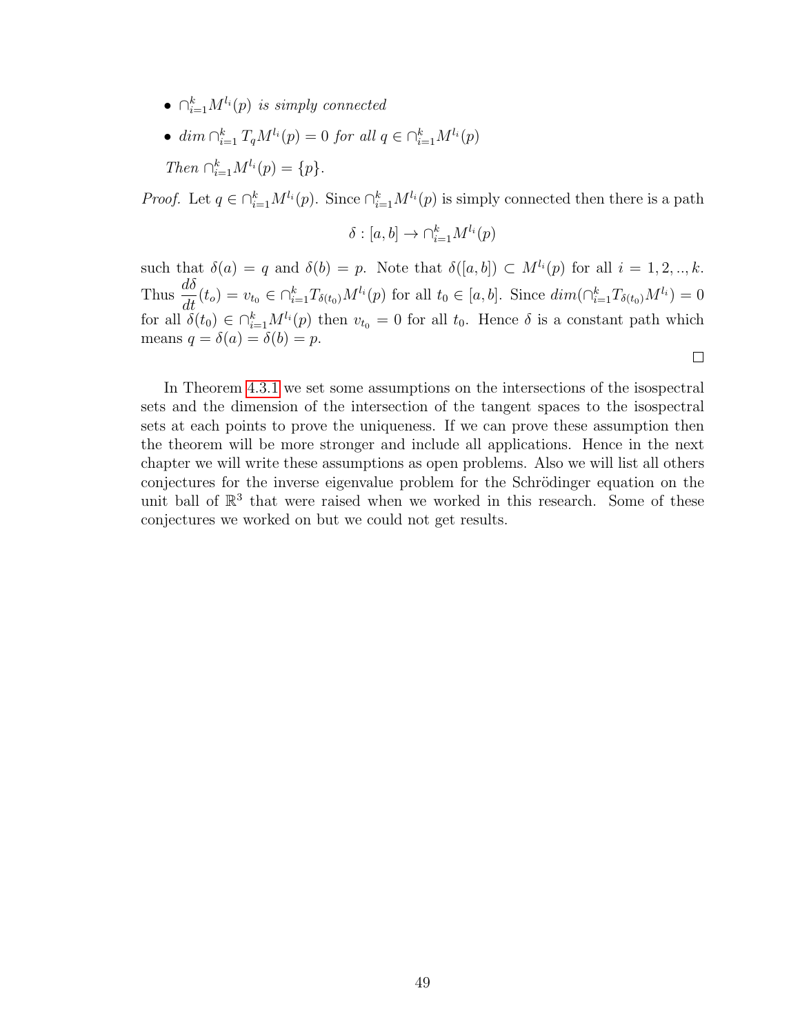- *$\cap_{i=1}^{k} M^{l_i}(p)$ is simply connected*
- *$dim \cap_{i=1}^{k} T_q M^{l_i}(p) = 0$ for all $q \in \cap_{i=1}^{k} M^{l_i}(p)$*

*Then $\cap_{i=1}^{k} M^{l_i}(p) = \{p\}$.*

*Proof.* Let $q \in \cap_{i=1}^{k} M^{l_i}(p)$. Since $\cap_{i=1}^{k} M^{l_i}(p)$ is simply connected then there is a path

$$\delta : [a, b] \rightarrow \cap_{i=1}^{k} M^{l_i}(p)$$

such that $\delta(a) = q$ and $\delta(b) = p$. Note that $\delta([a, b]) \subset M^{l_i}(p)$ for all $i = 1, 2, .., k$. Thus $\dfrac{d\delta}{dt}(t_o) = v_{t_0} \in \cap_{i=1}^{k} T_{\delta(t_0)} M^{l_i}(p)$ for all $t_0 \in [a, b]$. Since $dim(\cap_{i=1}^{k} T_{\delta(t_0)} M^{l_i}) = 0$ for all $\delta(t_0) \in \cap_{i=1}^{k} M^{l_i}(p)$ then $v_{t_0} = 0$ for all $t_0$. Hence $\delta$ is a constant path which means $q = \delta(a) = \delta(b) = p$.

□

In Theorem 4.3.1 we set some assumptions on the intersections of the isospectral sets and the dimension of the intersection of the tangent spaces to the isospectral sets at each points to prove the uniqueness. If we can prove these assumption then the theorem will be more stronger and include all applications. Hence in the next chapter we will write these assumptions as open problems. Also we will list all others conjectures for the inverse eigenvalue problem for the Schrödinger equation on the unit ball of $\mathbb{R}^3$ that were raised when we worked in this research. Some of these conjectures we worked on but we could not get results.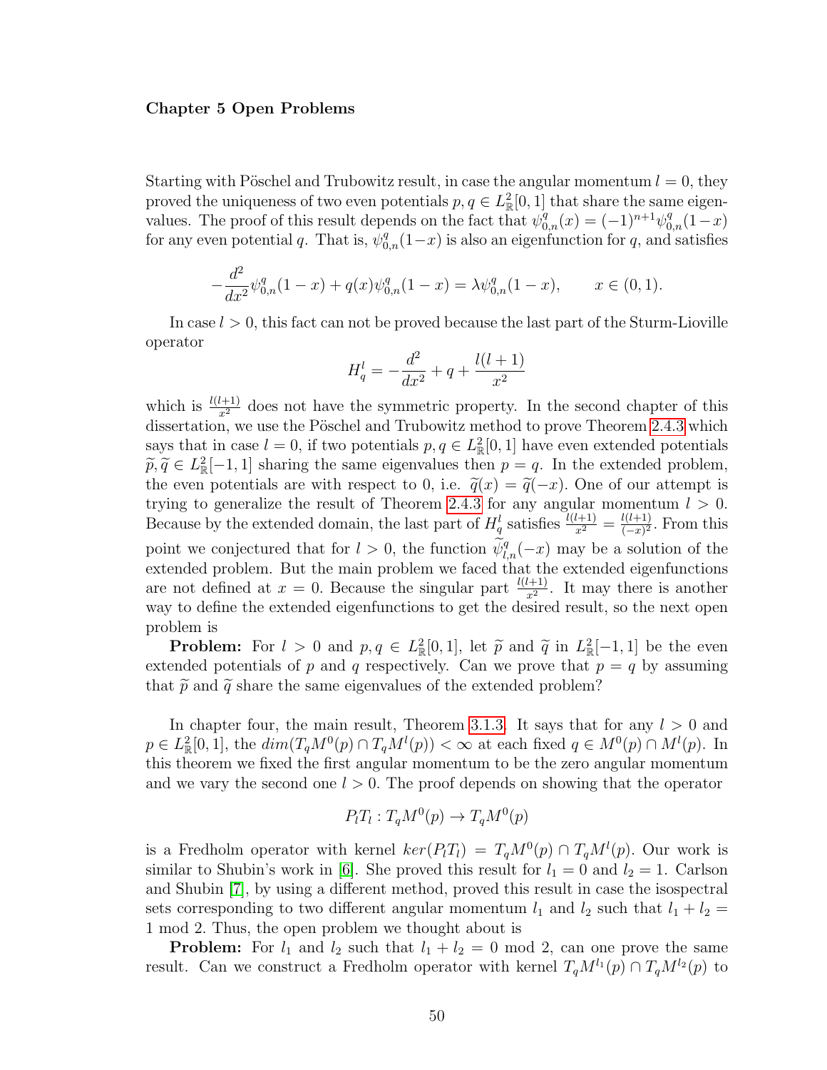**Chapter 5 Open Problems**

Starting with Pöschel and Trubowitz result, in case the angular momentum $l = 0$, they proved the uniqueness of two even potentials $p, q \in L^2_{\mathbb{R}}[0,1]$ that share the same eigenvalues. The proof of this result depends on the fact that $\psi^q_{0,n}(x) = (-1)^{n+1}\psi^q_{0,n}(1-x)$ for any even potential $q$. That is, $\psi^q_{0,n}(1-x)$ is also an eigenfunction for $q$, and satisfies

$$-\frac{d^2}{dx^2}\psi^q_{0,n}(1-x) + q(x)\psi^q_{0,n}(1-x) = \lambda\psi^q_{0,n}(1-x), \qquad x \in (0,1).$$

In case $l > 0$, this fact can not be proved because the last part of the Sturm-Lioville operator

$$H^l_q = -\frac{d^2}{dx^2} + q + \frac{l(l+1)}{x^2}$$

which is $\frac{l(l+1)}{x^2}$ does not have the symmetric property. In the second chapter of this dissertation, we use the Pöschel and Trubowitz method to prove Theorem 2.4.3 which says that in case $l = 0$, if two potentials $p, q \in L^2_{\mathbb{R}}[0,1]$ have even extended potentials $\widetilde{p}, \widetilde{q} \in L^2_{\mathbb{R}}[-1,1]$ sharing the same eigenvalues then $p = q$. In the extended problem, the even potentials are with respect to 0, i.e. $\widetilde{q}(x) = \widetilde{q}(-x)$. One of our attempt is trying to generalize the result of Theorem 2.4.3 for any angular momentum $l > 0$. Because by the extended domain, the last part of $H^l_q$ satisfies $\frac{l(l+1)}{x^2} = \frac{l(l+1)}{(-x)^2}$. From this point we conjectured that for $l > 0$, the function $\widetilde{\psi}^q_{l,n}(-x)$ may be a solution of the extended problem. But the main problem we faced that the extended eigenfunctions are not defined at $x = 0$. Because the singular part $\frac{l(l+1)}{x^2}$. It may there is another way to define the extended eigenfunctions to get the desired result, so the next open problem is

**Problem:** For $l > 0$ and $p, q \in L^2_{\mathbb{R}}[0,1]$, let $\widetilde{p}$ and $\widetilde{q}$ in $L^2_{\mathbb{R}}[-1,1]$ be the even extended potentials of $p$ and $q$ respectively. Can we prove that $p = q$ by assuming that $\widetilde{p}$ and $\widetilde{q}$ share the same eigenvalues of the extended problem?

In chapter four, the main result, Theorem 3.1.3. It says that for any $l > 0$ and $p \in L^2_{\mathbb{R}}[0,1]$, the $dim(T_qM^0(p) \cap T_qM^l(p)) < \infty$ at each fixed $q \in M^0(p) \cap M^l(p)$. In this theorem we fixed the first angular momentum to be the zero angular momentum and we vary the second one $l > 0$. The proof depends on showing that the operator

$$P_lT_l : T_qM^0(p) \to T_qM^0(p)$$

is a Fredholm operator with kernel $ker(P_lT_l) = T_qM^0(p) \cap T_qM^l(p)$. Our work is similar to Shubin's work in [6]. She proved this result for $l_1 = 0$ and $l_2 = 1$. Carlson and Shubin [7], by using a different method, proved this result in case the isospectral sets corresponding to two different angular momentum $l_1$ and $l_2$ such that $l_1 + l_2 = 1 \bmod 2$. Thus, the open problem we thought about is

**Problem:** For $l_1$ and $l_2$ such that $l_1 + l_2 = 0 \bmod 2$, can one prove the same result. Can we construct a Fredholm operator with kernel $T_qM^{l_1}(p) \cap T_qM^{l_2}(p)$ to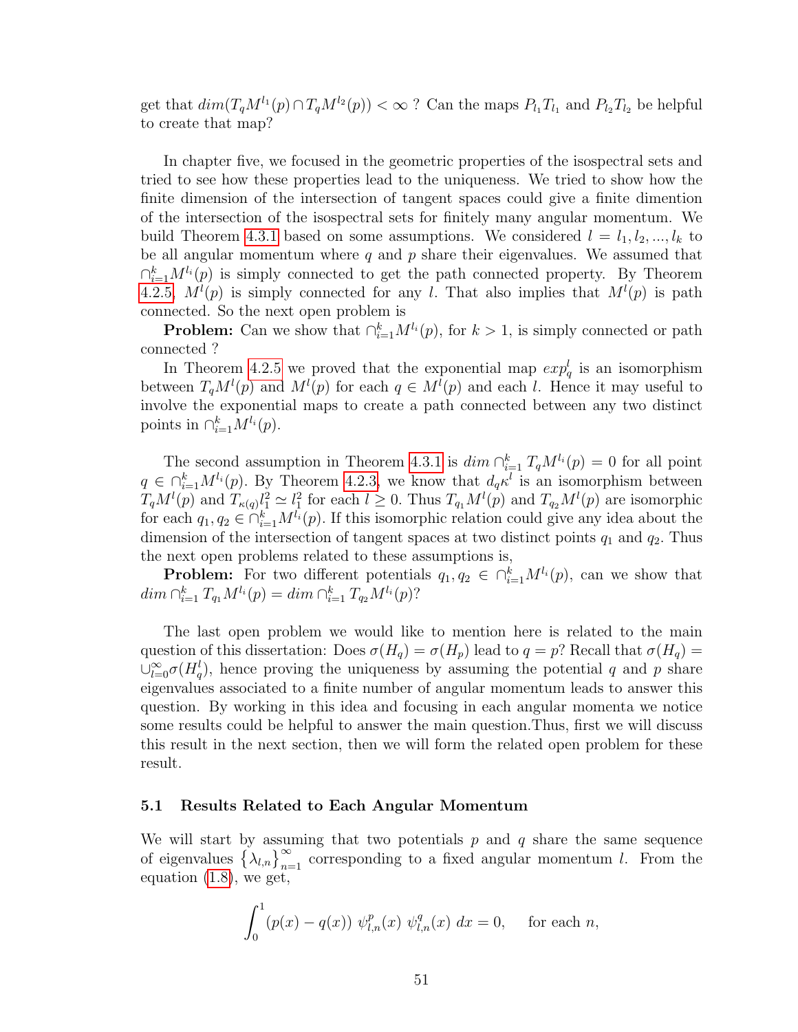get that $dim(T_qM^{l_1}(p) \cap T_qM^{l_2}(p)) < \infty$ ? Can the maps $P_{l_1}T_{l_1}$ and $P_{l_2}T_{l_2}$ be helpful to create that map?

In chapter five, we focused in the geometric properties of the isospectral sets and tried to see how these properties lead to the uniqueness. We tried to show how the finite dimension of the intersection of tangent spaces could give a finite dimention of the intersection of the isospectral sets for finitely many angular momentum. We build Theorem 4.3.1 based on some assumptions. We considered $l = l_1, l_2, ..., l_k$ to be all angular momentum where $q$ and $p$ share their eigenvalues. We assumed that $\cap_{i=1}^{k} M^{l_i}(p)$ is simply connected to get the path connected property. By Theorem 4.2.5, $M^l(p)$ is simply connected for any $l$. That also implies that $M^l(p)$ is path connected. So the next open problem is

**Problem:** Can we show that $\cap_{i=1}^{k} M^{l_i}(p)$, for $k > 1$, is simply connected or path connected ?

In Theorem 4.2.5 we proved that the exponential map $exp_q^l$ is an isomorphism between $T_qM^l(p)$ and $M^l(p)$ for each $q \in M^l(p)$ and each $l$. Hence it may useful to involve the exponential maps to create a path connected between any two distinct points in $\cap_{i=1}^{k} M^{l_i}(p)$.

The second assumption in Theorem 4.3.1 is $dim \cap_{i=1}^{k} T_qM^{l_i}(p) = 0$ for all point $q \in \cap_{i=1}^{k} M^{l_i}(p)$. By Theorem 4.2.3, we know that $d_q\kappa^l$ is an isomorphism between $T_qM^l(p)$ and $T_{\kappa(q)}l_1^2 \simeq l_1^2$ for each $l \geq 0$. Thus $T_{q_1}M^l(p)$ and $T_{q_2}M^l(p)$ are isomorphic for each $q_1, q_2 \in \cap_{i=1}^{k} M^{l_i}(p)$. If this isomorphic relation could give any idea about the dimension of the intersection of tangent spaces at two distinct points $q_1$ and $q_2$. Thus the next open problems related to these assumptions is,

**Problem:** For two different potentials $q_1, q_2 \in \cap_{i=1}^{k} M^{l_i}(p)$, can we show that $dim \cap_{i=1}^{k} T_{q_1}M^{l_i}(p) = dim \cap_{i=1}^{k} T_{q_2}M^{l_i}(p)$?

The last open problem we would like to mention here is related to the main question of this dissertation: Does $\sigma(H_q) = \sigma(H_p)$ lead to $q = p$? Recall that $\sigma(H_q) = \cup_{l=0}^{\infty} \sigma(H_q^l)$, hence proving the uniqueness by assuming the potential $q$ and $p$ share eigenvalues associated to a finite number of angular momentum leads to answer this question. By working in this idea and focusing in each angular momenta we notice some results could be helpful to answer the main question.Thus, first we will discuss this result in the next section, then we will form the related open problem for these result.

### 5.1 Results Related to Each Angular Momentum

We will start by assuming that two potentials $p$ and $q$ share the same sequence of eigenvalues $\left\{\lambda_{l,n}\right\}_{n=1}^{\infty}$ corresponding to a fixed angular momentum $l$. From the equation (1.8), we get,

$$\int_0^1 (p(x) - q(x)) \; \psi_{l,n}^p(x) \; \psi_{l,n}^q(x) \; dx = 0, \quad \text{for each } n,$$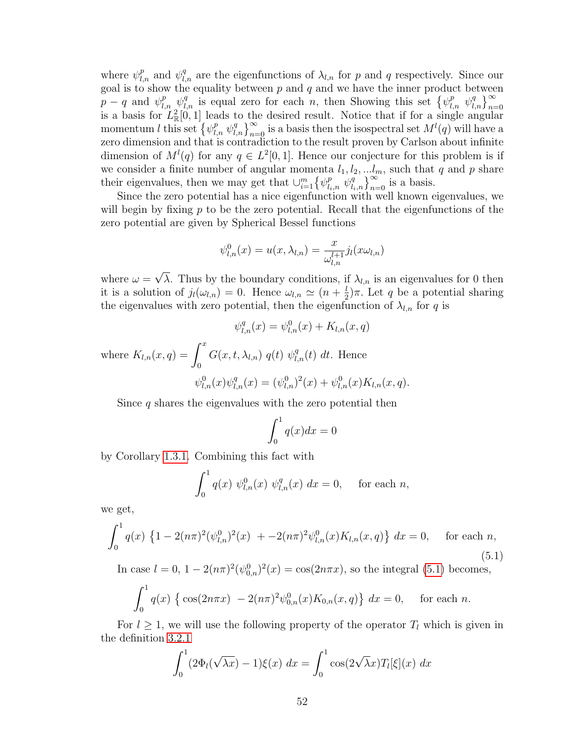where $\psi^p_{l,n}$ and $\psi^q_{l,n}$ are the eigenfunctions of $\lambda_{l,n}$ for $p$ and $q$ respectively. Since our goal is to show the equality between $p$ and $q$ and we have the inner product between $p-q$ and $\psi^p_{l,n}\ \psi^q_{l,n}$ is equal zero for each $n$, then Showing this set $\{\psi^p_{l,n}\ \psi^q_{l,n}\}_{n=0}^{\infty}$ is a basis for $L^2_{\mathbb{R}}[0,1]$ leads to the desired result. Notice that if for a single angular momentum $l$ this set $\{\psi^p_{l,n}\ \psi^q_{l,n}\}_{n=0}^{\infty}$ is a basis then the isospectral set $M^l(q)$ will have a zero dimension and that is contradiction to the result proven by Carlson about infinite dimension of $M^l(q)$ for any $q \in L^2[0,1]$. Hence our conjecture for this problem is if we consider a finite number of angular momenta $l_1, l_2, \ldots l_m$, such that $q$ and $p$ share their eigenvalues, then we may get that $\cup_{i=1}^{m}\{\psi^p_{l_i,n}\ \psi^q_{l_i,n}\}_{n=0}^{\infty}$ is a basis.

Since the zero potential has a nice eigenfunction with well known eigenvalues, we will begin by fixing $p$ to be the zero potential. Recall that the eigenfunctions of the zero potential are given by Spherical Bessel functions

$$\psi^0_{l,n}(x) = u(x, \lambda_{l,n}) = \frac{x}{\omega_{l,n}^{l+1}} j_l(x\omega_{l,n})$$

where $\omega = \sqrt{\lambda}$. Thus by the boundary conditions, if $\lambda_{l,n}$ is an eigenvalues for 0 then it is a solution of $j_l(\omega_{l,n}) = 0$. Hence $\omega_{l,n} \simeq (n + \frac{l}{2})\pi$. Let $q$ be a potential sharing the eigenvalues with zero potential, then the eigenfunction of $\lambda_{l,n}$ for $q$ is

$$\psi^q_{l,n}(x) = \psi^0_{l,n}(x) + K_{l,n}(x, q)$$

where $K_{l,n}(x, q) = \displaystyle\int_0^x G(x, t, \lambda_{l,n})\ q(t)\ \psi^q_{l,n}(t)\ dt$. Hence

$$\psi^0_{l,n}(x)\psi^q_{l,n}(x) = (\psi^0_{l,n})^2(x) + \psi^0_{l,n}(x)K_{l,n}(x, q).$$

Since $q$ shares the eigenvalues with the zero potential then

$$\int_0^1 q(x)dx = 0$$

by Corollary 1.3.1. Combining this fact with

$$\int_0^1 q(x)\ \psi^0_{l,n}(x)\ \psi^q_{l,n}(x)\ dx = 0, \quad \text{for each } n,$$

we get,

$$\int_0^1 q(x)\ \left\{1 - 2(n\pi)^2(\psi^0_{l,n})^2(x)\ + -2(n\pi)^2\psi^0_{l,n}(x)K_{l,n}(x, q)\right\}\ dx = 0, \quad \text{for each } n, \tag{5.1}$$

In case $l = 0$, $1 - 2(n\pi)^2(\psi^0_{0,n})^2(x) = \cos(2n\pi x)$, so the integral (5.1) becomes,

$$\int_0^1 q(x)\ \left\{\cos(2n\pi x)\ - 2(n\pi)^2\psi^0_{0,n}(x)K_{0,n}(x, q)\right\}\ dx = 0, \quad \text{for each } n.$$

For $l \geq 1$, we will use the following property of the operator $T_l$ which is given in the definition 3.2.1

$$\int_0^1 (2\Phi_l(\sqrt{\lambda}x) - 1)\xi(x)\ dx = \int_0^1 \cos(2\sqrt{\lambda}x)T_l[\xi](x)\ dx$$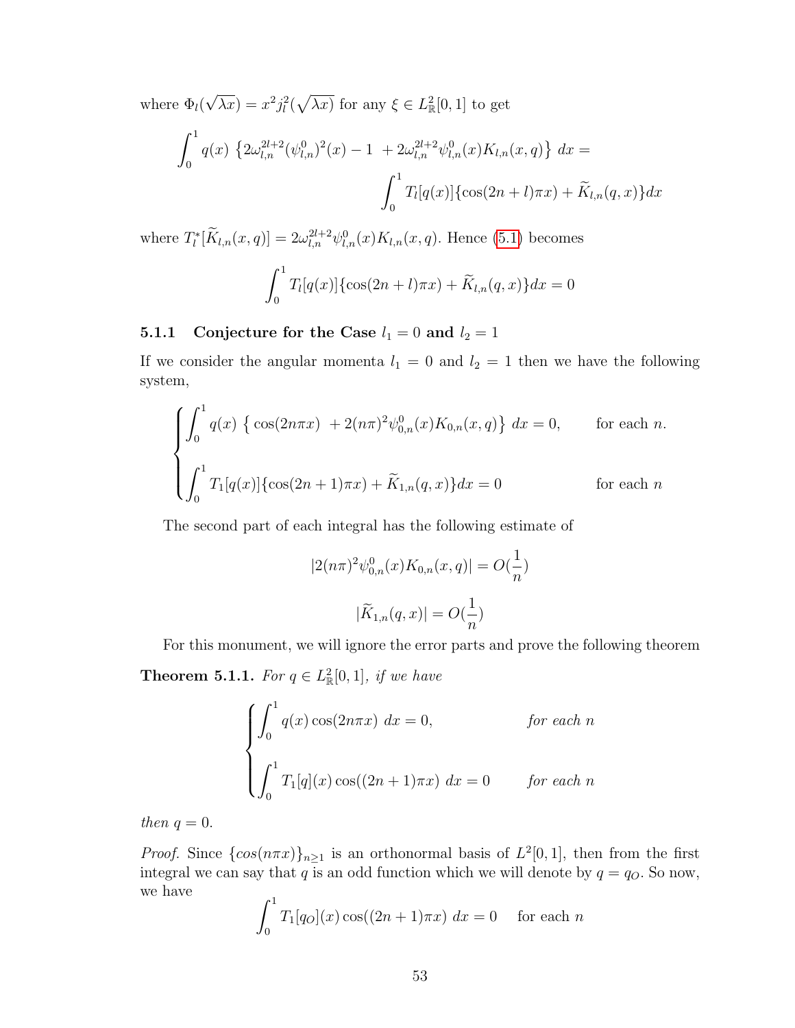where $\Phi_l(\sqrt{\lambda x}) = x^2 j_l^2(\sqrt{\lambda x})$ for any $\xi \in L^2_{\mathbb{R}}[0,1]$ to get

$$\int_0^1 q(x)\ \left\{2\omega_{l,n}^{2l+2}(\psi_{l,n}^0)^2(x) - 1\ + 2\omega_{l,n}^{2l+2}\psi_{l,n}^0(x)K_{l,n}(x,q)\right\}\ dx = \int_0^1 T_l[q(x)]\{\cos(2n+l)\pi x) + \widetilde{K}_{l,n}(q,x)\}dx$$

where $T_l^*[\widetilde{K}_{l,n}(x,q)] = 2\omega_{l,n}^{2l+2}\psi_{l,n}^0(x)K_{l,n}(x,q)$. Hence (5.1) becomes

$$\int_0^1 T_l[q(x)]\{\cos(2n+l)\pi x) + \widetilde{K}_{l,n}(q,x)\}dx = 0$$

### 5.1.1 Conjecture for the Case $l_1 = 0$ and $l_2 = 1$

If we consider the angular momenta $l_1 = 0$ and $l_2 = 1$ then we have the following system,

$$\begin{cases} \displaystyle\int_0^1 q(x)\ \left\{\cos(2n\pi x)\ + 2(n\pi)^2\psi_{0,n}^0(x)K_{0,n}(x,q)\right\}\ dx = 0, & \text{for each } n. \\ \displaystyle\int_0^1 T_1[q(x)]\{\cos(2n+1)\pi x) + \widetilde{K}_{1,n}(q,x)\}dx = 0 & \text{for each } n \end{cases}$$

The second part of each integral has the following estimate of

$$|2(n\pi)^2\psi_{0,n}^0(x)K_{0,n}(x,q)| = O(\frac{1}{n})$$

$$|\widetilde{K}_{1,n}(q,x)| = O(\frac{1}{n})$$

For this monument, we will ignore the error parts and prove the following theorem

**Theorem 5.1.1.** *For $q \in L^2_{\mathbb{R}}[0,1]$, if we have*

$$\begin{cases} \displaystyle\int_0^1 q(x)\cos(2n\pi x)\ dx = 0, & \textit{for each } n \\ \displaystyle\int_0^1 T_1[q](x)\cos((2n+1)\pi x)\ dx = 0 & \textit{for each } n \end{cases}$$

*then $q = 0$.*

*Proof.* Since $\{cos(n\pi x)\}_{n\geq 1}$ is an orthonormal basis of $L^2[0,1]$, then from the first integral we can say that $q$ is an odd function which we will denote by $q = q_O$. So now, we have

$$\int_0^1 T_1[q_O](x)\cos((2n+1)\pi x)\ dx = 0 \quad \text{for each } n$$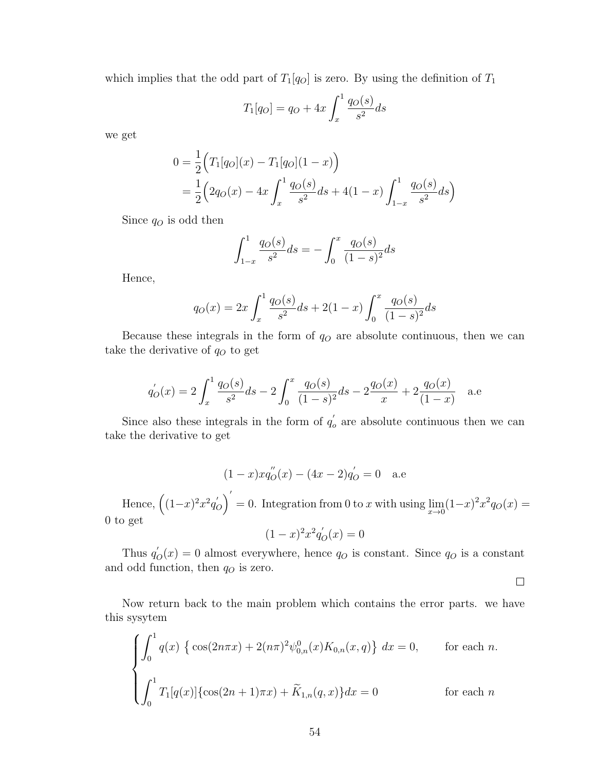which implies that the odd part of $T_1[q_O]$ is zero. By using the definition of $T_1$

$$T_1[q_O] = q_O + 4x\int_x^1 \frac{q_O(s)}{s^2}ds$$

we get

$$\begin{aligned}
0 &= \frac{1}{2}\Big(T_1[q_O](x) - T_1[q_O](1-x)\Big) \\
&= \frac{1}{2}\Big(2q_O(x) - 4x\int_x^1 \frac{q_O(s)}{s^2}ds + 4(1-x)\int_{1-x}^1 \frac{q_O(s)}{s^2}ds\Big)
\end{aligned}$$

Since $q_O$ is odd then

$$\int_{1-x}^1 \frac{q_O(s)}{s^2}ds = -\int_0^x \frac{q_O(s)}{(1-s)^2}ds$$

Hence,

$$q_O(x) = 2x\int_x^1 \frac{q_O(s)}{s^2}ds + 2(1-x)\int_0^x \frac{q_O(s)}{(1-s)^2}ds$$

Because these integrals in the form of $q_O$ are absolute continuous, then we can take the derivative of $q_O$ to get

$$q_O^{'}(x) = 2\int_x^1 \frac{q_O(s)}{s^2}ds - 2\int_0^x \frac{q_O(s)}{(1-s)^2}ds - 2\frac{q_O(x)}{x} + 2\frac{q_O(x)}{(1-x)} \quad \text{a.e}$$

Since also these integrals in the form of $q_o^{'}$ are absolute continuous then we can take the derivative to get

$$(1-x)xq_O^{''}(x) - (4x-2)q_O^{'} = 0 \quad \text{a.e}$$

Hence, $\Big((1-x)^2x^2q_O^{'}\Big)^{'} = 0$. Integration from 0 to $x$ with using $\lim_{x\to 0}(1-x)^2x^2q_O(x) = 0$ to get

$$(1-x)^2x^2q_O^{'}(x) = 0$$

Thus $q_O^{'}(x) = 0$ almost everywhere, hence $q_O$ is constant. Since $q_O$ is a constant and odd function, then $q_O$ is zero.

□

Now return back to the main problem which contains the error parts. we have this sysytem

$$\begin{cases}
\displaystyle\int_0^1 q(x)\ \Big\{\cos(2n\pi x) + 2(n\pi)^2\psi_{0,n}^0(x)K_{0,n}(x,q)\Big\}\ dx = 0, & \text{for each } n. \\
\displaystyle\int_0^1 T_1[q(x)]\{\cos(2n+1)\pi x) + \widetilde{K}_{1,n}(q,x)\}dx = 0 & \text{for each } n
\end{cases}$$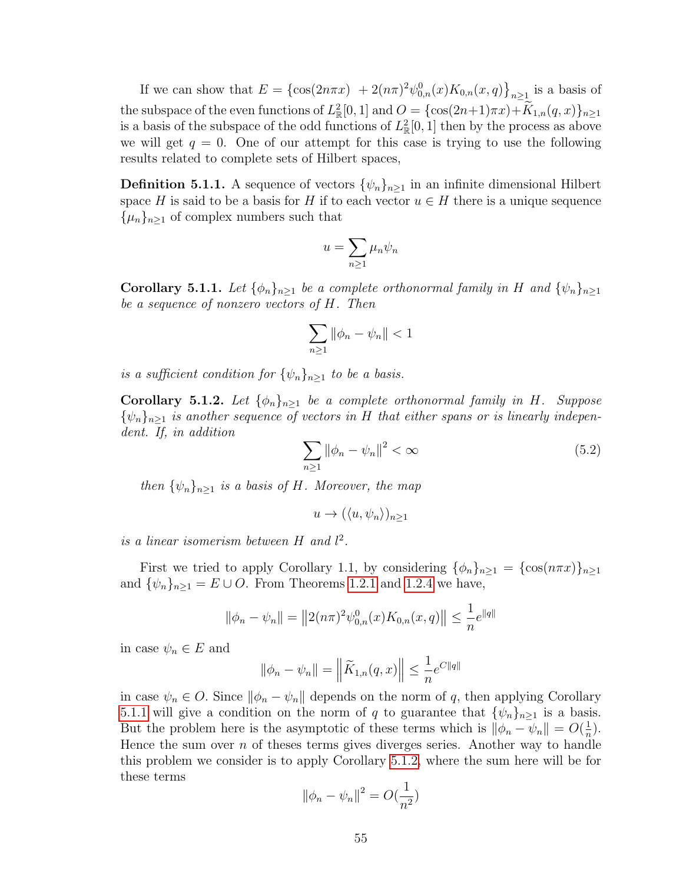If we can show that $E = \left\{\cos(2n\pi x) \ + 2(n\pi)^2\psi^0_{0,n}(x)K_{0,n}(x,q)\right\}_{n\geq 1}$ is a basis of the subspace of the even functions of $L^2_{\mathbb{R}}[0,1]$ and $O = \{\cos(2n+1)\pi x) + \widetilde{K}_{1,n}(q,x)\}_{n\geq 1}$ is a basis of the subspace of the odd functions of $L^2_{\mathbb{R}}[0,1]$ then by the process as above we will get $q = 0$. One of our attempt for this case is trying to use the following results related to complete sets of Hilbert spaces,

**Definition 5.1.1.** A sequence of vectors $\{\psi_n\}_{n\geq 1}$ in an infinite dimensional Hilbert space $H$ is said to be a basis for $H$ if to each vector $u \in H$ there is a unique sequence $\{\mu_n\}_{n\geq 1}$ of complex numbers such that

$$u = \sum_{n\geq 1} \mu_n \psi_n$$

**Corollary 5.1.1.** *Let $\{\phi_n\}_{n\geq 1}$ be a complete orthonormal family in $H$ and $\{\psi_n\}_{n\geq 1}$ be a sequence of nonzero vectors of $H$. Then*

$$\sum_{n\geq 1} \|\phi_n - \psi_n\| < 1$$

*is a sufficient condition for $\{\psi_n\}_{n\geq 1}$ to be a basis.*

**Corollary 5.1.2.** *Let $\{\phi_n\}_{n\geq 1}$ be a complete orthonormal family in $H$. Suppose $\{\psi_n\}_{n\geq 1}$ is another sequence of vectors in $H$ that either spans or is linearly independent. If, in addition*

$$\sum_{n\geq 1} \|\phi_n - \psi_n\|^2 < \infty \tag{5.2}$$

*then $\{\psi_n\}_{n\geq 1}$ is a basis of $H$. Moreover, the map*

$$u \to (\langle u, \psi_n \rangle)_{n\geq 1}$$

*is a linear isomerism between $H$ and $l^2$.*

First we tried to apply Corollary 1.1, by considering $\{\phi_n\}_{n\geq 1} = \{\cos(n\pi x)\}_{n\geq 1}$ and $\{\psi_n\}_{n\geq 1} = E \cup O$. From Theorems 1.2.1 and 1.2.4 we have,

$$\|\phi_n - \psi_n\| = \left\|2(n\pi)^2\psi^0_{0,n}(x)K_{0,n}(x,q)\right\| \leq \frac{1}{n}e^{\|q\|}$$

in case $\psi_n \in E$ and

$$\|\phi_n - \psi_n\| = \left\|\widetilde{K}_{1,n}(q,x)\right\| \leq \frac{1}{n}e^{C\|q\|}$$

in case $\psi_n \in O$. Since $\|\phi_n - \psi_n\|$ depends on the norm of $q$, then applying Corollary 5.1.1 will give a condition on the norm of $q$ to guarantee that $\{\psi_n\}_{n\geq 1}$ is a basis. But the problem here is the asymptotic of these terms which is $\|\phi_n - \psi_n\| = O(\frac{1}{n})$. Hence the sum over $n$ of theses terms gives diverges series. Another way to handle this problem we consider is to apply Corollary 5.1.2, where the sum here will be for these terms

$$\|\phi_n - \psi_n\|^2 = O(\frac{1}{n^2})$$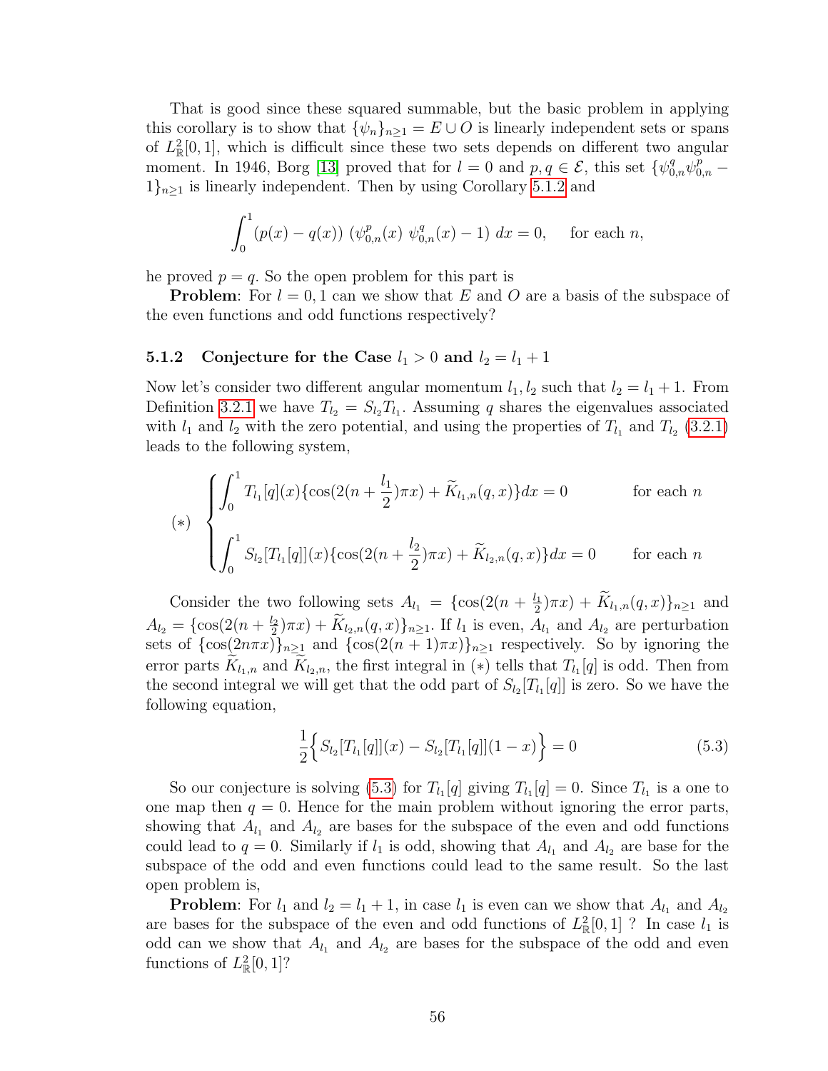That is good since these squared summable, but the basic problem in applying this corollary is to show that $\{\psi_n\}_{n\geq 1} = E \cup O$ is linearly independent sets or spans of $L^2_{\mathbb{R}}[0,1]$, which is difficult since these two sets depends on different two angular moment. In 1946, Borg [13] proved that for $l = 0$ and $p, q \in \mathcal{E}$, this set $\{\psi^q_{0,n}\psi^p_{0,n} - 1\}_{n\geq 1}$ is linearly independent. Then by using Corollary 5.1.2 and

$$\int_0^1 (p(x) - q(x))\ (\psi^p_{0,n}(x)\ \psi^q_{0,n}(x) - 1)\ dx = 0, \quad \text{ for each } n,$$

he proved $p = q$. So the open problem for this part is

**Problem**: For $l = 0, 1$ can we show that $E$ and $O$ are a basis of the subspace of the even functions and odd functions respectively?

### 5.1.2 Conjecture for the Case $l_1 > 0$ and $l_2 = l_1 + 1$

Now let's consider two different angular momentum $l_1, l_2$ such that $l_2 = l_1 + 1$. From Definition 3.2.1 we have $T_{l_2} = S_{l_2}T_{l_1}$. Assuming $q$ shares the eigenvalues associated with $l_1$ and $l_2$ with the zero potential, and using the properties of $T_{l_1}$ and $T_{l_2}$ (3.2.1) leads to the following system,

$$(*) \quad \begin{cases} \displaystyle\int_0^1 T_{l_1}[q](x)\{\cos(2(n + \frac{l_1}{2})\pi x) + \widetilde{K}_{l_1,n}(q,x)\}dx = 0 & \text{for each } n \\[2ex] \displaystyle\int_0^1 S_{l_2}[T_{l_1}[q]](x)\{\cos(2(n + \frac{l_2}{2})\pi x) + \widetilde{K}_{l_2,n}(q,x)\}dx = 0 & \text{for each } n \end{cases}$$

Consider the two following sets $A_{l_1} = \{\cos(2(n + \frac{l_1}{2})\pi x) + \widetilde{K}_{l_1,n}(q,x)\}_{n\geq 1}$ and $A_{l_2} = \{\cos(2(n + \frac{l_2}{2})\pi x) + \widetilde{K}_{l_2,n}(q,x)\}_{n\geq 1}$. If $l_1$ is even, $A_{l_1}$ and $A_{l_2}$ are perturbation sets of $\{\cos(2n\pi x)\}_{n\geq 1}$ and $\{\cos(2(n+1)\pi x)\}_{n\geq 1}$ respectively. So by ignoring the error parts $\widetilde{K}_{l_1,n}$ and $\widetilde{K}_{l_2,n}$, the first integral in $(*)$ tells that $T_{l_1}[q]$ is odd. Then from the second integral we will get that the odd part of $S_{l_2}[T_{l_1}[q]]$ is zero. So we have the following equation,

$$\frac{1}{2}\Big\{ S_{l_2}[T_{l_1}[q]](x) - S_{l_2}[T_{l_1}[q]](1-x) \Big\} = 0 \tag{5.3}$$

So our conjecture is solving (5.3) for $T_{l_1}[q]$ giving $T_{l_1}[q] = 0$. Since $T_{l_1}$ is a one to one map then $q = 0$. Hence for the main problem without ignoring the error parts, showing that $A_{l_1}$ and $A_{l_2}$ are bases for the subspace of the even and odd functions could lead to $q = 0$. Similarly if $l_1$ is odd, showing that $A_{l_1}$ and $A_{l_2}$ are base for the subspace of the odd and even functions could lead to the same result. So the last open problem is,

**Problem**: For $l_1$ and $l_2 = l_1 + 1$, in case $l_1$ is even can we show that $A_{l_1}$ and $A_{l_2}$ are bases for the subspace of the even and odd functions of $L^2_{\mathbb{R}}[0,1]$ ? In case $l_1$ is odd can we show that $A_{l_1}$ and $A_{l_2}$ are bases for the subspace of the odd and even functions of $L^2_{\mathbb{R}}[0,1]$?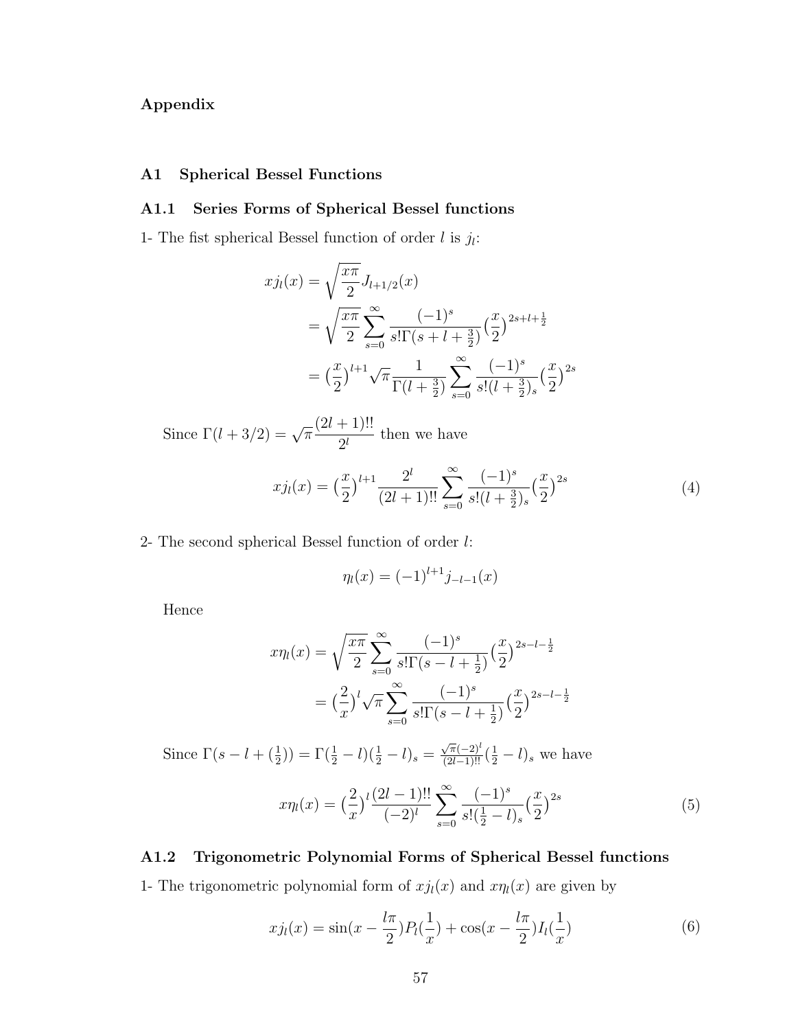# Appendix

## A1 Spherical Bessel Functions

### A1.1 Series Forms of Spherical Bessel functions

1- The fist spherical Bessel function of order $l$ is $j_l$:

$$
\begin{aligned}
xj_l(x) &= \sqrt{\frac{x\pi}{2}} J_{l+1/2}(x) \\
&= \sqrt{\frac{x\pi}{2}} \sum_{s=0}^{\infty} \frac{(-1)^s}{s!\Gamma(s+l+\frac{3}{2})} \big(\frac{x}{2}\big)^{2s+l+\frac{1}{2}} \\
&= \big(\frac{x}{2}\big)^{l+1} \sqrt{\pi} \frac{1}{\Gamma(l+\frac{3}{2})} \sum_{s=0}^{\infty} \frac{(-1)^s}{s!(l+\frac{3}{2})_s} \big(\frac{x}{2}\big)^{2s}
\end{aligned}
$$

Since $\Gamma(l+3/2) = \sqrt{\pi}\dfrac{(2l+1)!!}{2^l}$ then we have

$$
xj_l(x) = \big(\frac{x}{2}\big)^{l+1} \frac{2^l}{(2l+1)!!} \sum_{s=0}^{\infty} \frac{(-1)^s}{s!(l+\frac{3}{2})_s} \big(\frac{x}{2}\big)^{2s} \tag{4}
$$

2- The second spherical Bessel function of order $l$:

$$
\eta_l(x) = (-1)^{l+1} j_{-l-1}(x)
$$

Hence

$$
\begin{aligned}
x\eta_l(x) &= \sqrt{\frac{x\pi}{2}} \sum_{s=0}^{\infty} \frac{(-1)^s}{s!\Gamma(s-l+\frac{1}{2})} \big(\frac{x}{2}\big)^{2s-l-\frac{1}{2}} \\
&= \big(\frac{2}{x}\big)^{l} \sqrt{\pi} \sum_{s=0}^{\infty} \frac{(-1)^s}{s!\Gamma(s-l+\frac{1}{2})} \big(\frac{x}{2}\big)^{2s-l-\frac{1}{2}}
\end{aligned}
$$

Since $\Gamma(s-l+(\frac{1}{2})) = \Gamma(\frac{1}{2}-l)(\frac{1}{2}-l)_s = \frac{\sqrt{\pi}(-2)^l}{(2l-1)!!}(\frac{1}{2}-l)_s$ we have

$$
x\eta_l(x) = \big(\frac{2}{x}\big)^{l} \frac{(2l-1)!!}{(-2)^l} \sum_{s=0}^{\infty} \frac{(-1)^s}{s!(\frac{1}{2}-l)_s} \big(\frac{x}{2}\big)^{2s} \tag{5}
$$

### A1.2 Trigonometric Polynomial Forms of Spherical Bessel functions

1- The trigonometric polynomial form of $xj_l(x)$ and $x\eta_l(x)$ are given by

$$
xj_l(x) = \sin(x - \frac{l\pi}{2}) P_l(\frac{1}{x}) + \cos(x - \frac{l\pi}{2}) I_l(\frac{1}{x}) \tag{6}
$$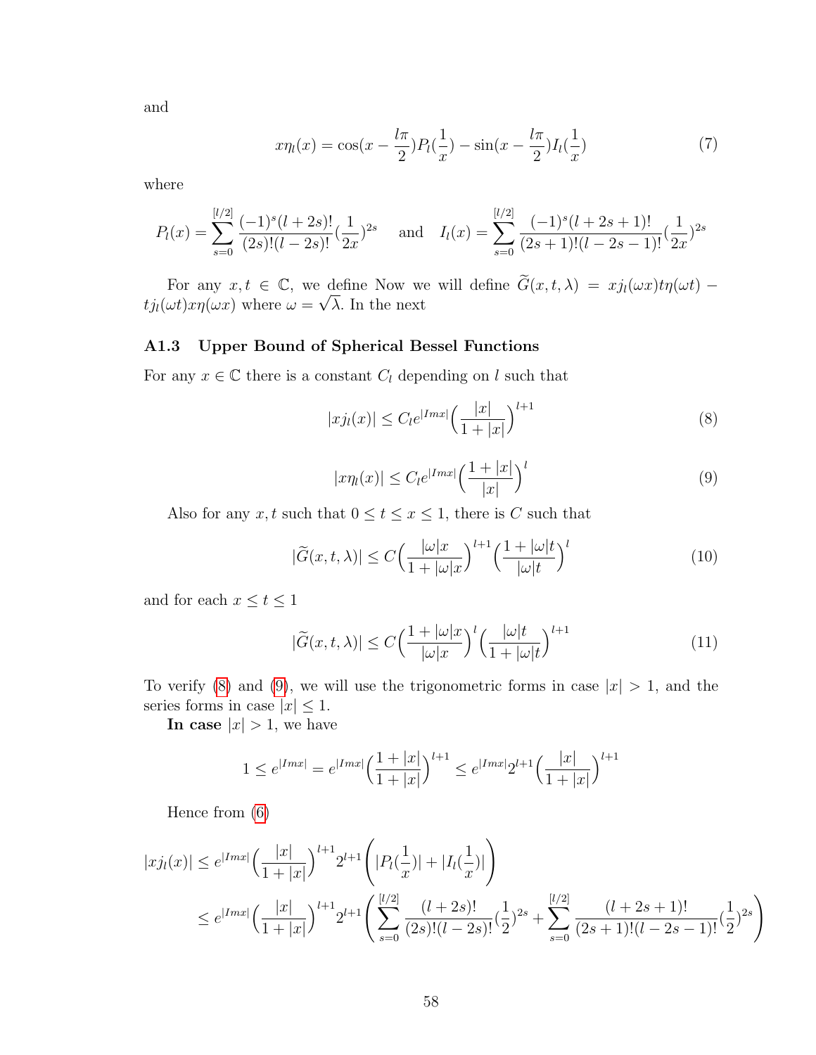and

$$x\eta_l(x) = \cos(x - \frac{l\pi}{2})P_l(\frac{1}{x}) - \sin(x - \frac{l\pi}{2})I_l(\frac{1}{x}) \tag{7}$$

where

$$P_l(x) = \sum_{s=0}^{[l/2]} \frac{(-1)^s(l+2s)!}{(2s)!(l-2s)!}(\frac{1}{2x})^{2s} \quad \text{and} \quad I_l(x) = \sum_{s=0}^{[l/2]} \frac{(-1)^s(l+2s+1)!}{(2s+1)!(l-2s-1)!}(\frac{1}{2x})^{2s}$$

For any $x, t \in \mathbb{C}$, we define Now we will define $\widetilde{G}(x,t,\lambda) = xj_l(\omega x)t\eta(\omega t) - tj_l(\omega t)x\eta(\omega x)$ where $\omega = \sqrt{\lambda}$. In the next

### A1.3 Upper Bound of Spherical Bessel Functions

For any $x \in \mathbb{C}$ there is a constant $C_l$ depending on $l$ such that

$$|xj_l(x)| \leq C_l e^{|Imx|}\Big(\frac{|x|}{1+|x|}\Big)^{l+1} \tag{8}$$

$$|x\eta_l(x)| \leq C_l e^{|Imx|}\Big(\frac{1+|x|}{|x|}\Big)^{l} \tag{9}$$

Also for any $x, t$ such that $0 \leq t \leq x \leq 1$, there is $C$ such that

$$|\widetilde{G}(x,t,\lambda)| \leq C\Big(\frac{|\omega|x}{1+|\omega|x}\Big)^{l+1}\Big(\frac{1+|\omega|t}{|\omega|t}\Big)^{l} \tag{10}$$

and for each $x \leq t \leq 1$

$$|\widetilde{G}(x,t,\lambda)| \leq C\Big(\frac{1+|\omega|x}{|\omega|x}\Big)^{l}\Big(\frac{|\omega|t}{1+|\omega|t}\Big)^{l+1} \tag{11}$$

To verify (8) and (9), we will use the trigonometric forms in case $|x| > 1$, and the series forms in case $|x| \leq 1$.

**In case** $|x| > 1$, we have

$$1 \leq e^{|Imx|} = e^{|Imx|}\Big(\frac{1+|x|}{1+|x|}\Big)^{l+1} \leq e^{|Imx|}2^{l+1}\Big(\frac{|x|}{1+|x|}\Big)^{l+1}$$

Hence from (6)

$$\begin{aligned}|xj_l(x)| &\leq e^{|Imx|}\Big(\frac{|x|}{1+|x|}\Big)^{l+1}2^{l+1}\left(|P_l(\frac{1}{x})| + |I_l(\frac{1}{x})|\right) \\ &\leq e^{|Imx|}\Big(\frac{|x|}{1+|x|}\Big)^{l+1}2^{l+1}\left(\sum_{s=0}^{[l/2]} \frac{(l+2s)!}{(2s)!(l-2s)!}(\frac{1}{2})^{2s} + \sum_{s=0}^{[l/2]} \frac{(l+2s+1)!}{(2s+1)!(l-2s-1)!}(\frac{1}{2})^{2s}\right)\end{aligned}$$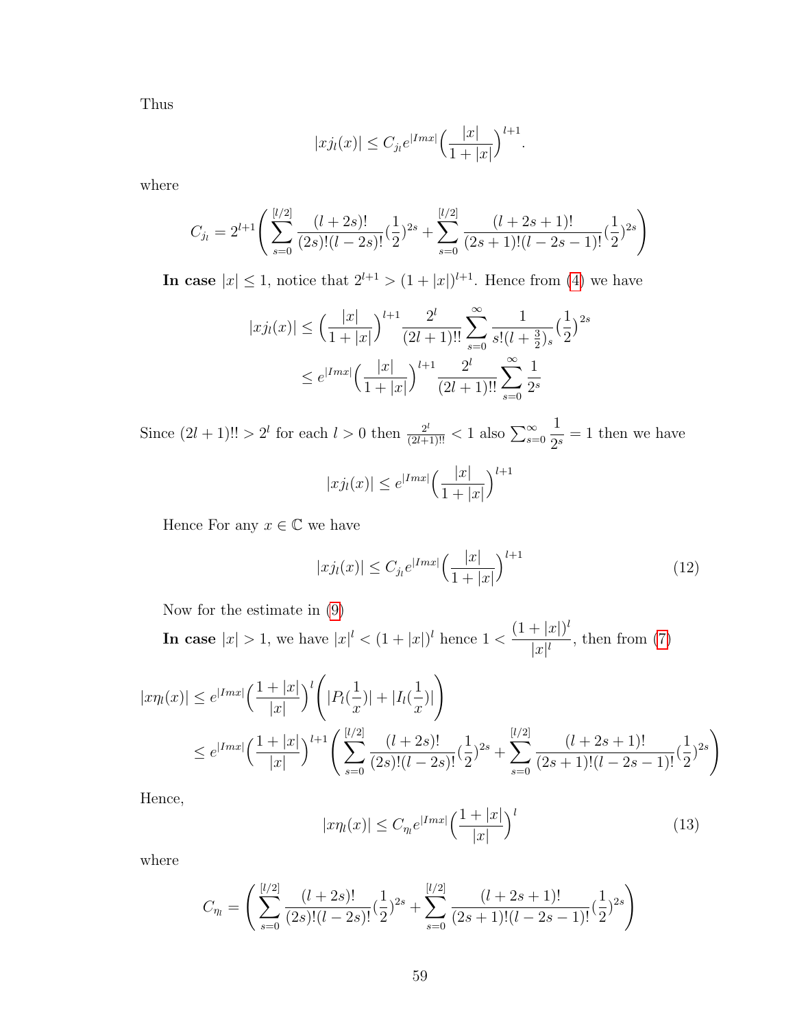Thus

$$|xj_l(x)| \leq C_{j_l} e^{|Imx|}\Big(\frac{|x|}{1+|x|}\Big)^{l+1}.$$

where

$$C_{j_l} = 2^{l+1}\Bigg(\sum_{s=0}^{[l/2]} \frac{(l+2s)!}{(2s)!(l-2s)!}(\frac{1}{2})^{2s} + \sum_{s=0}^{[l/2]} \frac{(l+2s+1)!}{(2s+1)!(l-2s-1)!}(\frac{1}{2})^{2s}\Bigg)$$

**In case** $|x| \leq 1$, notice that $2^{l+1} > (1+|x|)^{l+1}$. Hence from (4) we have

$$\begin{aligned}
|xj_l(x)| &\leq \Big(\frac{|x|}{1+|x|}\Big)^{l+1} \frac{2^l}{(2l+1)!!} \sum_{s=0}^{\infty} \frac{1}{s!(l+\frac{3}{2})_s}(\frac{1}{2})^{2s} \\
&\leq e^{|Imx|}\Big(\frac{|x|}{1+|x|}\Big)^{l+1} \frac{2^l}{(2l+1)!!} \sum_{s=0}^{\infty} \frac{1}{2^s}
\end{aligned}$$

Since $(2l+1)!! > 2^l$ for each $l > 0$ then $\frac{2^l}{(2l+1)!!} < 1$ also $\sum_{s=0}^{\infty} \dfrac{1}{2^s} = 1$ then we have

$$|xj_l(x)| \leq e^{|Imx|}\Big(\frac{|x|}{1+|x|}\Big)^{l+1}$$

Hence For any $x \in \mathbb{C}$ we have

$$|xj_l(x)| \leq C_{j_l} e^{|Imx|}\Big(\frac{|x|}{1+|x|}\Big)^{l+1} \tag{12}$$

Now for the estimate in (9)

**In case** $|x| > 1$, we have $|x|^l < (1+|x|)^l$ hence $1 < \dfrac{(1+|x|)^l}{|x|^l}$, then from (7)

$$\begin{aligned}
|x\eta_l(x)| &\leq e^{|Imx|}\Big(\frac{1+|x|}{|x|}\Big)^{l}\Bigg(|P_l(\frac{1}{x})| + |I_l(\frac{1}{x})|\Bigg) \\
&\leq e^{|Imx|}\Big(\frac{1+|x|}{|x|}\Big)^{l+1}\Bigg(\sum_{s=0}^{[l/2]} \frac{(l+2s)!}{(2s)!(l-2s)!}(\frac{1}{2})^{2s} + \sum_{s=0}^{[l/2]} \frac{(l+2s+1)!}{(2s+1)!(l-2s-1)!}(\frac{1}{2})^{2s}\Bigg)
\end{aligned}$$

Hence,

$$|x\eta_l(x)| \leq C_{\eta_l} e^{|Imx|}\Big(\frac{1+|x|}{|x|}\Big)^{l} \tag{13}$$

where

$$C_{\eta_l} = \Bigg(\sum_{s=0}^{[l/2]} \frac{(l+2s)!}{(2s)!(l-2s)!}(\frac{1}{2})^{2s} + \sum_{s=0}^{[l/2]} \frac{(l+2s+1)!}{(2s+1)!(l-2s-1)!}(\frac{1}{2})^{2s}\Bigg)$$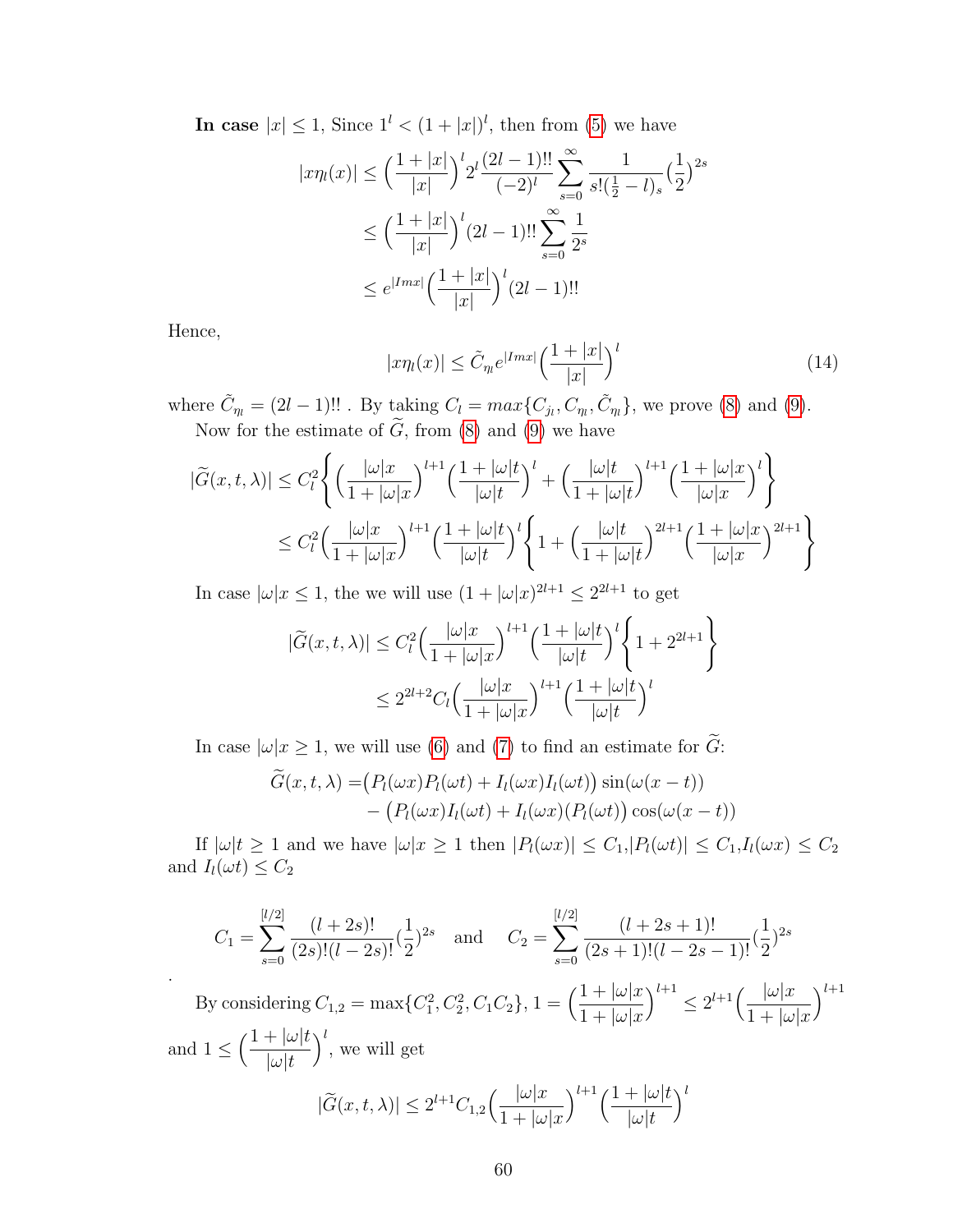**In case** $|x| \leq 1$, Since $1^l < (1+|x|)^l$, then from (5) we have

$$|x\eta_l(x)| \leq \Big(\frac{1+|x|}{|x|}\Big)^l 2^l \frac{(2l-1)!!}{(-2)^l} \sum_{s=0}^{\infty} \frac{1}{s!(\frac{1}{2}-l)_s} \big(\frac{1}{2}\big)^{2s}$$

$$\leq \Big(\frac{1+|x|}{|x|}\Big)^l (2l-1)!! \sum_{s=0}^{\infty} \frac{1}{2^s}$$

$$\leq e^{|Imx|}\Big(\frac{1+|x|}{|x|}\Big)^l (2l-1)!!$$

Hence,

$$|x\eta_l(x)| \leq \tilde{C}_{\eta_l} e^{|Imx|}\Big(\frac{1+|x|}{|x|}\Big)^l \tag{14}$$

where $\tilde{C}_{\eta_l} = (2l-1)!!$ . By taking $C_l = max\{C_{j_l}, C_{\eta_l}, \tilde{C}_{\eta_l}\}$, we prove (8) and (9).

Now for the estimate of $\widetilde{G}$, from (8) and (9) we have

$$|\widetilde{G}(x,t,\lambda)| \leq C_l^2 \Bigg\{ \Big(\frac{|\omega|x}{1+|\omega|x}\Big)^{l+1}\Big(\frac{1+|\omega|t}{|\omega|t}\Big)^{l} + \Big(\frac{|\omega|t}{1+|\omega|t}\Big)^{l+1}\Big(\frac{1+|\omega|x}{|\omega|x}\Big)^{l} \Bigg\}$$

$$\leq C_l^2 \Big(\frac{|\omega|x}{1+|\omega|x}\Big)^{l+1}\Big(\frac{1+|\omega|t}{|\omega|t}\Big)^{l} \Bigg\{ 1 + \Big(\frac{|\omega|t}{1+|\omega|t}\Big)^{2l+1}\Big(\frac{1+|\omega|x}{|\omega|x}\Big)^{2l+1} \Bigg\}$$

In case $|\omega|x \leq 1$, the we will use $(1+|\omega|x)^{2l+1} \leq 2^{2l+1}$ to get

$$|\widetilde{G}(x,t,\lambda)| \leq C_l^2 \Big(\frac{|\omega|x}{1+|\omega|x}\Big)^{l+1}\Big(\frac{1+|\omega|t}{|\omega|t}\Big)^{l} \Bigg\{ 1 + 2^{2l+1} \Bigg\}$$

$$\leq 2^{2l+2} C_l \Big(\frac{|\omega|x}{1+|\omega|x}\Big)^{l+1}\Big(\frac{1+|\omega|t}{|\omega|t}\Big)^{l}$$

In case $|\omega|x \geq 1$, we will use (6) and (7) to find an estimate for $\widetilde{G}$:

$$\widetilde{G}(x,t,\lambda) = \big(P_l(\omega x)P_l(\omega t) + I_l(\omega x)I_l(\omega t)\big)\sin(\omega(x-t))$$
$$- \big(P_l(\omega x)I_l(\omega t) + I_l(\omega x)(P_l(\omega t)\big)\cos(\omega(x-t))$$

If $|\omega|t \geq 1$ and we have $|\omega|x \geq 1$ then $|P_l(\omega x)| \leq C_1$,$|P_l(\omega t)| \leq C_1$,$I_l(\omega x) \leq C_2$ and $I_l(\omega t) \leq C_2$

$$C_1 = \sum_{s=0}^{[l/2]} \frac{(l+2s)!}{(2s)!(l-2s)!}\big(\frac{1}{2}\big)^{2s} \quad \text{and} \quad C_2 = \sum_{s=0}^{[l/2]} \frac{(l+2s+1)!}{(2s+1)!(l-2s-1)!}\big(\frac{1}{2}\big)^{2s}$$

.

By considering $C_{1,2} = \max\{C_1^2, C_2^2, C_1C_2\}$, $1 = \Big(\frac{1+|\omega|x}{1+|\omega|x}\Big)^{l+1} \leq 2^{l+1}\Big(\frac{|\omega|x}{1+|\omega|x}\Big)^{l+1}$ and $1 \leq \Big(\frac{1+|\omega|t}{|\omega|t}\Big)^{l}$, we will get

$$|\widetilde{G}(x,t,\lambda)| \leq 2^{l+1} C_{1,2} \Big(\frac{|\omega|x}{1+|\omega|x}\Big)^{l+1}\Big(\frac{1+|\omega|t}{|\omega|t}\Big)^{l}$$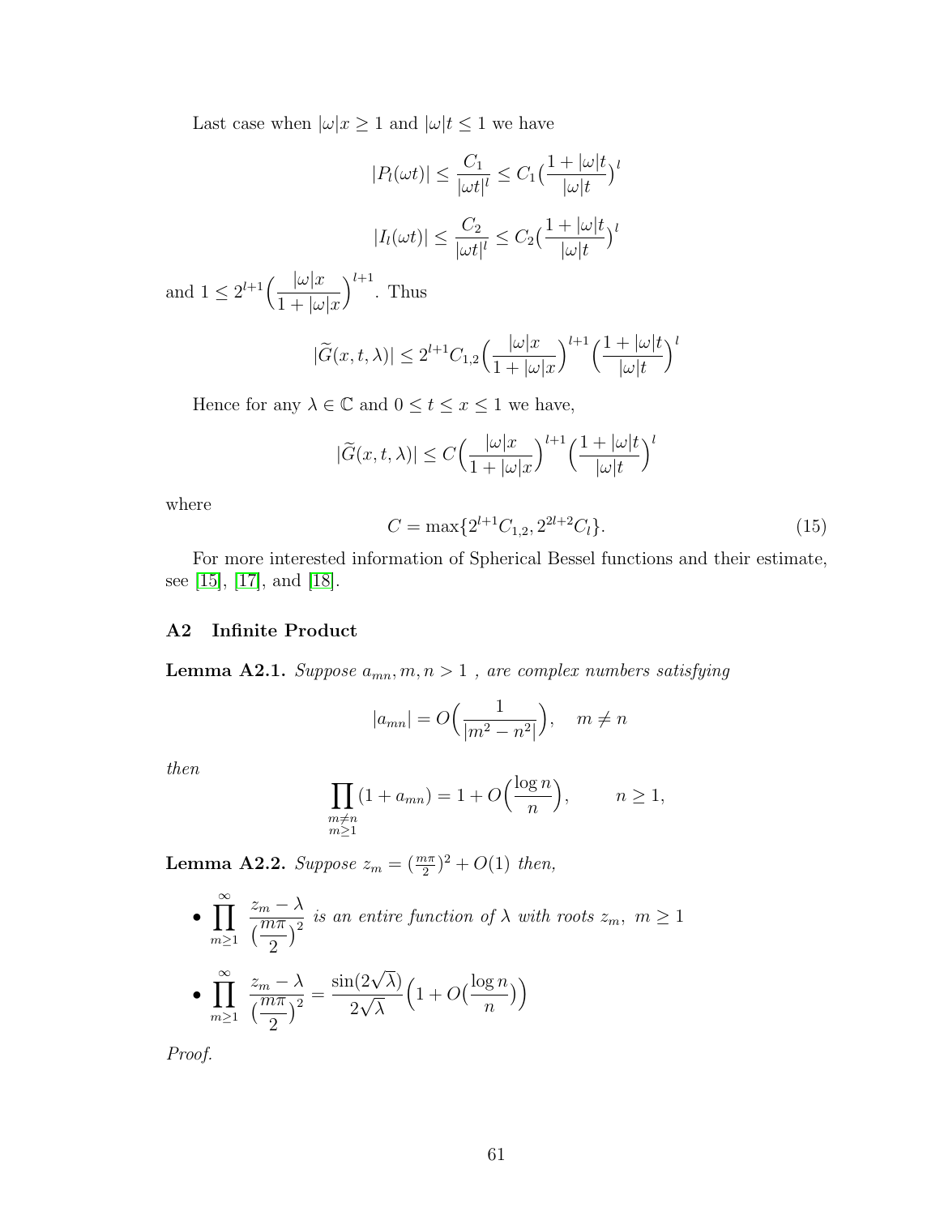Last case when $|\omega|x \geq 1$ and $|\omega|t \leq 1$ we have

$$|P_l(\omega t)| \leq \frac{C_1}{|\omega t|^l} \leq C_1\Big(\frac{1+|\omega|t}{|\omega|t}\Big)^l$$

$$|I_l(\omega t)| \leq \frac{C_2}{|\omega t|^l} \leq C_2\Big(\frac{1+|\omega|t}{|\omega|t}\Big)^l$$

and $1 \leq 2^{l+1}\Big(\dfrac{|\omega|x}{1+|\omega|x}\Big)^{l+1}$. Thus

$$|\widetilde{G}(x,t,\lambda)| \leq 2^{l+1}C_{1,2}\Big(\frac{|\omega|x}{1+|\omega|x}\Big)^{l+1}\Big(\frac{1+|\omega|t}{|\omega|t}\Big)^l$$

Hence for any $\lambda \in \mathbb{C}$ and $0 \leq t \leq x \leq 1$ we have,

$$|\widetilde{G}(x,t,\lambda)| \leq C\Big(\frac{|\omega|x}{1+|\omega|x}\Big)^{l+1}\Big(\frac{1+|\omega|t}{|\omega|t}\Big)^l$$

where

$$C = \max\{2^{l+1}C_{1,2}, 2^{2l+2}C_l\}. \tag{15}$$

For more interested information of Spherical Bessel functions and their estimate, see [15], [17], and [18].

### A2 Infinite Product

**Lemma A2.1.** *Suppose $a_{mn}, m,n > 1$ , are complex numbers satisfying*

$$|a_{mn}| = O\Big(\frac{1}{|m^2-n^2|}\Big), \quad m \neq n$$

*then*

$$\prod_{\substack{m\neq n\\ m\geq 1}}(1+a_{mn}) = 1 + O\Big(\frac{\log n}{n}\Big), \qquad n \geq 1,$$

**Lemma A2.2.** *Suppose $z_m = (\frac{m\pi}{2})^2 + O(1)$ then,*

- $\displaystyle\prod_{m\geq 1}^{\infty}\frac{z_m-\lambda}{(\frac{m\pi}{2})^2}$ *is an entire function of $\lambda$ with roots $z_m,\ m \geq 1$*
- $\displaystyle\prod_{m\geq 1}^{\infty}\frac{z_m-\lambda}{(\frac{m\pi}{2})^2} = \frac{\sin(2\sqrt{\lambda})}{2\sqrt{\lambda}}\Big(1+O\big(\frac{\log n}{n}\big)\Big)$

*Proof.*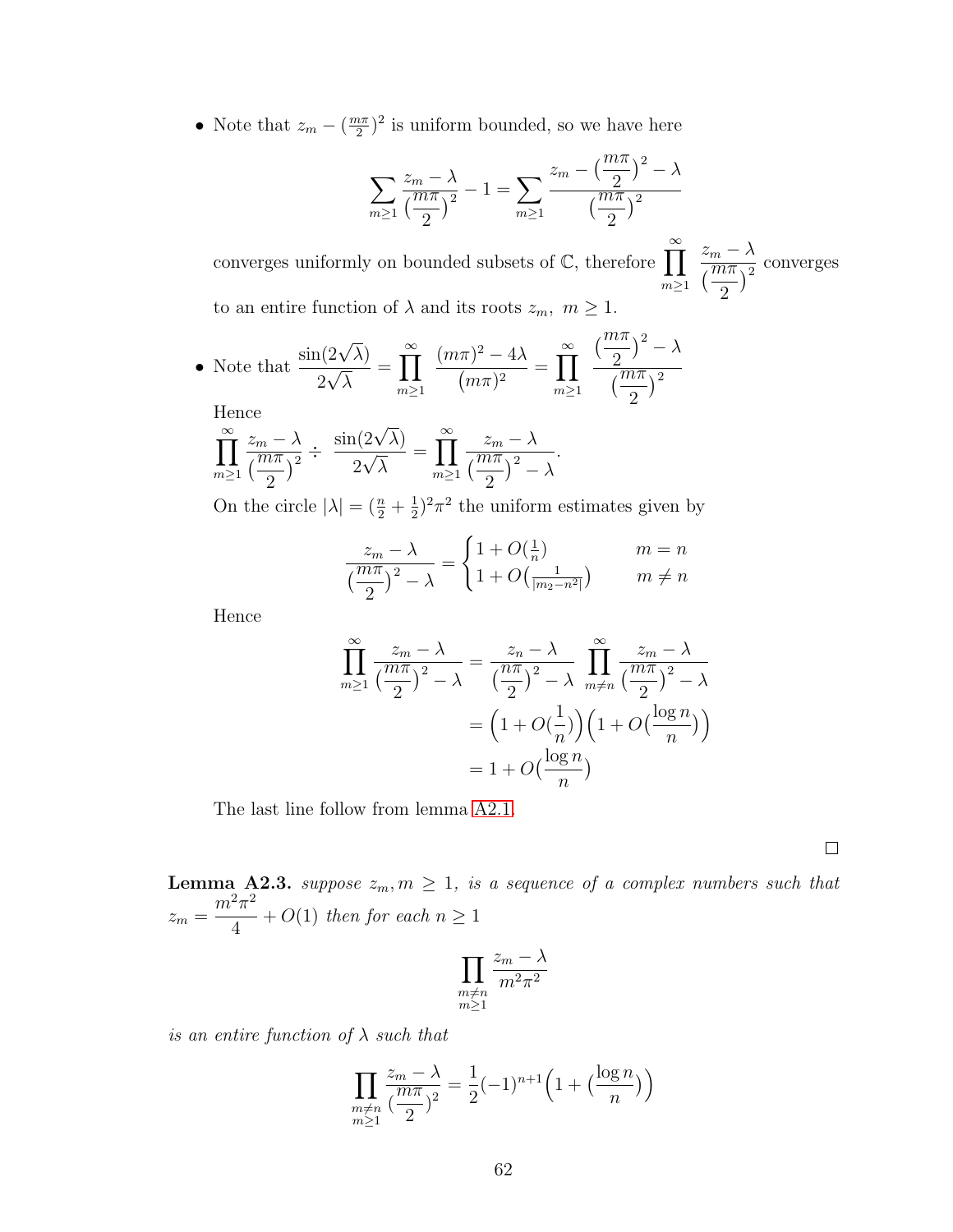- Note that $z_m - (\frac{m\pi}{2})^2$ is uniform bounded, so we have here

$$\sum_{m\geq 1} \frac{z_m - \lambda}{\left(\dfrac{m\pi}{2}\right)^2} - 1 = \sum_{m\geq 1} \frac{z_m - \left(\dfrac{m\pi}{2}\right)^2 - \lambda}{\left(\dfrac{m\pi}{2}\right)^2}$$

converges uniformly on bounded subsets of $\mathbb{C}$, therefore $\displaystyle\prod_{m\geq 1}^{\infty} \frac{z_m - \lambda}{\left(\dfrac{m\pi}{2}\right)^2}$ converges to an entire function of $\lambda$ and its roots $z_m,\ m \geq 1$.

- Note that $\dfrac{\sin(2\sqrt{\lambda})}{2\sqrt{\lambda}} = \displaystyle\prod_{m\geq 1}^{\infty} \frac{(m\pi)^2 - 4\lambda}{(m\pi)^2} = \prod_{m\geq 1}^{\infty} \frac{\left(\dfrac{m\pi}{2}\right)^2 - \lambda}{\left(\dfrac{m\pi}{2}\right)^2}$

  Hence
  $\displaystyle\prod_{m\geq 1}^{\infty} \frac{z_m - \lambda}{\left(\dfrac{m\pi}{2}\right)^2} \div \frac{\sin(2\sqrt{\lambda})}{2\sqrt{\lambda}} = \prod_{m\geq 1}^{\infty} \frac{z_m - \lambda}{\left(\dfrac{m\pi}{2}\right)^2 - \lambda}.$

  On the circle $|\lambda| = (\frac{n}{2} + \frac{1}{2})^2\pi^2$ the uniform estimates given by

$$\frac{z_m - \lambda}{\left(\dfrac{m\pi}{2}\right)^2 - \lambda} = \begin{cases} 1 + O(\frac{1}{n}) & m = n \\ 1 + O\left(\frac{1}{|m_2 - n^2|}\right) & m \neq n \end{cases}$$

  Hence

$$\begin{aligned}
\prod_{m\geq 1}^{\infty} \frac{z_m - \lambda}{\left(\dfrac{m\pi}{2}\right)^2 - \lambda} &= \frac{z_n - \lambda}{\left(\dfrac{n\pi}{2}\right)^2 - \lambda} \prod_{m\neq n}^{\infty} \frac{z_m - \lambda}{\left(\dfrac{m\pi}{2}\right)^2 - \lambda} \\
&= \Big(1 + O(\frac{1}{n})\Big)\Big(1 + O\big(\frac{\log n}{n}\big)\Big) \\
&= 1 + O\big(\frac{\log n}{n}\big)
\end{aligned}$$

  The last line follow from lemma A2.1.

$\square$

**Lemma A2.3.** *suppose $z_m, m \geq 1$, is a sequence of a complex numbers such that $z_m = \dfrac{m^2\pi^2}{4} + O(1)$ then for each $n \geq 1$*

$$\prod_{\substack{m\neq n \\ m\geq 1}} \frac{z_m - \lambda}{m^2\pi^2}$$

*is an entire function of $\lambda$ such that*

$$\prod_{\substack{m\neq n \\ m\geq 1}} \frac{z_m - \lambda}{\left(\dfrac{m\pi}{2}\right)^2} = \frac{1}{2}(-1)^{n+1}\Big(1 + \big(\frac{\log n}{n}\big)\Big)$$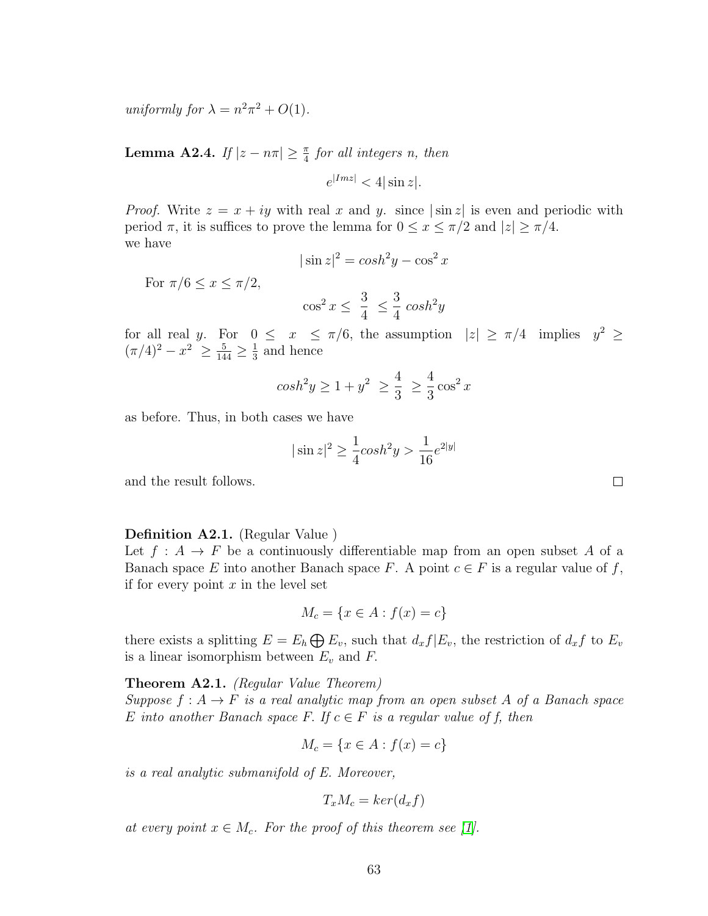*uniformly for* $\lambda = n^2\pi^2 + O(1)$.

**Lemma A2.4.** *If* $|z - n\pi| \geq \frac{\pi}{4}$ *for all integers n, then*

$$e^{|Imz|} < 4|\sin z|.$$

*Proof.* Write $z = x + iy$ with real $x$ and $y$. since $|\sin z|$ is even and periodic with period $\pi$, it is suffices to prove the lemma for $0 \leq x \leq \pi/2$ and $|z| \geq \pi/4$.
we have

$$|\sin z|^2 = cosh^2 y - \cos^2 x$$

For $\pi/6 \leq x \leq \pi/2$,

$$\cos^2 x \leq \frac{3}{4} \leq \frac{3}{4} cosh^2 y$$

for all real $y$. For $0 \leq x \leq \pi/6$, the assumption $|z| \geq \pi/4$ implies $y^2 \geq (\pi/4)^2 - x^2 \geq \frac{5}{144} \geq \frac{1}{3}$ and hence

$$cosh^2 y \geq 1 + y^2 \geq \frac{4}{3} \geq \frac{4}{3}\cos^2 x$$

as before. Thus, in both cases we have

$$|\sin z|^2 \geq \frac{1}{4} cosh^2 y > \frac{1}{16} e^{2|y|}$$

and the result follows. ∎

**Definition A2.1.** (Regular Value )
Let $f : A \to F$ be a continuously differentiable map from an open subset $A$ of a Banach space $E$ into another Banach space $F$. A point $c \in F$ is a regular value of $f$, if for every point $x$ in the level set

$$M_c = \{x \in A : f(x) = c\}$$

there exists a splitting $E = E_h \bigoplus E_v$, such that $d_x f|E_v$, the restriction of $d_x f$ to $E_v$ is a linear isomorphism between $E_v$ and $F$.

**Theorem A2.1.** *(Regular Value Theorem)*
*Suppose* $f : A \to F$ *is a real analytic map from an open subset A of a Banach space E into another Banach space F. If* $c \in F$ *is a regular value of f, then*

$$M_c = \{x \in A : f(x) = c\}$$

*is a real analytic submanifold of E. Moreover,*

$$T_x M_c = ker(d_x f)$$

*at every point* $x \in M_c$*. For the proof of this theorem see [1].*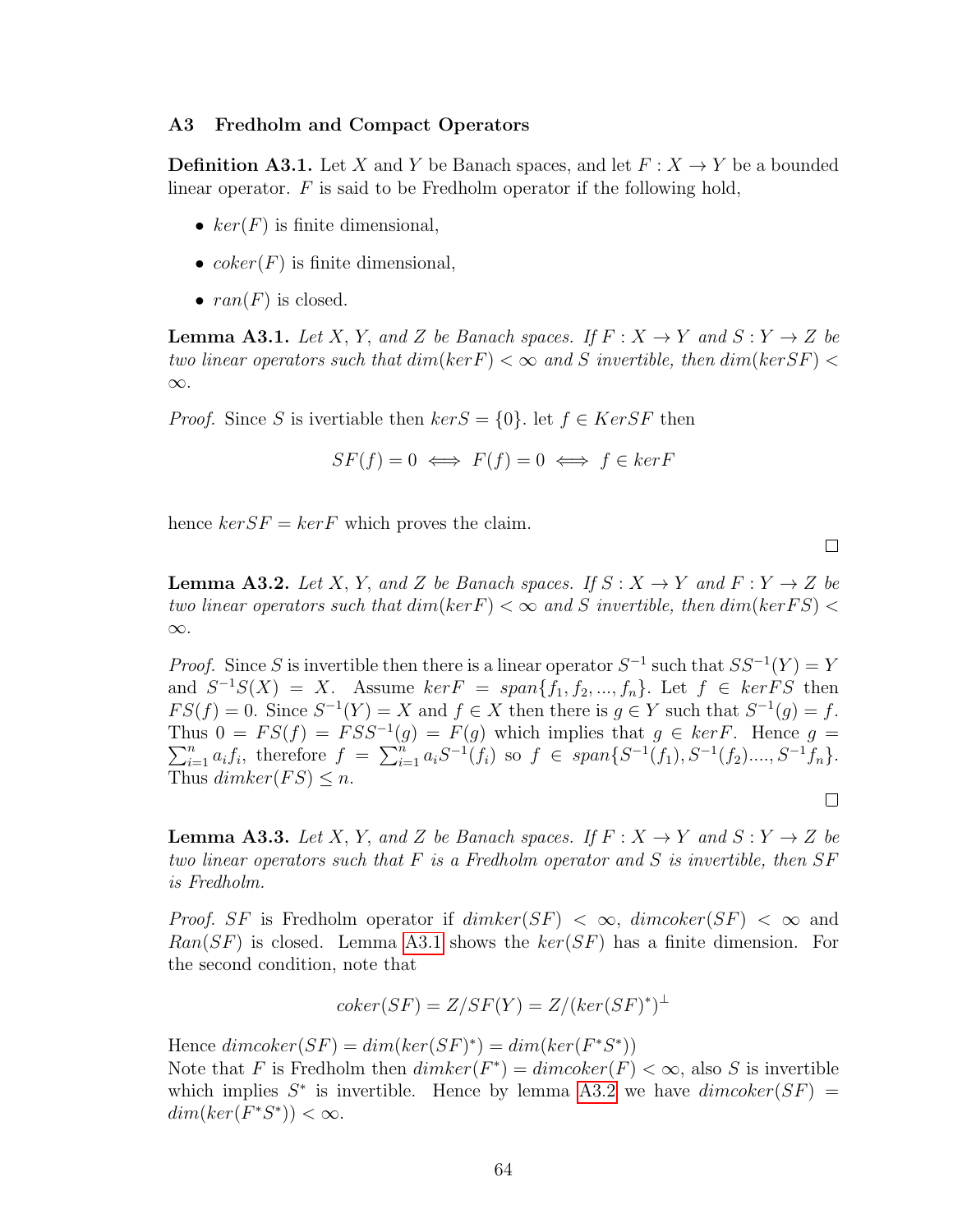### A3 Fredholm and Compact Operators

**Definition A3.1.** Let $X$ and $Y$ be Banach spaces, and let $F : X \to Y$ be a bounded linear operator. $F$ is said to be Fredholm operator if the following hold,

- $ker(F)$ is finite dimensional,
- $coker(F)$ is finite dimensional,
- $ran(F)$ is closed.

**Lemma A3.1.** *Let $X$, $Y$, and $Z$ be Banach spaces. If $F : X \to Y$ and $S : Y \to Z$ be two linear operators such that $dim(kerF) < \infty$ and $S$ invertible, then $dim(kerSF) < \infty$.*

*Proof.* Since $S$ is ivertiable then $kerS = \{0\}$. let $f \in KerSF$ then

$$SF(f) = 0 \iff F(f) = 0 \iff f \in kerF$$

hence $kerSF = kerF$ which proves the claim. $\square$

**Lemma A3.2.** *Let $X$, $Y$, and $Z$ be Banach spaces. If $S : X \to Y$ and $F : Y \to Z$ be two linear operators such that $dim(kerF) < \infty$ and $S$ invertible, then $dim(kerFS) < \infty$.*

*Proof.* Since $S$ is invertible then there is a linear operator $S^{-1}$ such that $SS^{-1}(Y) = Y$ and $S^{-1}S(X) = X$. Assume $kerF = span\{f_1, f_2, ..., f_n\}$. Let $f \in kerFS$ then $FS(f) = 0$. Since $S^{-1}(Y) = X$ and $f \in X$ then there is $g \in Y$ such that $S^{-1}(g) = f$. Thus $0 = FS(f) = FSS^{-1}(g) = F(g)$ which implies that $g \in kerF$. Hence $g = \sum_{i=1}^{n} a_i f_i$, therefore $f = \sum_{i=1}^{n} a_i S^{-1}(f_i)$ so $f \in span\{S^{-1}(f_1), S^{-1}(f_2)...., S^{-1}f_n\}$. Thus $dimker(FS) \leq n$. $\square$

**Lemma A3.3.** *Let $X$, $Y$, and $Z$ be Banach spaces. If $F : X \to Y$ and $S : Y \to Z$ be two linear operators such that $F$ is a Fredholm operator and $S$ is invertible, then $SF$ is Fredholm.*

*Proof.* $SF$ is Fredholm operator if $dimker(SF) < \infty$, $dimcoker(SF) < \infty$ and $Ran(SF)$ is closed. Lemma A3.1 shows the $ker(SF)$ has a finite dimension. For the second condition, note that

$$coker(SF) = Z/SF(Y) = Z/(ker(SF)^*)^{\perp}$$

Hence $dimcoker(SF) = dim(ker(SF)^*) = dim(ker(F^*S^*))$

Note that $F$ is Fredholm then $dimker(F^*) = dimcoker(F) < \infty$, also $S$ is invertible which implies $S^*$ is invertible. Hence by lemma A3.2 we have $dimcoker(SF) = dim(ker(F^*S^*)) < \infty$.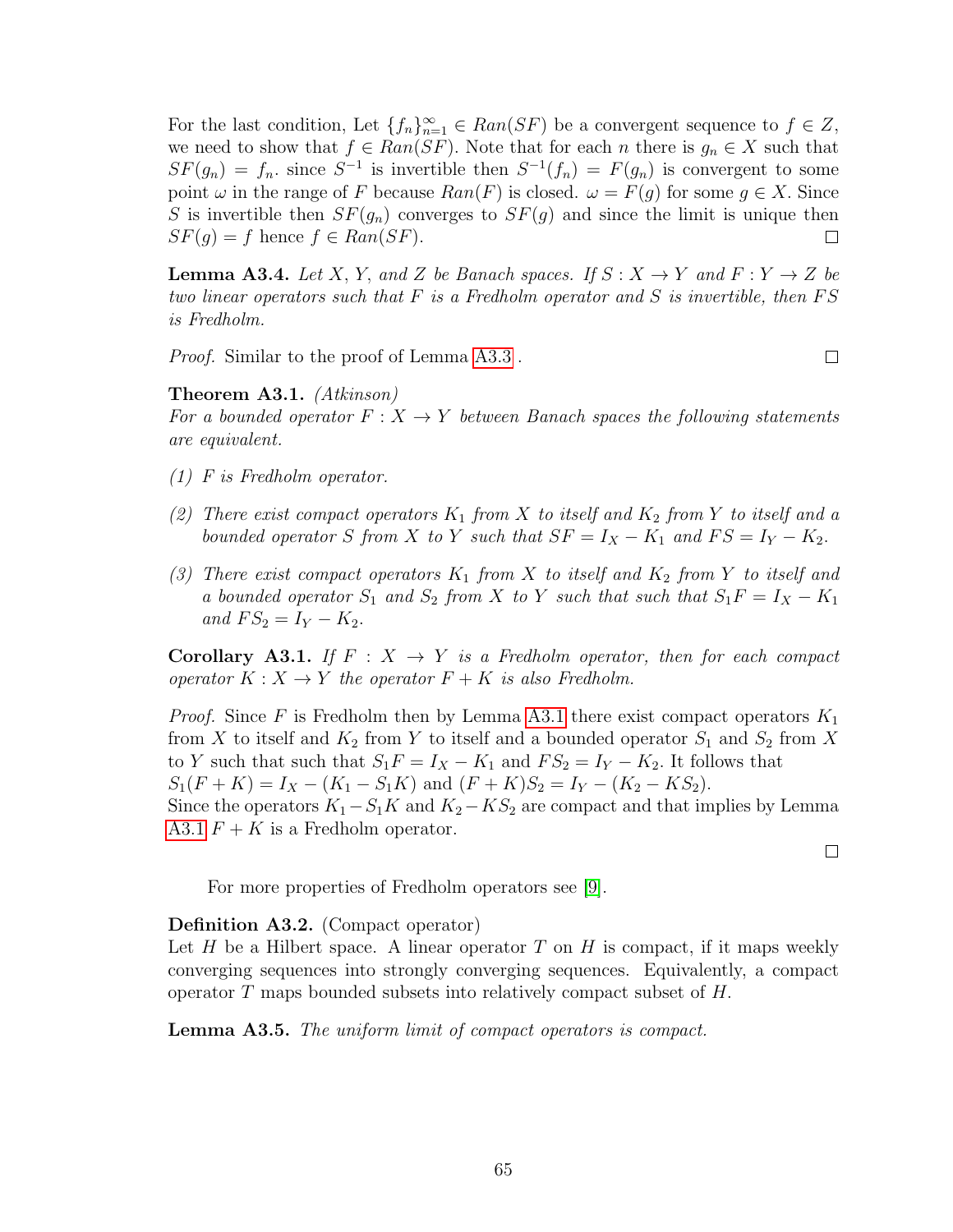For the last condition, Let $\{f_n\}_{n=1}^{\infty} \in Ran(SF)$ be a convergent sequence to $f \in Z$, we need to show that $f \in Ran(SF)$. Note that for each $n$ there is $g_n \in X$ such that $SF(g_n) = f_n$. since $S^{-1}$ is invertible then $S^{-1}(f_n) = F(g_n)$ is convergent to some point $\omega$ in the range of $F$ because $Ran(F)$ is closed. $\omega = F(g)$ for some $g \in X$. Since $S$ is invertible then $SF(g_n)$ converges to $SF(g)$ and since the limit is unique then $SF(g) = f$ hence $f \in Ran(SF)$. □

**Lemma A3.4.** *Let $X$, $Y$, and $Z$ be Banach spaces. If $S : X \to Y$ and $F : Y \to Z$ be two linear operators such that $F$ is a Fredholm operator and $S$ is invertible, then $FS$ is Fredholm.*

*Proof.* Similar to the proof of Lemma A3.3 . □

**Theorem A3.1.** *(Atkinson)*
*For a bounded operator $F : X \to Y$ between Banach spaces the following statements are equivalent.*

*(1) $F$ is Fredholm operator.*

*(2) There exist compact operators $K_1$ from $X$ to itself and $K_2$ from $Y$ to itself and a bounded operator $S$ from $X$ to $Y$ such that $SF = I_X - K_1$ and $FS = I_Y - K_2$.*

*(3) There exist compact operators $K_1$ from $X$ to itself and $K_2$ from $Y$ to itself and a bounded operator $S_1$ and $S_2$ from $X$ to $Y$ such that such that $S_1F = I_X - K_1$ and $FS_2 = I_Y - K_2$.*

**Corollary A3.1.** *If $F : X \to Y$ is a Fredholm operator, then for each compact operator $K : X \to Y$ the operator $F + K$ is also Fredholm.*

*Proof.* Since $F$ is Fredholm then by Lemma A3.1 there exist compact operators $K_1$ from $X$ to itself and $K_2$ from $Y$ to itself and a bounded operator $S_1$ and $S_2$ from $X$ to $Y$ such that such that $S_1F = I_X - K_1$ and $FS_2 = I_Y - K_2$. It follows that $S_1(F + K) = I_X - (K_1 - S_1K)$ and $(F + K)S_2 = I_Y - (K_2 - KS_2)$.
Since the operators $K_1 - S_1K$ and $K_2 - KS_2$ are compact and that implies by Lemma A3.1 $F + K$ is a Fredholm operator. □

For more properties of Fredholm operators see [9].

**Definition A3.2.** (Compact operator)
Let $H$ be a Hilbert space. A linear operator $T$ on $H$ is compact, if it maps weekly converging sequences into strongly converging sequences. Equivalently, a compact operator $T$ maps bounded subsets into relatively compact subset of $H$.

**Lemma A3.5.** *The uniform limit of compact operators is compact.*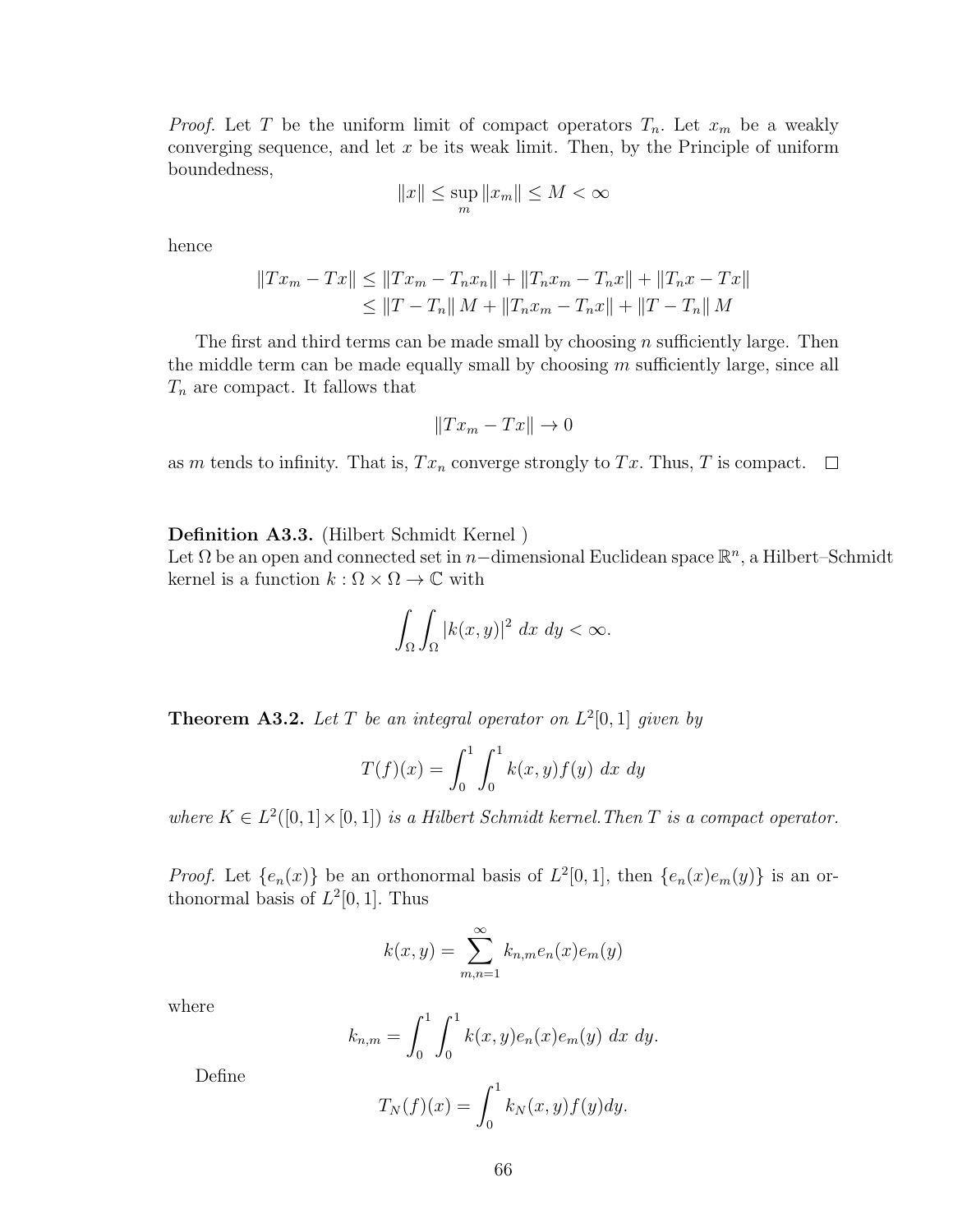*Proof.* Let $T$ be the uniform limit of compact operators $T_n$. Let $x_m$ be a weakly converging sequence, and let $x$ be its weak limit. Then, by the Principle of uniform boundedness,

$$\|x\| \leq \sup_m \|x_m\| \leq M < \infty$$

hence

$$\begin{aligned}
\|Tx_m - Tx\| &\leq \|Tx_m - T_n x_n\| + \|T_n x_m - T_n x\| + \|T_n x - Tx\| \\
&\leq \|T - T_n\| \, M + \|T_n x_m - T_n x\| + \|T - T_n\| \, M
\end{aligned}$$

The first and third terms can be made small by choosing $n$ sufficiently large. Then the middle term can be made equally small by choosing $m$ sufficiently large, since all $T_n$ are compact. It fallows that

$$\|Tx_m - Tx\| \to 0$$

as $m$ tends to infinity. That is, $Tx_n$ converge strongly to $Tx$. Thus, $T$ is compact. $\square$

**Definition A3.3.** (Hilbert Schmidt Kernel )
Let $\Omega$ be an open and connected set in $n-$dimensional Euclidean space $\mathbb{R}^n$, a Hilbert–Schmidt kernel is a function $k : \Omega \times \Omega \to \mathbb{C}$ with

$$\int_\Omega \int_\Omega |k(x, y)|^2 \; dx \; dy < \infty.$$

**Theorem A3.2.** *Let $T$ be an integral operator on $L^2[0, 1]$ given by*

$$T(f)(x) = \int_0^1 \int_0^1 k(x, y) f(y) \; dx \; dy$$

*where $K \in L^2([0, 1] \times [0, 1])$ is a Hilbert Schmidt kernel.Then $T$ is a compact operator.*

*Proof.* Let $\{e_n(x)\}$ be an orthonormal basis of $L^2[0, 1]$, then $\{e_n(x)e_m(y)\}$ is an orthonormal basis of $L^2[0, 1]$. Thus

$$k(x, y) = \sum_{m,n=1}^{\infty} k_{n,m} e_n(x) e_m(y)$$

where

$$k_{n,m} = \int_0^1 \int_0^1 k(x, y) e_n(x) e_m(y) \; dx \; dy.$$

Define

$$T_N(f)(x) = \int_0^1 k_N(x, y) f(y) dy.$$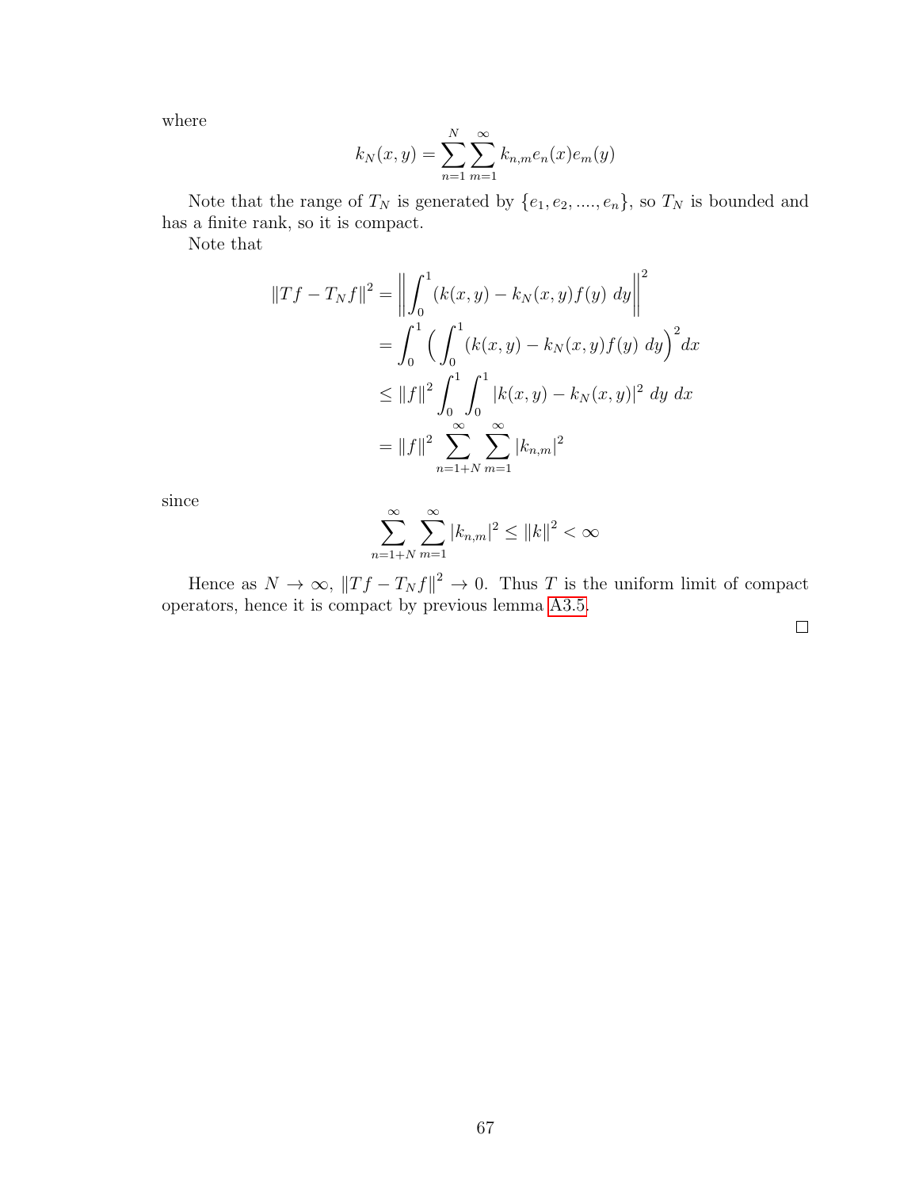where

$$k_N(x, y) = \sum_{n=1}^{N} \sum_{m=1}^{\infty} k_{n,m} e_n(x) e_m(y)$$

Note that the range of $T_N$ is generated by $\{e_1, e_2, ...., e_n\}$, so $T_N$ is bounded and has a finite rank, so it is compact.

Note that

$$\begin{aligned}
\|Tf - T_N f\|^2 &= \left\| \int_0^1 (k(x, y) - k_N(x, y) f(y) \, dy \right\|^2 \\
&= \int_0^1 \Big( \int_0^1 (k(x, y) - k_N(x, y) f(y) \, dy \Big)^2 dx \\
&\leq \|f\|^2 \int_0^1 \int_0^1 |k(x, y) - k_N(x, y)|^2 \, dy \, dx \\
&= \|f\|^2 \sum_{n=1+N}^{\infty} \sum_{m=1}^{\infty} |k_{n,m}|^2
\end{aligned}$$

since

$$\sum_{n=1+N}^{\infty} \sum_{m=1}^{\infty} |k_{n,m}|^2 \leq \|k\|^2 < \infty$$

Hence as $N \to \infty$, $\|Tf - T_N f\|^2 \to 0$. Thus $T$ is the uniform limit of compact operators, hence it is compact by previous lemma A3.5.

□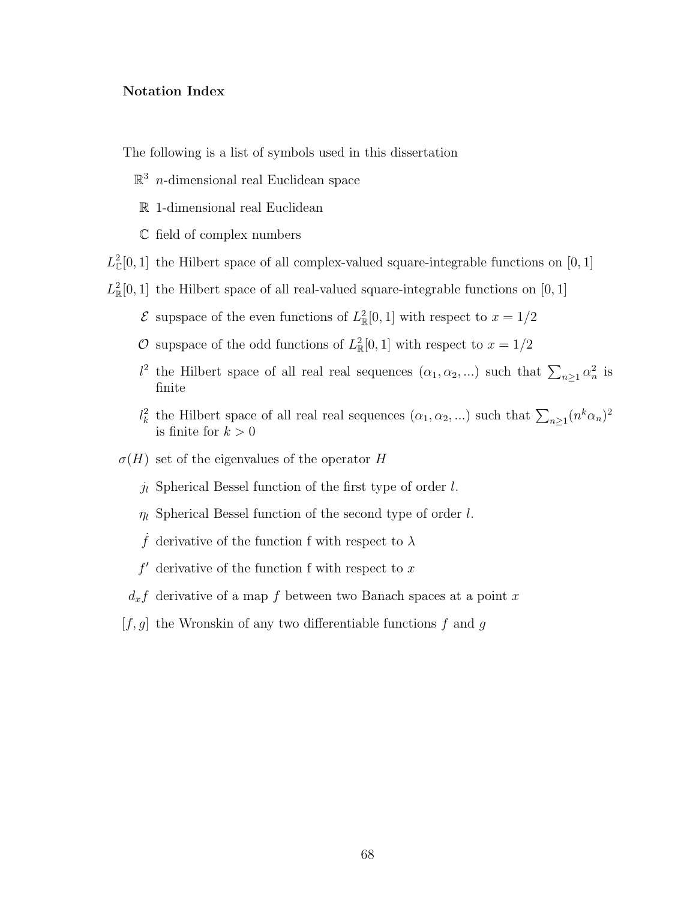## Notation Index

The following is a list of symbols used in this dissertation

- $\mathbb{R}^3$ $n$-dimensional real Euclidean space
- $\mathbb{R}$ 1-dimensional real Euclidean
- $\mathbb{C}$ field of complex numbers
- $L^2_{\mathbb{C}}[0,1]$ the Hilbert space of all complex-valued square-integrable functions on $[0,1]$
- $L^2_{\mathbb{R}}[0,1]$ the Hilbert space of all real-valued square-integrable functions on $[0,1]$
- $\mathcal{E}$ supspace of the even functions of $L^2_{\mathbb{R}}[0,1]$ with respect to $x = 1/2$
- $\mathcal{O}$ supspace of the odd functions of $L^2_{\mathbb{R}}[0,1]$ with respect to $x = 1/2$
- $l^2$ the Hilbert space of all real real sequences $(\alpha_1, \alpha_2, ...)$ such that $\sum_{n\geq 1} \alpha_n^2$ is finite
- $l^2_k$ the Hilbert space of all real real sequences $(\alpha_1, \alpha_2, ...)$ such that $\sum_{n\geq 1}(n^k \alpha_n)^2$ is finite for $k > 0$
- $\sigma(H)$ set of the eigenvalues of the operator $H$
- $j_l$ Spherical Bessel function of the first type of order $l$.
- $\eta_l$ Spherical Bessel function of the second type of order $l$.
- $\dot{f}$ derivative of the function f with respect to $\lambda$
- $f'$ derivative of the function f with respect to $x$
- $d_x f$ derivative of a map $f$ between two Banach spaces at a point $x$
- $[f, g]$ the Wronskin of any two differentiable functions $f$ and $g$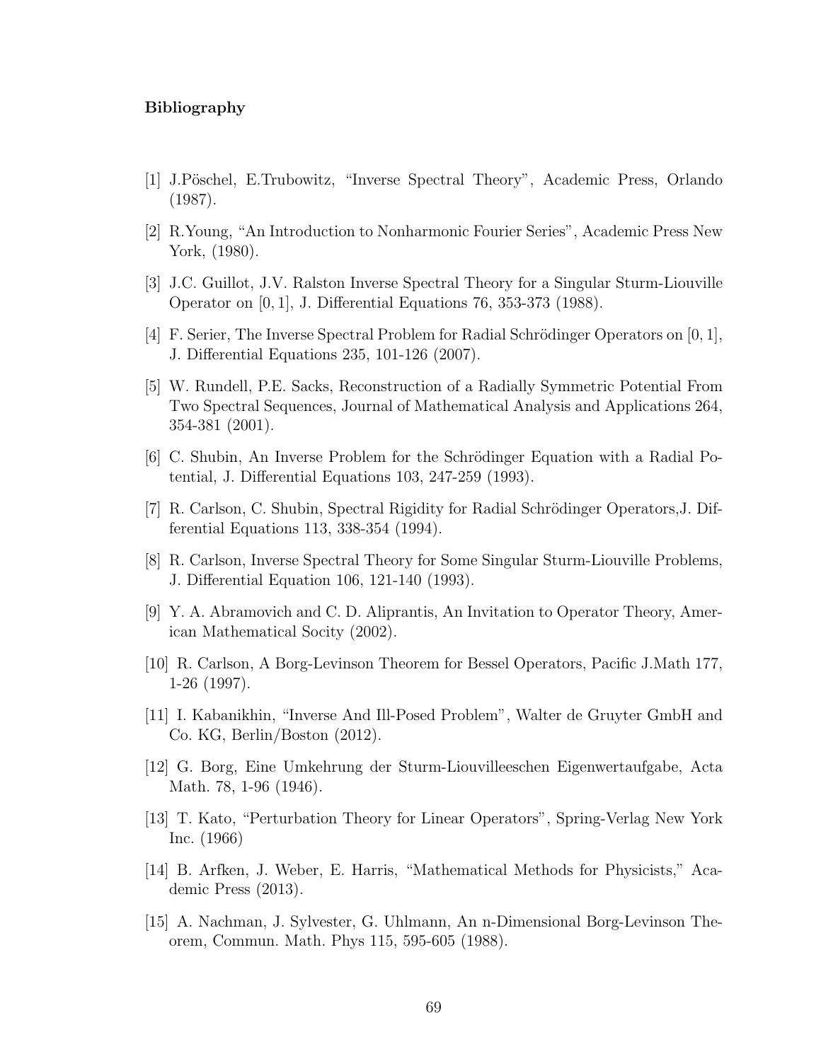**Bibliography**

[1] J.Pöschel, E.Trubowitz, "Inverse Spectral Theory", Academic Press, Orlando (1987).

[2] R.Young, "An Introduction to Nonharmonic Fourier Series", Academic Press New York, (1980).

[3] J.C. Guillot, J.V. Ralston Inverse Spectral Theory for a Singular Sturm-Liouville Operator on $[0, 1]$, J. Differential Equations 76, 353-373 (1988).

[4] F. Serier, The Inverse Spectral Problem for Radial Schrödinger Operators on $[0, 1]$, J. Differential Equations 235, 101-126 (2007).

[5] W. Rundell, P.E. Sacks, Reconstruction of a Radially Symmetric Potential From Two Spectral Sequences, Journal of Mathematical Analysis and Applications 264, 354-381 (2001).

[6] C. Shubin, An Inverse Problem for the Schrödinger Equation with a Radial Potential, J. Differential Equations 103, 247-259 (1993).

[7] R. Carlson, C. Shubin, Spectral Rigidity for Radial Schrödinger Operators,J. Differential Equations 113, 338-354 (1994).

[8] R. Carlson, Inverse Spectral Theory for Some Singular Sturm-Liouville Problems, J. Differential Equation 106, 121-140 (1993).

[9] Y. A. Abramovich and C. D. Aliprantis, An Invitation to Operator Theory, American Mathematical Socity (2002).

[10] R. Carlson, A Borg-Levinson Theorem for Bessel Operators, Pacific J.Math 177, 1-26 (1997).

[11] I. Kabanikhin, "Inverse And Ill-Posed Problem", Walter de Gruyter GmbH and Co. KG, Berlin/Boston (2012).

[12] G. Borg, Eine Umkehrung der Sturm-Liouvilleeschen Eigenwertaufgabe, Acta Math. 78, 1-96 (1946).

[13] T. Kato, "Perturbation Theory for Linear Operators", Spring-Verlag New York Inc. (1966)

[14] B. Arfken, J. Weber, E. Harris, "Mathematical Methods for Physicists," Academic Press (2013).

[15] A. Nachman, J. Sylvester, G. Uhlmann, An n-Dimensional Borg-Levinson Theorem, Commun. Math. Phys 115, 595-605 (1988).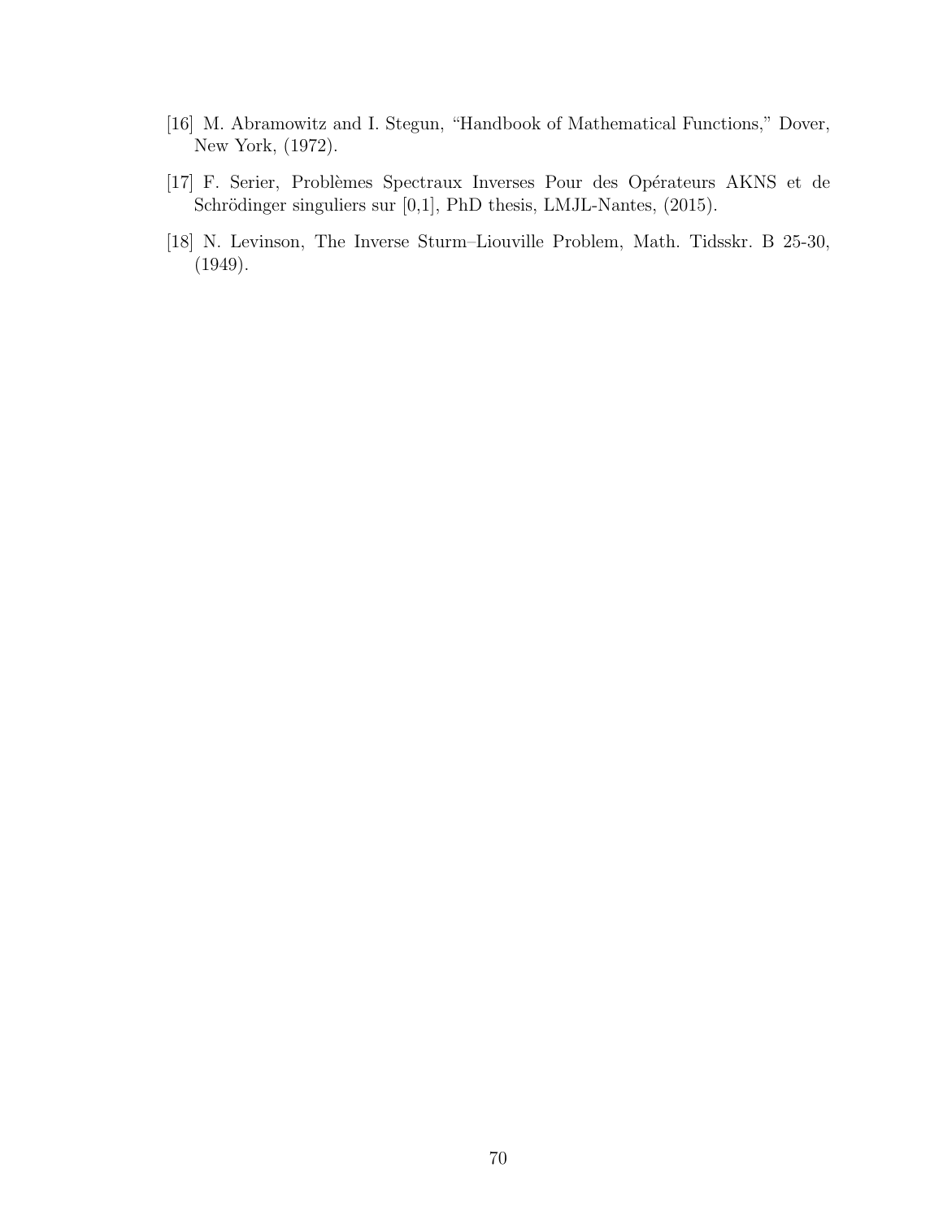[16] M. Abramowitz and I. Stegun, "Handbook of Mathematical Functions," Dover, New York, (1972).

[17] F. Serier, Problèmes Spectraux Inverses Pour des Opérateurs AKNS et de Schrödinger singuliers sur [0,1], PhD thesis, LMJL-Nantes, (2015).

[18] N. Levinson, The Inverse Sturm–Liouville Problem, Math. Tidsskr. B 25-30, (1949).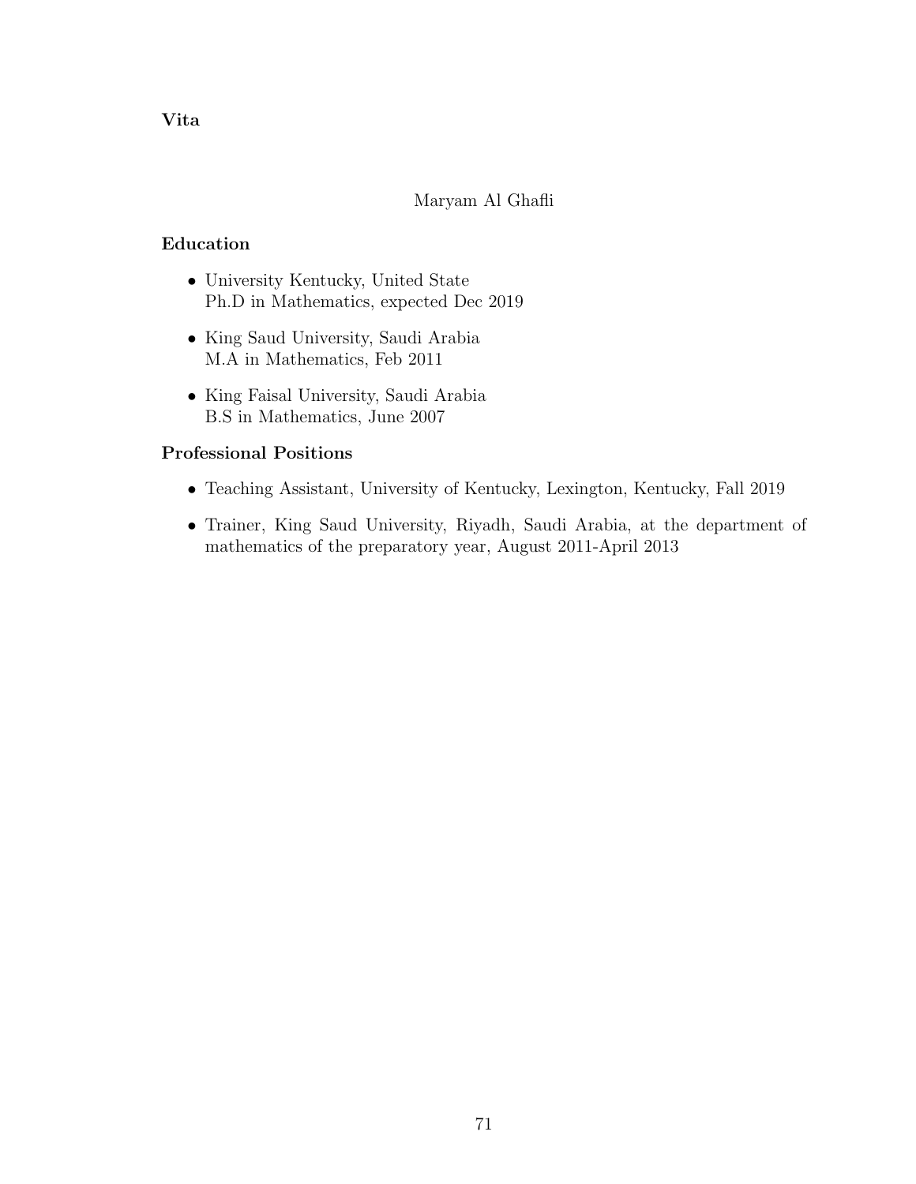## Vita

Maryam Al Ghafli

### Education

- University Kentucky, United State
  Ph.D in Mathematics, expected Dec 2019
- King Saud University, Saudi Arabia
  M.A in Mathematics, Feb 2011
- King Faisal University, Saudi Arabia
  B.S in Mathematics, June 2007

### Professional Positions

- Teaching Assistant, University of Kentucky, Lexington, Kentucky, Fall 2019
- Trainer, King Saud University, Riyadh, Saudi Arabia, at the department of mathematics of the preparatory year, August 2011-April 2013